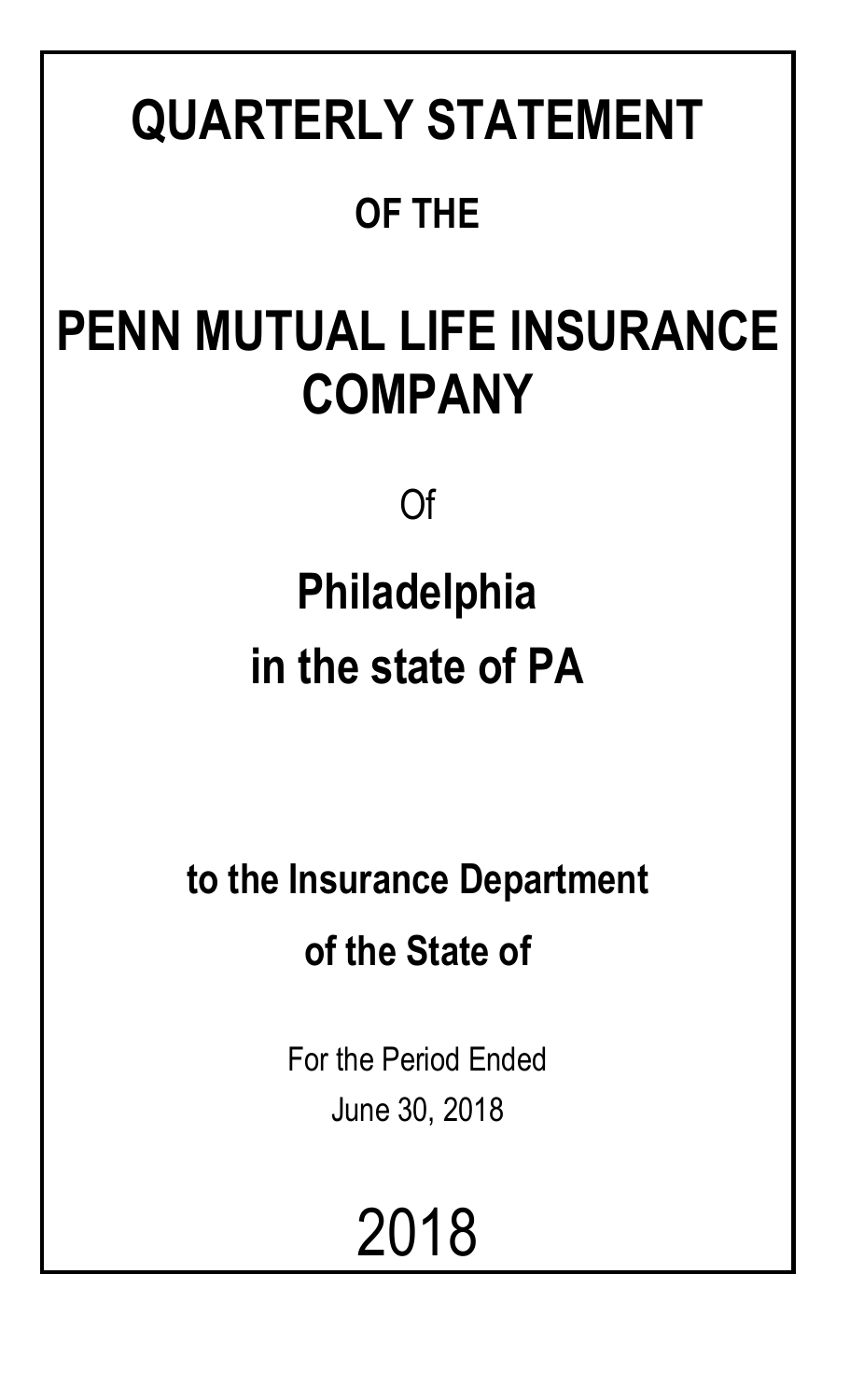# QUARTERLY STATEMENT

## OF THE

# PENN MUTUAL LIFE INSURANCE COMPANY

Of

## Philadelphia

## in the state of PA

### to the Insurance Department

### of the State of

For the Period Ended

June 30, 2018

# 2018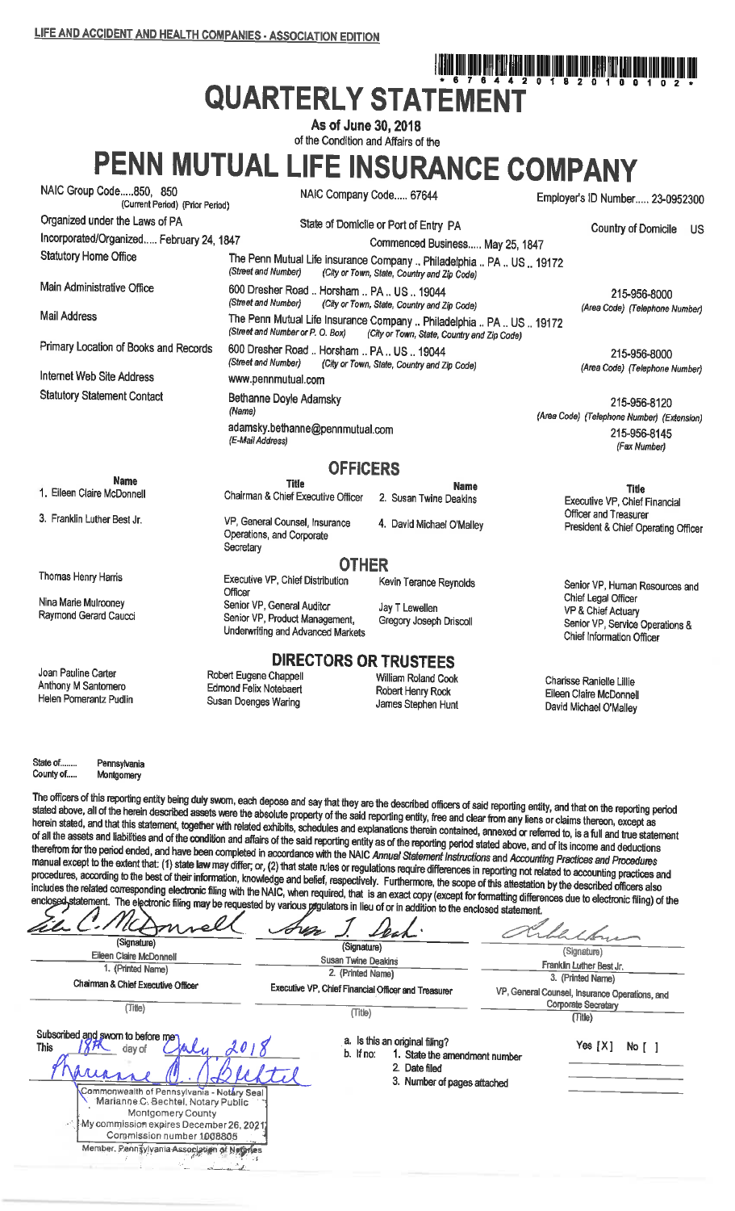LIFE AND ACCIDENT AND HEALTH COMPANIES - ASSOCIATION EDITION

\* 6 7 6 4 4 2 0 1 8 2 0 1 0 0 1 0 2 \*

# QUARTERLY STATEMENT

**As of June 30, 2018**

of the Condition and Affairs of the

# PENN MUTUAL LIFE INSURANCE COMPANY

| | | |
|---|---|---|
| NAIC Group Code.....850, 850 (Current Period) (Prior Period) | NAIC Company Code..... 67644 | Employer's ID Number..... 23-0952300 |
| Organized under the Laws of PA | State of Domicile or Port of Entry PA | Country of Domicile US |
| Incorporated/Organized..... February 24, 1847 | Commenced Business..... May 25, 1847 | |
| Statutory Home Office | The Penn Mutual Life Insurance Company .. Philadelphia .. PA .. US .. 19172 (Street and Number) (City or Town, State, Country and Zip Code) | |
| Main Administrative Office | 600 Dresher Road .. Horsham .. PA .. US .. 19044 (Street and Number) (City or Town, State, Country and Zip Code) | 215-956-8000 (Area Code) (Telephone Number) |
| Mail Address | The Penn Mutual Life Insurance Company .. Philadelphia .. PA .. US .. 19172 (Street and Number or P. O. Box) (City or Town, State, Country and Zip Code) | |
| Primary Location of Books and Records | 600 Dresher Road .. Horsham .. PA .. US .. 19044 (Street and Number) (City or Town, State, Country and Zip Code) | 215-956-8000 (Area Code) (Telephone Number) |
| Internet Web Site Address | www.pennmutual.com | |
| Statutory Statement Contact | Bethanne Doyle Adamsky (Name) | 215-956-8120 (Area Code) (Telephone Number) (Extension) |
| | adamsky.bethanne@pennmutual.com (E-Mail Address) | 215-956-8145 (Fax Number) |

## OFFICERS

| Name | Title | Name | Title |
|---|---|---|---|
| 1. Eileen Claire McDonnell | Chairman & Chief Executive Officer | 2. Susan Twine Deakins | Executive VP, Chief Financial Officer and Treasurer |
| 3. Franklin Luther Best Jr. | VP, General Counsel, Insurance Operations, and Corporate Secretary | 4. David Michael O'Malley | President & Chief Operating Officer |

## OTHER

| | | | |
|---|---|---|---|
| Thomas Henry Harris | Executive VP, Chief Distribution Officer | Kevin Terance Reynolds | Senior VP, Human Resources and Chief Legal Officer |
| Nina Marie Mulrooney | Senior VP, General Auditor | Jay T Lewellen | VP & Chief Actuary |
| Raymond Gerard Caucci | Senior VP, Product Management, Underwriting and Advanced Markets | Gregory Joseph Driscoll | Senior VP, Service Operations & Chief Information Officer |

## DIRECTORS OR TRUSTEES

| | | | |
|---|---|---|---|
| Joan Pauline Carter | Robert Eugene Chappell | William Roland Cook | Charisse Ranielle Lillie |
| Anthony M Santomero | Edmond Felix Notebaert | Robert Henry Rock | Eileen Claire McDonnell |
| Helen Pomerantz Pudlin | Susan Doenges Waring | James Stephen Hunt | David Michael O'Malley |

State of........ Pennsylvania
County of..... Montgomery

The officers of this reporting entity being duly sworn, each depose and say that they are the described officers of said reporting entity, and that on the reporting period stated above, all of the herein described assets were the absolute property of the said reporting entity, free and clear from any liens or claims thereon, except as herein stated, and that this statement, together with related exhibits, schedules and explanations therein contained, annexed or referred to, is a full and true statement of all the assets and liabilities and of the condition and affairs of the said reporting entity as of the reporting period stated above, and of its income and deductions therefrom for the period ended, and have been completed in accordance with the NAIC *Annual Statement Instructions* and *Accounting Practices and Procedures* manual except to the extent that: (1) state law may differ; or, (2) that state rules or regulations require differences in reporting not related to accounting practices and procedures, according to the best of their information, knowledge and belief, respectively. Furthermore, the scope of this attestation by the described officers also includes the related corresponding electronic filing with the NAIC, when required, that is an exact copy (except for formatting differences due to electronic filing) of the enclosed statement. The electronic filing may be requested by various regulators in lieu of or in addition to the enclosed statement.

| (Signature) | (Signature) | (Signature) |
|---|---|---|
| Eileen Claire McDonnell | Susan Twine Deakins | Franklin Luther Best Jr. |
| 1. (Printed Name) | 2. (Printed Name) | 3. (Printed Name) |
| Chairman & Chief Executive Officer | Executive VP, Chief Financial Officer and Treasurer | VP, General Counsel, Insurance Operations, and Corporate Secretary |
| (Title) | (Title) | (Title) |

Subscribed and sworn to before me
This 18th day of July, 2018

Commonwealth of Pennsylvania - Notary Seal
Marianne C. Bechtel, Notary Public
Montgomery County
My commission expires December 26, 2021
Commission number 1008805
Member, Pennsylvania Association of Notaries

a. Is this an original filing? Yes [X] No [ ]
b. If no: 1. State the amendment number
2. Date filed
3. Number of pages attached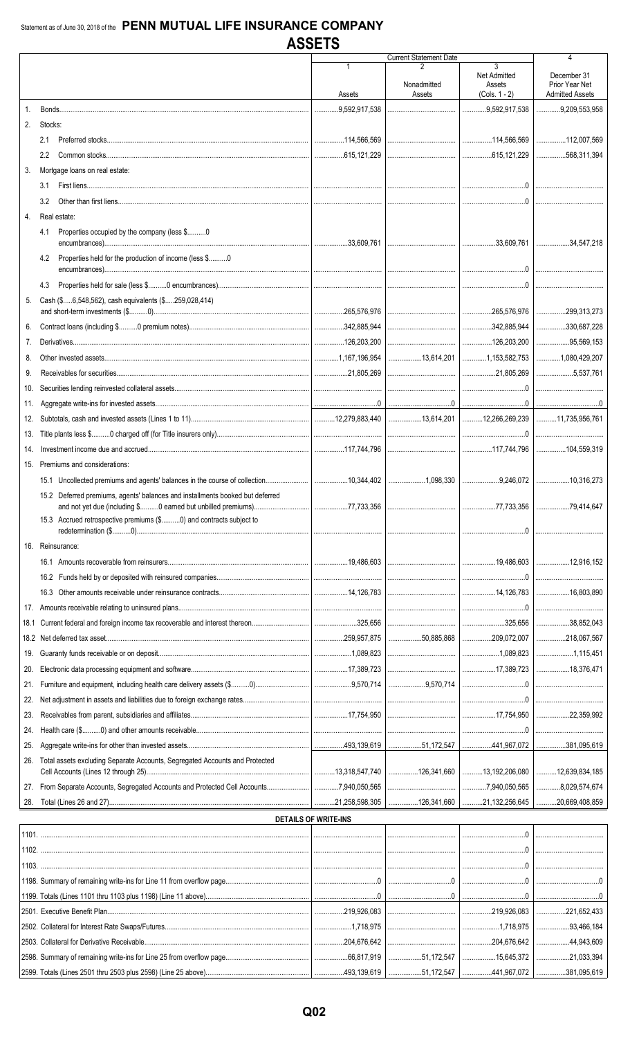Statement as of June 30, 2018 of the **PENN MUTUAL LIFE INSURANCE COMPANY**

# ASSETS

| | Current Statement Date | | | 4 |
|---|---|---|---|---|
| | 1<br>Assets | 2<br>Nonadmitted Assets | 3<br>Net Admitted Assets (Cols. 1 - 2) | December 31 Prior Year Net Admitted Assets |
| 1. Bonds | 9,592,917,538 | | 9,592,917,538 | 9,209,553,958 |
| 2. Stocks: | | | | |
| 2.1 Preferred stocks | 114,566,569 | | 114,566,569 | 112,007,569 |
| 2.2 Common stocks | 615,121,229 | | 615,121,229 | 568,311,394 |
| 3. Mortgage loans on real estate: | | | | |
| 3.1 First liens | | | 0 | |
| 3.2 Other than first liens | | | 0 | |
| 4. Real estate: | | | | |
| 4.1 Properties occupied by the company (less $..........0 encumbrances) | 33,609,761 | | 33,609,761 | 34,547,218 |
| 4.2 Properties held for the production of income (less $..........0 encumbrances) | | | 0 | |
| 4.3 Properties held for sale (less $..........0 encumbrances) | | | 0 | |
| 5. Cash ($.....6,548,562), cash equivalents ($.....259,028,414) and short-term investments ($..........0) | 265,576,976 | | 265,576,976 | 299,313,273 |
| 6. Contract loans (including $..........0 premium notes) | 342,885,944 | | 342,885,944 | 330,687,228 |
| 7. Derivatives | 126,203,200 | | 126,203,200 | 95,569,153 |
| 8. Other invested assets | 1,167,196,954 | 13,614,201 | 1,153,582,753 | 1,080,429,207 |
| 9. Receivables for securities | 21,805,269 | | 21,805,269 | 5,537,761 |
| 10. Securities lending reinvested collateral assets | | | 0 | |
| 11. Aggregate write-ins for invested assets | 0 | 0 | 0 | 0 |
| 12. Subtotals, cash and invested assets (Lines 1 to 11) | 12,279,883,440 | 13,614,201 | 12,266,269,239 | 11,735,956,761 |
| 13. Title plants less $..........0 charged off (for Title insurers only) | | | 0 | |
| 14. Investment income due and accrued | 117,744,796 | | 117,744,796 | 104,559,319 |
| 15. Premiums and considerations: | | | | |
| 15.1 Uncollected premiums and agents' balances in the course of collection | 10,344,402 | 1,098,330 | 9,246,072 | 10,316,273 |
| 15.2 Deferred premiums, agents' balances and installments booked but deferred and not yet due (including $..........0 earned but unbilled premiums) | 77,733,356 | | 77,733,356 | 79,414,647 |
| 15.3 Accrued retrospective premiums ($..........0) and contracts subject to redetermination ($..........0) | | | 0 | |
| 16. Reinsurance: | | | | |
| 16.1 Amounts recoverable from reinsurers | 19,486,603 | | 19,486,603 | 12,916,152 |
| 16.2 Funds held by or deposited with reinsured companies | | | 0 | |
| 16.3 Other amounts receivable under reinsurance contracts | 14,126,783 | | 14,126,783 | 16,803,890 |
| 17. Amounts receivable relating to uninsured plans | | | 0 | |
| 18.1 Current federal and foreign income tax recoverable and interest thereon | 325,656 | | 325,656 | 38,852,043 |
| 18.2 Net deferred tax asset | 259,957,875 | 50,885,868 | 209,072,007 | 218,067,567 |
| 19. Guaranty funds receivable or on deposit | 1,089,823 | | 1,089,823 | 1,115,451 |
| 20. Electronic data processing equipment and software | 17,389,723 | | 17,389,723 | 18,376,471 |
| 21. Furniture and equipment, including health care delivery assets ($..........0) | 9,570,714 | 9,570,714 | 0 | |
| 22. Net adjustment in assets and liabilities due to foreign exchange rates | | | 0 | |
| 23. Receivables from parent, subsidiaries and affiliates | 17,754,950 | | 17,754,950 | 22,359,992 |
| 24. Health care ($..........0) and other amounts receivable | | | 0 | |
| 25. Aggregate write-ins for other than invested assets | 493,139,619 | 51,172,547 | 441,967,072 | 381,095,619 |
| 26. Total assets excluding Separate Accounts, Segregated Accounts and Protected Cell Accounts (Lines 12 through 25) | 13,318,547,740 | 126,341,660 | 13,192,206,080 | 12,639,834,185 |
| 27. From Separate Accounts, Segregated Accounts and Protected Cell Accounts | 7,940,050,565 | | 7,940,050,565 | 8,029,574,674 |
| 28. Total (Lines 26 and 27) | 21,258,598,305 | 126,341,660 | 21,132,256,645 | 20,669,408,859 |

## DETAILS OF WRITE-INS

| | 1 | 2 | 3 | 4 |
|---|---|---|---|---|
| 1101. | | | 0 | |
| 1102. | | | 0 | |
| 1103. | | | 0 | |
| 1198. Summary of remaining write-ins for Line 11 from overflow page | 0 | 0 | 0 | 0 |
| 1199. Totals (Lines 1101 thru 1103 plus 1198) (Line 11 above) | 0 | 0 | 0 | 0 |
| 2501. Executive Benefit Plan | 219,926,083 | | 219,926,083 | 221,652,433 |
| 2502. Collateral for Interest Rate Swaps/Futures | 1,718,975 | | 1,718,975 | 93,466,184 |
| 2503. Collateral for Derivative Receivable | 204,676,642 | | 204,676,642 | 44,943,609 |
| 2598. Summary of remaining write-ins for Line 25 from overflow page | 66,817,919 | 51,172,547 | 15,645,372 | 21,033,394 |
| 2599. Totals (Lines 2501 thru 2503 plus 2598) (Line 25 above) | 493,139,619 | 51,172,547 | 441,967,072 | 381,095,619 |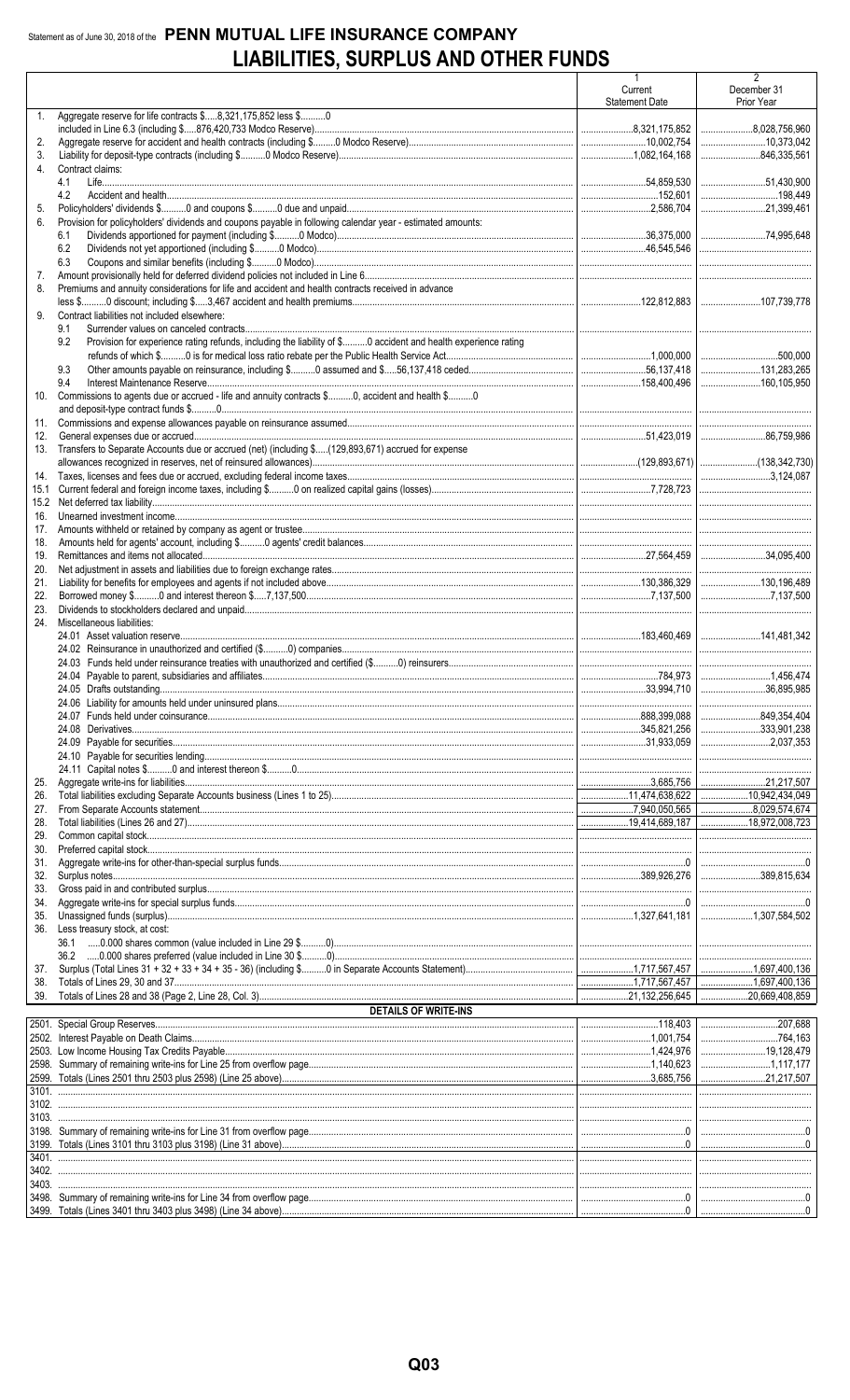Statement as of June 30, 2018 of the **PENN MUTUAL LIFE INSURANCE COMPANY**

# LIABILITIES, SURPLUS AND OTHER FUNDS

| | | 1<br>Current<br>Statement Date | 2<br>December 31<br>Prior Year |
|---|---|---|---|
| 1. | Aggregate reserve for life contracts $.....8,321,175,852 less $..........0 included in Line 6.3 (including $.....876,420,733 Modco Reserve) | 8,321,175,852 | 8,028,756,960 |
| 2. | Aggregate reserve for accident and health contracts (including $..........0 Modco Reserve) | 10,002,754 | 10,373,042 |
| 3. | Liability for deposit-type contracts (including $..........0 Modco Reserve) | 1,082,164,168 | 846,335,561 |
| 4. | Contract claims: | | |
| | 4.1 Life | 54,859,530 | 51,430,900 |
| | 4.2 Accident and health | 152,601 | 198,449 |
| 5. | Policyholders' dividends $..........0 and coupons $..........0 due and unpaid | 2,586,704 | 21,399,461 |
| 6. | Provision for policyholders' dividends and coupons payable in following calendar year - estimated amounts: | | |
| | 6.1 Dividends apportioned for payment (including $..........0 Modco) | 36,375,000 | 74,995,648 |
| | 6.2 Dividends not yet apportioned (including $..........0 Modco) | 46,545,546 | |
| | 6.3 Coupons and similar benefits (including $..........0 Modco) | | |
| 7. | Amount provisionally held for deferred dividend policies not included in Line 6 | | |
| 8. | Premiums and annuity considerations for life and accident and health contracts received in advance less $..........0 discount; including $.....3,467 accident and health premiums | 122,812,883 | 107,739,778 |
| 9. | Contract liabilities not included elsewhere: | | |
| | 9.1 Surrender values on canceled contracts | | |
| | 9.2 Provision for experience rating refunds, including the liability of $..........0 accident and health experience rating refunds of which $..........0 is for medical loss ratio rebate per the Public Health Service Act | 1,000,000 | 500,000 |
| | 9.3 Other amounts payable on reinsurance, including $..........0 assumed and $.....56,137,418 ceded | 56,137,418 | 131,283,265 |
| | 9.4 Interest Maintenance Reserve | 158,400,496 | 160,105,950 |
| 10. | Commissions to agents due or accrued - life and annuity contracts $..........0, accident and health $..........0 and deposit-type contract funds $..........0 | | |
| 11. | Commissions and expense allowances payable on reinsurance assumed | | |
| 12. | General expenses due or accrued | 51,423,019 | 86,759,986 |
| 13. | Transfers to Separate Accounts due or accrued (net) (including $.....(129,893,671) accrued for expense allowances recognized in reserves, net of reinsured allowances) | (129,893,671) | (138,342,730) |
| 14. | Taxes, licenses and fees due or accrued, excluding federal income taxes | | 3,124,087 |
| 15.1 | Current federal and foreign income taxes, including $..........0 on realized capital gains (losses) | 7,728,723 | |
| 15.2 | Net deferred tax liability | | |
| 16. | Unearned investment income | | |
| 17. | Amounts withheld or retained by company as agent or trustee | | |
| 18. | Amounts held for agents' account, including $..........0 agents' credit balances | | |
| 19. | Remittances and items not allocated | 27,564,459 | 34,095,400 |
| 20. | Net adjustment in assets and liabilities due to foreign exchange rates | | |
| 21. | Liability for benefits for employees and agents if not included above | 130,386,329 | 130,196,489 |
| 22. | Borrowed money $..........0 and interest thereon $.....7,137,500 | 7,137,500 | 7,137,500 |
| 23. | Dividends to stockholders declared and unpaid | | |
| 24. | Miscellaneous liabilities: | | |
| | 24.01 Asset valuation reserve | 183,460,469 | 141,481,342 |
| | 24.02 Reinsurance in unauthorized and certified ($..........0) companies | | |
| | 24.03 Funds held under reinsurance treaties with unauthorized and certified ($..........0) reinsurers | | |
| | 24.04 Payable to parent, subsidiaries and affiliates | 784,973 | 1,456,474 |
| | 24.05 Drafts outstanding | 33,994,710 | 36,895,985 |
| | 24.06 Liability for amounts held under uninsured plans | | |
| | 24.07 Funds held under coinsurance | 888,399,088 | 849,354,404 |
| | 24.08 Derivatives | 345,821,256 | 333,901,238 |
| | 24.09 Payable for securities | 31,933,059 | 2,037,353 |
| | 24.10 Payable for securities lending | | |
| | 24.11 Capital notes $..........0 and interest thereon $..........0 | | |
| 25. | Aggregate write-ins for liabilities | 3,685,756 | 21,217,507 |
| 26. | Total liabilities excluding Separate Accounts business (Lines 1 to 25) | 11,474,638,622 | 10,942,434,049 |
| 27. | From Separate Accounts statement | 7,940,050,565 | 8,029,574,674 |
| 28. | Total liabilities (Lines 26 and 27) | 19,414,689,187 | 18,972,008,723 |
| 29. | Common capital stock | | |
| 30. | Preferred capital stock | | |
| 31. | Aggregate write-ins for other-than-special surplus funds | 0 | 0 |
| 32. | Surplus notes | 389,926,276 | 389,815,634 |
| 33. | Gross paid in and contributed surplus | | |
| 34. | Aggregate write-ins for special surplus funds | 0 | 0 |
| 35. | Unassigned funds (surplus) | 1,327,641,181 | 1,307,584,502 |
| 36. | Less treasury stock, at cost: | | |
| | 36.1 .....0.000 shares common (value included in Line 29 $..........0) | | |
| | 36.2 .....0.000 shares preferred (value included in Line 30 $..........0) | | |
| 37. | Surplus (Total Lines 31 + 32 + 33 + 34 + 35 - 36) (including $..........0 in Separate Accounts Statement) | 1,717,567,457 | 1,697,400,136 |
| 38. | Totals of Lines 29, 30 and 37 | 1,717,567,457 | 1,697,400,136 |
| 39. | Totals of Lines 28 and 38 (Page 2, Line 28, Col. 3) | 21,132,256,645 | 20,669,408,859 |
| | **DETAILS OF WRITE-INS** | | |
| 2501. | Special Group Reserves | 118,403 | 207,688 |
| 2502. | Interest Payable on Death Claims | 1,001,754 | 764,163 |
| 2503. | Low Income Housing Tax Credits Payable | 1,424,976 | 19,128,479 |
| 2598. | Summary of remaining write-ins for Line 25 from overflow page | 1,140,623 | 1,117,177 |
| 2599. | Totals (Lines 2501 thru 2503 plus 2598) (Line 25 above) | 3,685,756 | 21,217,507 |
| 3101. | | | |
| 3102. | | | |
| 3103. | | | |
| 3198. | Summary of remaining write-ins for Line 31 from overflow page | 0 | 0 |
| 3199. | Totals (Lines 3101 thru 3103 plus 3198) (Line 31 above) | 0 | 0 |
| 3401. | | | |
| 3402. | | | |
| 3403. | | | |
| 3498. | Summary of remaining write-ins for Line 34 from overflow page | 0 | 0 |
| 3499. | Totals (Lines 3401 thru 3403 plus 3498) (Line 34 above) | 0 | 0 |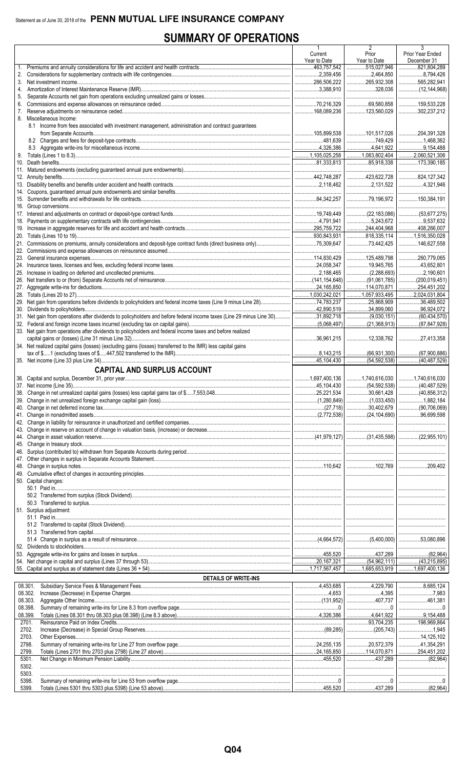Statement as of June 30, 2018 of the **PENN MUTUAL LIFE INSURANCE COMPANY**

# SUMMARY OF OPERATIONS

| | 1<br>Current<br>Year to Date | 2<br>Prior<br>Year to Date | 3<br>Prior Year Ended<br>December 31 |
|---|---|---|---|
| 1. Premiums and annuity considerations for life and accident and health contracts | 463,757,542 | 515,027,946 | 821,804,289 |
| 2. Considerations for supplementary contracts with life contingencies | 2,359,456 | 2,464,850 | 8,794,426 |
| 3. Net investment income | 286,506,222 | 265,932,308 | 565,282,941 |
| 4. Amortization of Interest Maintenance Reserve (IMR) | 3,388,910 | 328,036 | (12,144,968) |
| 5. Separate Accounts net gain from operations excluding unrealized gains or losses | | | |
| 6. Commissions and expense allowances on reinsurance ceded | 70,216,329 | 69,580,858 | 159,533,228 |
| 7. Reserve adjustments on reinsurance ceded | 168,089,236 | 123,560,029 | 302,237,212 |
| 8. Miscellaneous Income: | | | |
| 8.1 Income from fees associated with investment management, administration and contract guarantees from Separate Accounts | 105,899,538 | 101,517,026 | 204,391,328 |
| 8.2 Charges and fees for deposit-type contracts | 481,639 | 749,429 | 1,468,362 |
| 8.3 Aggregate write-ins for miscellaneous income | 4,326,386 | 4,641,922 | 9,154,488 |
| 9. Totals (Lines 1 to 8.3) | 1,105,025,258 | 1,083,802,404 | 2,060,521,306 |
| 10. Death benefits | 81,333,813 | 85,918,338 | 173,390,185 |
| 11. Matured endowments (excluding guaranteed annual pure endowments) | | | |
| 12. Annuity benefits | 442,748,287 | 423,622,728 | 824,127,342 |
| 13. Disability benefits and benefits under accident and health contracts | 2,118,462 | 2,131,522 | 4,321,946 |
| 14. Coupons, guaranteed annual pure endowments and similar benefits | | | |
| 15. Surrender benefits and withdrawals for life contracts | 84,342,257 | 79,196,972 | 150,384,191 |
| 16. Group conversions | | | |
| 17. Interest and adjustments on contract or deposit-type contract funds | 19,749,449 | (22,183,086) | (53,677,275) |
| 18. Payments on supplementary contracts with life contingencies | 4,791,941 | 5,243,672 | 9,537,632 |
| 19. Increase in aggregate reserves for life and accident and health contracts | 295,759,722 | 244,404,968 | 408,266,007 |
| 20. Totals (Lines 10 to 19) | 930,843,931 | 818,335,114 | 1,516,350,028 |
| 21. Commissions on premiums, annuity considerations and deposit-type contract funds (direct business only) | 75,309,647 | 73,442,425 | 146,627,558 |
| 22. Commissions and expense allowances on reinsurance assumed | | | |
| 23. General insurance expenses | 114,830,429 | 125,489,798 | 260,779,065 |
| 24. Insurance taxes, licenses and fees, excluding federal income taxes | 24,058,347 | 19,945,765 | 43,652,801 |
| 25. Increase in loading on deferred and uncollected premiums | 2,188,465 | (2,288,693) | 2,190,601 |
| 26. Net transfers to or (from) Separate Accounts net of reinsurance | (141,154,648) | (91,061,785) | (200,019,451) |
| 27. Aggregate write-ins for deductions | 24,165,850 | 114,070,871 | 254,451,202 |
| 28. Totals (Lines 20 to 27) | 1,030,242,021 | 1,057,933,495 | 2,024,031,804 |
| 29. Net gain from operations before dividends to policyholders and federal income taxes (Line 9 minus Line 28) | 74,783,237 | 25,868,909 | 36,489,502 |
| 30. Dividends to policyholders | 42,890,519 | 34,899,060 | 96,924,072 |
| 31. Net gain from operations after dividends to policyholders and before federal income taxes (Line 29 minus Line 30) | 31,892,718 | (9,030,151) | (60,434,570) |
| 32. Federal and foreign income taxes incurred (excluding tax on capital gains) | (5,068,497) | (21,368,913) | (87,847,928) |
| 33. Net gain from operations after dividends to policyholders and federal income taxes and before realized capital gains or (losses) (Line 31 minus Line 32) | 36,961,215 | 12,338,762 | 27,413,358 |
| 34. Net realized capital gains (losses) (excluding gains (losses) transferred to the IMR) less capital gains tax of $.....1 (excluding taxes of $.....447,502 transferred to the IMR) | 8,143,215 | (66,931,300) | (67,900,886) |
| 35. Net income (Line 33 plus Line 34) | 45,104,430 | (54,592,538) | (40,487,529) |
| **CAPITAL AND SURPLUS ACCOUNT** | | | |
| 36. Capital and surplus, December 31, prior year | 1,697,400,136 | 1,740,616,030 | 1,740,616,030 |
| 37. Net income (Line 35) | 45,104,430 | (54,592,538) | (40,487,529) |
| 38. Change in net unrealized capital gains (losses) less capital gains tax of $.....7,553,048 | 25,221,534 | 30,661,428 | (40,856,312) |
| 39. Change in net unrealized foreign exchange capital gain (loss) | (1,280,849) | (1,033,450) | 1,882,184 |
| 40. Change in net deferred income tax | (27,718) | 30,402,679 | (90,706,069) |
| 41. Change in nonadmitted assets | (2,772,538) | (24,104,690) | 96,699,598 |
| 42. Change in liability for reinsurance in unauthorized and certified companies | | | |
| 43. Change in reserve on account of change in valuation basis, (increase) or decrease | | | |
| 44. Change in asset valuation reserve | (41,979,127) | (31,435,598) | (22,955,101) |
| 45. Change in treasury stock | | | |
| 46. Surplus (contributed to) withdrawn from Separate Accounts during period | | | |
| 47. Other changes in surplus in Separate Accounts Statement | | | |
| 48. Change in surplus notes | 110,642 | 102,769 | 209,402 |
| 49. Cumulative effect of changes in accounting principles | | | |
| 50. Capital changes: | | | |
| 50.1 Paid in | | | |
| 50.2 Transferred from surplus (Stock Dividend) | | | |
| 50.3 Transferred to surplus | | | |
| 51. Surplus adjustment: | | | |
| 51.1 Paid in | | | |
| 51.2 Transferred to capital (Stock Dividend) | | | |
| 51.3 Transferred from capital | | | |
| 51.4 Change in surplus as a result of reinsurance | (4,664,572) | (5,400,000) | 53,080,896 |
| 52. Dividends to stockholders | | | |
| 53. Aggregate write-ins for gains and losses in surplus | 455,520 | 437,289 | (82,964) |
| 54. Net change in capital and surplus (Lines 37 through 53) | 20,167,321 | (54,962,111) | (43,215,895) |
| 55. Capital and surplus as of statement date (Lines 36 + 54) | 1,717,567,457 | 1,685,653,919 | 1,697,400,136 |
| **DETAILS OF WRITE-INS** | | | |
| 08.301. Subsidiary Service Fees & Management Fees | 4,453,685 | 4,229,790 | 8,685,124 |
| 08.302. Increase (Decrease) in Expense Charges | 4,653 | 4,395 | 7,983 |
| 08.303. Aggregate Other Income | (131,952) | 407,737 | 461,381 |
| 08.398. Summary of remaining write-ins for Line 8.3 from overflow page | 0 | 0 | 0 |
| 08.399. Totals (Lines 08.301 thru 08.303 plus 08.398) (Line 8.3 above) | 4,326,386 | 4,641,922 | 9,154,488 |
| 2701. Reinsurance Paid on Index Credits | | 93,704,235 | 198,969,864 |
| 2702. Increase (Decrease) in Special Group Reserves | (89,285) | (205,743) | 1,945 |
| 2703. Other Expenses | | | 14,125,102 |
| 2798. Summary of remaining write-ins for Line 27 from overflow page | 24,255,135 | 20,572,379 | 41,354,291 |
| 2799. Totals (Lines 2701 thru 2703 plus 2798) (Line 27 above) | 24,165,850 | 114,070,871 | 254,451,202 |
| 5301. Net Change in Minimum Pension Liability | 455,520 | 437,289 | (82,964) |
| 5302. | | | |
| 5303. | | | |
| 5398. Summary of remaining write-ins for Line 53 from overflow page | 0 | 0 | 0 |
| 5399. Totals (Lines 5301 thru 5303 plus 5398) (Line 53 above) | 455,520 | 437,289 | (82,964) |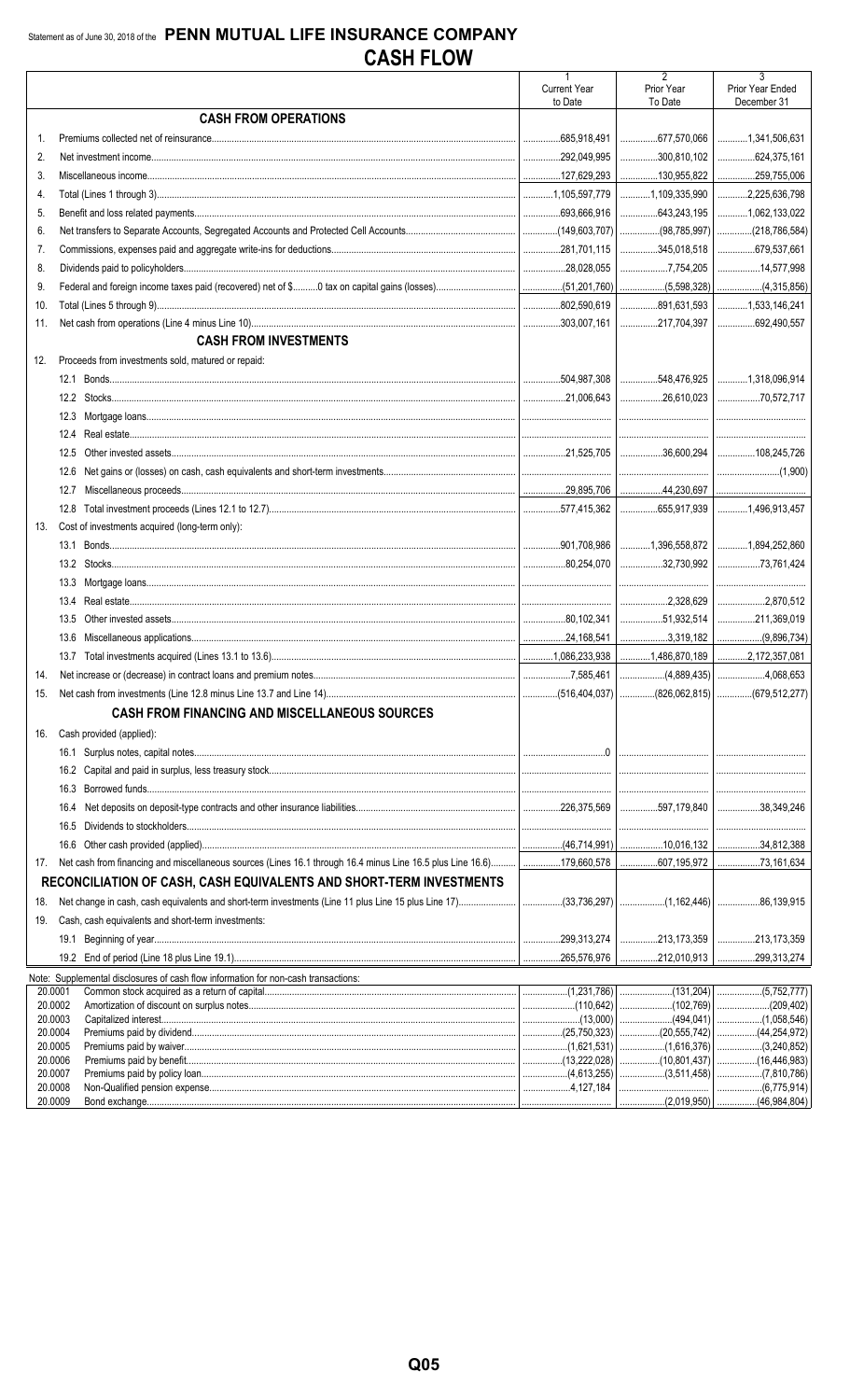Statement as of June 30, 2018 of the **PENN MUTUAL LIFE INSURANCE COMPANY**

# CASH FLOW

| | | 1<br>Current Year to Date | 2<br>Prior Year To Date | 3<br>Prior Year Ended December 31 |
|---|---|---|---|---|
| | **CASH FROM OPERATIONS** | | | |
| 1. | Premiums collected net of reinsurance | 685,918,491 | 677,570,066 | 1,341,506,631 |
| 2. | Net investment income | 292,049,995 | 300,810,102 | 624,375,161 |
| 3. | Miscellaneous income | 127,629,293 | 130,955,822 | 259,755,006 |
| 4. | Total (Lines 1 through 3) | 1,105,597,779 | 1,109,335,990 | 2,225,636,798 |
| 5. | Benefit and loss related payments | 693,666,916 | 643,243,195 | 1,062,133,022 |
| 6. | Net transfers to Separate Accounts, Segregated Accounts and Protected Cell Accounts | (149,603,707) | (98,785,997) | (218,786,584) |
| 7. | Commissions, expenses paid and aggregate write-ins for deductions | 281,701,115 | 345,018,518 | 679,537,661 |
| 8. | Dividends paid to policyholders | 28,028,055 | 7,754,205 | 14,577,998 |
| 9. | Federal and foreign income taxes paid (recovered) net of $..........0 tax on capital gains (losses) | (51,201,760) | (5,598,328) | (4,315,856) |
| 10. | Total (Lines 5 through 9) | 802,590,619 | 891,631,593 | 1,533,146,241 |
| 11. | Net cash from operations (Line 4 minus Line 10) | 303,007,161 | 217,704,397 | 692,490,557 |
| | **CASH FROM INVESTMENTS** | | | |
| 12. | Proceeds from investments sold, matured or repaid: | | | |
| | 12.1 Bonds | 504,987,308 | 548,476,925 | 1,318,096,914 |
| | 12.2 Stocks | 21,006,643 | 26,610,023 | 70,572,717 |
| | 12.3 Mortgage loans | | | |
| | 12.4 Real estate | | | |
| | 12.5 Other invested assets | 21,525,705 | 36,600,294 | 108,245,726 |
| | 12.6 Net gains or (losses) on cash, cash equivalents and short-term investments | | | (1,900) |
| | 12.7 Miscellaneous proceeds | 29,895,706 | 44,230,697 | |
| | 12.8 Total investment proceeds (Lines 12.1 to 12.7) | 577,415,362 | 655,917,939 | 1,496,913,457 |
| 13. | Cost of investments acquired (long-term only): | | | |
| | 13.1 Bonds | 901,708,986 | 1,396,558,872 | 1,894,252,860 |
| | 13.2 Stocks | 80,254,070 | 32,730,992 | 73,761,424 |
| | 13.3 Mortgage loans | | | |
| | 13.4 Real estate | | 2,328,629 | 2,870,512 |
| | 13.5 Other invested assets | 80,102,341 | 51,932,514 | 211,369,019 |
| | 13.6 Miscellaneous applications | 24,168,541 | 3,319,182 | (9,896,734) |
| | 13.7 Total investments acquired (Lines 13.1 to 13.6) | 1,086,233,938 | 1,486,870,189 | 2,172,357,081 |
| 14. | Net increase or (decrease) in contract loans and premium notes | 7,585,461 | (4,889,435) | 4,068,653 |
| 15. | Net cash from investments (Line 12.8 minus Line 13.7 and Line 14) | (516,404,037) | (826,062,815) | (679,512,277) |
| | **CASH FROM FINANCING AND MISCELLANEOUS SOURCES** | | | |
| 16. | Cash provided (applied): | | | |
| | 16.1 Surplus notes, capital notes | 0 | | |
| | 16.2 Capital and paid in surplus, less treasury stock | | | |
| | 16.3 Borrowed funds | | | |
| | 16.4 Net deposits on deposit-type contracts and other insurance liabilities | 226,375,569 | 597,179,840 | 38,349,246 |
| | 16.5 Dividends to stockholders | | | |
| | 16.6 Other cash provided (applied) | (46,714,991) | 10,016,132 | 34,812,388 |
| 17. | Net cash from financing and miscellaneous sources (Lines 16.1 through 16.4 minus Line 16.5 plus Line 16.6) | 179,660,578 | 607,195,972 | 73,161,634 |
| | **RECONCILIATION OF CASH, CASH EQUIVALENTS AND SHORT-TERM INVESTMENTS** | | | |
| 18. | Net change in cash, cash equivalents and short-term investments (Line 11 plus Line 15 plus Line 17) | (33,736,297) | (1,162,446) | 86,139,915 |
| 19. | Cash, cash equivalents and short-term investments: | | | |
| | 19.1 Beginning of year | 299,313,274 | 213,173,359 | 213,173,359 |
| | 19.2 End of period (Line 18 plus Line 19.1) | 265,576,976 | 212,010,913 | 299,313,274 |

Note: Supplemental disclosures of cash flow information for non-cash transactions:

| | | | | |
|---|---|---|---|---|
| 20.0001 | Common stock acquired as a return of capital | (1,231,786) | (131,204) | (5,752,777) |
| 20.0002 | Amortization of discount on surplus notes | (110,642) | (102,769) | (209,402) |
| 20.0003 | Capitalized interest | (13,000) | (494,041) | (1,058,546) |
| 20.0004 | Premiums paid by dividend | (25,750,323) | (20,555,742) | (44,254,972) |
| 20.0005 | Premiums paid by waiver | (1,621,531) | (1,616,376) | (3,240,852) |
| 20.0006 | Premiums paid by benefit | (13,222,028) | (10,801,437) | (16,446,983) |
| 20.0007 | Premiums paid by policy loan | (4,613,255) | (3,511,458) | (7,810,786) |
| 20.0008 | Non-Qualified pension expense | 4,127,184 | | (6,775,914) |
| 20.0009 | Bond exchange | | (2,019,950) | (46,984,804) |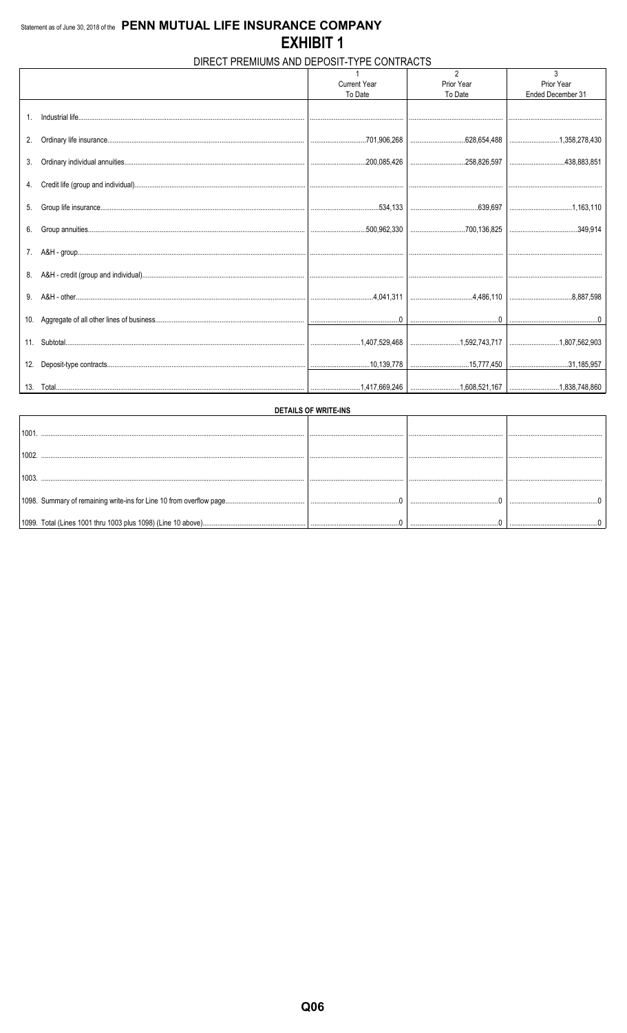Statement as of June 30, 2018 of the **PENN MUTUAL LIFE INSURANCE COMPANY**

# EXHIBIT 1

## DIRECT PREMIUMS AND DEPOSIT-TYPE CONTRACTS

| | 1<br>Current Year<br>To Date | 2<br>Prior Year<br>To Date | 3<br>Prior Year<br>Ended December 31 |
|---|---|---|---|
| 1. Industrial life | | | |
| 2. Ordinary life insurance | 701,906,268 | 628,654,488 | 1,358,278,430 |
| 3. Ordinary individual annuities | 200,085,426 | 258,826,597 | 438,883,851 |
| 4. Credit life (group and individual) | | | |
| 5. Group life insurance | 534,133 | 639,697 | 1,163,110 |
| 6. Group annuities | 500,962,330 | 700,136,825 | 349,914 |
| 7. A&H - group | | | |
| 8. A&H - credit (group and individual) | | | |
| 9. A&H - other | 4,041,311 | 4,486,110 | 8,887,598 |
| 10. Aggregate of all other lines of business | 0 | 0 | 0 |
| 11. Subtotal | 1,407,529,468 | 1,592,743,717 | 1,807,562,903 |
| 12. Deposit-type contracts | 10,139,778 | 15,777,450 | 31,185,957 |
| 13. Total | 1,417,669,246 | 1,608,521,167 | 1,838,748,860 |

**DETAILS OF WRITE-INS**

| | | | |
|---|---|---|---|
| 1001. | | | |
| 1002. | | | |
| 1003. | | | |
| 1098. Summary of remaining write-ins for Line 10 from overflow page | 0 | 0 | 0 |
| 1099. Total (Lines 1001 thru 1003 plus 1098) (Line 10 above) | 0 | 0 | 0 |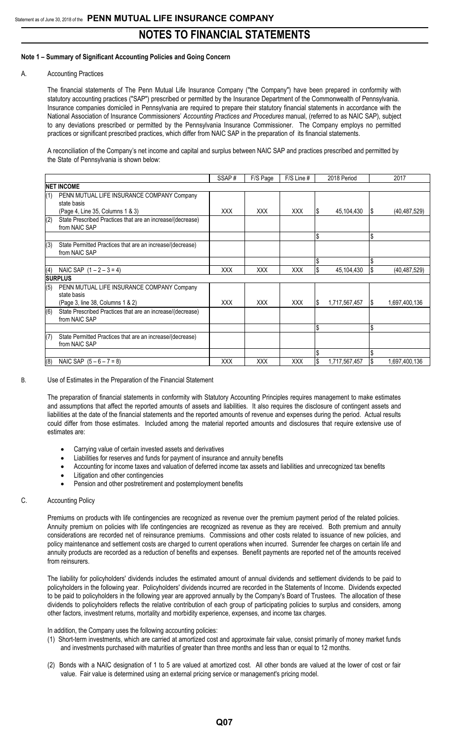**Note 1 – Summary of Significant Accounting Policies and Going Concern**

A. Accounting Practices

The financial statements of The Penn Mutual Life Insurance Company ("the Company") have been prepared in conformity with statutory accounting practices ("SAP") prescribed or permitted by the Insurance Department of the Commonwealth of Pennsylvania. Insurance companies domiciled in Pennsylvania are required to prepare their statutory financial statements in accordance with the National Association of Insurance Commissioners' *Accounting Practices and Procedures* manual, (referred to as NAIC SAP), subject to any deviations prescribed or permitted by the Pennsylvania Insurance Commissioner. The Company employs no permitted practices or significant prescribed practices, which differ from NAIC SAP in the preparation of its financial statements.

A reconciliation of the Company's net income and capital and surplus between NAIC SAP and practices prescribed and permitted by the State of Pennsylvania is shown below:

| | | SSAP # | F/S Page | F/S Line # | 2018 Period | 2017 |
|---|---|---|---|---|---|---|
| **NET INCOME** | | | | | | |
| (1) | PENN MUTUAL LIFE INSURANCE COMPANY Company state basis (Page 4, Line 35, Columns 1 & 3) | XXX | XXX | XXX | $ 45,104,430 | $ (40,487,529) |
| (2) | State Prescribed Practices that are an increase/(decrease) from NAIC SAP | | | | | |
| | | | | | $ | $ |
| (3) | State Permitted Practices that are an increase/(decrease) from NAIC SAP | | | | | |
| | | | | | $ | $ |
| (4) | NAIC SAP (1 – 2 – 3 = 4) | XXX | XXX | XXX | $ 45,104,430 | $ (40,487,529) |
| **SURPLUS** | | | | | | |
| (5) | PENN MUTUAL LIFE INSURANCE COMPANY Company state basis (Page 3, line 38, Columns 1 & 2) | XXX | XXX | XXX | $ 1,717,567,457 | $ 1,697,400,136 |
| (6) | State Prescribed Practices that are an increase/(decrease) from NAIC SAP | | | | | |
| | | | | | $ | $ |
| (7) | State Permitted Practices that are an increase/(decrease) from NAIC SAP | | | | | |
| | | | | | $ | $ |
| (8) | NAIC SAP (5 – 6 – 7 = 8) | XXX | XXX | XXX | $ 1,717,567,457 | $ 1,697,400,136 |

B. Use of Estimates in the Preparation of the Financial Statement

The preparation of financial statements in conformity with Statutory Accounting Principles requires management to make estimates and assumptions that affect the reported amounts of assets and liabilities. It also requires the disclosure of contingent assets and liabilities at the date of the financial statements and the reported amounts of revenue and expenses during the period. Actual results could differ from those estimates. Included among the material reported amounts and disclosures that require extensive use of estimates are:

- Carrying value of certain invested assets and derivatives
- Liabilities for reserves and funds for payment of insurance and annuity benefits
- Accounting for income taxes and valuation of deferred income tax assets and liabilities and unrecognized tax benefits
- Litigation and other contingencies
- Pension and other postretirement and postemployment benefits

C. Accounting Policy

Premiums on products with life contingencies are recognized as revenue over the premium payment period of the related policies. Annuity premium on policies with life contingencies are recognized as revenue as they are received. Both premium and annuity considerations are recorded net of reinsurance premiums. Commissions and other costs related to issuance of new policies, and policy maintenance and settlement costs are charged to current operations when incurred. Surrender fee charges on certain life and annuity products are recorded as a reduction of benefits and expenses. Benefit payments are reported net of the amounts received from reinsurers.

The liability for policyholders' dividends includes the estimated amount of annual dividends and settlement dividends to be paid to policyholders in the following year. Policyholders' dividends incurred are recorded in the Statements of Income. Dividends expected to be paid to policyholders in the following year are approved annually by the Company's Board of Trustees. The allocation of these dividends to policyholders reflects the relative contribution of each group of participating policies to surplus and considers, among other factors, investment returns, mortality and morbidity experience, expenses, and income tax charges.

In addition, the Company uses the following accounting policies:

(1) Short-term investments, which are carried at amortized cost and approximate fair value, consist primarily of money market funds and investments purchased with maturities of greater than three months and less than or equal to 12 months.

(2) Bonds with a NAIC designation of 1 to 5 are valued at amortized cost. All other bonds are valued at the lower of cost or fair value. Fair value is determined using an external pricing service or management's pricing model.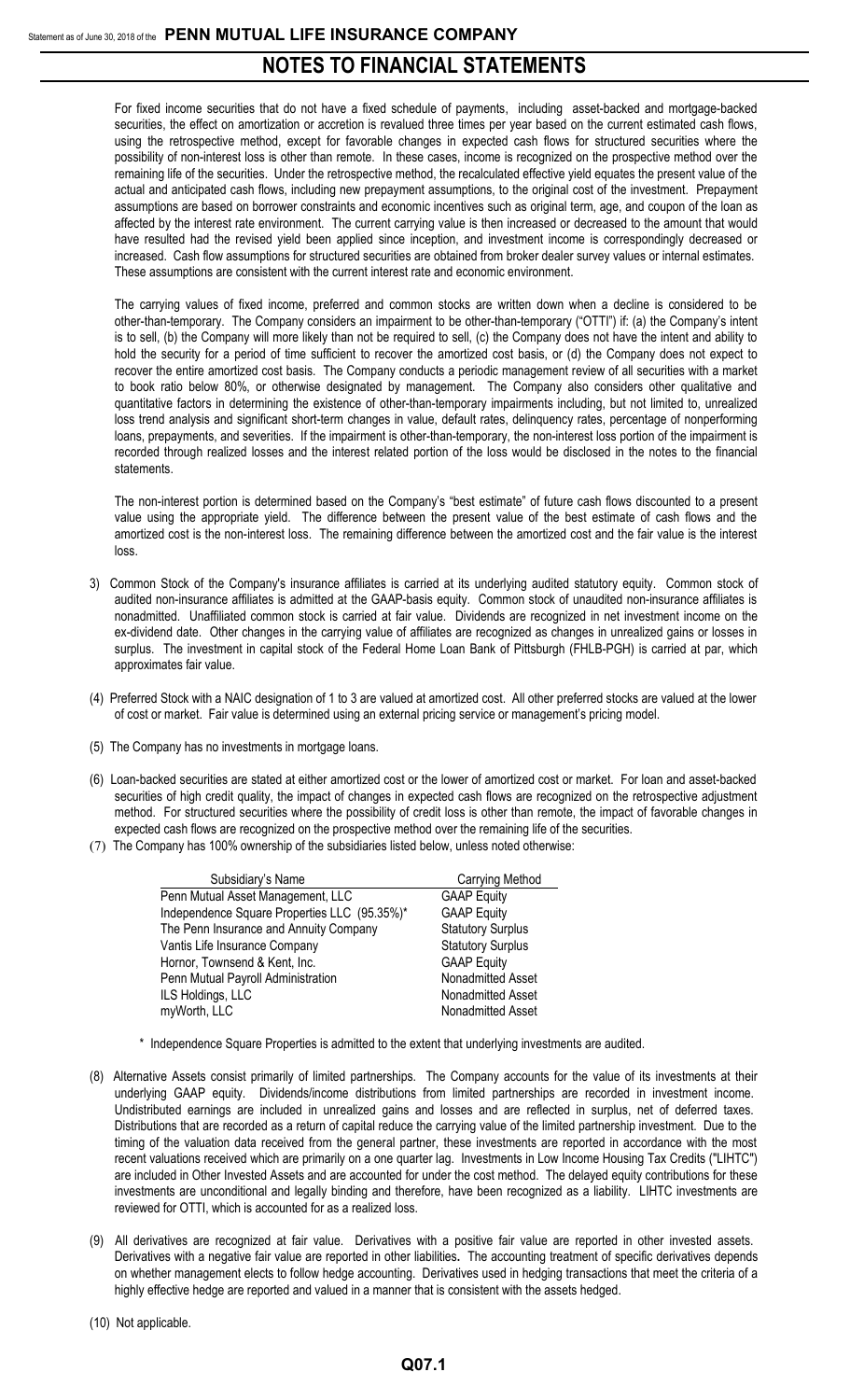For fixed income securities that do not have a fixed schedule of payments, including asset-backed and mortgage-backed securities, the effect on amortization or accretion is revalued three times per year based on the current estimated cash flows, using the retrospective method, except for favorable changes in expected cash flows for structured securities where the possibility of non-interest loss is other than remote. In these cases, income is recognized on the prospective method over the remaining life of the securities. Under the retrospective method, the recalculated effective yield equates the present value of the actual and anticipated cash flows, including new prepayment assumptions, to the original cost of the investment. Prepayment assumptions are based on borrower constraints and economic incentives such as original term, age, and coupon of the loan as affected by the interest rate environment. The current carrying value is then increased or decreased to the amount that would have resulted had the revised yield been applied since inception, and investment income is correspondingly decreased or increased. Cash flow assumptions for structured securities are obtained from broker dealer survey values or internal estimates. These assumptions are consistent with the current interest rate and economic environment.

The carrying values of fixed income, preferred and common stocks are written down when a decline is considered to be other-than-temporary. The Company considers an impairment to be other-than-temporary ("OTTI") if: (a) the Company's intent is to sell, (b) the Company will more likely than not be required to sell, (c) the Company does not have the intent and ability to hold the security for a period of time sufficient to recover the amortized cost basis, or (d) the Company does not expect to recover the entire amortized cost basis. The Company conducts a periodic management review of all securities with a market to book ratio below 80%, or otherwise designated by management. The Company also considers other qualitative and quantitative factors in determining the existence of other-than-temporary impairments including, but not limited to, unrealized loss trend analysis and significant short-term changes in value, default rates, delinquency rates, percentage of nonperforming loans, prepayments, and severities. If the impairment is other-than-temporary, the non-interest loss portion of the impairment is recorded through realized losses and the interest related portion of the loss would be disclosed in the notes to the financial statements.

The non-interest portion is determined based on the Company's "best estimate" of future cash flows discounted to a present value using the appropriate yield. The difference between the present value of the best estimate of cash flows and the amortized cost is the non-interest loss. The remaining difference between the amortized cost and the fair value is the interest loss.

3) Common Stock of the Company's insurance affiliates is carried at its underlying audited statutory equity. Common stock of audited non-insurance affiliates is admitted at the GAAP-basis equity. Common stock of unaudited non-insurance affiliates is nonadmitted. Unaffiliated common stock is carried at fair value. Dividends are recognized in net investment income on the ex-dividend date. Other changes in the carrying value of affiliates are recognized as changes in unrealized gains or losses in surplus. The investment in capital stock of the Federal Home Loan Bank of Pittsburgh (FHLB-PGH) is carried at par, which approximates fair value.

(4) Preferred Stock with a NAIC designation of 1 to 3 are valued at amortized cost. All other preferred stocks are valued at the lower of cost or market. Fair value is determined using an external pricing service or management's pricing model.

(5) The Company has no investments in mortgage loans.

(6) Loan-backed securities are stated at either amortized cost or the lower of amortized cost or market. For loan and asset-backed securities of high credit quality, the impact of changes in expected cash flows are recognized on the retrospective adjustment method. For structured securities where the possibility of credit loss is other than remote, the impact of favorable changes in expected cash flows are recognized on the prospective method over the remaining life of the securities.

(7) The Company has 100% ownership of the subsidiaries listed below, unless noted otherwise:

| Subsidiary's Name | Carrying Method |
|---|---|
| Penn Mutual Asset Management, LLC | GAAP Equity |
| Independence Square Properties LLC (95.35%)* | GAAP Equity |
| The Penn Insurance and Annuity Company | Statutory Surplus |
| Vantis Life Insurance Company | Statutory Surplus |
| Hornor, Townsend & Kent, Inc. | GAAP Equity |
| Penn Mutual Payroll Administration | Nonadmitted Asset |
| ILS Holdings, LLC | Nonadmitted Asset |
| myWorth, LLC | Nonadmitted Asset |

\* Independence Square Properties is admitted to the extent that underlying investments are audited.

(8) Alternative Assets consist primarily of limited partnerships. The Company accounts for the value of its investments at their underlying GAAP equity. Dividends/income distributions from limited partnerships are recorded in investment income. Undistributed earnings are included in unrealized gains and losses and are reflected in surplus, net of deferred taxes. Distributions that are recorded as a return of capital reduce the carrying value of the limited partnership investment. Due to the timing of the valuation data received from the general partner, these investments are reported in accordance with the most recent valuations received which are primarily on a one quarter lag. Investments in Low Income Housing Tax Credits ("LIHTC") are included in Other Invested Assets and are accounted for under the cost method. The delayed equity contributions for these investments are unconditional and legally binding and therefore, have been recognized as a liability. LIHTC investments are reviewed for OTTI, which is accounted for as a realized loss.

(9) All derivatives are recognized at fair value. Derivatives with a positive fair value are reported in other invested assets. Derivatives with a negative fair value are reported in other liabilities**.** The accounting treatment of specific derivatives depends on whether management elects to follow hedge accounting. Derivatives used in hedging transactions that meet the criteria of a highly effective hedge are reported and valued in a manner that is consistent with the assets hedged.

(10) Not applicable.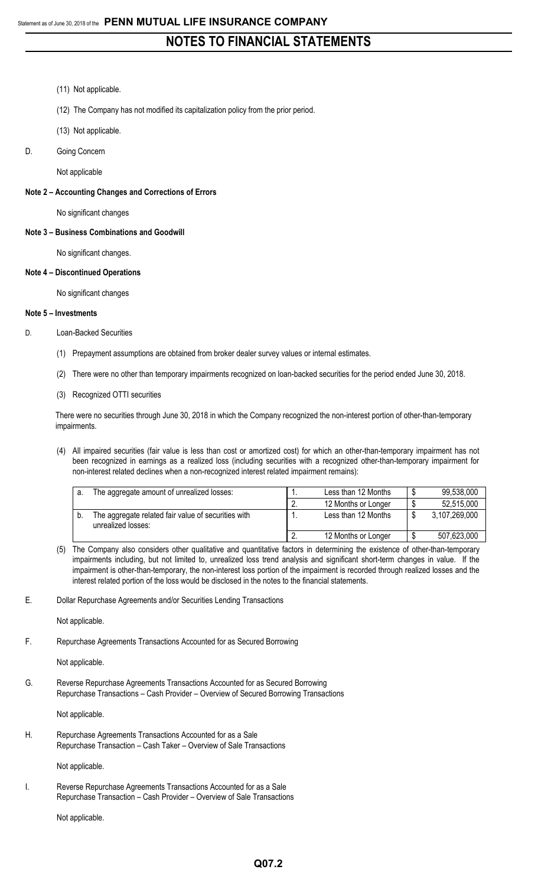(11) Not applicable.

(12) The Company has not modified its capitalization policy from the prior period.

(13) Not applicable.

D. Going Concern

Not applicable

**Note 2 – Accounting Changes and Corrections of Errors**

No significant changes

**Note 3 – Business Combinations and Goodwill**

No significant changes.

**Note 4 – Discontinued Operations**

No significant changes

**Note 5 – Investments**

D. Loan-Backed Securities

(1) Prepayment assumptions are obtained from broker dealer survey values or internal estimates.

(2) There were no other than temporary impairments recognized on loan-backed securities for the period ended June 30, 2018.

(3) Recognized OTTI securities

There were no securities through June 30, 2018 in which the Company recognized the non-interest portion of other-than-temporary impairments.

(4) All impaired securities (fair value is less than cost or amortized cost) for which an other-than-temporary impairment has not been recognized in earnings as a realized loss (including securities with a recognized other-than-temporary impairment for non-interest related declines when a non-recognized interest related impairment remains):

| | | | | | |
|---|---|---|---|---|---|
| a. | The aggregate amount of unrealized losses: | 1. | Less than 12 Months | $ | 99,538,000 |
| | | 2. | 12 Months or Longer | $ | 52,515,000 |
| b. | The aggregate related fair value of securities with unrealized losses: | 1. | Less than 12 Months | $ | 3,107,269,000 |
| | | 2. | 12 Months or Longer | $ | 507,623,000 |

(5) The Company also considers other qualitative and quantitative factors in determining the existence of other-than-temporary impairments including, but not limited to, unrealized loss trend analysis and significant short-term changes in value. If the impairment is other-than-temporary, the non-interest loss portion of the impairment is recorded through realized losses and the interest related portion of the loss would be disclosed in the notes to the financial statements.

E. Dollar Repurchase Agreements and/or Securities Lending Transactions

Not applicable.

F. Repurchase Agreements Transactions Accounted for as Secured Borrowing

Not applicable.

G. Reverse Repurchase Agreements Transactions Accounted for as Secured Borrowing
Repurchase Transactions – Cash Provider – Overview of Secured Borrowing Transactions

Not applicable.

H. Repurchase Agreements Transactions Accounted for as a Sale
Repurchase Transaction – Cash Taker – Overview of Sale Transactions

Not applicable.

I. Reverse Repurchase Agreements Transactions Accounted for as a Sale
Repurchase Transaction – Cash Provider – Overview of Sale Transactions

Not applicable.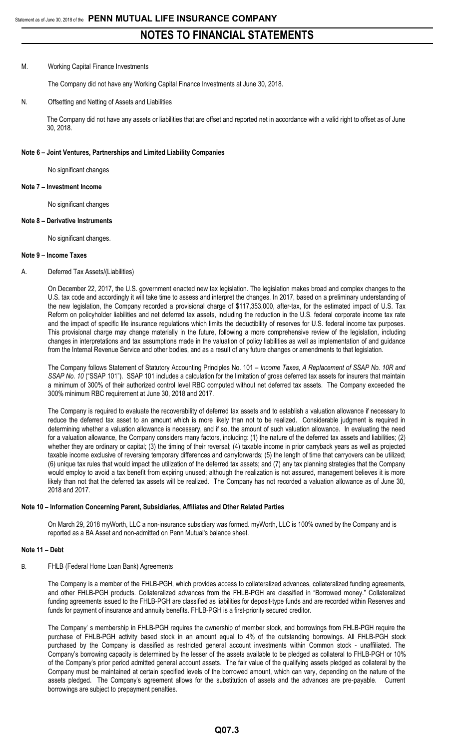M. Working Capital Finance Investments

The Company did not have any Working Capital Finance Investments at June 30, 2018.

N. Offsetting and Netting of Assets and Liabilities

The Company did not have any assets or liabilities that are offset and reported net in accordance with a valid right to offset as of June 30, 2018.

**Note 6 – Joint Ventures, Partnerships and Limited Liability Companies**

No significant changes

**Note 7 – Investment Income**

No significant changes

**Note 8 – Derivative Instruments**

No significant changes.

**Note 9 – Income Taxes**

A. Deferred Tax Assets/(Liabilities)

On December 22, 2017, the U.S. government enacted new tax legislation. The legislation makes broad and complex changes to the U.S. tax code and accordingly it will take time to assess and interpret the changes. In 2017, based on a preliminary understanding of the new legislation, the Company recorded a provisional charge of $117,353,000, after-tax, for the estimated impact of U.S. Tax Reform on policyholder liabilities and net deferred tax assets, including the reduction in the U.S. federal corporate income tax rate and the impact of specific life insurance regulations which limits the deductibility of reserves for U.S. federal income tax purposes. This provisional charge may change materially in the future, following a more comprehensive review of the legislation, including changes in interpretations and tax assumptions made in the valuation of policy liabilities as well as implementation of and guidance from the Internal Revenue Service and other bodies, and as a result of any future changes or amendments to that legislation.

The Company follows Statement of Statutory Accounting Principles No. 101 – *Income Taxes, A Replacement of SSAP No. 10R and SSAP No. 10* ("SSAP 101"). SSAP 101 includes a calculation for the limitation of gross deferred tax assets for insurers that maintain a minimum of 300% of their authorized control level RBC computed without net deferred tax assets. The Company exceeded the 300% minimum RBC requirement at June 30, 2018 and 2017.

The Company is required to evaluate the recoverability of deferred tax assets and to establish a valuation allowance if necessary to reduce the deferred tax asset to an amount which is more likely than not to be realized. Considerable judgment is required in determining whether a valuation allowance is necessary, and if so, the amount of such valuation allowance. In evaluating the need for a valuation allowance, the Company considers many factors, including: (1) the nature of the deferred tax assets and liabilities; (2) whether they are ordinary or capital; (3) the timing of their reversal; (4) taxable income in prior carryback years as well as projected taxable income exclusive of reversing temporary differences and carryforwards; (5) the length of time that carryovers can be utilized; (6) unique tax rules that would impact the utilization of the deferred tax assets; and (7) any tax planning strategies that the Company would employ to avoid a tax benefit from expiring unused; although the realization is not assured, management believes it is more likely than not that the deferred tax assets will be realized. The Company has not recorded a valuation allowance as of June 30, 2018 and 2017.

**Note 10 – Information Concerning Parent, Subsidiaries, Affiliates and Other Related Parties**

On March 29, 2018 myWorth, LLC a non-insurance subsidiary was formed. myWorth, LLC is 100% owned by the Company and is reported as a BA Asset and non-admitted on Penn Mutual's balance sheet.

**Note 11 – Debt**

B. FHLB (Federal Home Loan Bank) Agreements

The Company is a member of the FHLB-PGH, which provides access to collateralized advances, collateralized funding agreements, and other FHLB-PGH products. Collateralized advances from the FHLB-PGH are classified in "Borrowed money." Collateralized funding agreements issued to the FHLB-PGH are classified as liabilities for deposit-type funds and are recorded within Reserves and funds for payment of insurance and annuity benefits. FHLB-PGH is a first-priority secured creditor.

The Company' s membership in FHLB-PGH requires the ownership of member stock, and borrowings from FHLB-PGH require the purchase of FHLB-PGH activity based stock in an amount equal to 4% of the outstanding borrowings. All FHLB-PGH stock purchased by the Company is classified as restricted general account investments within Common stock - unaffiliated. The Company's borrowing capacity is determined by the lesser of the assets available to be pledged as collateral to FHLB-PGH or 10% of the Company's prior period admitted general account assets. The fair value of the qualifying assets pledged as collateral by the Company must be maintained at certain specified levels of the borrowed amount, which can vary, depending on the nature of the assets pledged. The Company's agreement allows for the substitution of assets and the advances are pre-payable. Current borrowings are subject to prepayment penalties.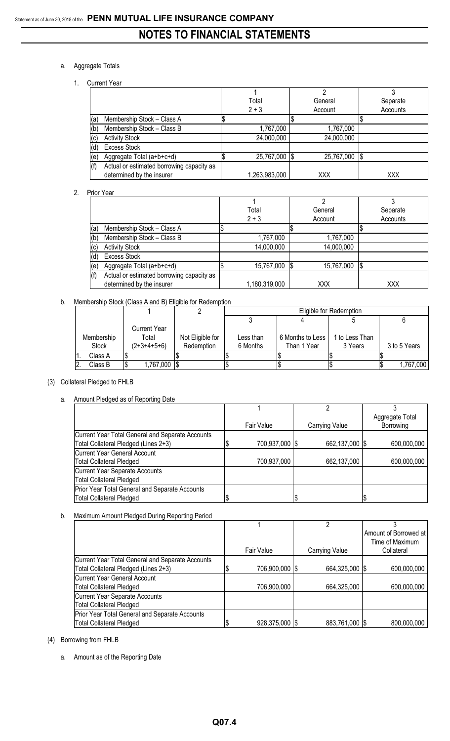a. Aggregate Totals

1. Current Year

| | 1<br>Total<br>2 + 3 | 2<br>General<br>Account | 3<br>Separate<br>Accounts |
|---|---|---|---|
| (a) Membership Stock – Class A | $ | $ | $ |
| (b) Membership Stock – Class B | 1,767,000 | 1,767,000 | |
| (c) Activity Stock | 24,000,000 | 24,000,000 | |
| (d) Excess Stock | | | |
| (e) Aggregate Total (a+b+c+d) | $ 25,767,000 | $ 25,767,000 | $ |
| (f) Actual or estimated borrowing capacity as determined by the insurer | 1,263,983,000 | XXX | XXX |

2. Prior Year

| | 1<br>Total<br>2 + 3 | 2<br>General<br>Account | 3<br>Separate<br>Accounts |
|---|---|---|---|
| (a) Membership Stock – Class A | $ | $ | $ |
| (b) Membership Stock – Class B | 1,767,000 | 1,767,000 | |
| (c) Activity Stock | 14,000,000 | 14,000,000 | |
| (d) Excess Stock | | | |
| (e) Aggregate Total (a+b+c+d) | $ 15,767,000 | $ 15,767,000 | $ |
| (f) Actual or estimated borrowing capacity as determined by the insurer | 1,180,319,000 | XXX | XXX |

b. Membership Stock (Class A and B) Eligible for Redemption

| | 1 | 2 | Eligible for Redemption | | | |
|---|---|---|---|---|---|---|
| | | | 3 | 4 | 5 | 6 |
| Membership Stock | Current Year Total (2+3+4+5+6) | Not Eligible for Redemption | Less than 6 Months | 6 Months to Less Than 1 Year | 1 to Less Than 3 Years | 3 to 5 Years |
| 1. Class A | $ | $ | $ | $ | $ | $ |
| 2. Class B | $ 1,767,000 | $ | $ | $ | $ | $ 1,767,000 |

(3) Collateral Pledged to FHLB

a. Amount Pledged as of Reporting Date

| | 1<br>Fair Value | 2<br>Carrying Value | 3<br>Aggregate Total Borrowing |
|---|---|---|---|
| Current Year Total General and Separate Accounts Total Collateral Pledged (Lines 2+3) | $ 700,937,000 | $ 662,137,000 | $ 600,000,000 |
| Current Year General Account Total Collateral Pledged | 700,937,000 | 662,137,000 | 600,000,000 |
| Current Year Separate Accounts Total Collateral Pledged | | | |
| Prior Year Total General and Separate Accounts Total Collateral Pledged | $ | $ | $ |

b. Maximum Amount Pledged During Reporting Period

| | 1<br>Fair Value | 2<br>Carrying Value | 3<br>Amount of Borrowed at Time of Maximum Collateral |
|---|---|---|---|
| Current Year Total General and Separate Accounts Total Collateral Pledged (Lines 2+3) | $ 706,900,000 | $ 664,325,000 | $ 600,000,000 |
| Current Year General Account Total Collateral Pledged | 706,900,000 | 664,325,000 | 600,000,000 |
| Current Year Separate Accounts Total Collateral Pledged | | | |
| Prior Year Total General and Separate Accounts Total Collateral Pledged | $ 928,375,000 | $ 883,761,000 | $ 800,000,000 |

(4) Borrowing from FHLB

a. Amount as of the Reporting Date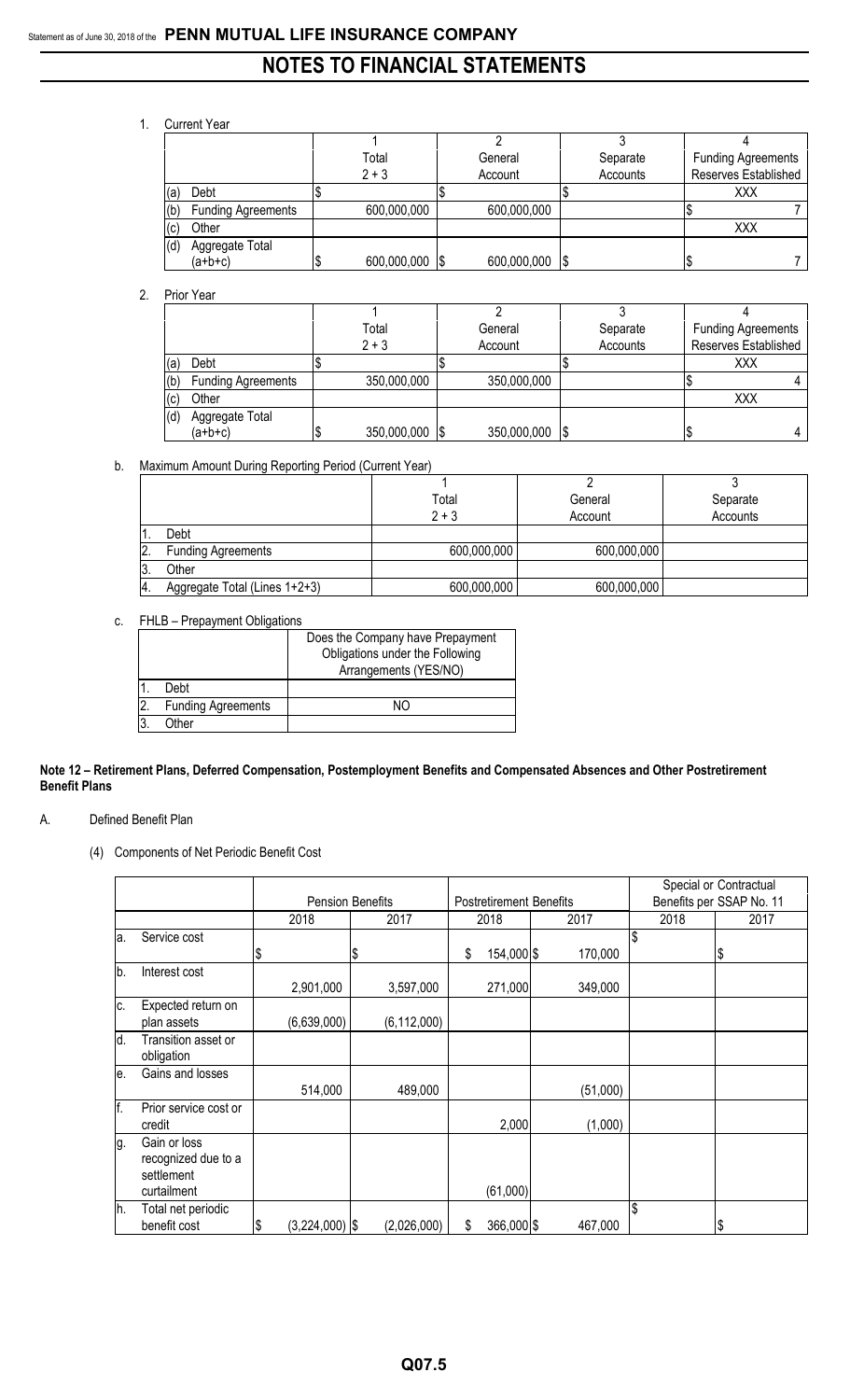1. Current Year

| | 1<br>Total<br>2 + 3 | 2<br>General<br>Account | 3<br>Separate<br>Accounts | 4<br>Funding Agreements<br>Reserves Established |
|---|---|---|---|---|
| (a) Debt | $ | $ | $ | XXX |
| (b) Funding Agreements | 600,000,000 | 600,000,000 | | $ 7 |
| (c) Other | | | | XXX |
| (d) Aggregate Total (a+b+c) | $ 600,000,000 | $ 600,000,000 | $ | $ 7 |

2. Prior Year

| | 1<br>Total<br>2 + 3 | 2<br>General<br>Account | 3<br>Separate<br>Accounts | 4<br>Funding Agreements<br>Reserves Established |
|---|---|---|---|---|
| (a) Debt | $ | $ | $ | XXX |
| (b) Funding Agreements | 350,000,000 | 350,000,000 | | $ 4 |
| (c) Other | | | | XXX |
| (d) Aggregate Total (a+b+c) | $ 350,000,000 | $ 350,000,000 | $ | $ 4 |

b. Maximum Amount During Reporting Period (Current Year)

| | 1<br>Total<br>2 + 3 | 2<br>General<br>Account | 3<br>Separate<br>Accounts |
|---|---|---|---|
| 1. Debt | | | |
| 2. Funding Agreements | 600,000,000 | 600,000,000 | |
| 3. Other | | | |
| 4. Aggregate Total (Lines 1+2+3) | 600,000,000 | 600,000,000 | |

c. FHLB – Prepayment Obligations

| | Does the Company have Prepayment Obligations under the Following Arrangements (YES/NO) |
|---|---|
| 1. Debt | |
| 2. Funding Agreements | NO |
| 3. Other | |

**Note 12 – Retirement Plans, Deferred Compensation, Postemployment Benefits and Compensated Absences and Other Postretirement Benefit Plans**

A. Defined Benefit Plan

(4) Components of Net Periodic Benefit Cost

| | | Pension Benefits | | Postretirement Benefits | | Special or Contractual Benefits per SSAP No. 11 | |
|---|---|---|---|---|---|---|---|
| | | 2018 | 2017 | 2018 | 2017 | 2018 | 2017 |
| a. | Service cost | $ | $ | $ 154,000 | $ 170,000 | $ | $ |
| b. | Interest cost | 2,901,000 | 3,597,000 | 271,000 | 349,000 | | |
| c. | Expected return on plan assets | (6,639,000) | (6,112,000) | | | | |
| d. | Transition asset or obligation | | | | | | |
| e. | Gains and losses | 514,000 | 489,000 | | (51,000) | | |
| f. | Prior service cost or credit | | | 2,000 | (1,000) | | |
| g. | Gain or loss recognized due to a settlement curtailment | | | (61,000) | | | |
| h. | Total net periodic benefit cost | $ (3,224,000) | $ (2,026,000) | $ 366,000 | $ 467,000 | $ | $ |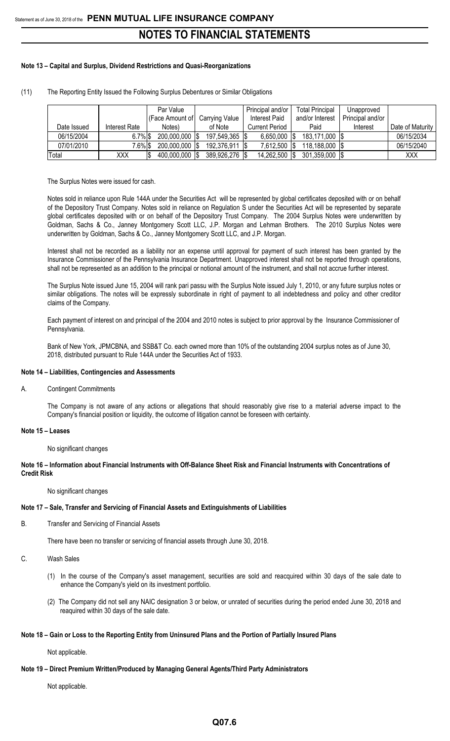## Note 13 – Capital and Surplus, Dividend Restrictions and Quasi-Reorganizations

(11) The Reporting Entity Issued the Following Surplus Debentures or Similar Obligations

| Date Issued | Interest Rate | Par Value (Face Amount of Notes) | Carrying Value of Note | Principal and/or Interest Paid Current Period | Total Principal and/or Interest Paid | Unapproved Principal and/or Interest | Date of Maturity |
|---|---|---|---|---|---|---|---|
| 06/15/2004 | 6.7% | $ 200,000,000 | $ 197,549,365 | $ 6,650,000 | $ 183,171,000 | $ | 06/15/2034 |
| 07/01/2010 | 7.6% | $ 200,000,000 | $ 192,376,911 | $ 7,612,500 | $ 118,188,000 | $ | 06/15/2040 |
| Total | XXX | $ 400,000,000 | $ 389,926,276 | $ 14,262,500 | $ 301,359,000 | $ | XXX |

The Surplus Notes were issued for cash.

Notes sold in reliance upon Rule 144A under the Securities Act will be represented by global certificates deposited with or on behalf of the Depository Trust Company. Notes sold in reliance on Regulation S under the Securities Act will be represented by separate global certificates deposited with or on behalf of the Depository Trust Company. The 2004 Surplus Notes were underwritten by Goldman, Sachs & Co., Janney Montgomery Scott LLC, J.P. Morgan and Lehman Brothers. The 2010 Surplus Notes were underwritten by Goldman, Sachs & Co., Janney Montgomery Scott LLC, and J.P. Morgan.

Interest shall not be recorded as a liability nor an expense until approval for payment of such interest has been granted by the Insurance Commissioner of the Pennsylvania Insurance Department. Unapproved interest shall not be reported through operations, shall not be represented as an addition to the principal or notional amount of the instrument, and shall not accrue further interest.

The Surplus Note issued June 15, 2004 will rank pari passu with the Surplus Note issued July 1, 2010, or any future surplus notes or similar obligations. The notes will be expressly subordinate in right of payment to all indebtedness and policy and other creditor claims of the Company.

Each payment of interest on and principal of the 2004 and 2010 notes is subject to prior approval by the Insurance Commissioner of Pennsylvania.

Bank of New York, JPMCBNA, and SSB&T Co. each owned more than 10% of the outstanding 2004 surplus notes as of June 30, 2018, distributed pursuant to Rule 144A under the Securities Act of 1933.

## Note 14 – Liabilities, Contingencies and Assessments

A. Contingent Commitments

The Company is not aware of any actions or allegations that should reasonably give rise to a material adverse impact to the Company's financial position or liquidity, the outcome of litigation cannot be foreseen with certainty.

## Note 15 – Leases

No significant changes

## Note 16 – Information about Financial Instruments with Off-Balance Sheet Risk and Financial Instruments with Concentrations of Credit Risk

No significant changes

## Note 17 – Sale, Transfer and Servicing of Financial Assets and Extinguishments of Liabilities

B. Transfer and Servicing of Financial Assets

There have been no transfer or servicing of financial assets through June 30, 2018.

C. Wash Sales

(1) In the course of the Company's asset management, securities are sold and reacquired within 30 days of the sale date to enhance the Company's yield on its investment portfolio.

(2) The Company did not sell any NAIC designation 3 or below, or unrated of securities during the period ended June 30, 2018 and reaquired within 30 days of the sale date.

## Note 18 – Gain or Loss to the Reporting Entity from Uninsured Plans and the Portion of Partially Insured Plans

Not applicable.

## Note 19 – Direct Premium Written/Produced by Managing General Agents/Third Party Administrators

Not applicable.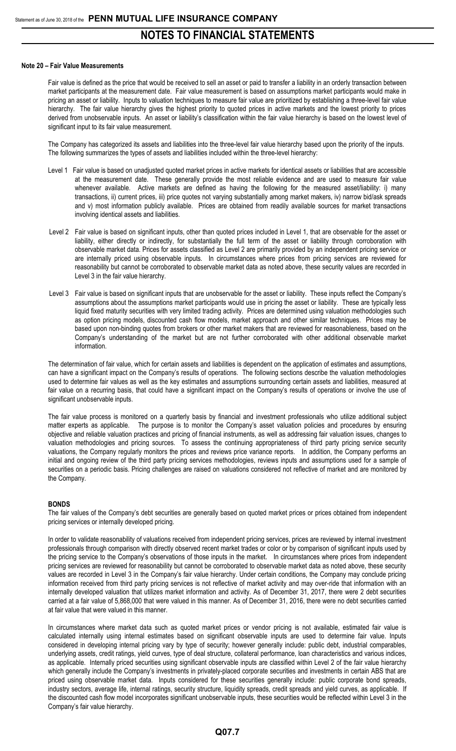## Note 20 – Fair Value Measurements

Fair value is defined as the price that would be received to sell an asset or paid to transfer a liability in an orderly transaction between market participants at the measurement date. Fair value measurement is based on assumptions market participants would make in pricing an asset or liability. Inputs to valuation techniques to measure fair value are prioritized by establishing a three-level fair value hierarchy. The fair value hierarchy gives the highest priority to quoted prices in active markets and the lowest priority to prices derived from unobservable inputs. An asset or liability's classification within the fair value hierarchy is based on the lowest level of significant input to its fair value measurement.

The Company has categorized its assets and liabilities into the three-level fair value hierarchy based upon the priority of the inputs. The following summarizes the types of assets and liabilities included within the three-level hierarchy:

- Level 1 Fair value is based on unadjusted quoted market prices in active markets for identical assets or liabilities that are accessible at the measurement date. These generally provide the most reliable evidence and are used to measure fair value whenever available. Active markets are defined as having the following for the measured asset/liability: i) many transactions, ii) current prices, iii) price quotes not varying substantially among market makers, iv) narrow bid/ask spreads and v) most information publicly available. Prices are obtained from readily available sources for market transactions involving identical assets and liabilities.

- Level 2 Fair value is based on significant inputs, other than quoted prices included in Level 1, that are observable for the asset or liability, either directly or indirectly, for substantially the full term of the asset or liability through corroboration with observable market data. Prices for assets classified as Level 2 are primarily provided by an independent pricing service or are internally priced using observable inputs. In circumstances where prices from pricing services are reviewed for reasonability but cannot be corroborated to observable market data as noted above, these security values are recorded in Level 3 in the fair value hierarchy.

- Level 3 Fair value is based on significant inputs that are unobservable for the asset or liability. These inputs reflect the Company's assumptions about the assumptions market participants would use in pricing the asset or liability. These are typically less liquid fixed maturity securities with very limited trading activity. Prices are determined using valuation methodologies such as option pricing models, discounted cash flow models, market approach and other similar techniques. Prices may be based upon non-binding quotes from brokers or other market makers that are reviewed for reasonableness, based on the Company's understanding of the market but are not further corroborated with other additional observable market information.

The determination of fair value, which for certain assets and liabilities is dependent on the application of estimates and assumptions, can have a significant impact on the Company's results of operations. The following sections describe the valuation methodologies used to determine fair values as well as the key estimates and assumptions surrounding certain assets and liabilities, measured at fair value on a recurring basis, that could have a significant impact on the Company's results of operations or involve the use of significant unobservable inputs.

The fair value process is monitored on a quarterly basis by financial and investment professionals who utilize additional subject matter experts as applicable. The purpose is to monitor the Company's asset valuation policies and procedures by ensuring objective and reliable valuation practices and pricing of financial instruments, as well as addressing fair valuation issues, changes to valuation methodologies and pricing sources. To assess the continuing appropriateness of third party pricing service security valuations, the Company regularly monitors the prices and reviews price variance reports. In addition, the Company performs an initial and ongoing review of the third party pricing services methodologies, reviews inputs and assumptions used for a sample of securities on a periodic basis. Pricing challenges are raised on valuations considered not reflective of market and are monitored by the Company.

### BONDS

The fair values of the Company's debt securities are generally based on quoted market prices or prices obtained from independent pricing services or internally developed pricing.

In order to validate reasonability of valuations received from independent pricing services, prices are reviewed by internal investment professionals through comparison with directly observed recent market trades or color or by comparison of significant inputs used by the pricing service to the Company's observations of those inputs in the market. In circumstances where prices from independent pricing services are reviewed for reasonability but cannot be corroborated to observable market data as noted above, these security values are recorded in Level 3 in the Company's fair value hierarchy. Under certain conditions, the Company may conclude pricing information received from third party pricing services is not reflective of market activity and may over-ride that information with an internally developed valuation that utilizes market information and activity. As of December 31, 2017, there were 2 debt securities carried at a fair value of 5,868,000 that were valued in this manner. As of December 31, 2016, there were no debt securities carried at fair value that were valued in this manner.

In circumstances where market data such as quoted market prices or vendor pricing is not available, estimated fair value is calculated internally using internal estimates based on significant observable inputs are used to determine fair value. Inputs considered in developing internal pricing vary by type of security; however generally include: public debt, industrial comparables, underlying assets, credit ratings, yield curves, type of deal structure, collateral performance, loan characteristics and various indices, as applicable. Internally priced securities using significant observable inputs are classified within Level 2 of the fair value hierarchy which generally include the Company's investments in privately-placed corporate securities and investments in certain ABS that are priced using observable market data. Inputs considered for these securities generally include: public corporate bond spreads, industry sectors, average life, internal ratings, security structure, liquidity spreads, credit spreads and yield curves, as applicable. If the discounted cash flow model incorporates significant unobservable inputs, these securities would be reflected within Level 3 in the Company's fair value hierarchy.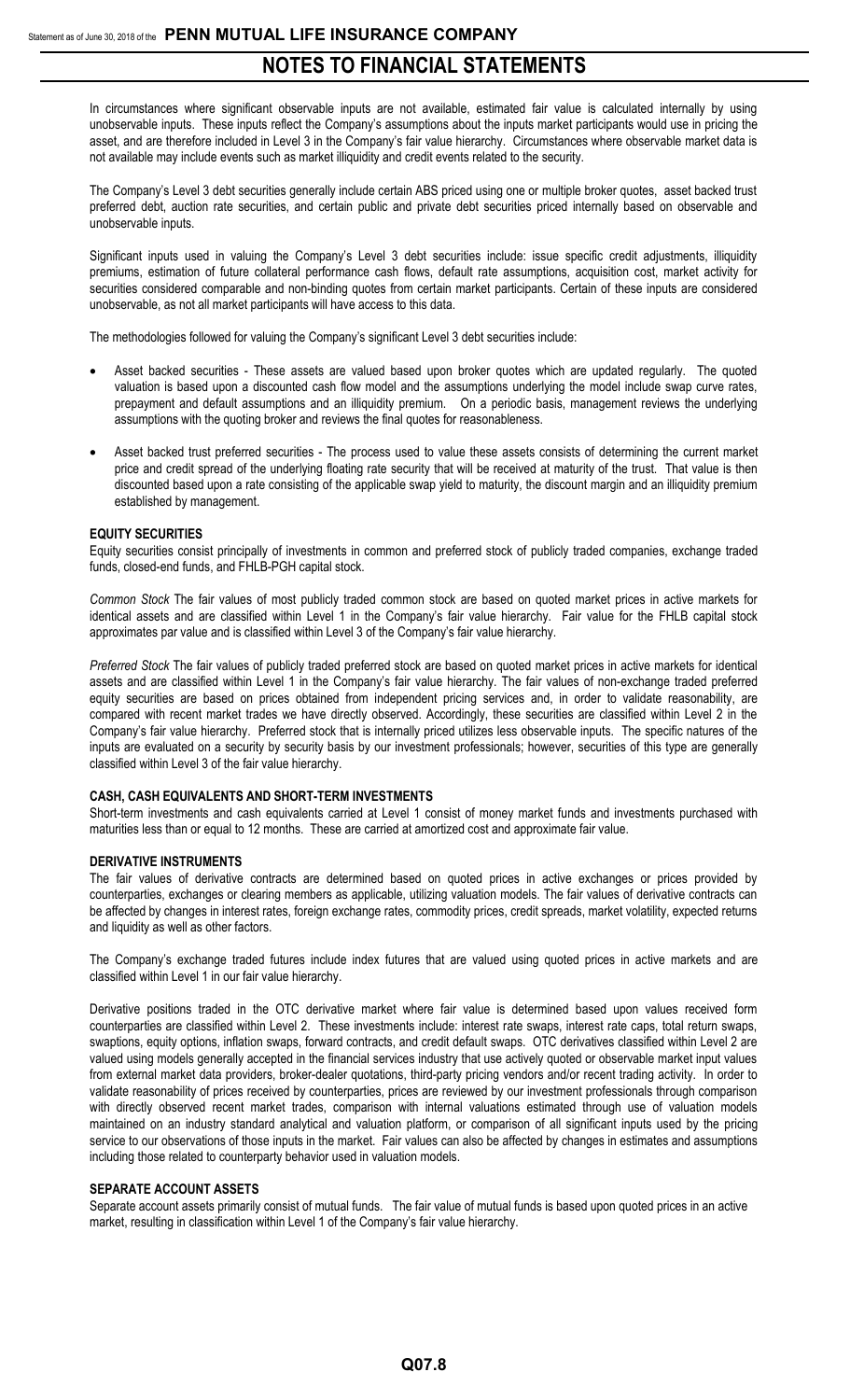In circumstances where significant observable inputs are not available, estimated fair value is calculated internally by using unobservable inputs. These inputs reflect the Company's assumptions about the inputs market participants would use in pricing the asset, and are therefore included in Level 3 in the Company's fair value hierarchy. Circumstances where observable market data is not available may include events such as market illiquidity and credit events related to the security.

The Company's Level 3 debt securities generally include certain ABS priced using one or multiple broker quotes, asset backed trust preferred debt, auction rate securities, and certain public and private debt securities priced internally based on observable and unobservable inputs.

Significant inputs used in valuing the Company's Level 3 debt securities include: issue specific credit adjustments, illiquidity premiums, estimation of future collateral performance cash flows, default rate assumptions, acquisition cost, market activity for securities considered comparable and non-binding quotes from certain market participants. Certain of these inputs are considered unobservable, as not all market participants will have access to this data.

The methodologies followed for valuing the Company's significant Level 3 debt securities include:

- Asset backed securities - These assets are valued based upon broker quotes which are updated regularly. The quoted valuation is based upon a discounted cash flow model and the assumptions underlying the model include swap curve rates, prepayment and default assumptions and an illiquidity premium. On a periodic basis, management reviews the underlying assumptions with the quoting broker and reviews the final quotes for reasonableness.
- Asset backed trust preferred securities - The process used to value these assets consists of determining the current market price and credit spread of the underlying floating rate security that will be received at maturity of the trust. That value is then discounted based upon a rate consisting of the applicable swap yield to maturity, the discount margin and an illiquidity premium established by management.

**EQUITY SECURITIES**

Equity securities consist principally of investments in common and preferred stock of publicly traded companies, exchange traded funds, closed-end funds, and FHLB-PGH capital stock.

*Common Stock* The fair values of most publicly traded common stock are based on quoted market prices in active markets for identical assets and are classified within Level 1 in the Company's fair value hierarchy. Fair value for the FHLB capital stock approximates par value and is classified within Level 3 of the Company's fair value hierarchy.

*Preferred Stock* The fair values of publicly traded preferred stock are based on quoted market prices in active markets for identical assets and are classified within Level 1 in the Company's fair value hierarchy. The fair values of non-exchange traded preferred equity securities are based on prices obtained from independent pricing services and, in order to validate reasonability, are compared with recent market trades we have directly observed. Accordingly, these securities are classified within Level 2 in the Company's fair value hierarchy. Preferred stock that is internally priced utilizes less observable inputs. The specific natures of the inputs are evaluated on a security by security basis by our investment professionals; however, securities of this type are generally classified within Level 3 of the fair value hierarchy.

**CASH, CASH EQUIVALENTS AND SHORT-TERM INVESTMENTS**

Short-term investments and cash equivalents carried at Level 1 consist of money market funds and investments purchased with maturities less than or equal to 12 months. These are carried at amortized cost and approximate fair value.

**DERIVATIVE INSTRUMENTS**

The fair values of derivative contracts are determined based on quoted prices in active exchanges or prices provided by counterparties, exchanges or clearing members as applicable, utilizing valuation models. The fair values of derivative contracts can be affected by changes in interest rates, foreign exchange rates, commodity prices, credit spreads, market volatility, expected returns and liquidity as well as other factors.

The Company's exchange traded futures include index futures that are valued using quoted prices in active markets and are classified within Level 1 in our fair value hierarchy.

Derivative positions traded in the OTC derivative market where fair value is determined based upon values received form counterparties are classified within Level 2. These investments include: interest rate swaps, interest rate caps, total return swaps, swaptions, equity options, inflation swaps, forward contracts, and credit default swaps. OTC derivatives classified within Level 2 are valued using models generally accepted in the financial services industry that use actively quoted or observable market input values from external market data providers, broker-dealer quotations, third-party pricing vendors and/or recent trading activity. In order to validate reasonability of prices received by counterparties, prices are reviewed by our investment professionals through comparison with directly observed recent market trades, comparison with internal valuations estimated through use of valuation models maintained on an industry standard analytical and valuation platform, or comparison of all significant inputs used by the pricing service to our observations of those inputs in the market. Fair values can also be affected by changes in estimates and assumptions including those related to counterparty behavior used in valuation models.

**SEPARATE ACCOUNT ASSETS**

Separate account assets primarily consist of mutual funds. The fair value of mutual funds is based upon quoted prices in an active market, resulting in classification within Level 1 of the Company's fair value hierarchy.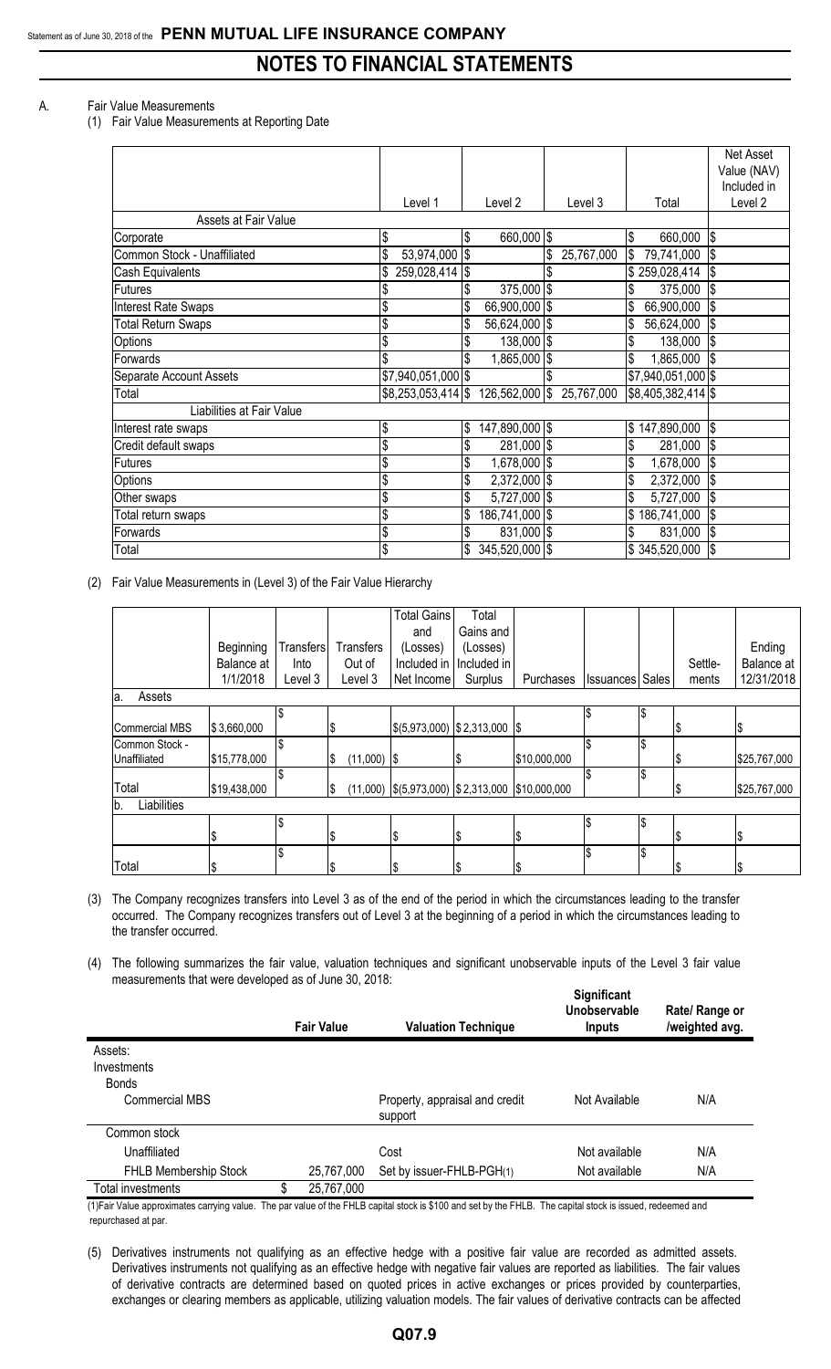A. Fair Value Measurements

(1) Fair Value Measurements at Reporting Date

| | Level 1 | Level 2 | Level 3 | Total | Net Asset Value (NAV) Included in Level 2 |
|---|---|---|---|---|---|
| **Assets at Fair Value** | | | | | |
| Corporate | $ | $ 660,000 | $ | $ 660,000 | $ |
| Common Stock - Unaffiliated | $ 53,974,000 | $ | $ 25,767,000 | $ 79,741,000 | $ |
| Cash Equivalents | $ 259,028,414 | $ | $ | $ 259,028,414 | $ |
| Futures | $ | $ 375,000 | $ | $ 375,000 | $ |
| Interest Rate Swaps | $ | $ 66,900,000 | $ | $ 66,900,000 | $ |
| Total Return Swaps | $ | $ 56,624,000 | $ | $ 56,624,000 | $ |
| Options | $ | $ 138,000 | $ | $ 138,000 | $ |
| Forwards | $ | $ 1,865,000 | $ | $ 1,865,000 | $ |
| Separate Account Assets | $7,940,051,000 | $ | $ | $7,940,051,000 | $ |
| Total | $8,253,053,414 | $ 126,562,000 | $ 25,767,000 | $8,405,382,414 | $ |
| **Liabilities at Fair Value** | | | | | |
| Interest rate swaps | $ | $ 147,890,000 | $ | $ 147,890,000 | $ |
| Credit default swaps | $ | $ 281,000 | $ | $ 281,000 | $ |
| Futures | $ | $ 1,678,000 | $ | $ 1,678,000 | $ |
| Options | $ | $ 2,372,000 | $ | $ 2,372,000 | $ |
| Other swaps | $ | $ 5,727,000 | $ | $ 5,727,000 | $ |
| Total return swaps | $ | $ 186,741,000 | $ | $ 186,741,000 | $ |
| Forwards | $ | $ 831,000 | $ | $ 831,000 | $ |
| Total | $ | $ 345,520,000 | $ | $ 345,520,000 | $ |

(2) Fair Value Measurements in (Level 3) of the Fair Value Hierarchy

| | Beginning Balance at 1/1/2018 | Transfers Into Level 3 | Transfers Out of Level 3 | Total Gains and (Losses) Included in Net Income | Total Gains and (Losses) Included in Surplus | Purchases | Issuances | Sales | Settle-ments | Ending Balance at 12/31/2018 |
|---|---|---|---|---|---|---|---|---|---|---|
| a. Assets | | | | | | | | | | |
| Commercial MBS | $ 3,660,000 | $ | $ | $(5,973,000) | $ 2,313,000 | $ | $ | $ | $ | $ |
| Common Stock - Unaffiliated | $15,778,000 | $ | $ (11,000) | $ | $ | $10,000,000 | $ | $ | $ | $25,767,000 |
| Total | $19,438,000 | $ | $ (11,000) | $(5,973,000) | $ 2,313,000 | $10,000,000 | $ | $ | $ | $25,767,000 |
| b. Liabilities | | | | | | | | | | |
| | $ | $ | $ | $ | $ | $ | $ | $ | $ | $ |
| Total | $ | $ | $ | $ | $ | $ | $ | $ | $ | $ |

(3) The Company recognizes transfers into Level 3 as of the end of the period in which the circumstances leading to the transfer occurred. The Company recognizes transfers out of Level 3 at the beginning of a period in which the circumstances leading to the transfer occurred.

(4) The following summarizes the fair value, valuation techniques and significant unobservable inputs of the Level 3 fair value measurements that were developed as of June 30, 2018:

| | Fair Value | Valuation Technique | Significant Unobservable Inputs | Rate/ Range or /weighted avg. |
|---|---|---|---|---|
| Assets: | | | | |
| Investments | | | | |
| Bonds | | | | |
| Commercial MBS | | Property, appraisal and credit support | Not Available | N/A |
| Common stock | | | | |
| Unaffiliated | | Cost | Not available | N/A |
| FHLB Membership Stock | 25,767,000 | Set by issuer-FHLB-PGH(1) | Not available | N/A |
| Total investments | $ 25,767,000 | | | |

(1)Fair Value approximates carrying value. The par value of the FHLB capital stock is $100 and set by the FHLB. The capital stock is issued, redeemed and repurchased at par.

(5) Derivatives instruments not qualifying as an effective hedge with a positive fair value are recorded as admitted assets. Derivatives instruments not qualifying as an effective hedge with negative fair values are reported as liabilities. The fair values of derivative contracts are determined based on quoted prices in active exchanges or prices provided by counterparties, exchanges or clearing members as applicable, utilizing valuation models. The fair values of derivative contracts can be affected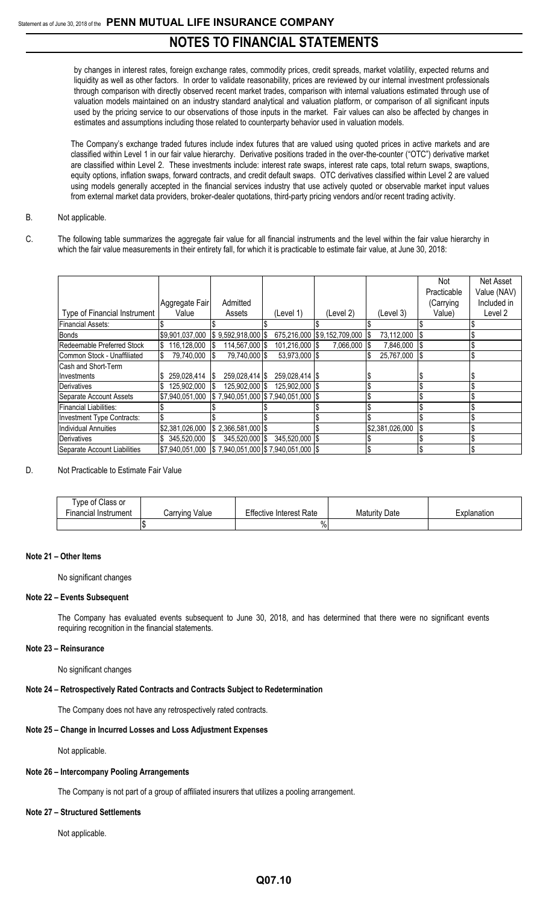by changes in interest rates, foreign exchange rates, commodity prices, credit spreads, market volatility, expected returns and liquidity as well as other factors. In order to validate reasonability, prices are reviewed by our internal investment professionals through comparison with directly observed recent market trades, comparison with internal valuations estimated through use of valuation models maintained on an industry standard analytical and valuation platform, or comparison of all significant inputs used by the pricing service to our observations of those inputs in the market. Fair values can also be affected by changes in estimates and assumptions including those related to counterparty behavior used in valuation models.

The Company's exchange traded futures include index futures that are valued using quoted prices in active markets and are classified within Level 1 in our fair value hierarchy. Derivative positions traded in the over-the-counter ("OTC") derivative market are classified within Level 2. These investments include: interest rate swaps, interest rate caps, total return swaps, swaptions, equity options, inflation swaps, forward contracts, and credit default swaps. OTC derivatives classified within Level 2 are valued using models generally accepted in the financial services industry that use actively quoted or observable market input values from external market data providers, broker-dealer quotations, third-party pricing vendors and/or recent trading activity.

B. Not applicable.

C. The following table summarizes the aggregate fair value for all financial instruments and the level within the fair value hierarchy in which the fair value measurements in their entirety fall, for which it is practicable to estimate fair value, at June 30, 2018:

| Type of Financial Instrument | Aggregate Fair Value | Admitted Assets | (Level 1) | (Level 2) | (Level 3) | Not Practicable (Carrying Value) | Net Asset Value (NAV) Included in Level 2 |
|---|---|---|---|---|---|---|---|
| Financial Assets: | $ | $ | $ | $ | $ | $ | $ |
| Bonds | $9,901,037,000 | $ 9,592,918,000 | $ 675,216,000 | $9,152,709,000 | $ 73,112,000 | $ | $ |
| Redeemable Preferred Stock | $ 116,128,000 | $ 114,567,000 | $ 101,216,000 | $ 7,066,000 | $ 7,846,000 | $ | $ |
| Common Stock - Unaffiliated | $ 79,740,000 | $ 79,740,000 | $ 53,973,000 | $ | $ 25,767,000 | $ | $ |
| Cash and Short-Term Investments | $ 259,028,414 | $ 259,028,414 | $ 259,028,414 | $ | $ | $ | $ |
| Derivatives | $ 125,902,000 | $ 125,902,000 | $ 125,902,000 | $ | $ | $ | $ |
| Separate Account Assets | $7,940,051,000 | $ 7,940,051,000 | $ 7,940,051,000 | $ | $ | $ | $ |
| Financial Liabilities: | $ | $ | $ | $ | $ | $ | $ |
| Investment Type Contracts: | $ | $ | $ | $ | $ | $ | $ |
| Individual Annuities | $2,381,026,000 | $ 2,366,581,000 | $ | $ | $2,381,026,000 | $ | $ |
| Derivatives | $ 345,520,000 | $ 345,520,000 | $ 345,520,000 | $ | $ | $ | $ |
| Separate Account Liabilities | $7,940,051,000 | $ 7,940,051,000 | $ 7,940,051,000 | $ | $ | $ | $ |

D. Not Practicable to Estimate Fair Value

| Type of Class or Financial Instrument | Carrying Value | Effective Interest Rate | Maturity Date | Explanation |
|---|---|---|---|---|
| | $ | % | | |

**Note 21 – Other Items**

No significant changes

**Note 22 – Events Subsequent**

The Company has evaluated events subsequent to June 30, 2018, and has determined that there were no significant events requiring recognition in the financial statements.

**Note 23 – Reinsurance**

No significant changes

**Note 24 – Retrospectively Rated Contracts and Contracts Subject to Redetermination**

The Company does not have any retrospectively rated contracts.

**Note 25 – Change in Incurred Losses and Loss Adjustment Expenses**

Not applicable.

**Note 26 – Intercompany Pooling Arrangements**

The Company is not part of a group of affiliated insurers that utilizes a pooling arrangement.

**Note 27 – Structured Settlements**

Not applicable.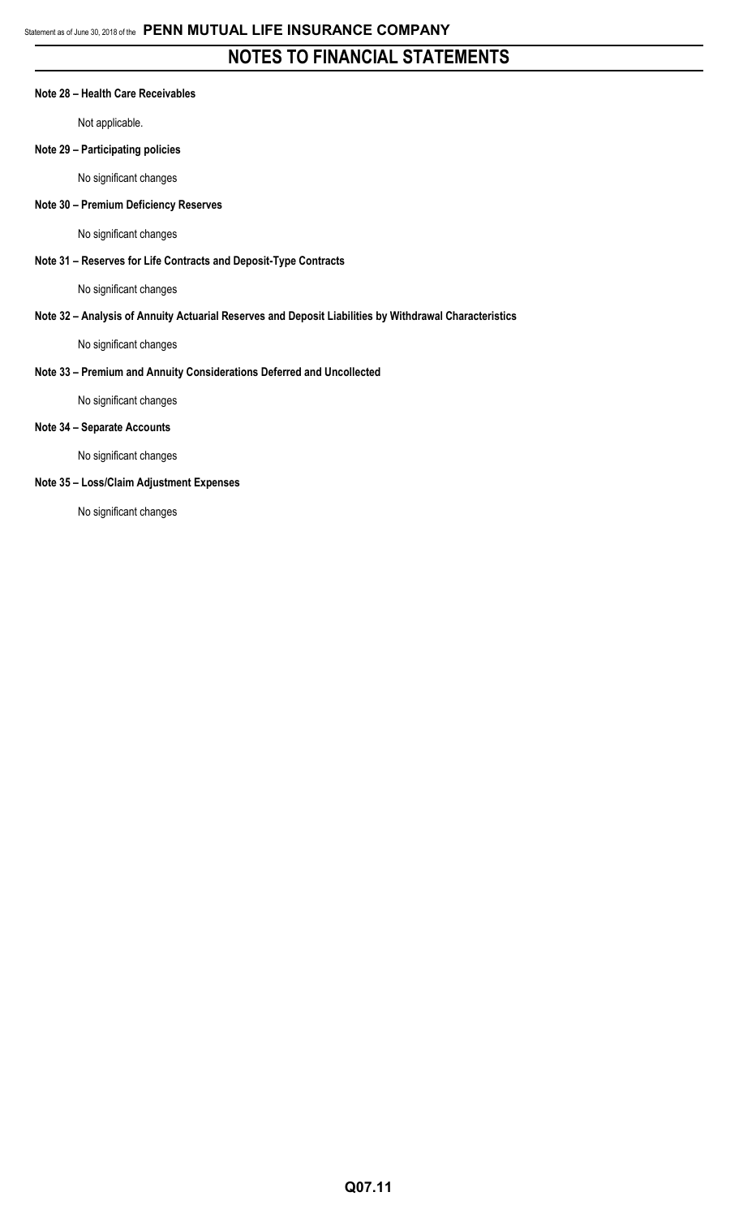# NOTES TO FINANCIAL STATEMENTS

**Note 28 – Health Care Receivables**

Not applicable.

**Note 29 – Participating policies**

No significant changes

**Note 30 – Premium Deficiency Reserves**

No significant changes

**Note 31 – Reserves for Life Contracts and Deposit-Type Contracts**

No significant changes

**Note 32 – Analysis of Annuity Actuarial Reserves and Deposit Liabilities by Withdrawal Characteristics**

No significant changes

**Note 33 – Premium and Annuity Considerations Deferred and Uncollected**

No significant changes

**Note 34 – Separate Accounts**

No significant changes

**Note 35 – Loss/Claim Adjustment Expenses**

No significant changes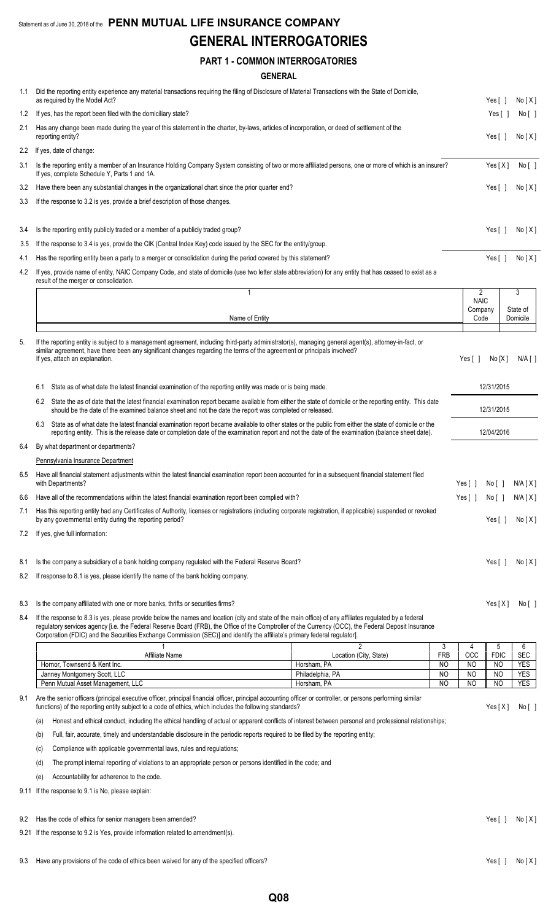Statement as of June 30, 2018 of the **PENN MUTUAL LIFE INSURANCE COMPANY**

# GENERAL INTERROGATORIES

## PART 1 - COMMON INTERROGATORIES

### GENERAL

1.1 Did the reporting entity experience any material transactions requiring the filing of Disclosure of Material Transactions with the State of Domicile, as required by the Model Act? Yes [ ] No [ X ]

1.2 If yes, has the report been filed with the domiciliary state? Yes [ ] No [ ]

2.1 Has any change been made during the year of this statement in the charter, by-laws, articles of incorporation, or deed of settlement of the reporting entity? Yes [ ] No [ X ]

2.2 If yes, date of change:

3.1 Is the reporting entity a member of an Insurance Holding Company System consisting of two or more affiliated persons, one or more of which is an insurer? Yes [ X ] No [ ]
If yes, complete Schedule Y, Parts 1 and 1A.

3.2 Have there been any substantial changes in the organizational chart since the prior quarter end? Yes [ ] No [ X ]

3.3 If the response to 3.2 is yes, provide a brief description of those changes.

3.4 Is the reporting entity publicly traded or a member of a publicly traded group? Yes [ ] No [ X ]

3.5 If the response to 3.4 is yes, provide the CIK (Central Index Key) code issued by the SEC for the entity/group.

4.1 Has the reporting entity been a party to a merger or consolidation during the period covered by this statement? Yes [ ] No [ X ]

4.2 If yes, provide name of entity, NAIC Company Code, and state of domicile (use two letter state abbreviation) for any entity that has ceased to exist as a result of the merger or consolidation.

| 1<br>Name of Entity | 2<br>NAIC Company Code | 3<br>State of Domicile |
|---|---|---|
| | | |

5. If the reporting entity is subject to a management agreement, including third-party administrator(s), managing general agent(s), attorney-in-fact, or similar agreement, have there been any significant changes regarding the terms of the agreement or principals involved? If yes, attach an explanation. Yes [ ] No [X] N/A [ ]

6.1 State as of what date the latest financial examination of the reporting entity was made or is being made. 12/31/2015

6.2 State the as of date that the latest financial examination report became available from either the state of domicile or the reporting entity. This date should be the date of the examined balance sheet and not the date the report was completed or released. 12/31/2015

6.3 State as of what date the latest financial examination report became available to other states or the public from either the state of domicile or the reporting entity. This is the release date or completion date of the examination report and not the date of the examination (balance sheet date). 12/04/2016

6.4 By what department or departments?

Pennsylvania Insurance Department

6.5 Have all financial statement adjustments within the latest financial examination report been accounted for in a subsequent financial statement filed with Departments? Yes [ ] No [ ] N/A [ X ]

6.6 Have all of the recommendations within the latest financial examination report been complied with? Yes [ ] No [ ] N/A [ X ]

7.1 Has this reporting entity had any Certificates of Authority, licenses or registrations (including corporate registration, if applicable) suspended or revoked by any governmental entity during the reporting period? Yes [ ] No [ X ]

7.2 If yes, give full information:

8.1 Is the company a subsidiary of a bank holding company regulated with the Federal Reserve Board? Yes [ ] No [ X ]

8.2 If response to 8.1 is yes, please identify the name of the bank holding company.

8.3 Is the company affiliated with one or more banks, thrifts or securities firms? Yes [ X ] No [ ]

8.4 If the response to 8.3 is yes, please provide below the names and location (city and state of the main office) of any affiliates regulated by a federal regulatory services agency [i.e. the Federal Reserve Board (FRB), the Office of the Comptroller of the Currency (OCC), the Federal Deposit Insurance Corporation (FDIC) and the Securities Exchange Commission (SEC)] and identify the affiliate's primary federal regulator].

| 1<br>Affiliate Name | 2<br>Location (City, State) | 3<br>FRB | 4<br>OCC | 5<br>FDIC | 6<br>SEC |
|---|---|---|---|---|---|
| Hornor, Townsend & Kent Inc. | Horsham, PA | NO | NO | NO | YES |
| Janney Montgomery Scott, LLC | Philadelphia, PA | NO | NO | NO | YES |
| Penn Mutual Asset Management, LLC | Horsham, PA | NO | NO | NO | YES |

9.1 Are the senior officers (principal executive officer, principal financial officer, principal accounting officer or controller, or persons performing similar functions) of the reporting entity subject to a code of ethics, which includes the following standards? Yes [ X ] No [ ]

(a) Honest and ethical conduct, including the ethical handling of actual or apparent conflicts of interest between personal and professional relationships;

(b) Full, fair, accurate, timely and understandable disclosure in the periodic reports required to be filed by the reporting entity;

(c) Compliance with applicable governmental laws, rules and regulations;

(d) The prompt internal reporting of violations to an appropriate person or persons identified in the code; and

(e) Accountability for adherence to the code.

9.11 If the response to 9.1 is No, please explain:

9.2 Has the code of ethics for senior managers been amended? Yes [ ] No [ X ]

9.21 If the response to 9.2 is Yes, provide information related to amendment(s).

9.3 Have any provisions of the code of ethics been waived for any of the specified officers? Yes [ ] No [ X ]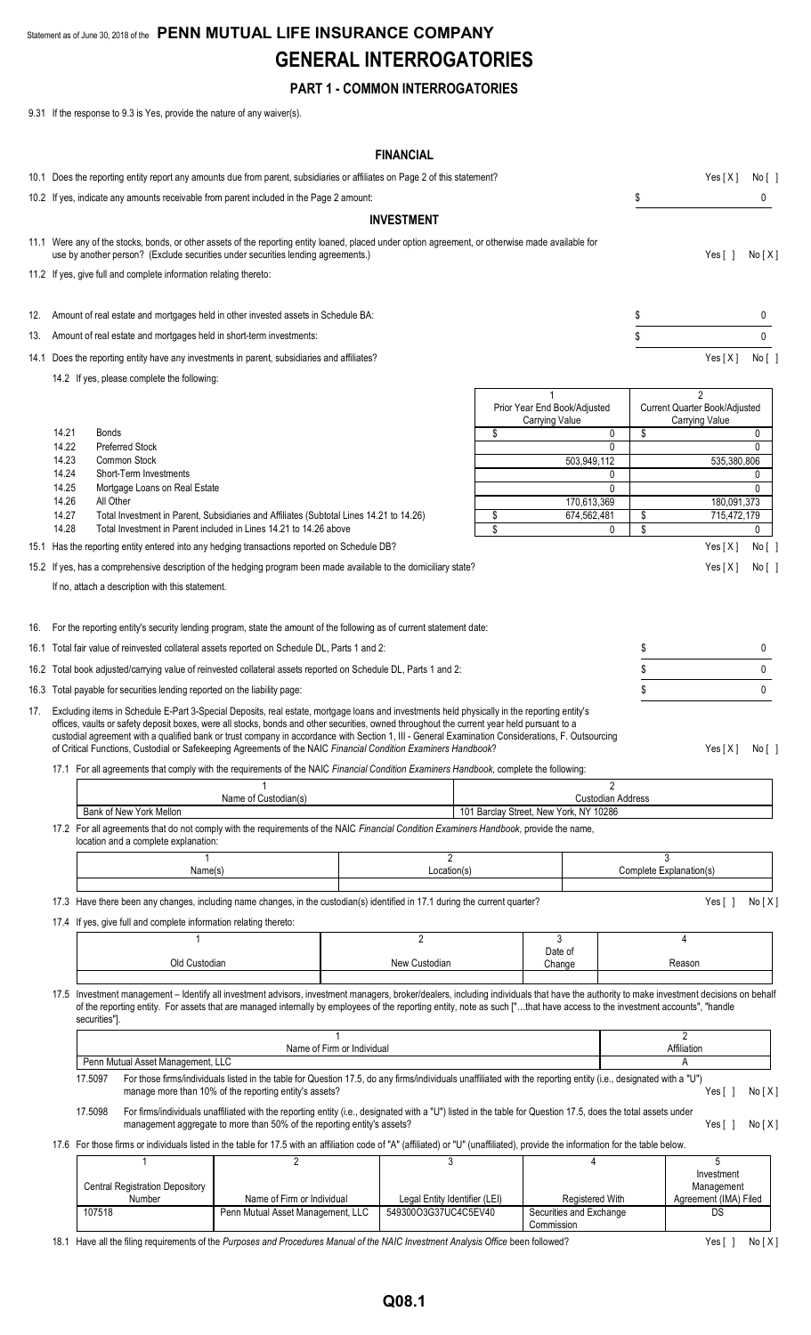Statement as of June 30, 2018 of the **PENN MUTUAL LIFE INSURANCE COMPANY**

# GENERAL INTERROGATORIES

## PART 1 - COMMON INTERROGATORIES

9.31 If the response to 9.3 is Yes, provide the nature of any waiver(s).

### FINANCIAL

10.1 Does the reporting entity report any amounts due from parent, subsidiaries or affiliates on Page 2 of this statement? Yes [ X ] No [ ]

10.2 If yes, indicate any amounts receivable from parent included in the Page 2 amount: $ 0

### INVESTMENT

11.1 Were any of the stocks, bonds, or other assets of the reporting entity loaned, placed under option agreement, or otherwise made available for use by another person? (Exclude securities under securities lending agreements.) Yes [ ] No [ X ]

11.2 If yes, give full and complete information relating thereto:

12. Amount of real estate and mortgages held in other invested assets in Schedule BA: $ 0

13. Amount of real estate and mortgages held in short-term investments: $ 0

14.1 Does the reporting entity have any investments in parent, subsidiaries and affiliates? Yes [ X ] No [ ]

14.2 If yes, please complete the following:

| | | 1<br>Prior Year End Book/Adjusted Carrying Value | 2<br>Current Quarter Book/Adjusted Carrying Value |
|---|---|---|---|
| 14.21 | Bonds | $ 0 | $ 0 |
| 14.22 | Preferred Stock | 0 | 0 |
| 14.23 | Common Stock | 503,949,112 | 535,380,806 |
| 14.24 | Short-Term Investments | 0 | 0 |
| 14.25 | Mortgage Loans on Real Estate | 0 | 0 |
| 14.26 | All Other | 170,613,369 | 180,091,373 |
| 14.27 | Total Investment in Parent, Subsidiaries and Affiliates (Subtotal Lines 14.21 to 14.26) | $ 674,562,481 | $ 715,472,179 |
| 14.28 | Total Investment in Parent included in Lines 14.21 to 14.26 above | $ 0 | $ 0 |

15.1 Has the reporting entity entered into any hedging transactions reported on Schedule DB? Yes [ X ] No [ ]

15.2 If yes, has a comprehensive description of the hedging program been made available to the domiciliary state? Yes [ X ] No [ ]

If no, attach a description with this statement.

16. For the reporting entity's security lending program, state the amount of the following as of current statement date:

16.1 Total fair value of reinvested collateral assets reported on Schedule DL, Parts 1 and 2: $ 0

16.2 Total book adjusted/carrying value of reinvested collateral assets reported on Schedule DL, Parts 1 and 2: $ 0

16.3 Total payable for securities lending reported on the liability page: $ 0

17. Excluding items in Schedule E-Part 3-Special Deposits, real estate, mortgage loans and investments held physically in the reporting entity's offices, vaults or safety deposit boxes, were all stocks, bonds and other securities, owned throughout the current year held pursuant to a custodial agreement with a qualified bank or trust company in accordance with Section 1, III - General Examination Considerations, F. Outsourcing of Critical Functions, Custodial or Safekeeping Agreements of the NAIC *Financial Condition Examiners Handbook*? Yes [ X ] No [ ]

17.1 For all agreements that comply with the requirements of the NAIC *Financial Condition Examiners Handbook*, complete the following:

| 1<br>Name of Custodian(s) | 2<br>Custodian Address |
|---|---|
| Bank of New York Mellon | 101 Barclay Street, New York, NY 10286 |

17.2 For all agreements that do not comply with the requirements of the NAIC *Financial Condition Examiners Handbook*, provide the name, location and a complete explanation:

| 1<br>Name(s) | 2<br>Location(s) | 3<br>Complete Explanation(s) |
|---|---|---|
| | | |

17.3 Have there been any changes, including name changes, in the custodian(s) identified in 17.1 during the current quarter? Yes [ ] No [ X ]

17.4 If yes, give full and complete information relating thereto:

| 1<br>Old Custodian | 2<br>New Custodian | 3<br>Date of Change | 4<br>Reason |
|---|---|---|---|
| | | | |

17.5 Investment management – Identify all investment advisors, investment managers, broker/dealers, including individuals that have the authority to make investment decisions on behalf of the reporting entity. For assets that are managed internally by employees of the reporting entity, note as such ["...that have access to the investment accounts", "handle securities"].

| 1<br>Name of Firm or Individual | 2<br>Affiliation |
|---|---|
| Penn Mutual Asset Management, LLC | A |

17.5097 For those firms/individuals listed in the table for Question 17.5, do any firms/individuals unaffiliated with the reporting entity (i.e., designated with a "U") manage more than 10% of the reporting entity's assets? Yes [ ] No [ X ]

17.5098 For firms/individuals unaffiliated with the reporting entity (i.e., designated with a "U") listed in the table for Question 17.5, does the total assets under management aggregate to more than 50% of the reporting entity's assets? Yes [ ] No [ X ]

17.6 For those firms or individuals listed in the table for 17.5 with an affiliation code of "A" (affiliated) or "U" (unaffiliated), provide the information for the table below.

| 1<br>Central Registration Depository Number | 2<br>Name of Firm or Individual | 3<br>Legal Entity Identifier (LEI) | 4<br>Registered With | 5<br>Investment Management Agreement (IMA) Filed |
|---|---|---|---|---|
| 107518 | Penn Mutual Asset Management, LLC | 549300O3G37UC4C5EV40 | Securities and Exchange Commission | DS |

18.1 Have all the filing requirements of the *Purposes and Procedures Manual of the NAIC Investment Analysis Office* been followed? Yes [ ] No [ X ]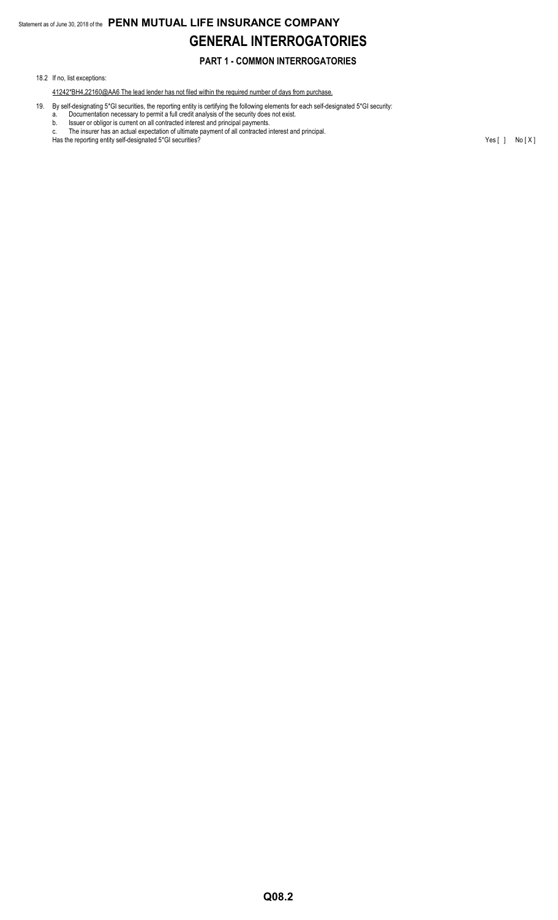# GENERAL INTERROGATORIES

## PART 1 - COMMON INTERROGATORIES

18.2 If no, list exceptions:

41242*BH4,22160@AA6 The lead lender has not filed within the required number of days from purchase.

19. By self-designating 5*GI securities, the reporting entity is certifying the following elements for each self-designated 5*GI security:
    a. Documentation necessary to permit a full credit analysis of the security does not exist.
    b. Issuer or obligor is current on all contracted interest and principal payments.
    c. The insurer has an actual expectation of ultimate payment of all contracted interest and principal.

    Has the reporting entity self-designated 5*GI securities? Yes [ ] No [ X ]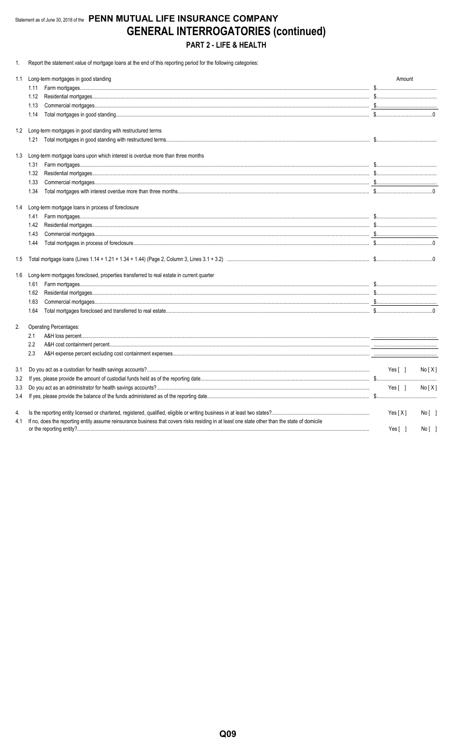Statement as of June 30, 2018 of the **PENN MUTUAL LIFE INSURANCE COMPANY**

# GENERAL INTERROGATORIES (continued)

## PART 2 - LIFE & HEALTH

1. Report the statement value of mortgage loans at the end of this reporting period for the following categories:

| | | Amount |
|---|---|---|
| 1.1 | Long-term mortgages in good standing | |
| | 1.11 Farm mortgages | $ |
| | 1.12 Residential mortgages | $ |
| | 1.13 Commercial mortgages | $ |
| | 1.14 Total mortgages in good standing | $ 0 |
| 1.2 | Long-term mortgages in good standing with restructured terms | |
| | 1.21 Total mortgages in good standing with restructured terms | $ |
| 1.3 | Long-term mortgage loans upon which interest is overdue more than three months | |
| | 1.31 Farm mortgages | $ |
| | 1.32 Residential mortgages | $ |
| | 1.33 Commercial mortgages | $ |
| | 1.34 Total mortgages with interest overdue more than three months | $ 0 |
| 1.4 | Long-term mortgage loans in process of foreclosure | |
| | 1.41 Farm mortgages | $ |
| | 1.42 Residential mortgages | $ |
| | 1.43 Commercial mortgages | $ |
| | 1.44 Total mortgages in process of foreclosure | $ 0 |
| 1.5 | Total mortgage loans (Lines 1.14 + 1.21 + 1.34 + 1.44) (Page 2, Column 3, Lines 3.1 + 3.2) | $ 0 |
| 1.6 | Long-term mortgages foreclosed, properties transferred to real estate in current quarter | |
| | 1.61 Farm mortgages | $ |
| | 1.62 Residential mortgages | $ |
| | 1.63 Commercial mortgages | $ |
| | 1.64 Total mortgages foreclosed and transferred to real estate | $ 0 |

2. Operating Percentages:

| | | |
|---|---|---|
| 2.1 | A&H loss percent | |
| 2.2 | A&H cost containment percent | |
| 2.3 | A&H expense percent excluding cost containment expenses | |

| | | |
|---|---|---|
| 3.1 | Do you act as a custodian for health savings accounts? | Yes [ ] No [X] |
| 3.2 | If yes, please provide the amount of custodial funds held as of the reporting date | $ |
| 3.3 | Do you act as an administrator for health savings accounts? | Yes [ ] No [X] |
| 3.4 | If yes, please provide the balance of the funds administered as of the reporting date | $ |

| | | |
|---|---|---|
| 4. | Is the reporting entity licensed or chartered, registered, qualified, eligible or writing business in at least two states? | Yes [X] No [ ] |
| 4.1 | If no, does the reporting entity assume reinsurance business that covers risks residing in at least one state other than the state of domicile or the reporting entity? | Yes [ ] No [ ] |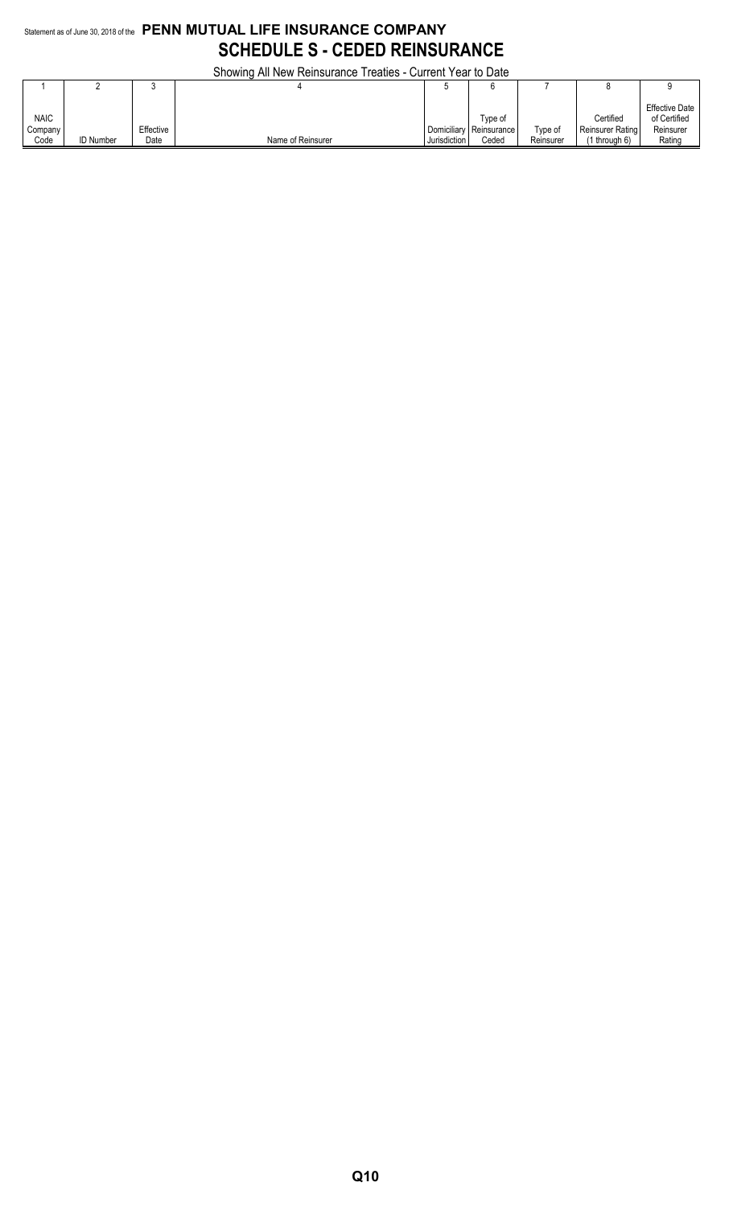Statement as of June 30, 2018 of the **PENN MUTUAL LIFE INSURANCE COMPANY**

# SCHEDULE S - CEDED REINSURANCE

Showing All New Reinsurance Treaties - Current Year to Date

| 1 | 2 | 3 | 4 | 5 | 6 | 7 | 8 | 9 |
|---|---|---|---|---|---|---|---|---|
| NAIC Company Code | ID Number | Effective Date | Name of Reinsurer | Domiciliary Jurisdiction | Type of Reinsurance Ceded | Type of Reinsurer | Certified Reinsurer Rating (1 through 6) | Effective Date of Certified Reinsurer Rating |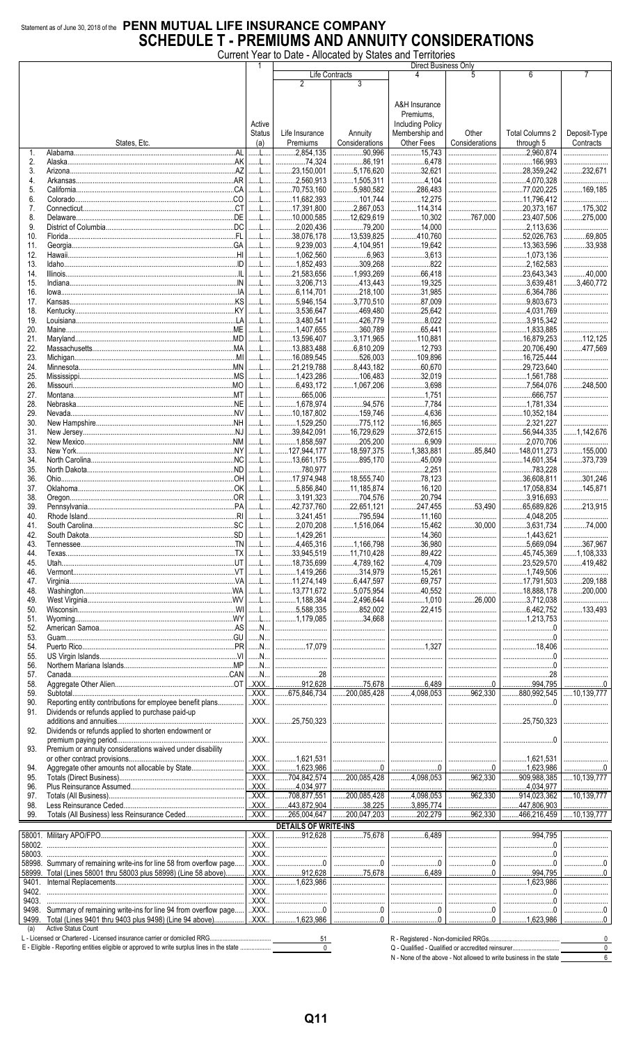Statement as of June 30, 2018 of the **PENN MUTUAL LIFE INSURANCE COMPANY**

# SCHEDULE T - PREMIUMS AND ANNUITY CONSIDERATIONS

Current Year to Date - Allocated by States and Territories

| | States, Etc. | | 1 Active Status (a) | Direct Business Only | | | | | |
|---|---|---|---|---|---|---|---|---|---|
| | | | | Life Contracts | | 4 | 5 | 6 | 7 |
| | | | | 2 Life Insurance Premiums | 3 Annuity Considerations | A&H Insurance Premiums, Including Policy Membership and Other Fees | Other Considerations | Total Columns 2 through 5 | Deposit-Type Contracts |
| 1. | Alabama | AL | L | 2,854,135 | 90,996 | 15,743 | | 2,960,874 | |
| 2. | Alaska | AK | L | 74,324 | 86,191 | 6,478 | | 166,993 | |
| 3. | Arizona | AZ | L | 23,150,001 | 5,176,620 | 32,621 | | 28,359,242 | 232,671 |
| 4. | Arkansas | AR | L | 2,560,913 | 1,505,311 | 4,104 | | 4,070,328 | |
| 5. | California | CA | L | 70,753,160 | 5,980,582 | 286,483 | | 77,020,225 | 169,185 |
| 6. | Colorado | CO | L | 11,682,393 | 101,744 | 12,275 | | 11,796,412 | |
| 7. | Connecticut | CT | L | 17,391,800 | 2,867,053 | 114,314 | | 20,373,167 | 175,302 |
| 8. | Delaware | DE | L | 10,000,585 | 12,629,619 | 10,302 | 767,000 | 23,407,506 | 275,000 |
| 9. | District of Columbia | DC | L | 2,020,436 | 79,200 | 14,000 | | 2,113,636 | |
| 10. | Florida | FL | L | 38,076,178 | 13,539,825 | 410,760 | | 52,026,763 | 69,805 |
| 11. | Georgia | GA | L | 9,239,003 | 4,104,951 | 19,642 | | 13,363,596 | 33,938 |
| 12. | Hawaii | HI | L | 1,062,560 | 6,963 | 3,613 | | 1,073,136 | |
| 13. | Idaho | ID | L | 1,852,493 | 309,268 | 822 | | 2,162,583 | |
| 14. | Illinois | IL | L | 21,583,656 | 1,993,269 | 66,418 | | 23,643,343 | 40,000 |
| 15. | Indiana | IN | L | 3,206,713 | 413,443 | 19,325 | | 3,639,481 | 3,460,772 |
| 16. | Iowa | IA | L | 6,114,701 | 218,100 | 31,985 | | 6,364,786 | |
| 17. | Kansas | KS | L | 5,946,154 | 3,770,510 | 87,009 | | 9,803,673 | |
| 18. | Kentucky | KY | L | 3,536,647 | 469,480 | 25,642 | | 4,031,769 | |
| 19. | Louisiana | LA | L | 3,480,541 | 426,779 | 8,022 | | 3,915,342 | |
| 20. | Maine | ME | L | 1,407,655 | 360,789 | 65,441 | | 1,833,885 | |
| 21. | Maryland | MD | L | 13,596,407 | 3,171,965 | 110,881 | | 16,879,253 | 112,125 |
| 22. | Massachusetts | MA | L | 13,883,488 | 6,810,209 | 12,793 | | 20,706,490 | 477,569 |
| 23. | Michigan | MI | L | 16,089,545 | 526,003 | 109,896 | | 16,725,444 | |
| 24. | Minnesota | MN | L | 21,219,788 | 8,443,182 | 60,670 | | 29,723,640 | |
| 25. | Mississippi | MS | L | 1,423,286 | 106,483 | 32,019 | | 1,561,788 | |
| 26. | Missouri | MO | L | 6,493,172 | 1,067,206 | 3,698 | | 7,564,076 | 248,500 |
| 27. | Montana | MT | L | 665,006 | | 1,751 | | 666,757 | |
| 28. | Nebraska | NE | L | 1,678,974 | 94,576 | 7,784 | | 1,781,334 | |
| 29. | Nevada | NV | L | 10,187,802 | 159,746 | 4,636 | | 10,352,184 | |
| 30. | New Hampshire | NH | L | 1,529,250 | 775,112 | 16,865 | | 2,321,227 | |
| 31. | New Jersey | NJ | L | 39,842,091 | 16,729,629 | 372,615 | | 56,944,335 | 1,142,676 |
| 32. | New Mexico | NM | L | 1,858,597 | 205,200 | 6,909 | | 2,070,706 | |
| 33. | New York | NY | L | 127,944,177 | 18,597,375 | 1,383,881 | 85,840 | 148,011,273 | 155,000 |
| 34. | North Carolina | NC | L | 13,661,175 | 895,170 | 45,009 | | 14,601,354 | 373,739 |
| 35. | North Dakota | ND | L | 780,977 | | 2,251 | | 783,228 | |
| 36. | Ohio | OH | L | 17,974,948 | 18,555,740 | 78,123 | | 36,608,811 | 301,246 |
| 37. | Oklahoma | OK | L | 5,856,840 | 11,185,874 | 16,120 | | 17,058,834 | 145,871 |
| 38. | Oregon | OR | L | 3,191,323 | 704,576 | 20,794 | | 3,916,693 | |
| 39. | Pennsylvania | PA | L | 42,737,760 | 22,651,121 | 247,455 | 53,490 | 65,689,826 | 213,915 |
| 40. | Rhode Island | RI | L | 3,241,451 | 795,594 | 11,160 | | 4,048,205 | |
| 41. | South Carolina | SC | L | 2,070,208 | 1,516,064 | 15,462 | 30,000 | 3,631,734 | 74,000 |
| 42. | South Dakota | SD | L | 1,429,261 | | 14,360 | | 1,443,621 | |
| 43. | Tennessee | TN | L | 4,465,316 | 1,166,798 | 36,980 | | 5,669,094 | 367,967 |
| 44. | Texas | TX | L | 33,945,519 | 11,710,428 | 89,422 | | 45,745,369 | 1,108,333 |
| 45. | Utah | UT | L | 18,735,699 | 4,789,162 | 4,709 | | 23,529,570 | 419,482 |
| 46. | Vermont | VT | L | 1,419,266 | 314,979 | 15,261 | | 1,749,506 | |
| 47. | Virginia | VA | L | 11,274,149 | 6,447,597 | 69,757 | | 17,791,503 | 209,188 |
| 48. | Washington | WA | L | 13,771,672 | 5,075,954 | 40,552 | | 18,888,178 | 200,000 |
| 49. | West Virginia | WV | L | 1,188,384 | 2,496,644 | 1,010 | 26,000 | 3,712,038 | |
| 50. | Wisconsin | WI | L | 5,588,335 | 852,002 | 22,415 | | 6,462,752 | 133,493 |
| 51. | Wyoming | WY | L | 1,179,085 | 34,668 | | | 1,213,753 | |
| 52. | American Samoa | AS | N | | | | | 0 | |
| 53. | Guam | GU | N | | | | | 0 | |
| 54. | Puerto Rico | PR | N | 17,079 | | 1,327 | | 18,406 | |
| 55. | US Virgin Islands | VI | N | | | | | 0 | |
| 56. | Northern Mariana Islands | MP | N | | | | | 0 | |
| 57. | Canada | CAN | N | 28 | | | | 28 | |
| 58. | Aggregate Other Alien | OT | XXX | 912,628 | 75,678 | 6,489 | 0 | 994,795 | 0 |
| 59. | Subtotal | | XXX | 675,846,734 | 200,085,428 | 4,098,053 | 962,330 | 880,992,545 | 10,139,777 |
| 90. | Reporting entity contributions for employee benefit plans | | XXX | | | | | 0 | |
| 91. | Dividends or refunds applied to purchase paid-up additions and annuities | | XXX | 25,750,323 | | | | 25,750,323 | |
| 92. | Dividends or refunds applied to shorten endowment or premium paying period | | XXX | | | | | 0 | |
| 93. | Premium or annuity considerations waived under disability or other contract provisions | | XXX | 1,621,531 | | | | 1,621,531 | |
| 94. | Aggregate other amounts not allocable by State | | XXX | 1,623,986 | 0 | 0 | 0 | 1,623,986 | 0 |
| 95. | Totals (Direct Business) | | XXX | 704,842,574 | 200,085,428 | 4,098,053 | 962,330 | 909,988,385 | 10,139,777 |
| 96. | Plus Reinsurance Assumed | | XXX | 4,034,977 | | | | 4,034,977 | |
| 97. | Totals (All Business) | | XXX | 708,877,551 | 200,085,428 | 4,098,053 | 962,330 | 914,023,362 | 10,139,777 |
| 98. | Less Reinsurance Ceded | | XXX | 443,872,904 | 38,225 | 3,895,774 | | 447,806,903 | |
| 99. | Totals (All Business) less Reinsurance Ceded | | XXX | 265,004,647 | 200,047,203 | 202,279 | 962,330 | 466,216,459 | 10,139,777 |
| | **DETAILS OF WRITE-INS** | | | | | | | | |
| 58001. | Military APO/FPO | | XXX | 912,628 | 75,678 | 6,489 | | 994,795 | |
| 58002. | | | XXX | | | | | 0 | |
| 58003. | | | XXX | | | | | 0 | |
| 58998. | Summary of remaining write-ins for line 58 from overflow page | | XXX | 0 | 0 | 0 | 0 | 0 | 0 |
| 58999. | Total (Lines 58001 thru 58003 plus 58998) (Line 58 above) | | XXX | 912,628 | 75,678 | 6,489 | 0 | 994,795 | 0 |
| 9401. | Internal Replacements | | XXX | 1,623,986 | | | | 1,623,986 | |
| 9402. | | | XXX | | | | | 0 | |
| 9403. | | | XXX | | | | | 0 | |
| 9498. | Summary of remaining write-ins for line 94 from overflow page | | XXX | 0 | 0 | 0 | 0 | 0 | 0 |
| 9499. | Total (Lines 9401 thru 9403 plus 9498) (Line 94 above) | | XXX | 1,623,986 | 0 | 0 | 0 | 1,623,986 | 0 |

(a) Active Status Count

L - Licensed or Chartered - Licensed insurance carrier or domiciled RRG: 51
E - Eligible - Reporting entities eligible or approved to write surplus lines in the state: 0
R - Registered - Non-domiciled RRGs: 0
Q - Qualified - Qualified or accredited reinsurer: 0
N - None of the above - Not allowed to write business in the state: 6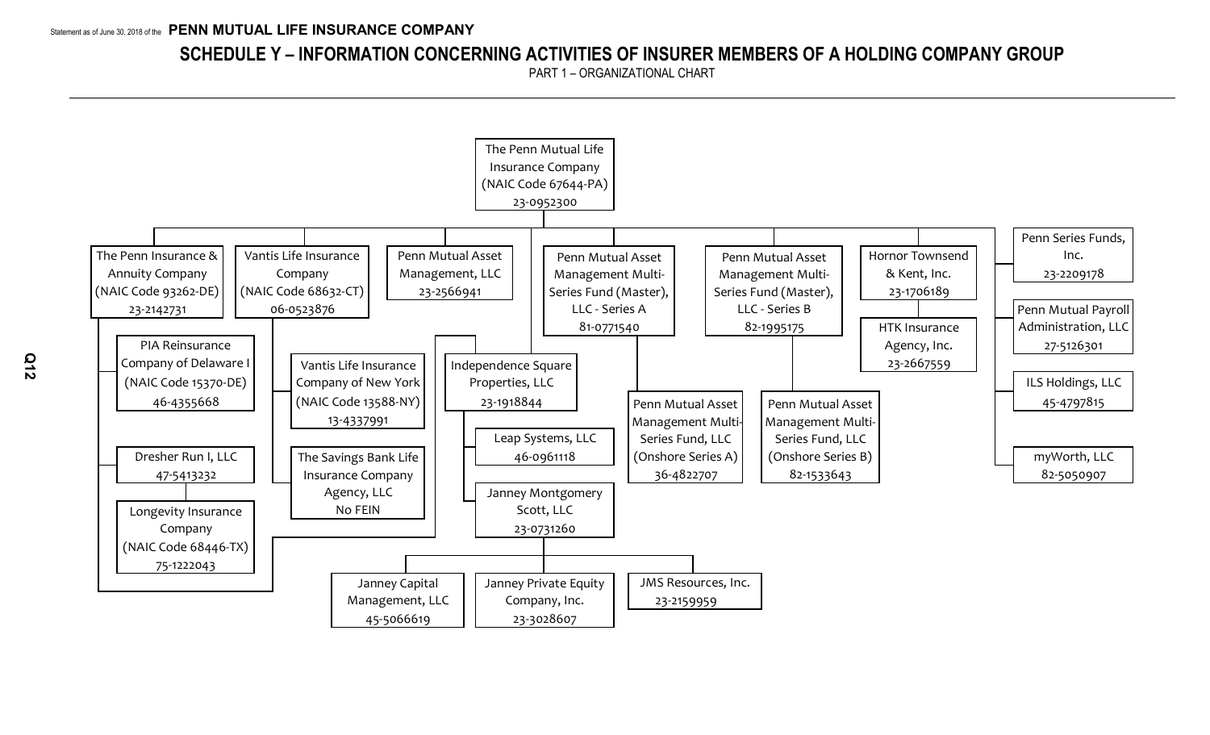# SCHEDULE Y – INFORMATION CONCERNING ACTIVITIES OF INSURER MEMBERS OF A HOLDING COMPANY GROUP

PART 1 – ORGANIZATIONAL CHART

- **The Penn Mutual Life Insurance Company** (NAIC Code 67644-PA) 23-0952300
  - The Penn Insurance & Annuity Company (NAIC Code 93262-DE) 23-2142731
    - PIA Reinsurance Company of Delaware I (NAIC Code 15370-DE) 46-4355668
    - Dresher Run I, LLC 47-5413232
      - Longevity Insurance Company (NAIC Code 68446-TX) 75-1222043
    - Independence Square Properties, LLC 23-1918844 (also connected to The Penn Mutual Life Insurance Company)
  - Vantis Life Insurance Company (NAIC Code 68632-CT) 06-0523876
    - Vantis Life Insurance Company of New York (NAIC Code 13588-NY) 13-4337991
    - The Savings Bank Life Insurance Company Agency, LLC No FEIN
  - Penn Mutual Asset Management, LLC 23-2566941
  - Independence Square Properties, LLC 23-1918844
    - Leap Systems, LLC 46-0961118
    - Janney Montgomery Scott, LLC 23-0731260
      - Janney Capital Management, LLC 45-5066619
      - Janney Private Equity Company, Inc. 23-3028607
      - JMS Resources, Inc. 23-2159959
  - Penn Mutual Asset Management Multi-Series Fund (Master), LLC - Series A 81-0771540
    - Penn Mutual Asset Management Multi-Series Fund, LLC (Onshore Series A) 36-4822707
  - Penn Mutual Asset Management Multi-Series Fund (Master), LLC - Series B 82-1995175
    - Penn Mutual Asset Management Multi-Series Fund, LLC (Onshore Series B) 82-1533643
  - Hornor Townsend & Kent, Inc. 23-1706189
    - HTK Insurance Agency, Inc. 23-2667559
  - Penn Series Funds, Inc. 23-2209178
  - Penn Mutual Payroll Administration, LLC 27-5126301
  - ILS Holdings, LLC 45-4797815
  - myWorth, LLC 82-5050907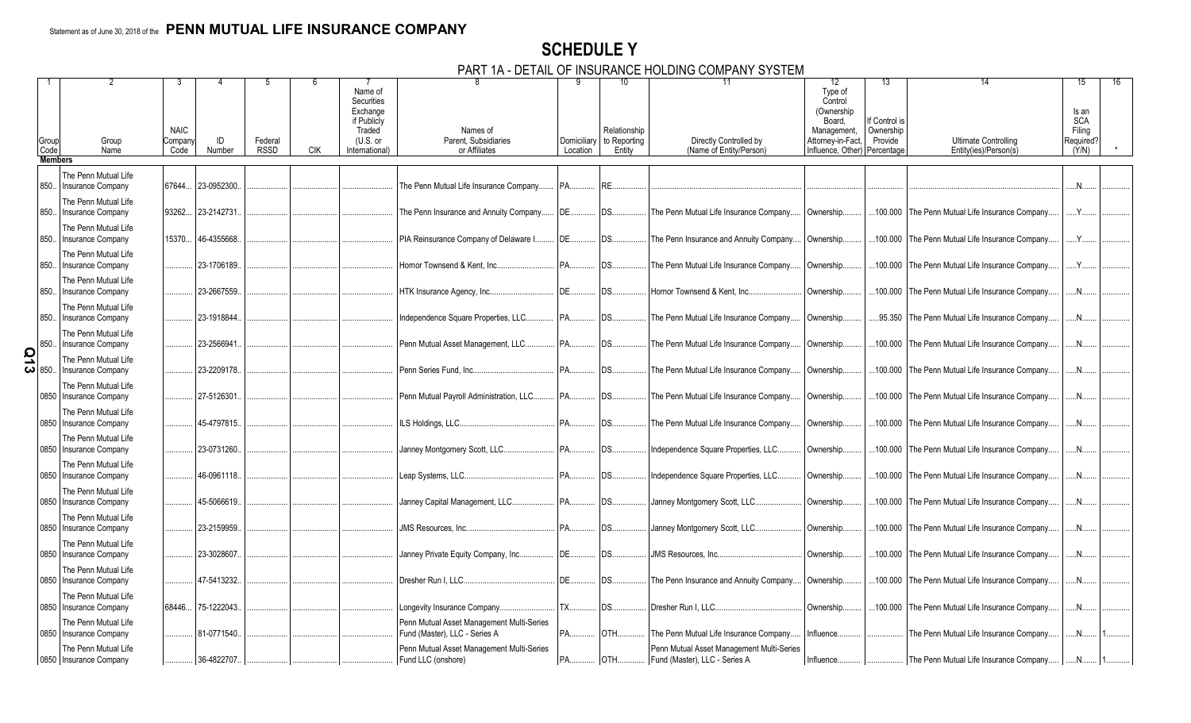Statement as of June 30, 2018 of the **PENN MUTUAL LIFE INSURANCE COMPANY**

# SCHEDULE Y

## PART 1A - DETAIL OF INSURANCE HOLDING COMPANY SYSTEM

| 1 | 2 | 3 | 4 | 5 | 6 | 7 | 8 | 9 | 10 | 11 | 12 | 13 | 14 | 15 | 16 |
|---|---|---|---|---|---|---|---|---|---|---|---|---|---|---|---|
| Group Code | Group Name | NAIC Company Code | ID Number | Federal RSSD | CIK | Name of Securities Exchange if Publicly Traded (U.S. or International) | Names of Parent, Subsidiaries or Affiliates | Domiciliary Location | Relationship to Reporting Entity | Directly Controlled by (Name of Entity/Person) | Type of Control (Ownership Board, Management, Attorney-in-Fact, Influence, Other) | If Control is Ownership Provide Percentage | Ultimate Controlling Entity(ies)/Person(s) | Is an SCA Filing Required? (Y/N) | * |
| **Members** | | | | | | | | | | | | | | | |
| 850 | The Penn Mutual Life Insurance Company | 67644 | 23-0952300 | | | | The Penn Mutual Life Insurance Company | PA | RE | | | | | N | |
| 850 | The Penn Mutual Life Insurance Company | 93262 | 23-2142731 | | | | The Penn Insurance and Annuity Company | DE | DS | The Penn Mutual Life Insurance Company | Ownership | 100.000 | The Penn Mutual Life Insurance Company | Y | |
| 850 | The Penn Mutual Life Insurance Company | 15370 | 46-4355668 | | | | PIA Reinsurance Company of Delaware I | DE | DS | The Penn Insurance and Annuity Company | Ownership | 100.000 | The Penn Mutual Life Insurance Company | Y | |
| 850 | The Penn Mutual Life Insurance Company | | 23-1706189 | | | | Hornor Townsend & Kent, Inc. | PA | DS | The Penn Mutual Life Insurance Company | Ownership | 100.000 | The Penn Mutual Life Insurance Company | Y | |
| 850 | The Penn Mutual Life Insurance Company | | 23-2667559 | | | | HTK Insurance Agency, Inc. | DE | DS | Hornor Townsend & Kent, Inc. | Ownership | 100.000 | The Penn Mutual Life Insurance Company | N | |
| 850 | The Penn Mutual Life Insurance Company | | 23-1918844 | | | | Independence Square Properties, LLC | PA | DS | The Penn Mutual Life Insurance Company | Ownership | 95.350 | The Penn Mutual Life Insurance Company | N | |
| 850 | The Penn Mutual Life Insurance Company | | 23-2566941 | | | | Penn Mutual Asset Management, LLC | PA | DS | The Penn Mutual Life Insurance Company | Ownership | 100.000 | The Penn Mutual Life Insurance Company | N | |
| 850 | The Penn Mutual Life Insurance Company | | 23-2209178 | | | | Penn Series Fund, Inc. | PA | DS | The Penn Mutual Life Insurance Company | Ownership | 100.000 | The Penn Mutual Life Insurance Company | N | |
| 0850 | The Penn Mutual Life Insurance Company | | 27-5126301 | | | | Penn Mutual Payroll Administration, LLC | PA | DS | The Penn Mutual Life Insurance Company | Ownership | 100.000 | The Penn Mutual Life Insurance Company | N | |
| 0850 | The Penn Mutual Life Insurance Company | | 45-4797815 | | | | ILS Holdings, LLC | PA | DS | The Penn Mutual Life Insurance Company | Ownership | 100.000 | The Penn Mutual Life Insurance Company | N | |
| 0850 | The Penn Mutual Life Insurance Company | | 23-0731260 | | | | Janney Montgomery Scott, LLC | PA | DS | Independence Square Properties, LLC | Ownership | 100.000 | The Penn Mutual Life Insurance Company | N | |
| 0850 | The Penn Mutual Life Insurance Company | | 46-0961118 | | | | Leap Systems, LLC | PA | DS | Independence Square Properties, LLC | Ownership | 100.000 | The Penn Mutual Life Insurance Company | N | |
| 0850 | The Penn Mutual Life Insurance Company | | 45-5066619 | | | | Janney Capital Management, LLC | PA | DS | Janney Montgomery Scott, LLC | Ownership | 100.000 | The Penn Mutual Life Insurance Company | N | |
| 0850 | The Penn Mutual Life Insurance Company | | 23-2159959 | | | | JMS Resources, Inc. | PA | DS | Janney Montgomery Scott, LLC | Ownership | 100.000 | The Penn Mutual Life Insurance Company | N | |
| 0850 | The Penn Mutual Life Insurance Company | | 23-3028607 | | | | Janney Private Equity Company, Inc. | DE | DS | JMS Resources, Inc. | Ownership | 100.000 | The Penn Mutual Life Insurance Company | N | |
| 0850 | The Penn Mutual Life Insurance Company | | 47-5413232 | | | | Dresher Run I, LLC | DE | DS | The Penn Insurance and Annuity Company | Ownership | 100.000 | The Penn Mutual Life Insurance Company | N | |
| 0850 | The Penn Mutual Life Insurance Company | 68446 | 75-1222043 | | | | Longevity Insurance Company | TX | DS | Dresher Run I, LLC | Ownership | 100.000 | The Penn Mutual Life Insurance Company | N | |
| 0850 | The Penn Mutual Life Insurance Company | | 81-0771540 | | | | Penn Mutual Asset Management Multi-Series Fund (Master), LLC - Series A | PA | OTH | The Penn Mutual Life Insurance Company | Influence | | The Penn Mutual Life Insurance Company | N | 1 |
| 0850 | The Penn Mutual Life Insurance Company | | 36-4822707 | | | | Penn Mutual Asset Management Multi-Series Fund LLC (onshore) | PA | OTH | Penn Mutual Asset Management Multi-Series Fund (Master), LLC - Series A | Influence | | The Penn Mutual Life Insurance Company | N | 1 |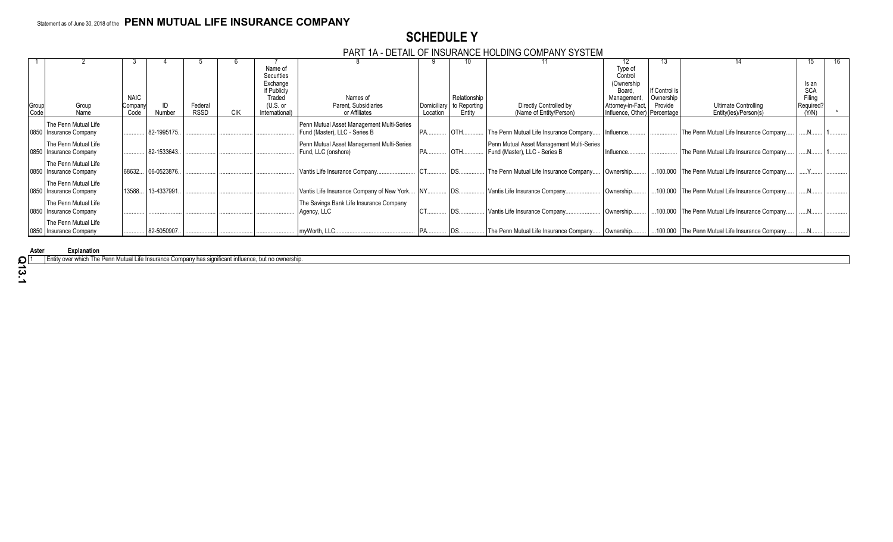Statement as of June 30, 2018 of the **PENN MUTUAL LIFE INSURANCE COMPANY**

# SCHEDULE Y

## PART 1A - DETAIL OF INSURANCE HOLDING COMPANY SYSTEM

| 1 | 2 | 3 | 4 | 5 | 6 | 7 | 8 | 9 | 10 | 11 | 12 | 13 | 14 | 15 | 16 |
|---|---|---|---|---|---|---|---|---|---|---|---|---|---|---|---|
| Group Code | Group Name | NAIC Company Code | ID Number | Federal RSSD | CIK | Name of Securities Exchange if Publicly Traded (U.S. or International) | Names of Parent, Subsidiaries or Affiliates | Domiciliary Location | Relationship to Reporting Entity | Directly Controlled by (Name of Entity/Person) | Type of Control (Ownership Board, Management, Attorney-in-Fact, Influence, Other) | If Control is Ownership Provide Percentage | Ultimate Controlling Entity(ies)/Person(s) | Is an SCA Filing Required? (Y/N) | * |
| 0850 | The Penn Mutual Life Insurance Company | | 82-1995175 | | | | Penn Mutual Asset Management Multi-Series Fund (Master), LLC - Series B | PA | OTH | The Penn Mutual Life Insurance Company | Influence | | The Penn Mutual Life Insurance Company | N | 1 |
| 0850 | The Penn Mutual Life Insurance Company | | 82-1533643 | | | | Penn Mutual Asset Management Multi-Series Fund, LLC (onshore) | PA | OTH | Penn Mutual Asset Management Multi-Series Fund (Master), LLC - Series B | Influence | | The Penn Mutual Life Insurance Company | N | 1 |
| 0850 | The Penn Mutual Life Insurance Company | 68632 | 06-0523876 | | | | Vantis Life Insurance Company | CT | DS | The Penn Mutual Life Insurance Company | Ownership | 100.000 | The Penn Mutual Life Insurance Company | Y | |
| 0850 | The Penn Mutual Life Insurance Company | 13588 | 13-4337991 | | | | Vantis Life Insurance Company of New York | NY | DS | Vantis Life Insurance Company | Ownership | 100.000 | The Penn Mutual Life Insurance Company | N | |
| 0850 | The Penn Mutual Life Insurance Company | | | | | | The Savings Bank Life Insurance Company Agency, LLC | CT | DS | Vantis Life Insurance Company | Ownership | 100.000 | The Penn Mutual Life Insurance Company | N | |
| 0850 | The Penn Mutual Life Insurance Company | | 82-5050907 | | | | myWorth, LLC | PA | DS | The Penn Mutual Life Insurance Company | Ownership | 100.000 | The Penn Mutual Life Insurance Company | N | |

| Asterisk | Explanation |
|---|---|
| 1 | Entity over which The Penn Mutual Life Insurance Company has significant influence, but no ownership. |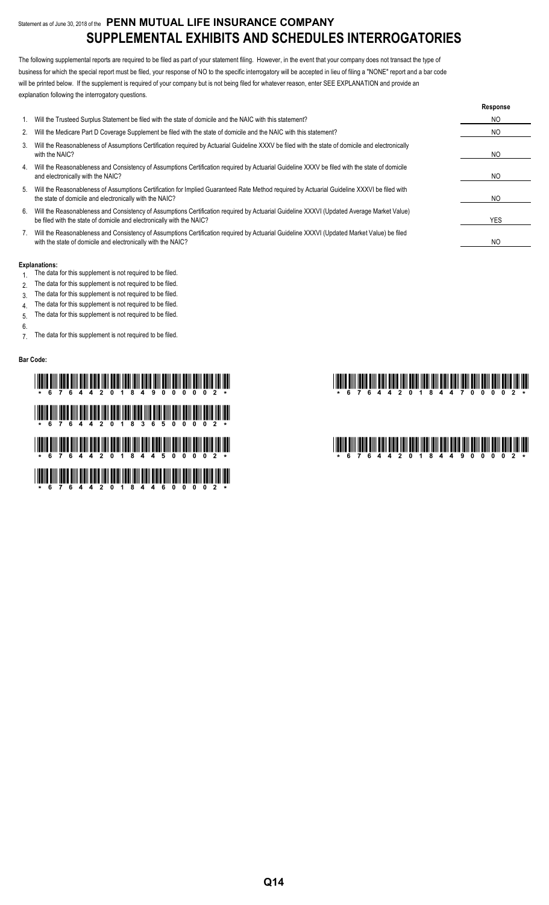Statement as of June 30, 2018 of the **PENN MUTUAL LIFE INSURANCE COMPANY**

# SUPPLEMENTAL EXHIBITS AND SCHEDULES INTERROGATORIES

The following supplemental reports are required to be filed as part of your statement filing. However, in the event that your company does not transact the type of business for which the special report must be filed, your response of NO to the specific interrogatory will be accepted in lieu of filing a "NONE" report and a bar code will be printed below. If the supplement is required of your company but is not being filed for whatever reason, enter SEE EXPLANATION and provide an explanation following the interrogatory questions.

| | | Response |
|---|---|---|
| 1. | Will the Trusteed Surplus Statement be filed with the state of domicile and the NAIC with this statement? | NO |
| 2. | Will the Medicare Part D Coverage Supplement be filed with the state of domicile and the NAIC with this statement? | NO |
| 3. | Will the Reasonableness of Assumptions Certification required by Actuarial Guideline XXXV be filed with the state of domicile and electronically with the NAIC? | NO |
| 4. | Will the Reasonableness and Consistency of Assumptions Certification required by Actuarial Guideline XXXV be filed with the state of domicile and electronically with the NAIC? | NO |
| 5. | Will the Reasonableness of Assumptions Certification for Implied Guaranteed Rate Method required by Actuarial Guideline XXXVI be filed with the state of domicile and electronically with the NAIC? | NO |
| 6. | Will the Reasonableness and Consistency of Assumptions Certification required by Actuarial Guideline XXXVI (Updated Average Market Value) be filed with the state of domicile and electronically with the NAIC? | YES |
| 7. | Will the Reasonableness and Consistency of Assumptions Certification required by Actuarial Guideline XXXVI (Updated Market Value) be filed with the state of domicile and electronically with the NAIC? | NO |

**Explanations:**

1. The data for this supplement is not required to be filed.
2. The data for this supplement is not required to be filed.
3. The data for this supplement is not required to be filed.
4. The data for this supplement is not required to be filed.
5. The data for this supplement is not required to be filed.
6. 
7. The data for this supplement is not required to be filed.

**Bar Code:**

\* 6 7 6 4 4 2 0 1 8 4 9 0 0 0 0 2 \*

\* 6 7 6 4 4 2 0 1 8 3 6 5 0 0 0 0 2 \*

\* 6 7 6 4 4 2 0 1 8 4 4 5 0 0 0 0 2 \*

\* 6 7 6 4 4 2 0 1 8 4 4 6 0 0 0 0 2 \*

\* 6 7 6 4 4 2 0 1 8 4 4 7 0 0 0 0 2 \*

\* 6 7 6 4 4 2 0 1 8 4 4 9 0 0 0 0 2 \*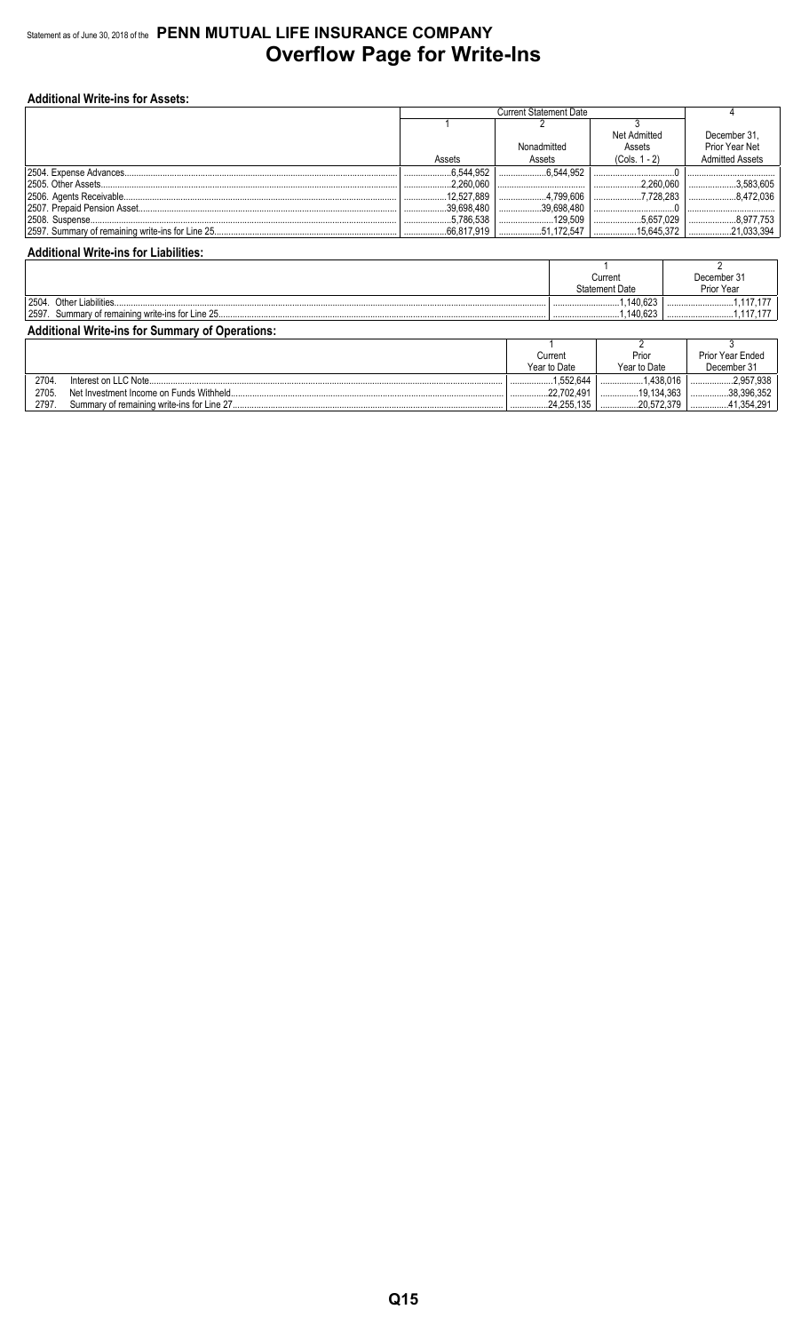Statement as of June 30, 2018 of the **PENN MUTUAL LIFE INSURANCE COMPANY**

# Overflow Page for Write-Ins

**Additional Write-ins for Assets:**

| | Current Statement Date | | | 4 |
|---|---|---|---|---|
| | 1 | 2 | 3 | |
| | Assets | Nonadmitted Assets | Net Admitted Assets (Cols. 1 - 2) | December 31, Prior Year Net Admitted Assets |
| 2504. Expense Advances | 6,544,952 | 6,544,952 | 0 | |
| 2505. Other Assets | 2,260,060 | | 2,260,060 | 3,583,605 |
| 2506. Agents Receivable | 12,527,889 | 4,799,606 | 7,728,283 | 8,472,036 |
| 2507. Prepaid Pension Asset | 39,698,480 | 39,698,480 | 0 | |
| 2508. Suspense | 5,786,538 | 129,509 | 5,657,029 | 8,977,753 |
| 2597. Summary of remaining write-ins for Line 25 | 66,817,919 | 51,172,547 | 15,645,372 | 21,033,394 |

**Additional Write-ins for Liabilities:**

| | 1 | 2 |
|---|---|---|
| | Current Statement Date | December 31 Prior Year |
| 2504. Other Liabilities | 1,140,623 | 1,117,177 |
| 2597. Summary of remaining write-ins for Line 25 | 1,140,623 | 1,117,177 |

**Additional Write-ins for Summary of Operations:**

| | 1 | 2 | 3 |
|---|---|---|---|
| | Current Year to Date | Prior Year to Date | Prior Year Ended December 31 |
| 2704. Interest on LLC Note | 1,552,644 | 1,438,016 | 2,957,938 |
| 2705. Net Investment Income on Funds Withheld | 22,702,491 | 19,134,363 | 38,396,352 |
| 2797. Summary of remaining write-ins for Line 27 | 24,255,135 | 20,572,379 | 41,354,291 |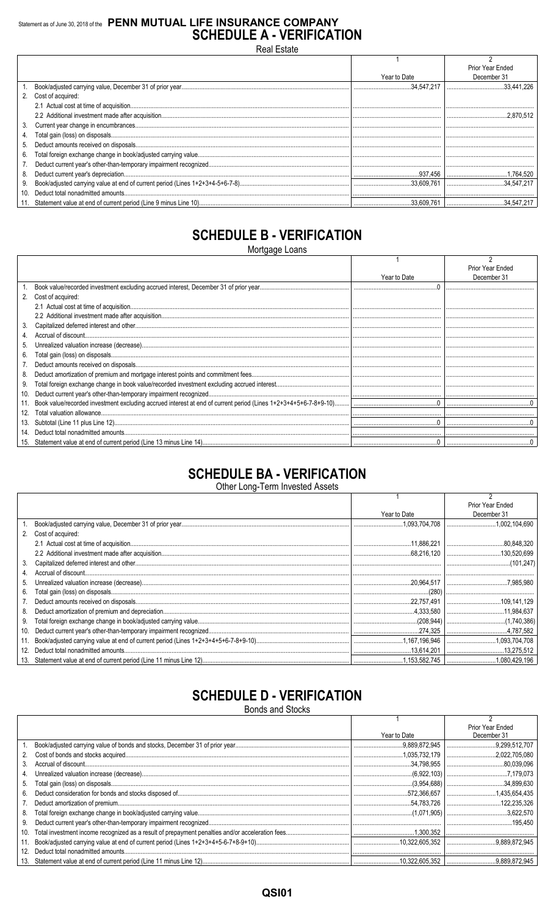Statement as of June 30, 2018 of the **PENN MUTUAL LIFE INSURANCE COMPANY**

# SCHEDULE A - VERIFICATION

Real Estate

| | | 1<br>Year to Date | 2<br>Prior Year Ended<br>December 31 |
|---|---|---|---|
| 1. | Book/adjusted carrying value, December 31 of prior year | 34,547,217 | 33,441,226 |
| 2. | Cost of acquired: | | |
| | 2.1 Actual cost at time of acquisition | | |
| | 2.2 Additional investment made after acquisition | | 2,870,512 |
| 3. | Current year change in encumbrances | | |
| 4. | Total gain (loss) on disposals | | |
| 5. | Deduct amounts received on disposals | | |
| 6. | Total foreign exchange change in book/adjusted carrying value | | |
| 7. | Deduct current year's other-than-temporary impairment recognized | | |
| 8. | Deduct current year's depreciation | 937,456 | 1,764,520 |
| 9. | Book/adjusted carrying value at end of current period (Lines 1+2+3+4-5+6-7-8) | 33,609,761 | 34,547,217 |
| 10. | Deduct total nonadmitted amounts | | |
| 11. | Statement value at end of current period (Line 9 minus Line 10) | 33,609,761 | 34,547,217 |

# SCHEDULE B - VERIFICATION

Mortgage Loans

| | | 1<br>Year to Date | 2<br>Prior Year Ended<br>December 31 |
|---|---|---|---|
| 1. | Book value/recorded investment excluding accrued interest, December 31 of prior year | 0 | |
| 2. | Cost of acquired: | | |
| | 2.1 Actual cost at time of acquisition | | |
| | 2.2 Additional investment made after acquisition | | |
| 3. | Capitalized deferred interest and other | | |
| 4. | Accrual of discount | | |
| 5. | Unrealized valuation increase (decrease) | | |
| 6. | Total gain (loss) on disposals | | |
| 7. | Deduct amounts received on disposals | | |
| 8. | Deduct amortization of premium and mortgage interest points and commitment fees | | |
| 9. | Total foreign exchange change in book value/recorded investment excluding accrued interest | | |
| 10. | Deduct current year's other-than-temporary impairment recognized | | |
| 11. | Book value/recorded investment excluding accrued interest at end of current period (Lines 1+2+3+4+5+6-7-8+9-10) | 0 | 0 |
| 12. | Total valuation allowance | | |
| 13. | Subtotal (Line 11 plus Line 12) | 0 | 0 |
| 14. | Deduct total nonadmitted amounts | | |
| 15. | Statement value at end of current period (Line 13 minus Line 14) | 0 | 0 |

# SCHEDULE BA - VERIFICATION

Other Long-Term Invested Assets

| | | 1<br>Year to Date | 2<br>Prior Year Ended<br>December 31 |
|---|---|---|---|
| 1. | Book/adjusted carrying value, December 31 of prior year | 1,093,704,708 | 1,002,104,690 |
| 2. | Cost of acquired: | | |
| | 2.1 Actual cost at time of acquisition | 11,886,221 | 80,848,320 |
| | 2.2 Additional investment made after acquisition | 68,216,120 | 130,520,699 |
| 3. | Capitalized deferred interest and other | | (101,247) |
| 4. | Accrual of discount | | |
| 5. | Unrealized valuation increase (decrease) | 20,964,517 | 7,985,980 |
| 6. | Total gain (loss) on disposals | (280) | |
| 7. | Deduct amounts received on disposals | 22,757,491 | 109,141,129 |
| 8. | Deduct amortization of premium and depreciation | 4,333,580 | 11,984,637 |
| 9. | Total foreign exchange change in book/adjusted carrying value | (208,944) | (1,740,386) |
| 10. | Deduct current year's other-than-temporary impairment recognized | 274,325 | 4,787,582 |
| 11. | Book/adjusted carrying value at end of current period (Lines 1+2+3+4+5+6-7-8+9-10) | 1,167,196,946 | 1,093,704,708 |
| 12. | Deduct total nonadmitted amounts | 13,614,201 | 13,275,512 |
| 13. | Statement value at end of current period (Line 11 minus Line 12) | 1,153,582,745 | 1,080,429,196 |

# SCHEDULE D - VERIFICATION

Bonds and Stocks

| | | 1<br>Year to Date | 2<br>Prior Year Ended<br>December 31 |
|---|---|---|---|
| 1. | Book/adjusted carrying value of bonds and stocks, December 31 of prior year | 9,889,872,945 | 9,299,512,707 |
| 2. | Cost of bonds and stocks acquired | 1,035,732,179 | 2,022,705,080 |
| 3. | Accrual of discount | 34,798,955 | 80,039,096 |
| 4. | Unrealized valuation increase (decrease) | (6,922,103) | 7,179,073 |
| 5. | Total gain (loss) on disposals | (3,954,688) | 34,899,630 |
| 6. | Deduct consideration for bonds and stocks disposed of | 572,366,657 | 1,435,654,435 |
| 7. | Deduct amortization of premium | 54,783,726 | 122,235,326 |
| 8. | Total foreign exchange change in book/adjusted carrying value | (1,071,905) | 3,622,570 |
| 9. | Deduct current year's other-than-temporary impairment recognized | | 195,450 |
| 10. | Total investment income recognized as a result of prepayment penalties and/or acceleration fees | 1,300,352 | |
| 11. | Book/adjusted carrying value at end of current period (Lines 1+2+3+4+5-6-7+8-9+10) | 10,322,605,352 | 9,889,872,945 |
| 12. | Deduct total nonadmitted amounts | | |
| 13. | Statement value at end of current period (Line 11 minus Line 12) | 10,322,605,352 | 9,889,872,945 |

QSI01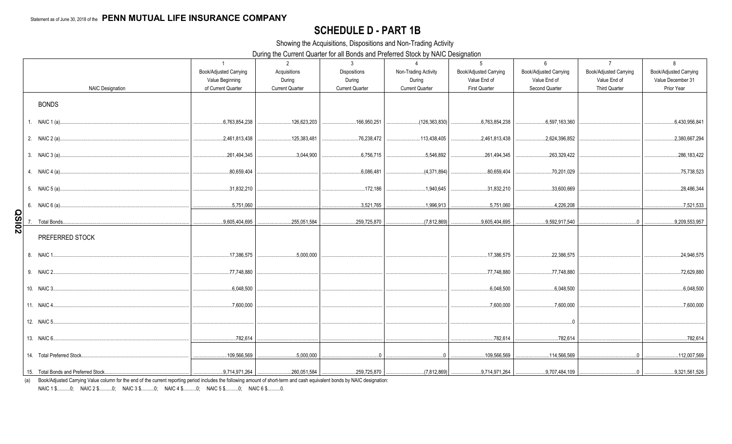Statement as of June 30, 2018 of the **PENN MUTUAL LIFE INSURANCE COMPANY**

# SCHEDULE D - PART 1B

Showing the Acquisitions, Dispositions and Non-Trading Activity

During the Current Quarter for all Bonds and Preferred Stock by NAIC Designation

| NAIC Designation | 1 Book/Adjusted Carrying Value Beginning of Current Quarter | 2 Acquisitions During Current Quarter | 3 Dispositions During Current Quarter | 4 Non-Trading Activity During Current Quarter | 5 Book/Adjusted Carrying Value End of First Quarter | 6 Book/Adjusted Carrying Value End of Second Quarter | 7 Book/Adjusted Carrying Value End of Third Quarter | 8 Book/Adjusted Carrying Value December 31 Prior Year |
|---|---|---|---|---|---|---|---|---|
| **BONDS** | | | | | | | | |
| 1. NAIC 1 (a) | 6,763,854,238 | 126,623,203 | 166,950,251 | (126,363,830) | 6,763,854,238 | 6,597,163,360 | | 6,430,956,841 |
| 2. NAIC 2 (a) | 2,461,813,438 | 125,383,481 | 76,238,472 | 113,438,405 | 2,461,813,438 | 2,624,396,852 | | 2,380,667,294 |
| 3. NAIC 3 (a) | 261,494,345 | 3,044,900 | 6,756,715 | 5,546,892 | 261,494,345 | 263,329,422 | | 286,183,422 |
| 4. NAIC 4 (a) | 80,659,404 | | 6,086,481 | (4,371,894) | 80,659,404 | 70,201,029 | | 75,738,523 |
| 5. NAIC 5 (a) | 31,832,210 | | 172,186 | 1,940,645 | 31,832,210 | 33,600,669 | | 28,486,344 |
| 6. NAIC 6 (a) | 5,751,060 | | 3,521,765 | 1,996,913 | 5,751,060 | 4,226,208 | | 7,521,533 |
| 7. Total Bonds | 9,605,404,695 | 255,051,584 | 259,725,870 | (7,812,869) | 9,605,404,695 | 9,592,917,540 | 0 | 9,209,553,957 |
| **PREFERRED STOCK** | | | | | | | | |
| 8. NAIC 1 | 17,386,575 | 5,000,000 | | | 17,386,575 | 22,386,575 | | 24,946,575 |
| 9. NAIC 2 | 77,748,880 | | | | 77,748,880 | 77,748,880 | | 72,629,880 |
| 10. NAIC 3 | 6,048,500 | | | | 6,048,500 | 6,048,500 | | 6,048,500 |
| 11. NAIC 4 | 7,600,000 | | | | 7,600,000 | 7,600,000 | | 7,600,000 |
| 12. NAIC 5 | | | | | | 0 | | |
| 13. NAIC 6 | 782,614 | | | | 782,614 | 782,614 | | 782,614 |
| 14. Total Preferred Stock | 109,566,569 | 5,000,000 | 0 | 0 | 109,566,569 | 114,566,569 | 0 | 112,007,569 |
| 15. Total Bonds and Preferred Stock | 9,714,971,264 | 260,051,584 | 259,725,870 | (7,812,869) | 9,714,971,264 | 9,707,484,109 | 0 | 9,321,561,526 |

(a) Book/Adjusted Carrying Value column for the end of the current reporting period includes the following amount of short-term and cash equivalent bonds by NAIC designation:

NAIC 1 $..........0; NAIC 2 $..........0; NAIC 3 $..........0; NAIC 4 $..........0; NAIC 5 $..........0; NAIC 6 $..........0.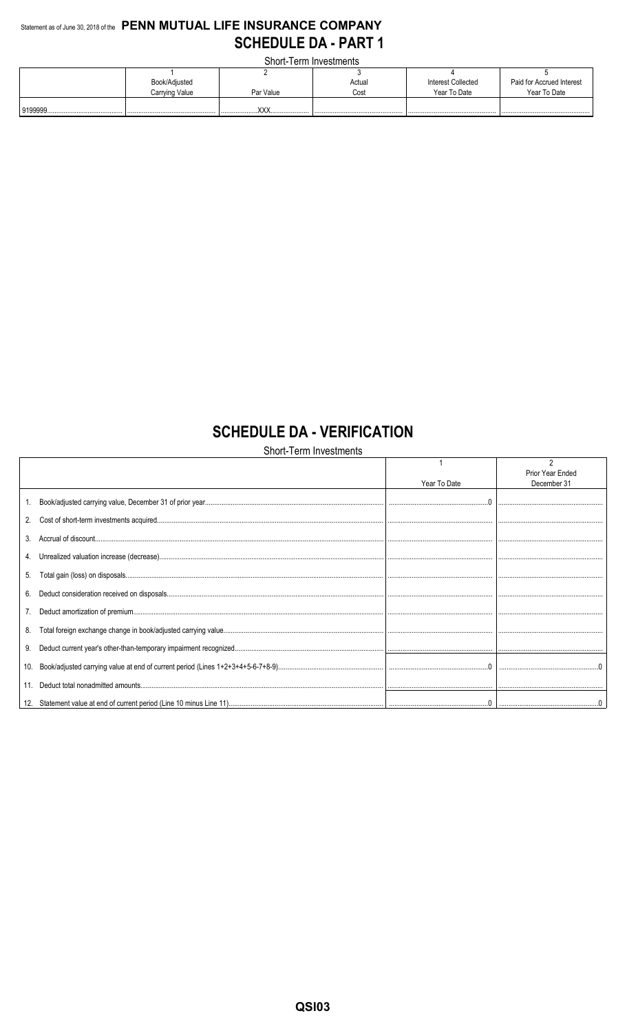Statement as of June 30, 2018 of the **PENN MUTUAL LIFE INSURANCE COMPANY**

# SCHEDULE DA - PART 1

Short-Term Investments

| | 1<br>Book/Adjusted<br>Carrying Value | 2<br>Par Value | 3<br>Actual<br>Cost | 4<br>Interest Collected<br>Year To Date | 5<br>Paid for Accrued Interest<br>Year To Date |
|---|---|---|---|---|---|
| 9199999 | | XXX | | | |

# SCHEDULE DA - VERIFICATION

Short-Term Investments

| | 1<br>Year To Date | 2<br>Prior Year Ended<br>December 31 |
|---|---|---|
| 1. Book/adjusted carrying value, December 31 of prior year | 0 | |
| 2. Cost of short-term investments acquired | | |
| 3. Accrual of discount | | |
| 4. Unrealized valuation increase (decrease) | | |
| 5. Total gain (loss) on disposals | | |
| 6. Deduct consideration received on disposals | | |
| 7. Deduct amortization of premium | | |
| 8. Total foreign exchange change in book/adjusted carrying value | | |
| 9. Deduct current year's other-than-temporary impairment recognized | | |
| 10. Book/adjusted carrying value at end of current period (Lines 1+2+3+4+5-6-7+8-9) | 0 | 0 |
| 11. Deduct total nonadmitted amounts | | |
| 12. Statement value at end of current period (Line 10 minus Line 11) | 0 | 0 |

QSI03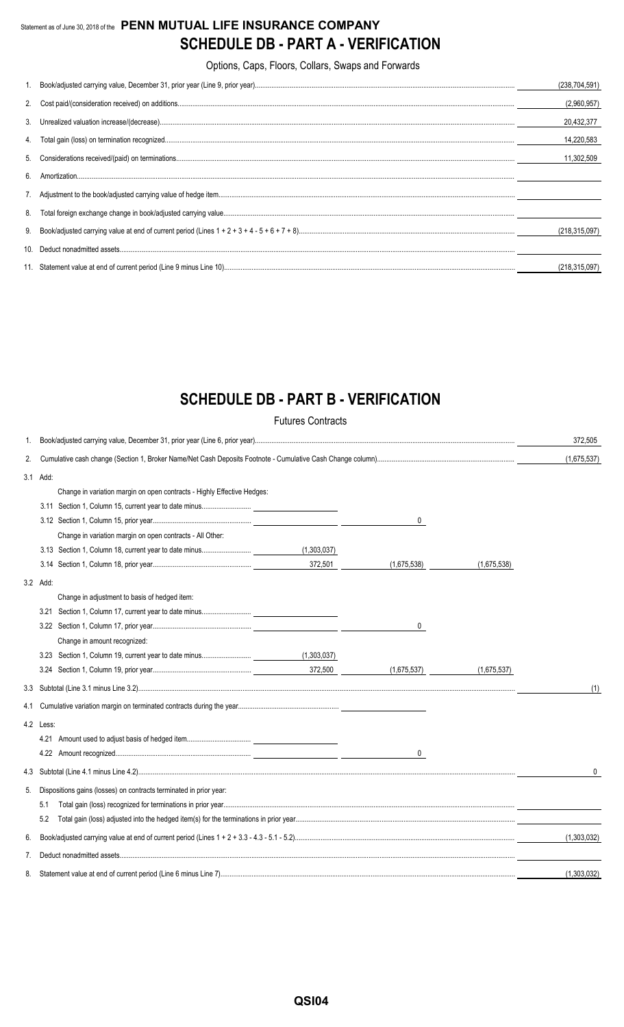Statement as of June 30, 2018 of the **PENN MUTUAL LIFE INSURANCE COMPANY**

# SCHEDULE DB - PART A - VERIFICATION

Options, Caps, Floors, Collars, Swaps and Forwards

| | | |
|---|---|---|
| 1. | Book/adjusted carrying value, December 31, prior year (Line 9, prior year) | (238,704,591) |
| 2. | Cost paid/(consideration received) on additions | (2,960,957) |
| 3. | Unrealized valuation increase/(decrease) | 20,432,377 |
| 4. | Total gain (loss) on termination recognized | 14,220,583 |
| 5. | Considerations received/(paid) on terminations | 11,302,509 |
| 6. | Amortization | |
| 7. | Adjustment to the book/adjusted carrying value of hedge item | |
| 8. | Total foreign exchange change in book/adjusted carrying value | |
| 9. | Book/adjusted carrying value at end of current period (Lines 1 + 2 + 3 + 4 - 5 + 6 + 7 + 8) | (218,315,097) |
| 10. | Deduct nonadmitted assets | |
| 11. | Statement value at end of current period (Line 9 minus Line 10) | (218,315,097) |

# SCHEDULE DB - PART B - VERIFICATION

Futures Contracts

| | | | | | |
|---|---|---|---|---|---|
| 1. | Book/adjusted carrying value, December 31, prior year (Line 6, prior year) | | | | 372,505 |
| 2. | Cumulative cash change (Section 1, Broker Name/Net Cash Deposits Footnote - Cumulative Cash Change column) | | | | (1,675,537) |
| 3.1 | Add: | | | | |
| | Change in variation margin on open contracts - Highly Effective Hedges: | | | | |
| | 3.11 Section 1, Column 15, current year to date minus | | | | |
| | 3.12 Section 1, Column 15, prior year | | 0 | | |
| | Change in variation margin on open contracts - All Other: | | | | |
| | 3.13 Section 1, Column 18, current year to date minus | (1,303,037) | | | |
| | 3.14 Section 1, Column 18, prior year | 372,501 | (1,675,538) | (1,675,538) | |
| 3.2 | Add: | | | | |
| | Change in adjustment to basis of hedged item: | | | | |
| | 3.21 Section 1, Column 17, current year to date minus | | | | |
| | 3.22 Section 1, Column 17, prior year | | 0 | | |
| | Change in amount recognized: | | | | |
| | 3.23 Section 1, Column 19, current year to date minus | (1,303,037) | | | |
| | 3.24 Section 1, Column 19, prior year | 372,500 | (1,675,537) | (1,675,537) | |
| 3.3 | Subtotal (Line 3.1 minus Line 3.2) | | | | (1) |
| 4.1 | Cumulative variation margin on terminated contracts during the year | | | | |
| 4.2 | Less: | | | | |
| | 4.21 Amount used to adjust basis of hedged item | | | | |
| | 4.22 Amount recognized | | 0 | | |
| 4.3 | Subtotal (Line 4.1 minus Line 4.2) | | | | 0 |
| 5. | Dispositions gains (losses) on contracts terminated in prior year: | | | | |
| | 5.1 Total gain (loss) recognized for terminations in prior year | | | | |
| | 5.2 Total gain (loss) adjusted into the hedged item(s) for the terminations in prior year | | | | |
| 6. | Book/adjusted carrying value at end of current period (Lines 1 + 2 + 3.3 - 4.3 - 5.1 - 5.2) | | | | (1,303,032) |
| 7. | Deduct nonadmitted assets | | | | |
| 8. | Statement value at end of current period (Line 6 minus Line 7) | | | | (1,303,032) |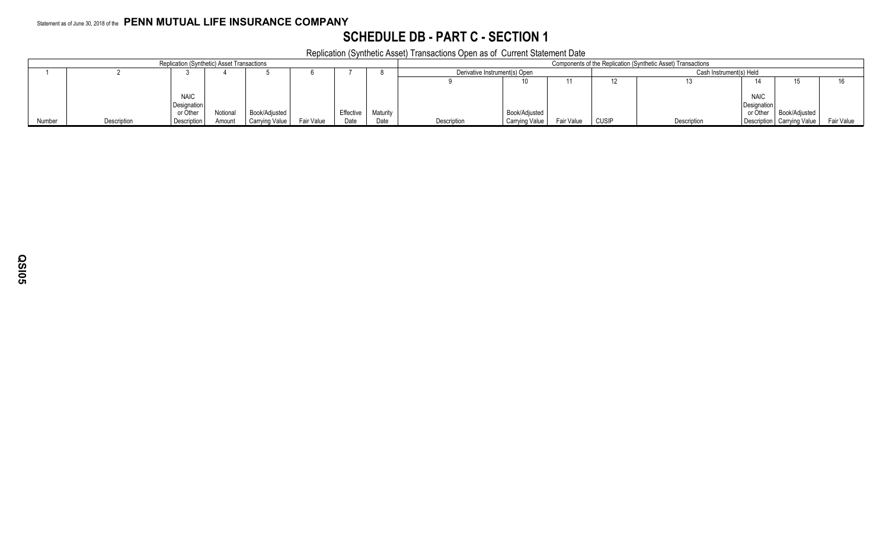Statement as of June 30, 2018 of the **PENN MUTUAL LIFE INSURANCE COMPANY**

# SCHEDULE DB - PART C - SECTION 1

Replication (Synthetic Asset) Transactions Open as of Current Statement Date

| Replication (Synthetic) Asset Transactions | | | | | | | | Components of the Replication (Synthetic Asset) Transactions | | | | | | | |
|---|---|---|---|---|---|---|---|---|---|---|---|---|---|---|---|
| | | | | | | | | Derivative Instrument(s) Open | | | Cash Instrument(s) Held | | | | |
| 1 | 2 | 3 | 4 | 5 | 6 | 7 | 8 | 9 | 10 | 11 | 12 | 13 | 14 | 15 | 16 |
| Number | Description | NAIC Designation or Other Description | Notional Amount | Book/Adjusted Carrying Value | Fair Value | Effective Date | Maturity Date | Description | Book/Adjusted Carrying Value | Fair Value | CUSIP | Description | NAIC Designation or Other Description | Book/Adjusted Carrying Value | Fair Value |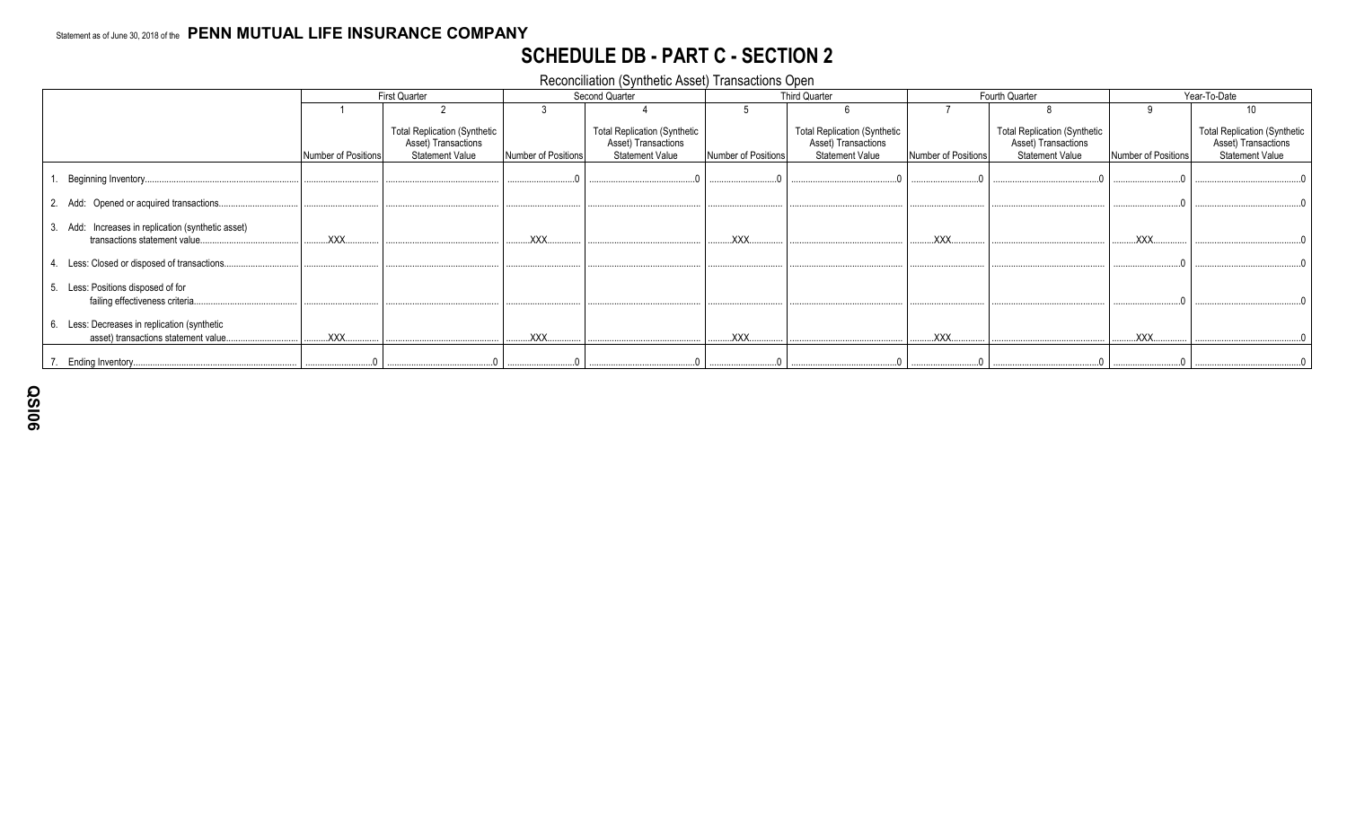Statement as of June 30, 2018 of the **PENN MUTUAL LIFE INSURANCE COMPANY**

# SCHEDULE DB - PART C - SECTION 2

Reconciliation (Synthetic Asset) Transactions Open

| | First Quarter | | Second Quarter | | Third Quarter | | Fourth Quarter | | Year-To-Date | |
|---|---|---|---|---|---|---|---|---|---|---|
| | 1 | 2 | 3 | 4 | 5 | 6 | 7 | 8 | 9 | 10 |
| | Number of Positions | Total Replication (Synthetic Asset) Transactions Statement Value | Number of Positions | Total Replication (Synthetic Asset) Transactions Statement Value | Number of Positions | Total Replication (Synthetic Asset) Transactions Statement Value | Number of Positions | Total Replication (Synthetic Asset) Transactions Statement Value | Number of Positions | Total Replication (Synthetic Asset) Transactions Statement Value |
| 1. Beginning Inventory | | | 0 | 0 | 0 | 0 | 0 | 0 | 0 | 0 |
| 2. Add: Opened or acquired transactions | | | | | | | | | 0 | 0 |
| 3. Add: Increases in replication (synthetic asset) transactions statement value | XXX | | XXX | | XXX | | XXX | | XXX | 0 |
| 4. Less: Closed or disposed of transactions | | | | | | | | | 0 | 0 |
| 5. Less: Positions disposed of for failing effectiveness criteria | | | | | | | | | 0 | 0 |
| 6. Less: Decreases in replication (synthetic asset) transactions statement value | XXX | | XXX | | XXX | | XXX | | XXX | 0 |
| 7. Ending Inventory | 0 | 0 | 0 | 0 | 0 | 0 | 0 | 0 | 0 | 0 |

QSI06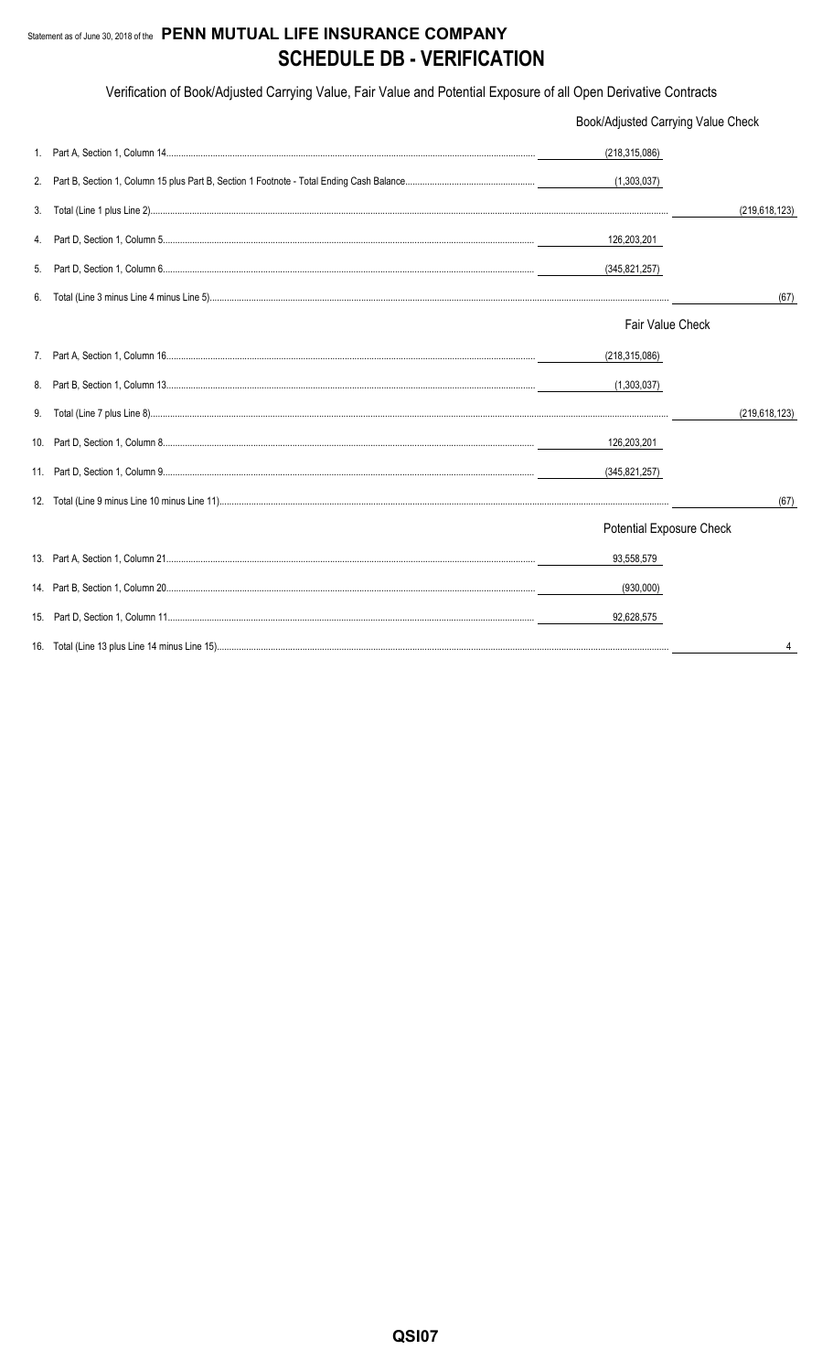Statement as of June 30, 2018 of the **PENN MUTUAL LIFE INSURANCE COMPANY**

# SCHEDULE DB - VERIFICATION

Verification of Book/Adjusted Carrying Value, Fair Value and Potential Exposure of all Open Derivative Contracts

| | | Book/Adjusted Carrying Value Check | |
|---|---|---|---|
| 1. | Part A, Section 1, Column 14 | (218,315,086) | |
| 2. | Part B, Section 1, Column 15 plus Part B, Section 1 Footnote - Total Ending Cash Balance | (1,303,037) | |
| 3. | Total (Line 1 plus Line 2) | | (219,618,123) |
| 4. | Part D, Section 1, Column 5 | 126,203,201 | |
| 5. | Part D, Section 1, Column 6 | (345,821,257) | |
| 6. | Total (Line 3 minus Line 4 minus Line 5) | | (67) |
| | | **Fair Value Check** | |
| 7. | Part A, Section 1, Column 16 | (218,315,086) | |
| 8. | Part B, Section 1, Column 13 | (1,303,037) | |
| 9. | Total (Line 7 plus Line 8) | | (219,618,123) |
| 10. | Part D, Section 1, Column 8 | 126,203,201 | |
| 11. | Part D, Section 1, Column 9 | (345,821,257) | |
| 12. | Total (Line 9 minus Line 10 minus Line 11) | | (67) |
| | | **Potential Exposure Check** | |
| 13. | Part A, Section 1, Column 21 | 93,558,579 | |
| 14. | Part B, Section 1, Column 20 | (930,000) | |
| 15. | Part D, Section 1, Column 11 | 92,628,575 | |
| 16. | Total (Line 13 plus Line 14 minus Line 15) | | 4 |

QSI07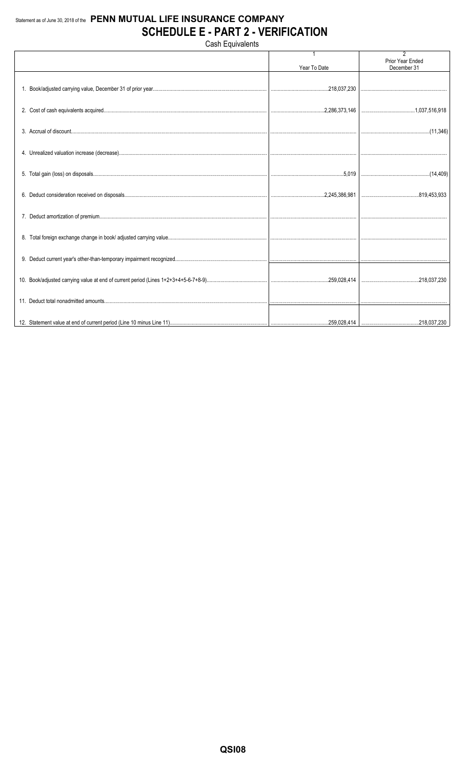Statement as of June 30, 2018 of the **PENN MUTUAL LIFE INSURANCE COMPANY**

# SCHEDULE E - PART 2 - VERIFICATION

Cash Equivalents

| | 1<br>Year To Date | 2<br>Prior Year Ended December 31 |
|---|---|---|
| 1. Book/adjusted carrying value, December 31 of prior year | 218,037,230 | |
| 2. Cost of cash equivalents acquired | 2,286,373,146 | 1,037,516,918 |
| 3. Accrual of discount | | (11,346) |
| 4. Unrealized valuation increase (decrease) | | |
| 5. Total gain (loss) on disposals | 5,019 | (14,409) |
| 6. Deduct consideration received on disposals | 2,245,386,981 | 819,453,933 |
| 7. Deduct amortization of premium | | |
| 8. Total foreign exchange change in book/ adjusted carrying value | | |
| 9. Deduct current year's other-than-temporary impairment recognized | | |
| 10. Book/adjusted carrying value at end of current period (Lines 1+2+3+4+5-6-7+8-9) | 259,028,414 | 218,037,230 |
| 11. Deduct total nonadmitted amounts | | |
| 12. Statement value at end of current period (Line 10 minus Line 11) | 259,028,414 | 218,037,230 |

QSI08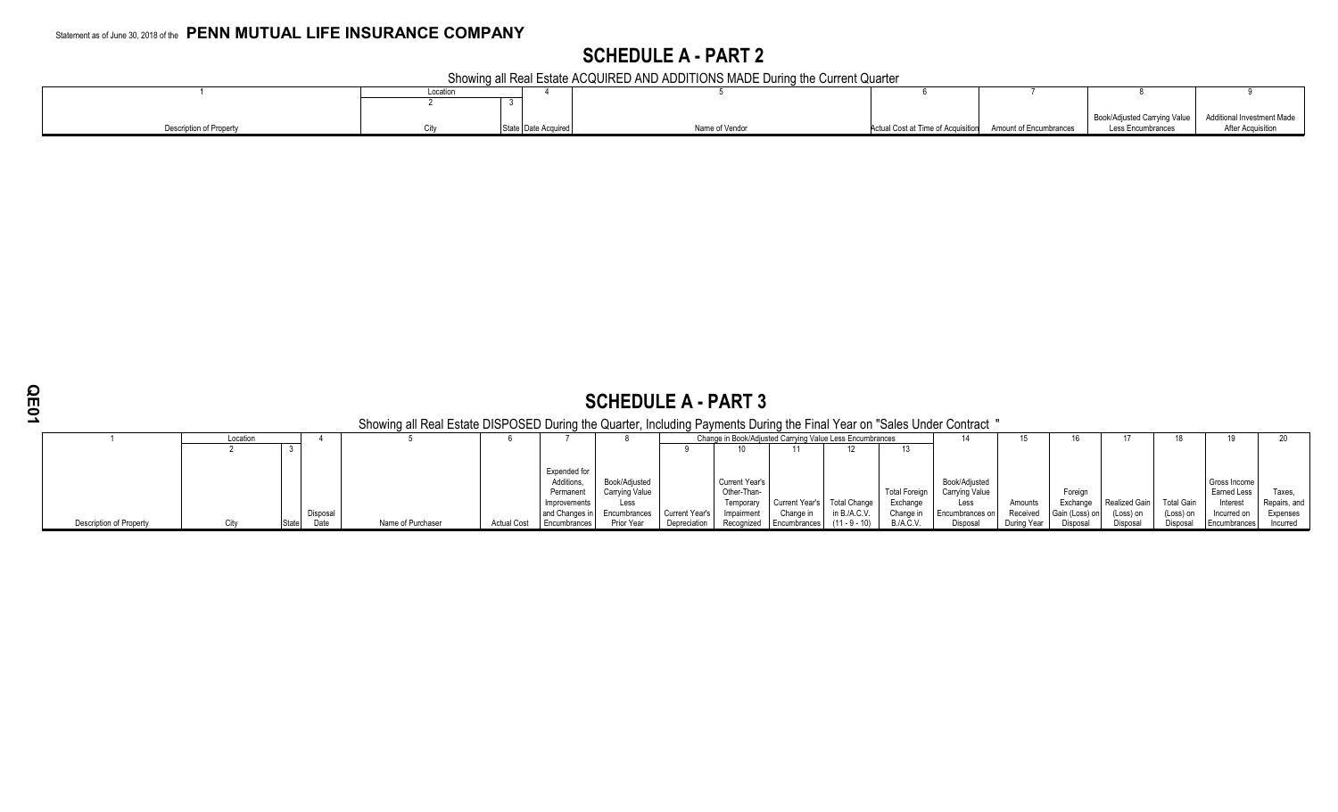Statement as of June 30, 2018 of the **PENN MUTUAL LIFE INSURANCE COMPANY**

## SCHEDULE A - PART 2

Showing all Real Estate ACQUIRED AND ADDITIONS MADE During the Current Quarter

| 1 | Location | | 4 | 5 | 6 | 7 | 8 | 9 |
|---|---|---|---|---|---|---|---|---|
| | 2 | 3 | | | | | | |
| Description of Property | City | State | Date Acquired | Name of Vendor | Actual Cost at Time of Acquisition | Amount of Encumbrances | Book/Adjusted Carrying Value Less Encumbrances | Additional Investment Made After Acquisition |

## SCHEDULE A - PART 3

Showing all Real Estate DISPOSED During the Quarter, Including Payments During the Final Year on "Sales Under Contract "

| 1 | Location | | 4 | 5 | 6 | 7 | 8 | Change in Book/Adjusted Carrying Value Less Encumbrances | | | | | 14 | 15 | 16 | 17 | 18 | 19 | 20 |
|---|---|---|---|---|---|---|---|---|---|---|---|---|---|---|---|---|---|---|---|
| | 2 | 3 | | | | | | 9 | 10 | 11 | 12 | 13 | | | | | | | |
| Description of Property | City | State | Disposal Date | Name of Purchaser | Actual Cost | Expended for Additions, Permanent Improvements and Changes in Encumbrances | Book/Adjusted Carrying Value Less Encumbrances Prior Year | Current Year's Depreciation | Current Year's Other-Than-Temporary Impairment Recognized | Current Year's Change in Encumbrances | Total Change in B./A.C.V. (11 - 9 - 10) | Total Foreign Exchange Change in B./A.C.V. | Book/Adjusted Carrying Value Less Encumbrances on Disposal | Amounts Received During Year | Foreign Exchange Gain (Loss) on Disposal | Realized Gain (Loss) on Disposal | Total Gain (Loss) on Disposal | Gross Income Earned Less Interest Incurred on Encumbrances | Taxes, Repairs, and Expenses Incurred |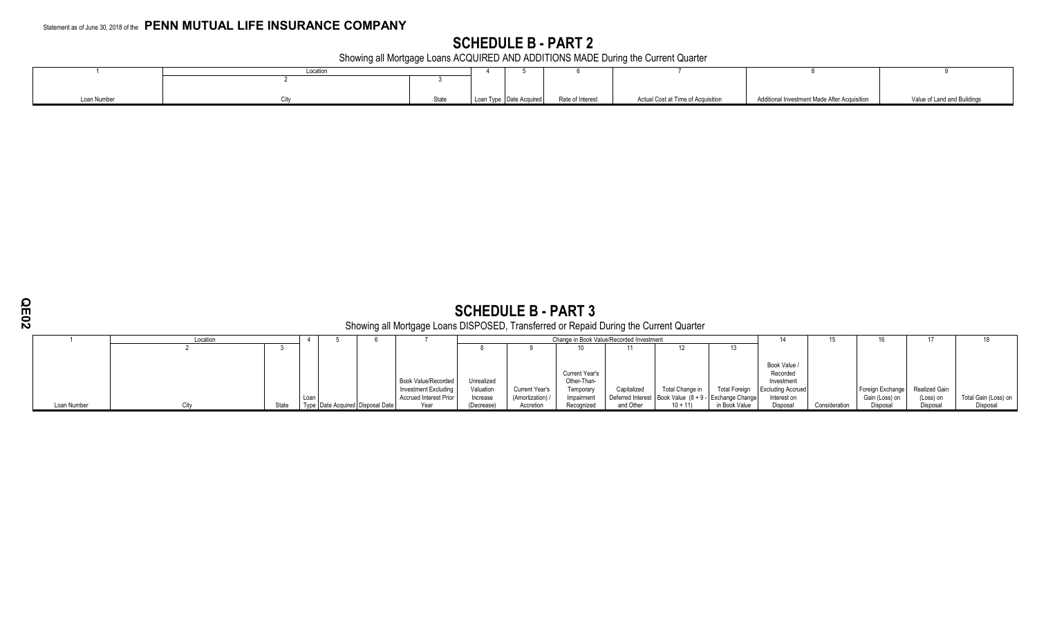Statement as of June 30, 2018 of the **PENN MUTUAL LIFE INSURANCE COMPANY**

## SCHEDULE B - PART 2

Showing all Mortgage Loans ACQUIRED AND ADDITIONS MADE During the Current Quarter

| 1 | Location | | 4 | 5 | 6 | 7 | 8 | 9 |
|---|---|---|---|---|---|---|---|---|
| | 2 | 3 | | | | | | |
| Loan Number | City | State | Loan Type | Date Acquired | Rate of Interest | Actual Cost at Time of Acquisition | Additional Investment Made After Acquisition | Value of Land and Buildings |

## SCHEDULE B - PART 3

Showing all Mortgage Loans DISPOSED, Transferred or Repaid During the Current Quarter

| 1 | Location | | 4 | 5 | 6 | 7 | Change in Book Value/Recorded Investment | | | | | | 14 | 15 | 16 | 17 | 18 |
|---|---|---|---|---|---|---|---|---|---|---|---|---|---|---|---|---|---|
| | 2 | 3 | | | | | 8 | 9 | 10 | 11 | 12 | 13 | | | | | |
| Loan Number | City | State | Loan Type | Date Acquired | Disposal Date | Book Value/Recorded Investment Excluding Accrued Interest Prior Year | Unrealized Valuation Increase (Decrease) | Current Year's (Amortization) / Accretion | Current Year's Other-Than-Temporary Impairment Recognized | Capitalized Deferred Interest and Other | Total Change in Book Value (8 + 9 - 10 + 11) | Total Foreign Exchange Change in Book Value | Book Value / Recorded Investment Excluding Accrued Interest on Disposal | Consideration | Foreign Exchange Gain (Loss) on Disposal | Realized Gain (Loss) on Disposal | Total Gain (Loss) on Disposal |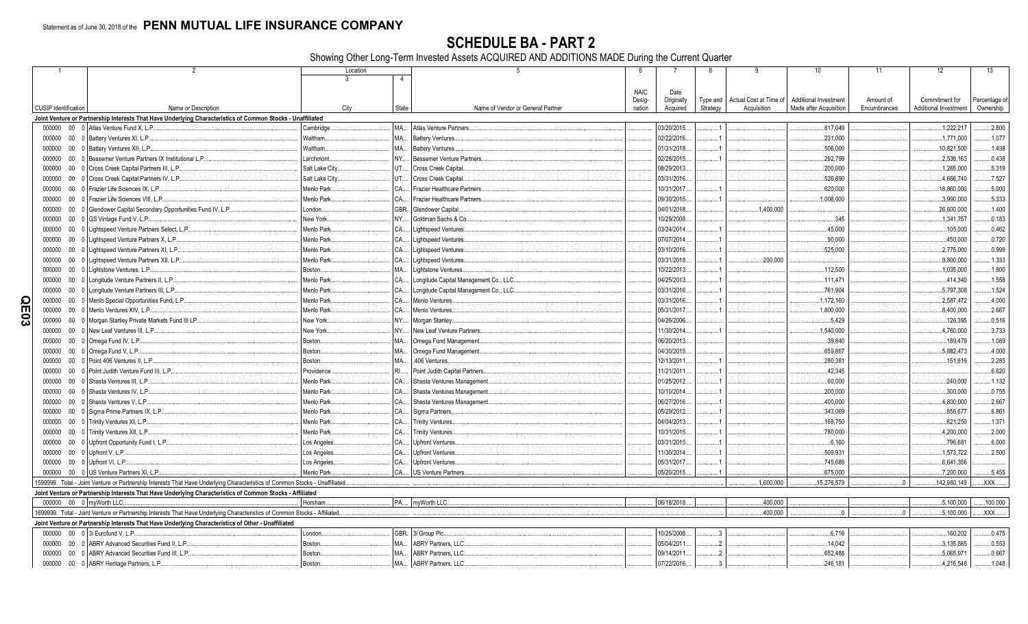Statement as of June 30, 2018 of the **PENN MUTUAL LIFE INSURANCE COMPANY**

# SCHEDULE BA - PART 2

Showing Other Long-Term Invested Assets ACQUIRED AND ADDITIONS MADE During the Current Quarter

| 1 | 2 | Location 3 | 4 | 5 | 6 | 7 | 8 | 9 | 10 | 11 | 12 | 13 |
|---|---|---|---|---|---|---|---|---|---|---|---|---|
| CUSIP Identification | Name or Description | City | State | Name of Vendor or General Partner | NAIC Designation | Date Originally Acquired | Type and Strategy | Actual Cost at Time of Acquisition | Additional Investment Made after Acquisition | Amount of Encumbrances | Commitment for Additional Investment | Percentage of Ownership |
| **Joint Venture or Partnership Interests That Have Underlying Characteristics of Common Stocks - Unaffiliated** | | | | | | | | | | | | |
| 000000 00 0 | Atlas Venture Fund X, L.P. | Cambridge | MA | Atlas Venture Partners | | 03/20/2015 | 1 | | 817,049 | | 1,222,217 | 2.800 |
| 000000 00 0 | Battery Ventures XI, L.P. | Waltham | MA | Battery Ventures | | 02/22/2016 | 1 | | 231,000 | | 1,771,000 | 1.077 |
| 000000 00 0 | Battery Ventures XII, L.P. | Waltham | MA | Battery Ventures | | 01/31/2018 | 1 | | 506,000 | | 10,821,500 | 1.438 |
| 000000 00 0 | Bessemer Venture Partners IX Institutional L.P. | Larchmont | NY | Bessemer Venture Partners | | 02/28/2015 | 1 | | 292,799 | | 2,538,163 | 0.438 |
| 000000 00 0 | Cross Creek Capital Partners III, L.P. | Salt Lake City | UT | Cross Creek Capital | | 08/29/2013 | | | 200,000 | | 1,265,000 | 5.319 |
| 000000 00 0 | Cross Creek Capital Partners IV, L.P. | Salt Lake City | UT | Cross Creek Capital | | 03/31/2016 | | | 526,890 | | 4,666,740 | 7.527 |
| 000000 00 0 | Frazier Life Sciences IX, L.P. | Menlo Park | CA | Frazier Healthcare Partners | | 10/31/2017 | 1 | | 620,000 | | 18,860,000 | 5.000 |
| 000000 00 0 | Frazier Life Sciences VIII, L.P. | Menlo Park | CA | Frazier Healthcare Partners | | 09/30/2015 | 1 | | 1,008,000 | | 3,990,000 | 5.333 |
| 000000 00 0 | Glendower Capital Secondary Opportunities Fund IV, L.P. | London | GBR | Glendower Capital | | 04/01/2018 | | 1,400,000 | | | 26,600,000 | 1.400 |
| 000000 00 0 | GS Vintage Fund V, L.P. | New York | NY | Goldman Sachs & Co. | | 10/29/2008 | | | 345 | | 1,341,757 | 0.183 |
| 000000 00 0 | Lightspeed Venture Partners Select, L.P. | Menlo Park | CA | Lightspeed Ventures | | 03/24/2014 | 1 | | 45,000 | | 105,000 | 0.462 |
| 000000 00 0 | Lightspeed Venture Partners X, L.P. | Menlo Park | CA | Lightspeed Ventures | | 07/07/2014 | 1 | | 90,000 | | 450,000 | 0.720 |
| 000000 00 0 | Lightspeed Venture Partners XI, L.P. | Menlo Park | CA | Lightspeed Ventures | | 03/10/2016 | 1 | | 525,000 | | 2,775,000 | 0.999 |
| 000000 00 0 | Lightspeed Venture Partners XII, L.P. | Menlo Park | CA | Lightspeed Ventures | | 03/31/2018 | 1 | 200,000 | | | 9,800,000 | 1.333 |
| 000000 00 0 | Lightstone Ventures, L.P. | Boston | MA | Lightstone Ventures | | 10/22/2013 | 1 | | 112,500 | | 1,035,000 | 1.800 |
| 000000 00 0 | Longitude Venture Partners II, L.P. | Menlo Park | CA | Longitude Capital Management Co., LLC | | 04/25/2013 | 1 | | 111,471 | | 414,340 | 1.558 |
| 000000 00 0 | Longitude Venture Partners III, L.P. | Menlo Park | CA | Longitude Capital Management Co., LLC | | 03/31/2016 | 1 | | 761,904 | | 5,797,308 | 1.524 |
| 000000 00 0 | Menlo Special Opportunities Fund, L.P. | Menlo Park | CA | Menlo Ventures | | 03/31/2016 | 1 | | 1,172,160 | | 2,587,472 | 4.000 |
| 000000 00 0 | Menlo Ventures XIV, L.P. | Menlo Park | CA | Menlo Ventures | | 05/31/2017 | 1 | | 1,800,000 | | 8,400,000 | 2.667 |
| 000000 00 0 | Morgan Stanley Private Markets Fund III LP | New York | NY | Morgan Stanley | | 04/26/2006 | | | 5,429 | | 126,395 | 0.516 |
| 000000 00 0 | New Leaf Ventures III, L.P. | New York | NY | New Leaf Venture Partners | | 11/30/2014 | 1 | | 1,540,000 | | 4,760,000 | 3.733 |
| 000000 00 0 | Omega Fund IV, L.P. | Boston | MA | Omega Fund Management | | 06/20/2013 | | | 39,840 | | 189,479 | 1.089 |
| 000000 00 0 | Omega Fund V, L.P. | Boston | MA | Omega Fund Management | | 04/30/2015 | | | 659,867 | | 5,882,473 | 4.000 |
| 000000 00 0 | Point 406 Ventures II, L.P. | Boston | MA | .406 Ventures | | 12/13/2011 | 1 | | 280,381 | | 151,619 | 2.285 |
| 000000 00 0 | Point Judith Venture Fund III, L.P. | Providence | RI | Point Judith Capital Partners | | 11/21/2011 | 1 | | 42,345 | | | 6.620 |
| 000000 00 0 | Shasta Ventures III, L.P. | Menlo Park | CA | Shasta Ventures Management | | 01/25/2012 | 1 | | 60,000 | | 240,000 | 1.132 |
| 000000 00 0 | Shasta Ventures IV, L.P. | Menlo Park | CA | Shasta Ventures Management | | 10/10/2014 | 1 | | 200,000 | | 300,000 | 0.755 |
| 000000 00 0 | Shasta Ventures V, L.P. | Menlo Park | CA | Shasta Ventures Management | | 06/27/2016 | 1 | | 400,000 | | 4,800,000 | 2.667 |
| 000000 00 0 | Sigma Prime Partners IX, L.P. | Menlo Park | CA | Sigma Partners | | 05/29/2012 | 1 | | 343,069 | | 856,677 | 6.861 |
| 000000 00 0 | Trinity Ventures XI, L.P. | Menlo Park | CA | Trinity Ventures | | 04/04/2013 | 1 | | 168,750 | | 821,250 | 1.371 |
| 000000 00 0 | Trinity Ventures XII, L.P. | Menlo Park | CA | Trinity Ventures | | 10/31/2015 | 1 | | 780,000 | | 4,200,000 | 2.000 |
| 000000 00 0 | Upfront Opportunity Fund I, L.P. | Los Angeles | CA | Upfront Ventures | | 03/31/2015 | 1 | | 6,160 | | 796,681 | 6.000 |
| 000000 00 0 | Upfront V, L.P. | Los Angeles | CA | Upfront Ventures | | 11/30/2014 | 1 | | 509,931 | | 1,573,722 | 2.500 |
| 000000 00 0 | Upfront VI, L.P. | Los Angeles | CA | Upfront Ventures | | 05/31/2017 | 1 | | 745,689 | | 6,641,356 | |
| 000000 00 0 | US Venture Partners XI, L.P. | Menlo Park | CA | US Venture Partners | | 05/20/2015 | 1 | | 675,000 | | 7,200,000 | 5.455 |
| 1599999. Total - Joint Venture or Partnership Interests That Have Underlying Characteristics of Common Stocks - Unaffiliated | | | | | | | | 1,600,000 | 15,276,579 | 0 | 142,980,149 | XXX |
| **Joint Venture or Partnership Interests That Have Underlying Characteristics of Common Stocks - Affiliated** | | | | | | | | | | | | |
| 000000 00 0 | myWorth LLC | Horsham | PA | myWorth LLC | | 06/18/2018 | | 400,000 | | | 5,100,000 | 100.000 |
| 1699999. Total - Joint Venture or Partnership Interests That Have Underlying Characteristics of Common Stocks - Affiliated | | | | | | | | 400,000 | 0 | 0 | 5,100,000 | XXX |
| **Joint Venture or Partnership Interests That Have Underlying Characteristics of Other - Unaffiliated** | | | | | | | | | | | | |
| 000000 00 0 | 3i Eurofund V, L.P. | London | GBR | 3i Group Plc | | 10/25/2006 | 3 | | 6,716 | | 160,202 | 0.475 |
| 000000 00 0 | ABRY Advanced Securities Fund II, L.P. | Boston | MA | ABRY Partners, LLC | | 05/04/2011 | 2 | | 14,042 | | 3,135,885 | 0.553 |
| 000000 00 0 | ABRY Advanced Securities Fund III, L.P. | Boston | MA | ABRY Partners, LLC | | 09/14/2011 | 2 | | 652,488 | | 5,065,971 | 0.667 |
| 000000 00 0 | ABRY Heritage Partners, L.P. | Boston | MA | ABRY Partners, LLC | | 07/22/2016 | 3 | | 246,181 | | 4,216,548 | 1.048 |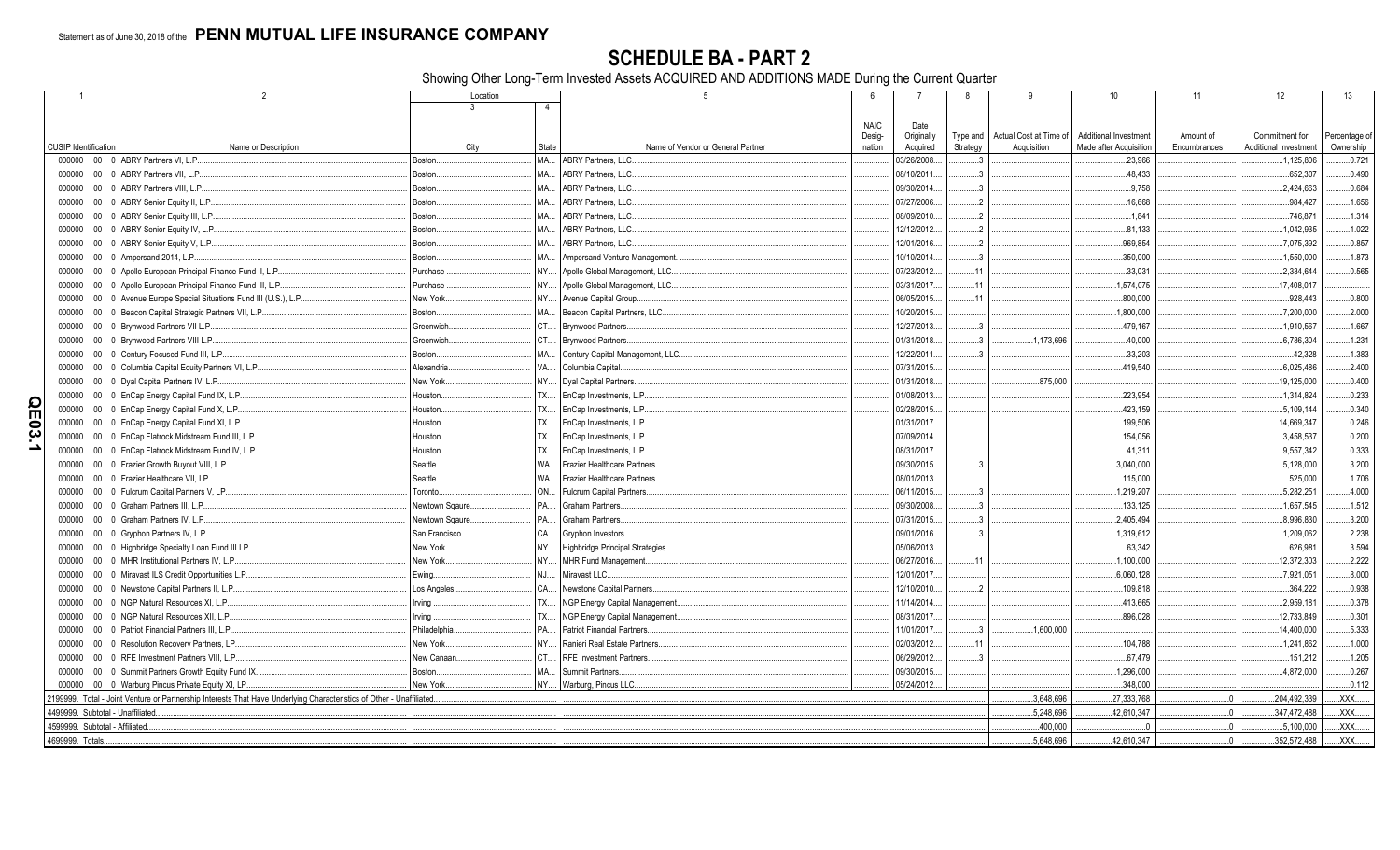Statement as of June 30, 2018 of the **PENN MUTUAL LIFE INSURANCE COMPANY**

# SCHEDULE BA - PART 2

Showing Other Long-Term Invested Assets ACQUIRED AND ADDITIONS MADE During the Current Quarter

| 1 | 2 | Location 3 | Location 4 | 5 | 6 | 7 | 8 | 9 | 10 | 11 | 12 | 13 |
|---|---|---|---|---|---|---|---|---|---|---|---|---|
| CUSIP Identification | Name or Description | City | State | Name of Vendor or General Partner | NAIC Designation | Date Originally Acquired | Type and Strategy | Actual Cost at Time of Acquisition | Additional Investment Made after Acquisition | Amount of Encumbrances | Commitment for Additional Investment | Percentage of Ownership |
| 000000 00 0 | ABRY Partners VI, L.P. | Boston | MA | ABRY Partners, LLC |  | 03/26/2008 | 3 |  | 23,966 |  | 1,125,806 | 0.721 |
| 000000 00 0 | ABRY Partners VII, L.P. | Boston | MA | ABRY Partners, LLC |  | 08/10/2011 | 3 |  | 48,433 |  | 652,307 | 0.490 |
| 000000 00 0 | ABRY Partners VIII, L.P. | Boston | MA | ABRY Partners, LLC |  | 09/30/2014 | 3 |  | 9,758 |  | 2,424,663 | 0.684 |
| 000000 00 0 | ABRY Senior Equity II, L.P. | Boston | MA | ABRY Partners, LLC |  | 07/27/2006 | 2 |  | 16,668 |  | 984,427 | 1.656 |
| 000000 00 0 | ABRY Senior Equity III, L.P. | Boston | MA | ABRY Partners, LLC |  | 08/09/2010 | 2 |  | 1,841 |  | 746,871 | 1.314 |
| 000000 00 0 | ABRY Senior Equity IV, L.P. | Boston | MA | ABRY Partners, LLC |  | 12/12/2012 | 2 |  | 81,133 |  | 1,042,935 | 1.022 |
| 000000 00 0 | ABRY Senior Equity V, L.P. | Boston | MA | ABRY Partners, LLC |  | 12/01/2016 | 2 |  | 969,854 |  | 7,075,392 | 0.857 |
| 000000 00 0 | Ampersand 2014, L.P. | Boston | MA | Ampersand Venture Management |  | 10/10/2014 | 3 |  | 350,000 |  | 1,550,000 | 1.873 |
| 000000 00 0 | Apollo European Principal Finance Fund II, L.P. | Purchase | NY | Apollo Global Management, LLC |  | 07/23/2012 | 11 |  | 33,031 |  | 2,334,644 | 0.565 |
| 000000 00 0 | Apollo European Principal Finance Fund III, L.P. | Purchase | NY | Apollo Global Management, LLC |  | 03/31/2017 | 11 |  | 1,574,075 |  | 17,408,017 |  |
| 000000 00 0 | Avenue Europe Special Situations Fund III (U.S.), L.P. | New York | NY | Avenue Capital Group |  | 06/05/2015 | 11 |  | 800,000 |  | 928,443 | 0.800 |
| 000000 00 0 | Beacon Capital Strategic Partners VII, L.P. | Boston | MA | Beacon Capital Partners, LLC |  | 10/20/2015 |  |  | 1,800,000 |  | 7,200,000 | 2.000 |
| 000000 00 0 | Brynwood Partners VII L.P. | Greenwich | CT | Brynwood Partners |  | 12/27/2013 | 3 |  | 479,167 |  | 1,910,567 | 1.667 |
| 000000 00 0 | Brynwood Partners VIII L.P. | Greenwich | CT | Brynwood Partners |  | 01/31/2018 | 3 | 1,173,696 | 40,000 |  | 6,786,304 | 1.231 |
| 000000 00 0 | Century Focused Fund III, L.P. | Boston | MA | Century Capital Management, LLC |  | 12/22/2011 | 3 |  | 33,203 |  | 42,328 | 1.383 |
| 000000 00 0 | Columbia Capital Equity Partners VI, L.P. | Alexandria | VA | Columbia Capital |  | 07/31/2015 |  |  | 419,540 |  | 6,025,486 | 2.400 |
| 000000 00 0 | Dyal Capital Partners IV, L.P. | New York | NY | Dyal Capital Partners |  | 01/31/2018 |  | 875,000 |  |  | 19,125,000 | 0.400 |
| 000000 00 0 | EnCap Energy Capital Fund IX, L.P. | Houston | TX | EnCap Investments, L.P. |  | 01/08/2013 |  |  | 223,954 |  | 1,314,824 | 0.233 |
| 000000 00 0 | EnCap Energy Capital Fund X, L.P. | Houston | TX | EnCap Investments, L.P. |  | 02/28/2015 |  |  | 423,159 |  | 5,109,144 | 0.340 |
| 000000 00 0 | EnCap Energy Capital Fund XI, L.P. | Houston | TX | EnCap Investments, L.P. |  | 01/31/2017 |  |  | 199,506 |  | 14,669,347 | 0.246 |
| 000000 00 0 | EnCap Flatrock Midstream Fund III, L.P. | Houston | TX | EnCap Investments, L.P. |  | 07/09/2014 |  |  | 154,056 |  | 3,458,537 | 0.200 |
| 000000 00 0 | EnCap Flatrock Midstream Fund IV, L.P. | Houston | TX | EnCap Investments, L.P. |  | 08/31/2017 |  |  | 41,311 |  | 9,557,342 | 0.333 |
| 000000 00 0 | Frazier Growth Buyout VIII, L.P. | Seattle | WA | Frazier Healthcare Partners |  | 09/30/2015 | 3 |  | 3,040,000 |  | 5,128,000 | 3.200 |
| 000000 00 0 | Frazier Healthcare VII, LP | Seattle | WA | Frazier Healthcare Partners |  | 08/01/2013 |  |  | 115,000 |  | 525,000 | 1.706 |
| 000000 00 0 | Fulcrum Capital Partners V, LP. | Toronto | ON | Fulcrum Capital Partners |  | 06/11/2015 | 3 |  | 1,219,207 |  | 5,282,251 | 4.000 |
| 000000 00 0 | Graham Partners III, L.P. | Newtown Sqaure | PA | Graham Partners |  | 09/30/2008 | 3 |  | 133,125 |  | 1,657,545 | 1.512 |
| 000000 00 0 | Graham Partners IV, L.P. | Newtown Sqaure | PA | Graham Partners |  | 07/31/2015 | 3 |  | 2,405,494 |  | 8,996,830 | 3.200 |
| 000000 00 0 | Gryphon Partners IV, L.P. | San Francisco | CA | Gryphon Investors |  | 09/01/2016 | 3 |  | 1,319,612 |  | 1,209,062 | 2.238 |
| 000000 00 0 | Highbridge Specialty Loan Fund III LP | New York | NY | Highbridge Principal Strategies |  | 05/06/2013 |  |  | 63,342 |  | 626,981 | 3.594 |
| 000000 00 0 | MHR Institutional Partners IV, L.P. | New York | NY | MHR Fund Management |  | 06/27/2016 | 11 |  | 1,100,000 |  | 12,372,303 | 2.222 |
| 000000 00 0 | Miravast ILS Credit Opportunities L.P. | Ewing | NJ | Miravast LLC |  | 12/01/2017 |  |  | 6,060,128 |  | 7,921,051 | 8.000 |
| 000000 00 0 | Newstone Capital Partners II, L.P. | Los Angeles | CA | Newstone Capital Partners |  | 12/10/2010 | 2 |  | 109,818 |  | 364,222 | 0.938 |
| 000000 00 0 | NGP Natural Resources XI, L.P. | Irving | TX | NGP Energy Capital Management |  | 11/14/2014 |  |  | 413,665 |  | 2,959,181 | 0.378 |
| 000000 00 0 | NGP Natural Resources XII, L.P. | Irving | TX | NGP Energy Capital Management |  | 08/31/2017 |  |  | 896,028 |  | 12,733,849 | 0.301 |
| 000000 00 0 | Patriot Financial Partners III, L.P. | Philadelphia | PA | Patriot Financial Partners |  | 11/01/2017 | 3 | 1,600,000 |  |  | 14,400,000 | 5.333 |
| 000000 00 0 | Resolution Recovery Partners, LP. | New York | NY | Ranieri Real Estate Partners |  | 02/03/2012 | 11 |  | 104,788 |  | 1,241,862 | 1.000 |
| 000000 00 0 | RFE Investment Partners VIII, L.P. | New Canaan | CT | RFE Investment Partners |  | 06/29/2012 | 3 |  | 67,479 |  | 151,212 | 1.205 |
| 000000 00 0 | Summit Partners Growth Equity Fund IX | Boston | MA | Summit Partners |  | 09/30/2015 |  |  | 1,296,000 |  | 4,872,000 | 0.267 |
| 000000 00 0 | Warburg Pincus Private Equity XI, LP | New York | NY | Warburg, Pincus LLC |  | 05/24/2012 |  |  | 348,000 |  |  | 0.112 |
| 2199999. Total - Joint Venture or Partnership Interests That Have Underlying Characteristics of Other - Unaffiliated |  |  |  |  |  |  |  | 3,648,696 | 27,333,768 | 0 | 204,492,339 | XXX |
| 4499999. Subtotal - Unaffiliated |  |  |  |  |  |  |  | 5,248,696 | 42,610,347 | 0 | 347,472,488 | XXX |
| 4599999. Subtotal - Affiliated |  |  |  |  |  |  |  | 400,000 | 0 | 0 | 5,100,000 | XXX |
| 4699999. Totals |  |  |  |  |  |  |  | 5,648,696 | 42,610,347 | 0 | 352,572,488 | XXX |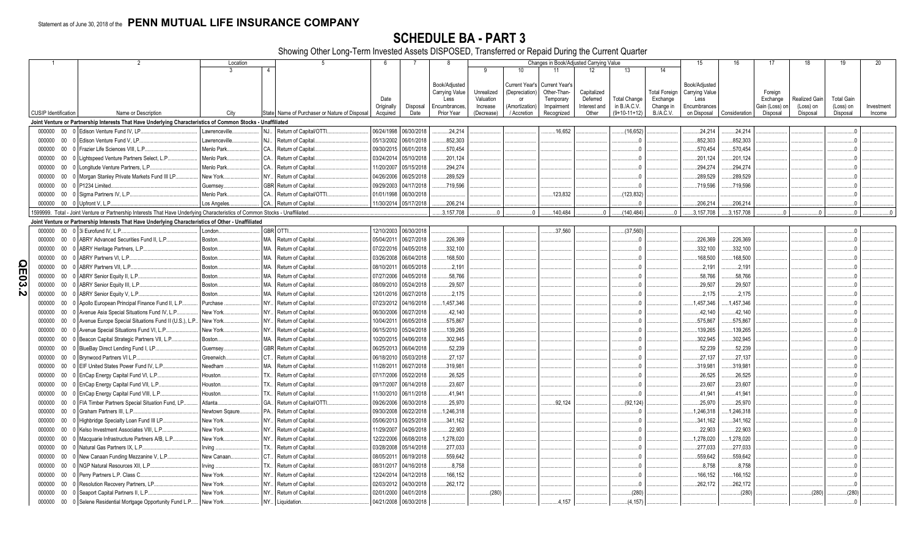Statement as of June 30, 2018 of the **PENN MUTUAL LIFE INSURANCE COMPANY**

# SCHEDULE BA - PART 3

Showing Other Long-Term Invested Assets DISPOSED, Transferred or Repaid During the Current Quarter

| 1 | 2 | Location 3 | 4 | 5 | 6 | 7 | 8 | 9 | 10 | 11 | 12 | 13 | 14 | 15 | 16 | 17 | 18 | 19 | 20 |
|---|---|---|---|---|---|---|---|---|---|---|---|---|---|---|---|---|---|---|---|
| CUSIP Identification | Name or Description | City | State | Name of Purchaser or Nature of Disposal | Date Originally Acquired | Disposal Date | Book/Adjusted Carrying Value Less Encumbrances, Prior Year | Unrealized Valuation Increase (Decrease) | Current Year's (Depreciation) or (Amortization) / Accretion | Current Year's Other-Than-Temporary Impairment Recognized | Capitalized Deferred Interest and Other | Total Change in B./A.C.V. (9+10-11+12) | Total Foreign Exchange Change in B./A.C.V. | Book/Adjusted Carrying Value Less Encumbrances on Disposal | Consideration | Foreign Exchange Gain (Loss) on Disposal | Realized Gain (Loss) on Disposal | Total Gain (Loss) on Disposal | Investment Income |
| **Joint Venture or Partnership Interests That Have Underlying Characteristics of Common Stocks - Unaffiliated** | | | | | | | | | | | | | | | | | | | |
| 000000 00 0 | Edison Venture Fund IV, LP | Lawrenceville | NJ | Return of Capital/OTTI | 06/24/1998 | 06/30/2018 | 24,214 | | | 16,652 | | (16,652) | | 24,214 | 24,214 | | | 0 | |
| 000000 00 0 | Edison Venture Fund V, LP | Lawrenceville | NJ | Return of Capital | 05/13/2002 | 06/01/2018 | 852,303 | | | | | 0 | | 852,303 | 852,303 | | | 0 | |
| 000000 00 0 | Frazier Life Sciences VIII, L.P. | Menlo Park | CA | Return of Capital | 09/30/2015 | 06/01/2018 | 570,454 | | | | | 0 | | 570,454 | 570,454 | | | 0 | |
| 000000 00 0 | Lightspeed Venture Partners Select, L.P. | Menlo Park | CA | Return of Capital | 03/24/2014 | 05/10/2018 | 201,124 | | | | | 0 | | 201,124 | 201,124 | | | 0 | |
| 000000 00 0 | Longitude Venture Partners, L.P. | Menlo Park | CA | Return of Capital | 11/20/2007 | 05/15/2018 | 294,274 | | | | | 0 | | 294,274 | 294,274 | | | 0 | |
| 000000 00 0 | Morgan Stanley Private Markets Fund III LP | New York | NY | Return of Capital | 04/26/2006 | 06/25/2018 | 289,529 | | | | | 0 | | 289,529 | 289,529 | | | 0 | |
| 000000 00 0 | P1234 Limited | Guernsey | GBR | Return of Capital | 09/29/2003 | 04/17/2018 | 719,596 | | | | | 0 | | 719,596 | 719,596 | | | 0 | |
| 000000 00 0 | Sigma Partners IV, L.P. | Menlo Park | CA | Return of Capital/OTTI | 01/01/1998 | 06/30/2018 | | | | 123,832 | | (123,832) | | | | | | 0 | |
| 000000 00 0 | Upfront V, L.P. | Los Angeles | CA | Return of Capital | 11/30/2014 | 05/17/2018 | 206,214 | | | | | 0 | | 206,214 | 206,214 | | | 0 | |
| 1599999. Total - Joint Venture or Partnership Interests That Have Underlying Characteristics of Common Stocks - Unaffiliated | | | | | | | 3,157,708 | 0 | 0 | 140,484 | 0 | (140,484) | 0 | 3,157,708 | 3,157,708 | 0 | 0 | 0 | 0 |
| **Joint Venture or Partnership Interests That Have Underlying Characteristics of Other - Unaffiliated** | | | | | | | | | | | | | | | | | | | |
| 000000 00 0 | 3i Eurofund IV, L.P. | London | GBR | OTTI | 12/10/2003 | 06/30/2018 | | | | 37,560 | | (37,560) | | | | | | 0 | |
| 000000 00 0 | ABRY Advanced Securities Fund II, L.P. | Boston | MA | Return of Capital | 05/04/2011 | 06/27/2018 | 226,369 | | | | | 0 | | 226,369 | 226,369 | | | 0 | |
| 000000 00 0 | ABRY Heritage Partners, L.P. | Boston | MA | Return of Capital | 07/22/2016 | 04/05/2018 | 332,100 | | | | | 0 | | 332,100 | 332,100 | | | 0 | |
| 000000 00 0 | ABRY Partners VI, L.P. | Boston | MA | Return of Capital | 03/26/2008 | 06/04/2018 | 168,500 | | | | | 0 | | 168,500 | 168,500 | | | 0 | |
| 000000 00 0 | ABRY Partners VII, L.P. | Boston | MA | Return of Capital | 08/10/2011 | 06/05/2018 | 2,191 | | | | | 0 | | 2,191 | 2,191 | | | 0 | |
| 000000 00 0 | ABRY Senior Equity II, L.P. | Boston | MA | Return of Capital | 07/27/2006 | 04/05/2018 | 58,766 | | | | | 0 | | 58,766 | 58,766 | | | 0 | |
| 000000 00 0 | ABRY Senior Equity III, L.P. | Boston | MA | Return of Capital | 08/09/2010 | 05/24/2018 | 29,507 | | | | | 0 | | 29,507 | 29,507 | | | 0 | |
| 000000 00 0 | ABRY Senior Equity V, L.P. | Boston | MA | Return of Capital | 12/01/2016 | 06/27/2018 | 2,175 | | | | | 0 | | 2,175 | 2,175 | | | 0 | |
| 000000 00 0 | Apollo European Principal Finance Fund II, L.P. | Purchase | NY | Return of Capital | 07/23/2012 | 04/16/2018 | 1,457,346 | | | | | 0 | | 1,457,346 | 1,457,346 | | | 0 | |
| 000000 00 0 | Avenue Asia Special Situations Fund IV, L.P. | New York | NY | Return of Capital | 06/30/2006 | 06/27/2018 | 42,140 | | | | | 0 | | 42,140 | 42,140 | | | 0 | |
| 000000 00 0 | Avenue Europe Special Situations Fund II (U.S.), L.P. | New York | NY | Return of Capital | 10/04/2011 | 06/05/2018 | 575,867 | | | | | 0 | | 575,867 | 575,867 | | | 0 | |
| 000000 00 0 | Avenue Special Situations Fund VI, L.P. | New York | NY | Return of Capital | 06/15/2010 | 05/24/2018 | 139,265 | | | | | 0 | | 139,265 | 139,265 | | | 0 | |
| 000000 00 0 | Beacon Capital Strategic Partners VII, L.P. | Boston | MA | Return of Capital | 10/20/2015 | 04/06/2018 | 302,945 | | | | | 0 | | 302,945 | 302,945 | | | 0 | |
| 000000 00 0 | BlueBay Direct Lending Fund I, LP | Guernsey | GBR | Return of Capital | 06/25/2013 | 06/04/2018 | 52,239 | | | | | 0 | | 52,239 | 52,239 | | | 0 | |
| 000000 00 0 | Brynwood Partners VI L.P. | Greenwich | CT | Return of Capital | 06/18/2010 | 05/03/2018 | 27,137 | | | | | 0 | | 27,137 | 27,137 | | | 0 | |
| 000000 00 0 | EIF United States Power Fund IV, L.P. | Needham | MA | Return of Capital | 11/28/2011 | 06/27/2018 | 319,981 | | | | | 0 | | 319,981 | 319,981 | | | 0 | |
| 000000 00 0 | EnCap Energy Capital Fund VI, L.P. | Houston | TX | Return of Capital | 07/17/2006 | 05/22/2018 | 26,525 | | | | | 0 | | 26,525 | 26,525 | | | 0 | |
| 000000 00 0 | EnCap Energy Capital Fund VII, L.P. | Houston | TX | Return of Capital | 09/17/2007 | 06/14/2018 | 23,607 | | | | | 0 | | 23,607 | 23,607 | | | 0 | |
| 000000 00 0 | EnCap Energy Capital Fund VIII, L.P. | Houston | TX | Return of Capital | 11/30/2010 | 06/11/2018 | 41,941 | | | | | 0 | | 41,941 | 41,941 | | | 0 | |
| 000000 00 0 | FIA Timber Partners Special Situation Fund, LP | Atlanta | GA | Return of Capital/OTTI | 09/26/2006 | 06/30/2018 | 25,970 | | | 92,124 | | (92,124) | | 25,970 | 25,970 | | | 0 | |
| 000000 00 0 | Graham Partners III, L.P. | Newtown Sqaure | PA | Return of Capital | 09/30/2008 | 06/22/2018 | 1,246,318 | | | | | 0 | | 1,246,318 | 1,246,318 | | | 0 | |
| 000000 00 0 | Highbridge Specialty Loan Fund III LP | New York | NY | Return of Capital | 05/06/2013 | 06/25/2018 | 341,162 | | | | | 0 | | 341,162 | 341,162 | | | 0 | |
| 000000 00 0 | Kelso Investment Associates VIII, L.P. | New York | NY | Return of Capital | 11/29/2007 | 04/26/2018 | 22,903 | | | | | 0 | | 22,903 | 22,903 | | | 0 | |
| 000000 00 0 | Macquarie Infrastructure Partners A/B, L.P. | New York | NY | Return of Capital | 12/22/2006 | 06/08/2018 | 1,278,020 | | | | | 0 | | 1,278,020 | 1,278,020 | | | 0 | |
| 000000 00 0 | Natural Gas Partners IX, L.P. | Irving | TX | Return of Capital | 03/28/2008 | 05/14/2018 | 277,033 | | | | | 0 | | 277,033 | 277,033 | | | 0 | |
| 000000 00 0 | New Canaan Funding Mezzanine V, L.P. | New Canaan | CT | Return of Capital | 08/05/2011 | 06/19/2018 | 559,642 | | | | | 0 | | 559,642 | 559,642 | | | 0 | |
| 000000 00 0 | NGP Natural Resources XII, L.P. | Irving | TX | Return of Capital | 08/31/2017 | 04/16/2018 | 8,758 | | | | | 0 | | 8,758 | 8,758 | | | 0 | |
| 000000 00 0 | Perry Partners L.P. Class C. | New York | NY | Return of Capital | 12/24/2014 | 04/12/2018 | 166,152 | | | | | 0 | | 166,152 | 166,152 | | | 0 | |
| 000000 00 0 | Resolution Recovery Partners, LP | New York | NY | Return of Capital | 02/03/2012 | 04/30/2018 | 262,172 | | | | | 0 | | 262,172 | 262,172 | | | 0 | |
| 000000 00 0 | Seaport Capital Partners II, L.P. | New York | NY | Return of Capital | 02/01/2000 | 04/01/2018 | (280) | | | | | (280) | | | (280) | | (280) | (280) | |
| 000000 00 0 | Selene Residential Mortgage Opportunity Fund L.P. | New York | NY | Liquidation | 04/21/2008 | 06/30/2018 | | | | 4,157 | | (4,157) | | | | | | 0 | |

QE03.2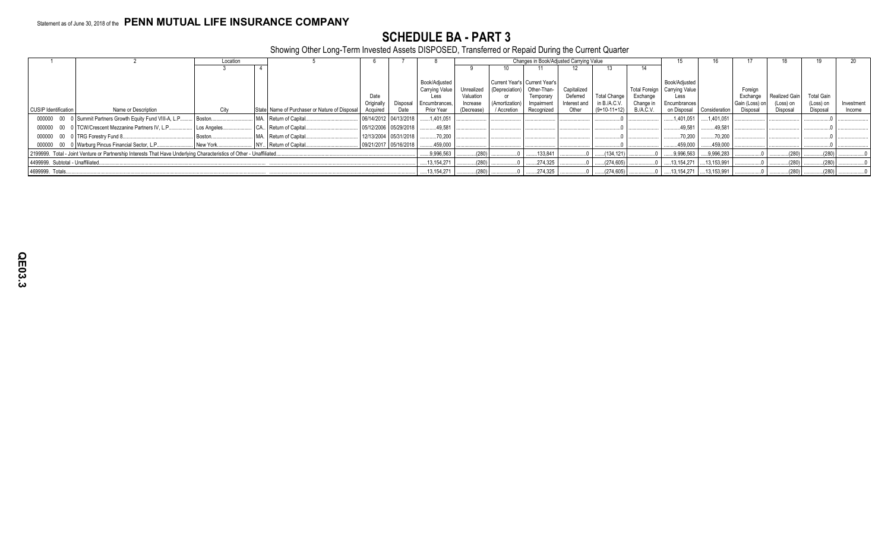Statement as of June 30, 2018 of the **PENN MUTUAL LIFE INSURANCE COMPANY**

# SCHEDULE BA - PART 3

Showing Other Long-Term Invested Assets DISPOSED, Transferred or Repaid During the Current Quarter

| 1 | 2 | Location | | 5 | 6 | 7 | 8 | Changes in Book/Adjusted Carrying Value | | | | | | 15 | 16 | 17 | 18 | 19 | 20 |
|---|---|---|---|---|---|---|---|---|---|---|---|---|---|---|---|---|---|---|---|
| | | 3 | 4 | | | | | 9 | 10 | 11 | 12 | 13 | 14 | | | | | | |
| CUSIP Identification | Name or Description | City | State | Name of Purchaser or Nature of Disposal | Date Originally Acquired | Disposal Date | Book/Adjusted Carrying Value Less Encumbrances, Prior Year | Unrealized Valuation Increase (Decrease) | Current Year's (Depreciation) or (Amortization) / Accretion | Current Year's Other-Than-Temporary Impairment Recognized | Capitalized Deferred Interest and Other | Total Change in B./A.C.V. (9+10-11+12) | Total Foreign Exchange Change in B./A.C.V. | Book/Adjusted Carrying Value Less Encumbrances on Disposal | Consideration | Foreign Exchange Gain (Loss) on Disposal | Realized Gain (Loss) on Disposal | Total Gain (Loss) on Disposal | Investment Income |
| 000000 00 0 | Summit Partners Growth Equity Fund VIII-A, L.P. | Boston | MA. | Return of Capital | 06/14/2012 | 04/13/2018 | 1,401,051 | | | | | 0 | | 1,401,051 | 1,401,051 | | | 0 | |
| 000000 00 0 | TCW/Crescent Mezzanine Partners IV, L.P. | Los Angeles | CA. | Return of Capital | 05/12/2006 | 05/29/2018 | 49,581 | | | | | 0 | | 49,581 | 49,581 | | | 0 | |
| 000000 00 0 | TRG Forestry Fund 8 | Boston | MA. | Return of Capital | 12/13/2004 | 05/31/2018 | 70,200 | | | | | 0 | | 70,200 | 70,200 | | | 0 | |
| 000000 00 0 | Warburg Pincus Financial Sector, L.P. | New York | NY. | Return of Capital | 09/21/2017 | 05/16/2018 | 459,000 | | | | | 0 | | 459,000 | 459,000 | | | 0 | |
| 2199999. Total - Joint Venture or Partnership Interests That Have Underlying Characteristics of Other - Unaffiliated | | | | | | | 9,996,563 | (280) | 0 | 133,841 | 0 | (134,121) | 0 | 9,996,563 | 9,996,283 | 0 | (280) | (280) | 0 |
| 4499999. Subtotal - Unaffiliated | | | | | | | 13,154,271 | (280) | 0 | 274,325 | 0 | (274,605) | 0 | 13,154,271 | 13,153,991 | 0 | (280) | (280) | 0 |
| 4699999. Totals | | | | | | | 13,154,271 | (280) | 0 | 274,325 | 0 | (274,605) | 0 | 13,154,271 | 13,153,991 | 0 | (280) | (280) | 0 |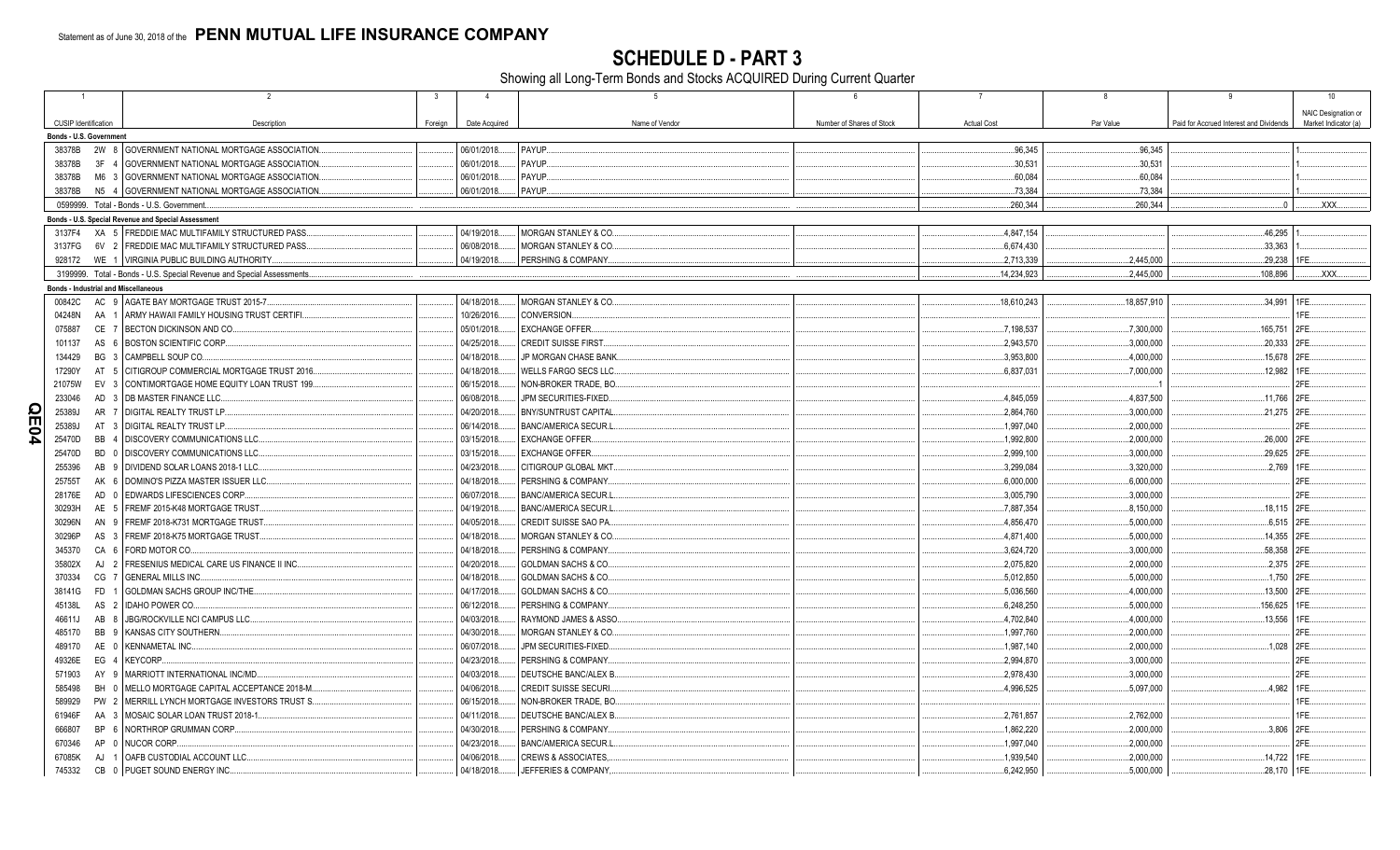Statement as of June 30, 2018 of the **PENN MUTUAL LIFE INSURANCE COMPANY**

# SCHEDULE D - PART 3

Showing all Long-Term Bonds and Stocks ACQUIRED During Current Quarter

| 1 | 2 | 3 | 4 | 5 | 6 | 7 | 8 | 9 | 10 |
|---|---|---|---|---|---|---|---|---|---|
| CUSIP Identification | Description | Foreign | Date Acquired | Name of Vendor | Number of Shares of Stock | Actual Cost | Par Value | Paid for Accrued Interest and Dividends | NAIC Designation or Market Indicator (a) |
| **Bonds - U.S. Government** | | | | | | | | | |
| 38378B 2W 8 | GOVERNMENT NATIONAL MORTGAGE ASSOCIATION | | 06/01/2018 | PAYUP | | 96,345 | 96,345 | | 1 |
| 38378B 3F 4 | GOVERNMENT NATIONAL MORTGAGE ASSOCIATION | | 06/01/2018 | PAYUP | | 30,531 | 30,531 | | 1 |
| 38378B M6 3 | GOVERNMENT NATIONAL MORTGAGE ASSOCIATION | | 06/01/2018 | PAYUP | | 60,084 | 60,084 | | 1 |
| 38378B N5 4 | GOVERNMENT NATIONAL MORTGAGE ASSOCIATION | | 06/01/2018 | PAYUP | | 73,384 | 73,384 | | 1 |
| 0599999. Total - Bonds - U.S. Government | | | | | | 260,344 | 260,344 | 0 | XXX |
| **Bonds - U.S. Special Revenue and Special Assessment** | | | | | | | | | |
| 3137F4 XA 5 | FREDDIE MAC MULTIFAMILY STRUCTURED PASS | | 04/19/2018 | MORGAN STANLEY & CO | | 4,847,154 | | 46,295 | 1 |
| 3137FG 6V 2 | FREDDIE MAC MULTIFAMILY STRUCTURED PASS | | 06/08/2018 | MORGAN STANLEY & CO | | 6,674,430 | | 33,363 | 1 |
| 928172 WE 1 | VIRGINIA PUBLIC BUILDING AUTHORITY | | 04/19/2018 | PERSHING & COMPANY | | 2,713,339 | 2,445,000 | 29,238 | 1FE |
| 3199999. Total - Bonds - U.S. Special Revenue and Special Assessments | | | | | | 14,234,923 | 2,445,000 | 108,896 | XXX |
| **Bonds - Industrial and Miscellaneous** | | | | | | | | | |
| 00842C AC 9 | AGATE BAY MORTGAGE TRUST 2015-7 | | 04/18/2018 | MORGAN STANLEY & CO | | 18,610,243 | 18,857,910 | 34,991 | 1FE |
| 04248N AA 1 | ARMY HAWAII FAMILY HOUSING TRUST CERTIFI | | 10/26/2016 | CONVERSION | | | | | 1FE |
| 075887 CE 7 | BECTON DICKINSON AND CO | | 05/01/2018 | EXCHANGE OFFER | | 7,198,537 | 7,300,000 | 165,751 | 2FE |
| 101137 AS 6 | BOSTON SCIENTIFIC CORP | | 04/25/2018 | CREDIT SUISSE FIRST | | 2,943,570 | 3,000,000 | 20,333 | 2FE |
| 134429 BG 3 | CAMPBELL SOUP CO | | 04/18/2018 | JP MORGAN CHASE BANK | | 3,953,800 | 4,000,000 | 15,678 | 2FE |
| 17290Y AT 5 | CITIGROUP COMMERCIAL MORTGAGE TRUST 2016 | | 04/18/2018 | WELLS FARGO SECS LLC | | 6,837,031 | 7,000,000 | 12,982 | 1FE |
| 21075W EV 3 | CONTIMORTGAGE HOME EQUITY LOAN TRUST 199 | | 06/15/2018 | NON-BROKER TRADE, BO | | | 1 | | 2FE |
| 233046 AD 3 | DB MASTER FINANCE LLC | | 06/08/2018 | JPM SECURITIES-FIXED | | 4,845,059 | 4,837,500 | 11,766 | 2FE |
| 25389J AR 7 | DIGITAL REALTY TRUST LP | | 04/20/2018 | BNY/SUNTRUST CAPITAL | | 2,864,760 | 3,000,000 | 21,275 | 2FE |
| 25389J AT 3 | DIGITAL REALTY TRUST LP | | 06/14/2018 | BANC/AMERICA SECUR.L | | 1,997,040 | 2,000,000 | | 2FE |
| 25470D BB 4 | DISCOVERY COMMUNICATIONS LLC | | 03/15/2018 | EXCHANGE OFFER | | 1,992,800 | 2,000,000 | 26,000 | 2FE |
| 25470D BD 0 | DISCOVERY COMMUNICATIONS LLC | | 03/15/2018 | EXCHANGE OFFER | | 2,999,100 | 3,000,000 | 29,625 | 2FE |
| 255396 AB 9 | DIVIDEND SOLAR LOANS 2018-1 LLC | | 04/23/2018 | CITIGROUP GLOBAL MKT | | 3,299,084 | 3,320,000 | 2,769 | 1FE |
| 25755T AK 6 | DOMINO'S PIZZA MASTER ISSUER LLC | | 04/18/2018 | PERSHING & COMPANY | | 6,000,000 | 6,000,000 | | 2FE |
| 28176E AD 0 | EDWARDS LIFESCIENCES CORP | | 06/07/2018 | BANC/AMERICA SECUR.L | | 3,005,790 | 3,000,000 | | 2FE |
| 30293H AE 5 | FREMF 2015-K48 MORTGAGE TRUST | | 04/19/2018 | BANC/AMERICA SECUR.L | | 7,887,354 | 8,150,000 | 18,115 | 2FE |
| 30296N AN 9 | FREMF 2018-K731 MORTGAGE TRUST | | 04/05/2018 | CREDIT SUISSE SAO PA | | 4,856,470 | 5,000,000 | 6,515 | 2FE |
| 30296P AS 3 | FREMF 2018-K75 MORTGAGE TRUST | | 04/18/2018 | MORGAN STANLEY & CO | | 4,871,400 | 5,000,000 | 14,355 | 2FE |
| 345370 CA 6 | FORD MOTOR CO | | 04/18/2018 | PERSHING & COMPANY | | 3,624,720 | 3,000,000 | 58,358 | 2FE |
| 35802X AJ 2 | FRESENIUS MEDICAL CARE US FINANCE II INC | | 04/20/2018 | GOLDMAN SACHS & CO | | 2,075,820 | 2,000,000 | 2,375 | 2FE |
| 370334 CG 7 | GENERAL MILLS INC | | 04/18/2018 | GOLDMAN SACHS & CO | | 5,012,850 | 5,000,000 | 1,750 | 2FE |
| 38141G FD 1 | GOLDMAN SACHS GROUP INC/THE | | 04/17/2018 | GOLDMAN SACHS & CO | | 5,036,560 | 4,000,000 | 13,500 | 2FE |
| 45138L AS 2 | IDAHO POWER CO | | 06/12/2018 | PERSHING & COMPANY | | 6,248,250 | 5,000,000 | 156,625 | 1FE |
| 46611J AB 8 | JBG/ROCKVILLE NCI CAMPUS LLC | | 04/03/2018 | RAYMOND JAMES & ASSO | | 4,702,840 | 4,000,000 | 13,556 | 1FE |
| 485170 BB 9 | KANSAS CITY SOUTHERN | | 04/30/2018 | MORGAN STANLEY & CO | | 1,997,760 | 2,000,000 | | 2FE |
| 489170 AE 0 | KENNAMETAL INC | | 06/07/2018 | JPM SECURITIES-FIXED | | 1,987,140 | 2,000,000 | 1,028 | 2FE |
| 49326E EG 4 | KEYCORP | | 04/23/2018 | PERSHING & COMPANY | | 2,994,870 | 3,000,000 | | 2FE |
| 571903 AY 9 | MARRIOTT INTERNATIONAL INC/MD | | 04/03/2018 | DEUTSCHE BANC/ALEX B | | 2,978,430 | 3,000,000 | | 2FE |
| 585498 BH 0 | MELLO MORTGAGE CAPITAL ACCEPTANCE 2018-M | | 04/06/2018 | CREDIT SUISSE SECURI | | 4,996,525 | 5,097,000 | 4,982 | 1FE |
| 589929 PW 2 | MERRILL LYNCH MORTGAGE INVESTORS TRUST S | | 06/15/2018 | NON-BROKER TRADE, BO | | | | | 1FE |
| 61946F AA 3 | MOSAIC SOLAR LOAN TRUST 2018-1 | | 04/11/2018 | DEUTSCHE BANC/ALEX B | | 2,761,857 | 2,762,000 | | 1FE |
| 666807 BP 6 | NORTHROP GRUMMAN CORP | | 04/30/2018 | PERSHING & COMPANY | | 1,862,220 | 2,000,000 | 3,806 | 2FE |
| 670346 AP 0 | NUCOR CORP | | 04/23/2018 | BANC/AMERICA SECUR.L | | 1,997,040 | 2,000,000 | | 2FE |
| 67085K AJ 1 | OAFB CUSTODIAL ACCOUNT LLC | | 04/06/2018 | CREWS & ASSOCIATES | | 1,939,540 | 2,000,000 | 14,722 | 1FE |
| 745332 CB 0 | PUGET SOUND ENERGY INC | | 04/18/2018 | JEFFERIES & COMPANY | | 6,242,950 | 5,000,000 | 28,170 | 1FE |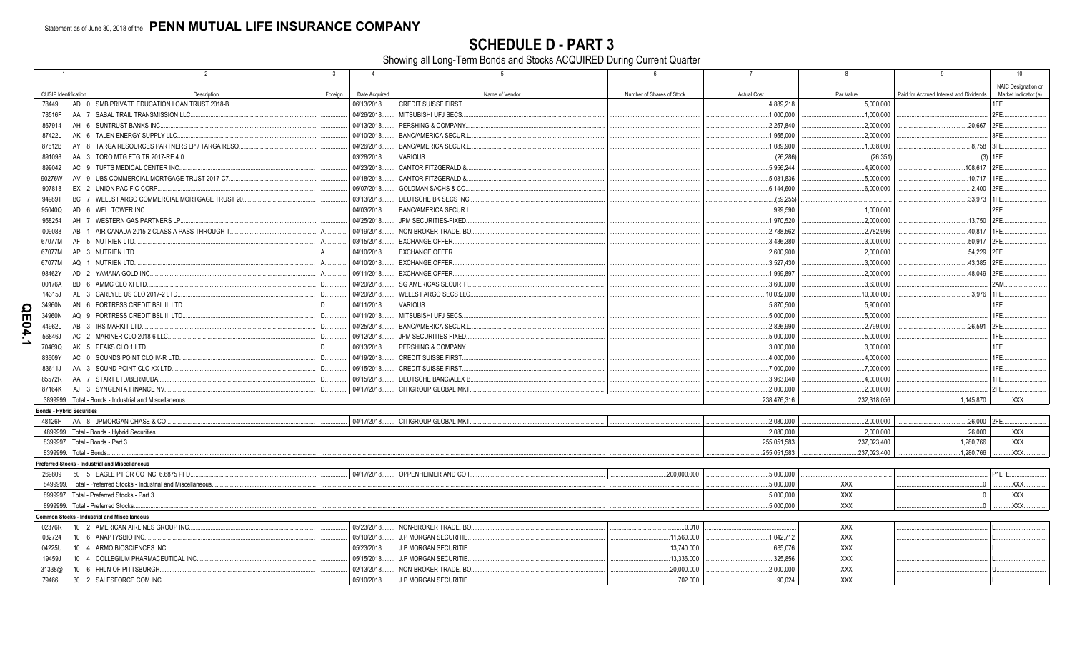Statement as of June 30, 2018 of the **PENN MUTUAL LIFE INSURANCE COMPANY**

# SCHEDULE D - PART 3

Showing all Long-Term Bonds and Stocks ACQUIRED During Current Quarter

| 1 CUSIP Identification | 2 Description | 3 Foreign | 4 Date Acquired | 5 Name of Vendor | 6 Number of Shares of Stock | 7 Actual Cost | 8 Par Value | 9 Paid for Accrued Interest and Dividends | 10 NAIC Designation or Market Indicator (a) |
|---|---|---|---|---|---|---|---|---|---|
| 78449L AD 0 | SMB PRIVATE EDUCATION LOAN TRUST 2018-B |  | 06/13/2018 | CREDIT SUISSE FIRST |  | 4,889,218 | 5,000,000 |  | 1FE |
| 78516F AA 7 | SABAL TRAIL TRANSMISSION LLC |  | 04/26/2018 | MITSUBISHI UFJ SECS |  | 1,000,000 | 1,000,000 |  | 2FE |
| 867914 AH 6 | SUNTRUST BANKS INC |  | 04/13/2018 | PERSHING & COMPANY |  | 2,257,840 | 2,000,000 | 20,667 | 2FE |
| 87422L AK 6 | TALEN ENERGY SUPPLY LLC |  | 04/10/2018 | BANC/AMERICA SECUR.L |  | 1,955,000 | 2,000,000 |  | 3FE |
| 87612B AY 8 | TARGA RESOURCES PARTNERS LP / TARGA RESO |  | 04/26/2018 | BANC/AMERICA SECUR.L |  | 1,089,900 | 1,038,000 | 8,758 | 3FE |
| 891098 AA 3 | TORO MTG FTG TR 2017-RE 4.0 |  | 03/28/2018 | VARIOUS |  | (26,286) | (26,351) | (3) | 1FE |
| 899042 AC 9 | TUFTS MEDICAL CENTER INC |  | 04/23/2018 | CANTOR FITZGERALD & |  | 5,956,244 | 4,900,000 | 108,617 | 2FE |
| 90276W AV 9 | UBS COMMERCIAL MORTGAGE TRUST 2017-C7 |  | 04/18/2018 | CANTOR FITZGERALD & |  | 5,031,836 | 5,000,000 | 10,717 | 1FE |
| 907818 EX 2 | UNION PACIFIC CORP |  | 06/07/2018 | GOLDMAN SACHS & CO |  | 6,144,600 | 6,000,000 | 2,400 | 2FE |
| 94989T BC 7 | WELLS FARGO COMMERCIAL MORTGAGE TRUST 20 |  | 03/13/2018 | DEUTSCHE BK SECS INC |  | (59,255) |  | 33,973 | 1FE |
| 95040Q AD 6 | WELLTOWER INC |  | 04/03/2018 | BANC/AMERICA SECUR.L |  | 999,590 | 1,000,000 |  | 2FE |
| 958254 AH 7 | WESTERN GAS PARTNERS LP |  | 04/25/2018 | JPM SECURITIES-FIXED |  | 1,970,520 | 2,000,000 | 13,750 | 2FE |
| 009088 AB 1 | AIR CANADA 2015-2 CLASS A PASS THROUGH T | A | 04/19/2018 | NON-BROKER TRADE, BO |  | 2,788,562 | 2,782,996 | 40,817 | 1FE |
| 67077M AF 5 | NUTRIEN LTD | A | 03/15/2018 | EXCHANGE OFFER |  | 3,436,380 | 3,000,000 | 50,917 | 2FE |
| 67077M AP 3 | NUTRIEN LTD | A | 04/10/2018 | EXCHANGE OFFER |  | 2,600,900 | 2,000,000 | 54,229 | 2FE |
| 67077M AQ 1 | NUTRIEN LTD | A | 04/10/2018 | EXCHANGE OFFER |  | 3,527,430 | 3,000,000 | 43,385 | 2FE |
| 98462Y AD 2 | YAMANA GOLD INC | A | 06/11/2018 | EXCHANGE OFFER |  | 1,999,897 | 2,000,000 | 48,049 | 2FE |
| 00176A BD 6 | AMMC CLO XI LTD | D | 04/20/2018 | SG AMERICAS SECURITI |  | 3,600,000 | 3,600,000 |  | 2AM |
| 14315J AL 3 | CARLYLE US CLO 2017-2 LTD | D | 04/20/2018 | WELLS FARGO SECS LLC |  | 10,032,000 | 10,000,000 | 3,976 | 1FE |
| 34960N AN 6 | FORTRESS CREDIT BSL III LTD | D | 04/11/2018 | VARIOUS |  | 5,870,500 | 5,900,000 |  | 1FE |
| 34960N AQ 9 | FORTRESS CREDIT BSL III LTD | D | 04/11/2018 | MITSUBISHI UFJ SECS |  | 5,000,000 | 5,000,000 |  | 1FE |
| 44962L AB 3 | IHS MARKIT LTD | D | 04/25/2018 | BANC/AMERICA SECUR.L |  | 2,826,990 | 2,799,000 | 26,591 | 2FE |
| 56846J AC 2 | MARINER CLO 2018-6 LLC | D | 06/12/2018 | JPM SECURITIES-FIXED |  | 5,000,000 | 5,000,000 |  | 1FE |
| 70469Q AK 5 | PEAKS CLO 1 LTD | D | 06/13/2018 | PERSHING & COMPANY |  | 3,000,000 | 3,000,000 |  | 1FE |
| 83609Y AC 0 | SOUNDS POINT CLO IV-R LTD | D | 04/19/2018 | CREDIT SUISSE FIRST |  | 4,000,000 | 4,000,000 |  | 1FE |
| 83611J AA 3 | SOUND POINT CLO XX LTD | D | 06/15/2018 | CREDIT SUISSE FIRST |  | 7,000,000 | 7,000,000 |  | 1FE |
| 85572R AA 7 | START LTD/BERMUDA | D | 06/15/2018 | DEUTSCHE BANC/ALEX B |  | 3,963,040 | 4,000,000 |  | 1FE |
| 87164K AJ 3 | SYNGENTA FINANCE NV | D | 04/17/2018 | CITIGROUP GLOBAL MKT |  | 2,000,000 | 2,000,000 |  | 2FE |
| 3899999. Total - Bonds - Industrial and Miscellaneous |  |  |  |  |  | 238,476,316 | 232,318,056 | 1,145,870 | XXX |
| **Bonds - Hybrid Securities** |  |  |  |  |  |  |  |  |  |
| 48126H AA 8 | JPMORGAN CHASE & CO |  | 04/17/2018 | CITIGROUP GLOBAL MKT |  | 2,080,000 | 2,000,000 | 26,000 | 2FE |
| 4899999. Total - Bonds - Hybrid Securities |  |  |  |  |  | 2,080,000 | 2,000,000 | 26,000 | XXX |
| 8399997. Total - Bonds - Part 3 |  |  |  |  |  | 255,051,583 | 237,023,400 | 1,280,766 | XXX |
| 8399999. Total - Bonds |  |  |  |  |  | 255,051,583 | 237,023,400 | 1,280,766 | XXX |
| **Preferred Stocks - Industrial and Miscellaneous** |  |  |  |  |  |  |  |  |  |
| 269809 50 5 | EAGLE PT CR CO INC. 6.6875 PFD |  | 04/17/2018 | OPPENHEIMER AND CO I | 200,000.000 | 5,000,000 |  |  | P1LFE |
| 8499999. Total - Preferred Stocks - Industrial and Miscellaneous |  |  |  |  |  | 5,000,000 | XXX | 0 | XXX |
| 8999997. Total - Preferred Stocks - Part 3 |  |  |  |  |  | 5,000,000 | XXX | 0 | XXX |
| 8999999. Total - Preferred Stocks |  |  |  |  |  | 5,000,000 | XXX | 0 | XXX |
| **Common Stocks - Industrial and Miscellaneous** |  |  |  |  |  |  |  |  |  |
| 02376R 10 2 | AMERICAN AIRLINES GROUP INC |  | 05/23/2018 | NON-BROKER TRADE, BO | 0.010 |  | XXX |  | L |
| 032724 10 6 | ANAPTYSBIO INC |  | 05/10/2018 | J.P MORGAN SECURITIE | 11,560.000 | 1,042,712 | XXX |  | L |
| 04225U 10 4 | ARMO BIOSCIENCES INC |  | 05/23/2018 | J.P MORGAN SECURITIE | 13,740.000 | 685,076 | XXX |  | L |
| 19459J 10 4 | COLLEGIUM PHARMACEUTICAL INC |  | 05/15/2018 | J.P MORGAN SECURITIE | 13,336.000 | 325,856 | XXX |  | L |
| 31338@ 10 6 | FHLN OF PITTSBURGH |  | 02/13/2018 | NON-BROKER TRADE, BO | 20,000.000 | 2,000,000 | XXX |  | U |
| 79466L 30 2 | SALESFORCE.COM INC |  | 05/10/2018 | J.P MORGAN SECURITIE | 702.000 | 90,024 | XXX |  | L |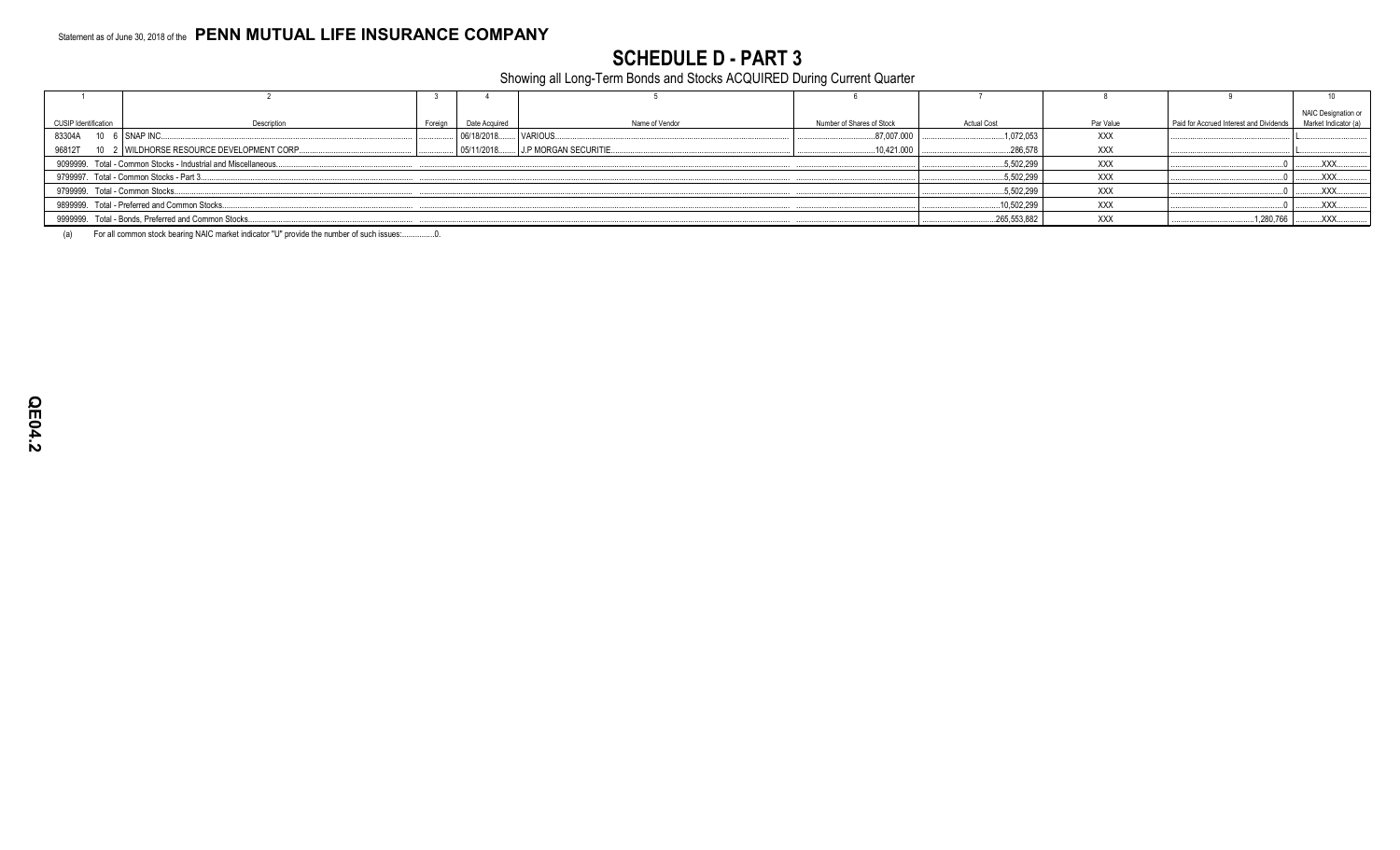Statement as of June 30, 2018 of the **PENN MUTUAL LIFE INSURANCE COMPANY**

# SCHEDULE D - PART 3

Showing all Long-Term Bonds and Stocks ACQUIRED During Current Quarter

| 1 | 2 | 3 | 4 | 5 | 6 | 7 | 8 | 9 | 10 |
|---|---|---|---|---|---|---|---|---|---|
| CUSIP Identification | Description | Foreign | Date Acquired | Name of Vendor | Number of Shares of Stock | Actual Cost | Par Value | Paid for Accrued Interest and Dividends | NAIC Designation or Market Indicator (a) |
| 83304A 10 6 | SNAP INC. | | 06/18/2018 | VARIOUS | 87,007.000 | 1,072,053 | XXX | | L |
| 96812T 10 2 | WILDHORSE RESOURCE DEVELOPMENT CORP. | | 05/11/2018 | J.P MORGAN SECURITIE | 10,421.000 | 286,578 | XXX | | L |
| 9099999. Total - Common Stocks - Industrial and Miscellaneous | | | | | | 5,502,299 | XXX | 0 | XXX |
| 9799997. Total - Common Stocks - Part 3 | | | | | | 5,502,299 | XXX | 0 | XXX |
| 9799999. Total - Common Stocks | | | | | | 5,502,299 | XXX | 0 | XXX |
| 9899999. Total - Preferred and Common Stocks | | | | | | 10,502,299 | XXX | 0 | XXX |
| 9999999. Total - Bonds, Preferred and Common Stocks | | | | | | 265,553,882 | XXX | 1,280,766 | XXX |

(a) For all common stock bearing NAIC market indicator "U" provide the number of such issues: 0.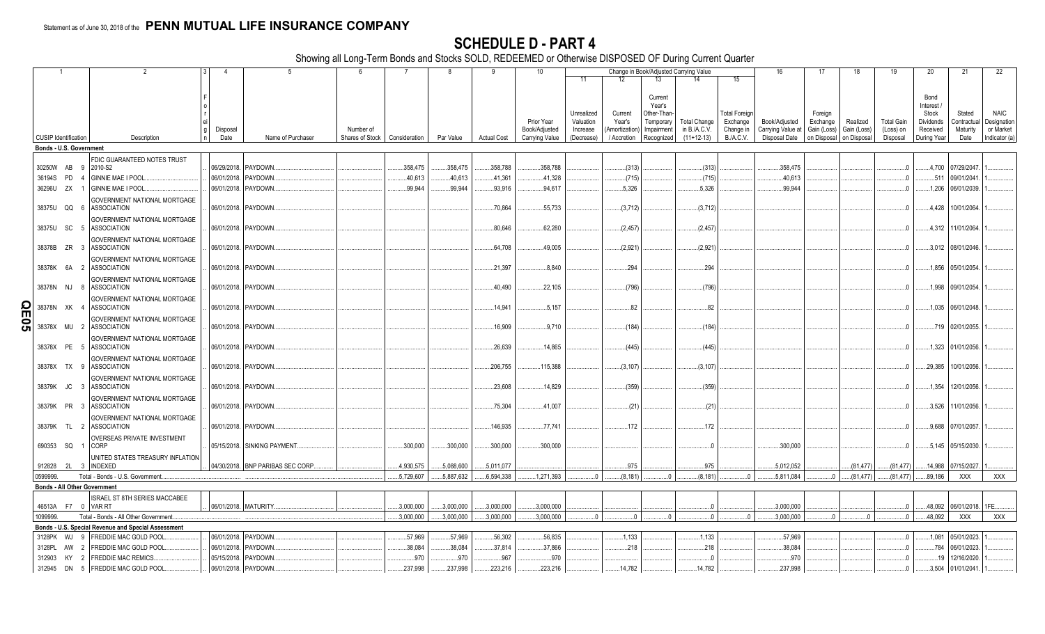Statement as of June 30, 2018 of the **PENN MUTUAL LIFE INSURANCE COMPANY**

# SCHEDULE D - PART 4

Showing all Long-Term Bonds and Stocks SOLD, REDEEMED or Otherwise DISPOSED OF During Current Quarter

| 1 | 2 | 3 | 4 | 5 | 6 | 7 | 8 | 9 | 10 | 11 | 12 | 13 | 14 | 15 | 16 | 17 | 18 | 19 | 20 | 21 | 22 |
|---|---|---|---|---|---|---|---|---|---|---|---|---|---|---|---|---|---|---|---|---|---|
| | | | | | | | | | | Change in Book/Adjusted Carrying Value | | | | | | | | | | | |
| CUSIP Identification | Description | Foreign | Disposal Date | Name of Purchaser | Number of Shares of Stock | Consideration | Par Value | Actual Cost | Prior Year Book/Adjusted Carrying Value | Unrealized Valuation Increase (Decrease) | Current Year's (Amortization) / Accretion | Current Year's Other-Than-Temporary Impairment Recognized | Total Change in B./A.C.V. (11+12-13) | Total Foreign Exchange Change in B./A.C.V. | Book/Adjusted Carrying Value at Disposal Date | Foreign Exchange Gain (Loss) on Disposal | Realized Gain (Loss) on Disposal | Total Gain (Loss) on Disposal | Bond Interest / Stock Dividends Received During Year | Stated Contractual Maturity Date | NAIC Designation or Market Indicator (a) |
| **Bonds - U.S. Government** | | | | | | | | | | | | | | | | | | | | | |
| 30250W AB 9 | FDIC GUARANTEED NOTES TRUST 2010-S2 | | 06/29/2018 | PAYDOWN | | 358,475 | 358,475 | 358,788 | 358,788 | | (313) | | (313) | | 358,475 | | | 0 | 4,700 | 07/29/2047 | 1 |
| 36194S PD 4 | GINNIE MAE I POOL | | 06/01/2018 | PAYDOWN | | 40,613 | 40,613 | 41,361 | 41,328 | | (715) | | (715) | | 40,613 | | | 0 | 511 | 09/01/2041 | 1 |
| 36296U ZX 1 | GINNIE MAE I POOL | | 06/01/2018 | PAYDOWN | | 99,944 | 99,944 | 93,916 | 94,617 | | 5,326 | | 5,326 | | 99,944 | | | 0 | 1,206 | 06/01/2039 | 1 |
| 38375U QQ 6 | GOVERNMENT NATIONAL MORTGAGE ASSOCIATION | | 06/01/2018 | PAYDOWN | | | | 70,864 | 55,733 | | (3,712) | | (3,712) | | | | | 0 | 4,428 | 10/01/2064 | 1 |
| 38375U SC 5 | GOVERNMENT NATIONAL MORTGAGE ASSOCIATION | | 06/01/2018 | PAYDOWN | | | | 80,646 | 62,280 | | (2,457) | | (2,457) | | | | | 0 | 4,312 | 11/01/2064 | 1 |
| 38378B ZR 3 | GOVERNMENT NATIONAL MORTGAGE ASSOCIATION | | 06/01/2018 | PAYDOWN | | | | 64,708 | 49,005 | | (2,921) | | (2,921) | | | | | 0 | 3,012 | 08/01/2046 | 1 |
| 38378K 6A 2 | GOVERNMENT NATIONAL MORTGAGE ASSOCIATION | | 06/01/2018 | PAYDOWN | | | | 21,397 | 8,840 | | 294 | | 294 | | | | | 0 | 1,856 | 05/01/2054 | 1 |
| 38378N NJ 8 | GOVERNMENT NATIONAL MORTGAGE ASSOCIATION | | 06/01/2018 | PAYDOWN | | | | 40,490 | 22,105 | | (796) | | (796) | | | | | 0 | 1,998 | 09/01/2054 | 1 |
| 38378N XK 4 | GOVERNMENT NATIONAL MORTGAGE ASSOCIATION | | 06/01/2018 | PAYDOWN | | | | 14,941 | 5,157 | | 82 | | 82 | | | | | 0 | 1,035 | 06/01/2048 | 1 |
| 38378X MU 2 | GOVERNMENT NATIONAL MORTGAGE ASSOCIATION | | 06/01/2018 | PAYDOWN | | | | 16,909 | 9,710 | | (184) | | (184) | | | | | 0 | 719 | 02/01/2055 | 1 |
| 38378X PE 5 | GOVERNMENT NATIONAL MORTGAGE ASSOCIATION | | 06/01/2018 | PAYDOWN | | | | 26,639 | 14,865 | | (445) | | (445) | | | | | 0 | 1,323 | 01/01/2056 | 1 |
| 38378X TX 9 | GOVERNMENT NATIONAL MORTGAGE ASSOCIATION | | 06/01/2018 | PAYDOWN | | | | 206,755 | 115,388 | | (3,107) | | (3,107) | | | | | 0 | 29,385 | 10/01/2056 | 1 |
| 38379K JC 3 | GOVERNMENT NATIONAL MORTGAGE ASSOCIATION | | 06/01/2018 | PAYDOWN | | | | 23,608 | 14,829 | | (359) | | (359) | | | | | 0 | 1,354 | 12/01/2056 | 1 |
| 38379K PR 3 | GOVERNMENT NATIONAL MORTGAGE ASSOCIATION | | 06/01/2018 | PAYDOWN | | | | 75,304 | 41,007 | | (21) | | (21) | | | | | 0 | 3,526 | 11/01/2056 | 1 |
| 38379K TL 2 | GOVERNMENT NATIONAL MORTGAGE ASSOCIATION | | 06/01/2018 | PAYDOWN | | | | 146,935 | 77,741 | | 172 | | 172 | | | | | 0 | 9,688 | 07/01/2057 | 1 |
| 690353 SQ 1 | OVERSEAS PRIVATE INVESTMENT CORP | | 05/15/2018 | SINKING PAYMENT | | 300,000 | 300,000 | 300,000 | 300,000 | | | | 0 | | 300,000 | | | 0 | 5,145 | 05/15/2030 | 1 |
| 912828 2L 3 | UNITED STATES TREASURY INFLATION INDEXED | | 04/30/2018 | BNP PARIBAS SEC CORP | | 4,930,575 | 5,088,600 | 5,011,077 | | | 975 | | 975 | | 5,012,052 | | (81,477) | (81,477) | 14,988 | 07/15/2027 | 1 |
| 0599999. | Total - Bonds - U.S. Government | | | | | 5,729,607 | 5,887,632 | 6,594,338 | 1,271,393 | 0 | (8,181) | 0 | (8,181) | 0 | 5,811,084 | 0 | (81,477) | (81,477) | 89,186 | XXX | XXX |
| **Bonds - All Other Government** | | | | | | | | | | | | | | | | | | | | | |
| 46513A F7 0 | ISRAEL ST 8TH SERIES MACCABEE VAR RT | | 06/01/2018 | MATURITY | | 3,000,000 | 3,000,000 | 3,000,000 | 3,000,000 | | | | 0 | | 3,000,000 | | | 0 | 48,092 | 06/01/2018 | 1FE |
| 1099999. | Total - Bonds - All Other Government | | | | | 3,000,000 | 3,000,000 | 3,000,000 | 3,000,000 | 0 | 0 | 0 | 0 | 0 | 3,000,000 | 0 | 0 | 0 | 48,092 | XXX | XXX |
| **Bonds - U.S. Special Revenue and Special Assessment** | | | | | | | | | | | | | | | | | | | | | |
| 3128PK WJ 9 | FREDDIE MAC GOLD POOL | | 06/01/2018 | PAYDOWN | | 57,969 | 57,969 | 56,302 | 56,835 | | 1,133 | | 1,133 | | 57,969 | | | 0 | 1,081 | 05/01/2023 | 1 |
| 3128PL AW 2 | FREDDIE MAC GOLD POOL | | 06/01/2018 | PAYDOWN | | 38,084 | 38,084 | 37,814 | 37,866 | | 218 | | 218 | | 38,084 | | | 0 | 784 | 06/01/2023 | 1 |
| 312903 KY 2 | FREDDIE MAC REMICS | | 05/15/2018 | PAYDOWN | | 970 | 970 | 967 | 970 | | | | 0 | | 970 | | | 0 | 19 | 12/16/2020 | 1 |
| 312945 DN 5 | FREDDIE MAC GOLD POOL | | 06/01/2018 | PAYDOWN | | 237,998 | 237,998 | 223,216 | 223,216 | | 14,782 | | 14,782 | | 237,998 | | | 0 | 3,504 | 01/01/2041 | 1 |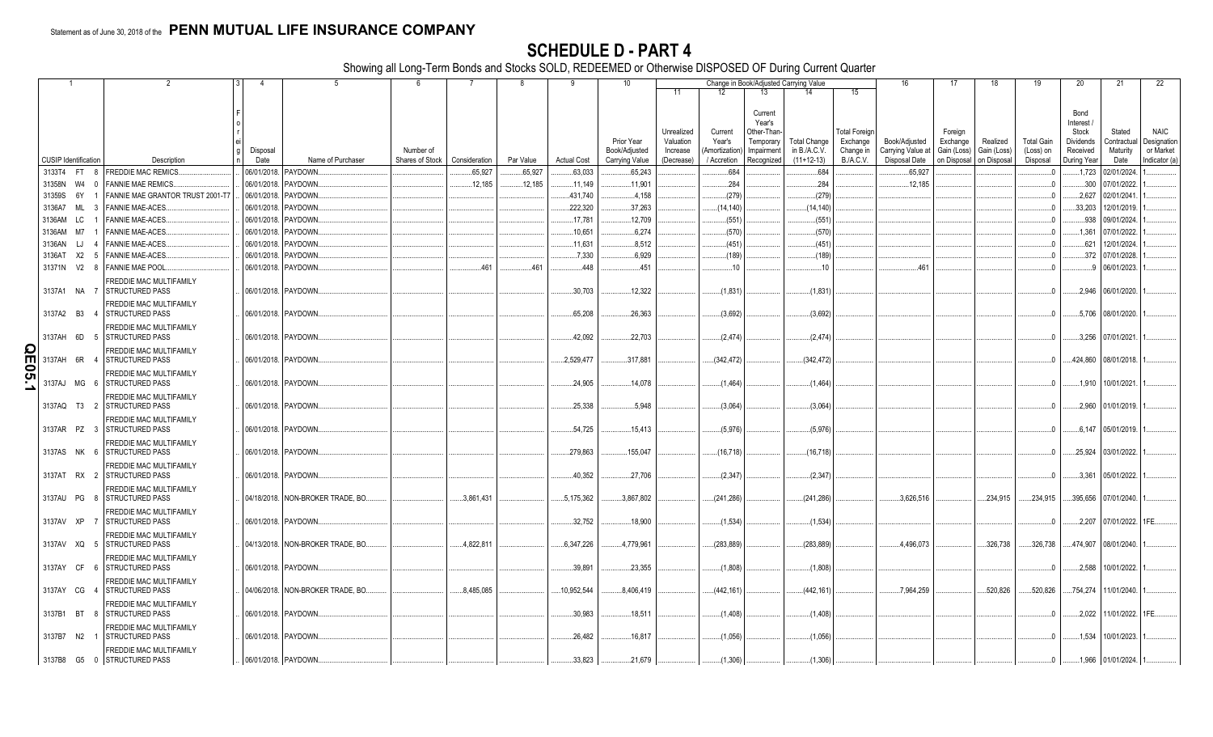Statement as of June 30, 2018 of the **PENN MUTUAL LIFE INSURANCE COMPANY**

# SCHEDULE D - PART 4

Showing all Long-Term Bonds and Stocks SOLD, REDEEMED or Otherwise DISPOSED OF During Current Quarter

| 1 | 2 | 3 | 4 | 5 | 6 | 7 | 8 | 9 | 10 | Change in Book/Adjusted Carrying Value | | | | | 16 | 17 | 18 | 19 | 20 | 21 | 22 |
|---|---|---|---|---|---|---|---|---|---|---|---|---|---|---|---|---|---|---|---|---|---|
| | | | | | | | | | | 11 | 12 | 13 | 14 | 15 | | | | | | | |
| CUSIP Identification | Description | Foreign | Disposal Date | Name of Purchaser | Number of Shares of Stock | Consideration | Par Value | Actual Cost | Prior Year Book/Adjusted Carrying Value | Unrealized Valuation Increase (Decrease) | Current Year's (Amortization) / Accretion | Current Year's Other-Than-Temporary Impairment Recognized | Total Change in B./A.C.V. (11+12-13) | Total Foreign Exchange Change in B./A.C.V. | Book/Adjusted Carrying Value at Disposal Date | Foreign Exchange Gain (Loss) on Disposal | Realized Gain (Loss) on Disposal | Total Gain (Loss) on Disposal | Bond Interest / Stock Dividends Received During Year | Stated Contractual Maturity Date | NAIC Designation or Market Indicator (a) |
| 3133T4 FT 8 | FREDDIE MAC REMICS | | 06/01/2018 | PAYDOWN | | 65,927 | 65,927 | 63,033 | 65,243 | | 684 | | 684 | | 65,927 | | | 0 | 1,723 | 02/01/2024 | 1 |
| 31358N W4 0 | FANNIE MAE REMICS | | 06/01/2018 | PAYDOWN | | 12,185 | 12,185 | 11,149 | 11,901 | | 284 | | 284 | | 12,185 | | | 0 | 300 | 07/01/2022 | 1 |
| 31359S 6Y 1 | FANNIE MAE GRANTOR TRUST 2001-T7 | | 06/01/2018 | PAYDOWN | | | | 431,740 | 4,158 | | (279) | | (279) | | | | | 0 | 2,627 | 02/01/2041 | 1 |
| 3136A7 ML 3 | FANNIE MAE-ACES | | 06/01/2018 | PAYDOWN | | | | 222,320 | 37,263 | | (14,140) | | (14,140) | | | | | 0 | 33,203 | 12/01/2019 | 1 |
| 3136AM LC 1 | FANNIE MAE-ACES | | 06/01/2018 | PAYDOWN | | | | 17,781 | 12,709 | | (551) | | (551) | | | | | 0 | 938 | 09/01/2024 | 1 |
| 3136AM M7 1 | FANNIE MAE-ACES | | 06/01/2018 | PAYDOWN | | | | 10,651 | 6,274 | | (570) | | (570) | | | | | 0 | 1,361 | 07/01/2022 | 1 |
| 3136AN LJ 4 | FANNIE MAE-ACES | | 06/01/2018 | PAYDOWN | | | | 11,631 | 8,512 | | (451) | | (451) | | | | | 0 | 621 | 12/01/2024 | 1 |
| 3136AT X2 5 | FANNIE MAE-ACES | | 06/01/2018 | PAYDOWN | | | | 7,330 | 6,929 | | (189) | | (189) | | | | | 0 | 372 | 07/01/2028 | 1 |
| 31371N V2 8 | FANNIE MAE POOL | | 06/01/2018 | PAYDOWN | | 461 | 461 | 448 | 451 | | 10 | | 10 | | 461 | | | 0 | 9 | 06/01/2023 | 1 |
| 3137A1 NA 7 | FREDDIE MAC MULTIFAMILY STRUCTURED PASS | | 06/01/2018 | PAYDOWN | | | | 30,703 | 12,322 | | (1,831) | | (1,831) | | | | | 0 | 2,946 | 06/01/2020 | 1 |
| 3137A2 B3 4 | FREDDIE MAC MULTIFAMILY STRUCTURED PASS | | 06/01/2018 | PAYDOWN | | | | 65,208 | 26,363 | | (3,692) | | (3,692) | | | | | 0 | 5,706 | 08/01/2020 | 1 |
| 3137AH 6D 5 | FREDDIE MAC MULTIFAMILY STRUCTURED PASS | | 06/01/2018 | PAYDOWN | | | | 42,092 | 22,703 | | (2,474) | | (2,474) | | | | | 0 | 3,256 | 07/01/2021 | 1 |
| 3137AH 6R 4 | FREDDIE MAC MULTIFAMILY STRUCTURED PASS | | 06/01/2018 | PAYDOWN | | | | 2,529,477 | 317,881 | | (342,472) | | (342,472) | | | | | 0 | 424,860 | 08/01/2018 | 1 |
| 3137AJ MG 6 | FREDDIE MAC MULTIFAMILY STRUCTURED PASS | | 06/01/2018 | PAYDOWN | | | | 24,905 | 14,078 | | (1,464) | | (1,464) | | | | | 0 | 1,910 | 10/01/2021 | 1 |
| 3137AQ T3 2 | FREDDIE MAC MULTIFAMILY STRUCTURED PASS | | 06/01/2018 | PAYDOWN | | | | 25,338 | 5,948 | | (3,064) | | (3,064) | | | | | 0 | 2,960 | 01/01/2019 | 1 |
| 3137AR PZ 3 | FREDDIE MAC MULTIFAMILY STRUCTURED PASS | | 06/01/2018 | PAYDOWN | | | | 54,725 | 15,413 | | (5,976) | | (5,976) | | | | | 0 | 6,147 | 05/01/2019 | 1 |
| 3137AS NK 6 | FREDDIE MAC MULTIFAMILY STRUCTURED PASS | | 06/01/2018 | PAYDOWN | | | | 279,863 | 155,047 | | (16,718) | | (16,718) | | | | | 0 | 25,924 | 03/01/2022 | 1 |
| 3137AT RX 2 | FREDDIE MAC MULTIFAMILY STRUCTURED PASS | | 06/01/2018 | PAYDOWN | | | | 40,352 | 27,706 | | (2,347) | | (2,347) | | | | | 0 | 3,361 | 05/01/2022 | 1 |
| 3137AU PG 8 | FREDDIE MAC MULTIFAMILY STRUCTURED PASS | | 04/18/2018 | NON-BROKER TRADE, BO | | 3,861,431 | | 5,175,362 | 3,867,802 | | (241,286) | | (241,286) | | 3,626,516 | | 234,915 | 234,915 | 395,656 | 07/01/2040 | 1 |
| 3137AV XP 7 | FREDDIE MAC MULTIFAMILY STRUCTURED PASS | | 06/01/2018 | PAYDOWN | | | | 32,752 | 18,900 | | (1,534) | | (1,534) | | | | | 0 | 2,207 | 07/01/2022 | 1FE |
| 3137AV XQ 5 | FREDDIE MAC MULTIFAMILY STRUCTURED PASS | | 04/13/2018 | NON-BROKER TRADE, BO | | 4,822,811 | | 6,347,226 | 4,779,961 | | (283,889) | | (283,889) | | 4,496,073 | | 326,738 | 326,738 | 474,907 | 08/01/2040 | 1 |
| 3137AY CF 6 | FREDDIE MAC MULTIFAMILY STRUCTURED PASS | | 06/01/2018 | PAYDOWN | | | | 39,891 | 23,355 | | (1,808) | | (1,808) | | | | | 0 | 2,588 | 10/01/2022 | 1 |
| 3137AY CG 4 | FREDDIE MAC MULTIFAMILY STRUCTURED PASS | | 04/06/2018 | NON-BROKER TRADE, BO | | 8,485,085 | | 10,952,544 | 8,406,419 | | (442,161) | | (442,161) | | 7,964,259 | | 520,826 | 520,826 | 754,274 | 11/01/2040 | 1 |
| 3137B1 BT 8 | FREDDIE MAC MULTIFAMILY STRUCTURED PASS | | 06/01/2018 | PAYDOWN | | | | 30,983 | 18,511 | | (1,408) | | (1,408) | | | | | 0 | 2,022 | 11/01/2022 | 1FE |
| 3137B7 N2 1 | FREDDIE MAC MULTIFAMILY STRUCTURED PASS | | 06/01/2018 | PAYDOWN | | | | 26,482 | 16,817 | | (1,056) | | (1,056) | | | | | 0 | 1,534 | 10/01/2023 | 1 |
| 3137B8 G5 0 | FREDDIE MAC MULTIFAMILY STRUCTURED PASS | | 06/01/2018 | PAYDOWN | | | | 33,823 | 21,679 | | (1,306) | | (1,306) | | | | | 0 | 1,966 | 01/01/2024 | 1 |

QE05.1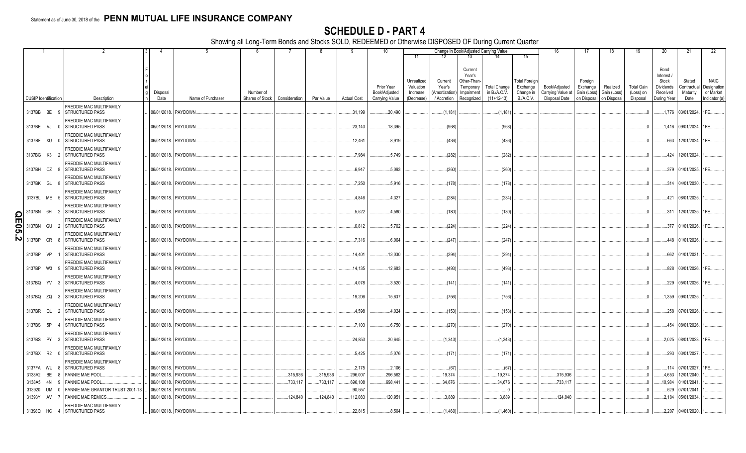Statement as of June 30, 2018 of the **PENN MUTUAL LIFE INSURANCE COMPANY**

# SCHEDULE D - PART 4

Showing all Long-Term Bonds and Stocks SOLD, REDEEMED or Otherwise DISPOSED OF During Current Quarter

| 1 | 2 | 3 | 4 | 5 | 6 | 7 | 8 | 9 | 10 | Change in Book/Adjusted Carrying Value | | | | | 16 | 17 | 18 | 19 | 20 | 21 | 22 |
|---|---|---|---|---|---|---|---|---|---|---|---|---|---|---|---|---|---|---|---|---|---|
| | | | | | | | | | | 11 | 12 | 13 | 14 | 15 | | | | | | | |
| CUSIP Identification | Description | Foreign | Disposal Date | Name of Purchaser | Number of Shares of Stock | Consideration | Par Value | Actual Cost | Prior Year Book/Adjusted Carrying Value | Unrealized Valuation Increase (Decrease) | Current Year's (Amortization) / Accretion | Current Year's Other-Than-Temporary Impairment Recognized | Total Change in B./A.C.V. (11+12-13) | Total Foreign Exchange Change in B./A.C.V. | Book/Adjusted Carrying Value at Disposal Date | Foreign Exchange Gain (Loss) on Disposal | Realized Gain (Loss) on Disposal | Total Gain (Loss) on Disposal | Bond Interest / Stock Dividends Received During Year | Stated Contractual Maturity Date | NAIC Designation or Market Indicator (a) |
| 3137BB BE 9 | FREDDIE MAC MULTIFAMILY STRUCTURED PASS | | 06/01/2018. | PAYDOWN. | | | | 31,199 | 20,490 | | (1,181) | | (1,181) | | | | | 0 | 1,776 | 03/01/2024. | 1FE. |
| 3137BE VJ 0 | FREDDIE MAC MULTIFAMILY STRUCTURED PASS | | 06/01/2018. | PAYDOWN. | | | | 23,140 | 18,395 | | (968) | | (968) | | | | | 0 | 1,416 | 09/01/2024. | 1FE. |
| 3137BF XU 0 | FREDDIE MAC MULTIFAMILY STRUCTURED PASS | | 06/01/2018. | PAYDOWN. | | | | 12,461 | 8,919 | | (436) | | (436) | | | | | 0 | 663 | 12/01/2024. | 1FE. |
| 3137BG K3 2 | FREDDIE MAC MULTIFAMILY STRUCTURED PASS | | 06/01/2018. | PAYDOWN. | | | | 7,984 | 5,749 | | (282) | | (282) | | | | | 0 | 424 | 12/01/2024. | 1. |
| 3137BH CZ 8 | FREDDIE MAC MULTIFAMILY STRUCTURED PASS | | 06/01/2018. | PAYDOWN. | | | | 6,947 | 5,093 | | (260) | | (260) | | | | | 0 | 379 | 01/01/2025. | 1FE. |
| 3137BK GL 8 | FREDDIE MAC MULTIFAMILY STRUCTURED PASS | | 06/01/2018. | PAYDOWN. | | | | 7,250 | 5,916 | | (178) | | (178) | | | | | 0 | 314 | 04/01/2030. | 1. |
| 3137BL ME 5 | FREDDIE MAC MULTIFAMILY STRUCTURED PASS | | 06/01/2018. | PAYDOWN. | | | | 4,846 | 4,327 | | (284) | | (284) | | | | | 0 | 421 | 08/01/2025. | 1. |
| 3137BN 6H 2 | FREDDIE MAC MULTIFAMILY STRUCTURED PASS | | 06/01/2018. | PAYDOWN. | | | | 5,522 | 4,580 | | (180) | | (180) | | | | | 0 | 311 | 12/01/2025. | 1FE. |
| 3137BN GU 2 | FREDDIE MAC MULTIFAMILY STRUCTURED PASS | | 06/01/2018. | PAYDOWN. | | | | 6,812 | 5,702 | | (224) | | (224) | | | | | 0 | 377 | 01/01/2026. | 1FE. |
| 3137BP CR 8 | FREDDIE MAC MULTIFAMILY STRUCTURED PASS | | 06/01/2018. | PAYDOWN. | | | | 7,316 | 6,064 | | (247) | | (247) | | | | | 0 | 448 | 01/01/2026. | 1. |
| 3137BP VP 1 | FREDDIE MAC MULTIFAMILY STRUCTURED PASS | | 06/01/2018. | PAYDOWN. | | | | 14,401 | 13,030 | | (294) | | (294) | | | | | 0 | 662 | 01/01/2031. | 1. |
| 3137BP W3 9 | FREDDIE MAC MULTIFAMILY STRUCTURED PASS | | 06/01/2018. | PAYDOWN. | | | | 14,135 | 12,683 | | (493) | | (493) | | | | | 0 | 828 | 03/01/2026. | 1FE. |
| 3137BQ YV 3 | FREDDIE MAC MULTIFAMILY STRUCTURED PASS | | 06/01/2018. | PAYDOWN. | | | | 4,078 | 3,520 | | (141) | | (141) | | | | | 0 | 229 | 05/01/2026. | 1FE. |
| 3137BQ ZQ 3 | FREDDIE MAC MULTIFAMILY STRUCTURED PASS | | 06/01/2018. | PAYDOWN. | | | | 19,206 | 15,637 | | (756) | | (756) | | | | | 0 | 1,359 | 09/01/2025. | 1. |
| 3137BR QL 2 | FREDDIE MAC MULTIFAMILY STRUCTURED PASS | | 06/01/2018. | PAYDOWN. | | | | 4,598 | 4,024 | | (153) | | (153) | | | | | 0 | 258 | 07/01/2026. | 1. |
| 3137BS 5P 4 | FREDDIE MAC MULTIFAMILY STRUCTURED PASS | | 06/01/2018. | PAYDOWN. | | | | 7,103 | 6,750 | | (270) | | (270) | | | | | 0 | 454 | 08/01/2026. | 1. |
| 3137BS PY 3 | FREDDIE MAC MULTIFAMILY STRUCTURED PASS | | 06/01/2018. | PAYDOWN. | | | | 24,853 | 20,645 | | (1,343) | | (1,343) | | | | | 0 | 2,025 | 08/01/2023. | 1FE. |
| 3137BX R2 0 | FREDDIE MAC MULTIFAMILY STRUCTURED PASS | | 06/01/2018. | PAYDOWN. | | | | 5,425 | 5,076 | | (171) | | (171) | | | | | 0 | 293 | 03/01/2027. | 1. |
| 3137FA WU 8 | FREDDIE MAC MULTIFAMILY STRUCTURED PASS | | 06/01/2018. | PAYDOWN. | | | | 2,175 | 2,106 | | (67) | | (67) | | | | | 0 | 114 | 07/01/2027. | 1FE. |
| 3138A2 BE 8 | FANNIE MAE POOL. | | 06/01/2018. | PAYDOWN. | | 315,936 | 315,936 | 296,007 | 296,562 | | 19,374 | | 19,374 | | 315,936 | | | 0 | 4,653 | 12/01/2040. | 1. |
| 3138A5 4N 9 | FANNIE MAE POOL. | | 06/01/2018. | PAYDOWN. | | 733,117 | 733,117 | 696,108 | 698,441 | | 34,676 | | 34,676 | | 733,117 | | | 0 | 10,984 | 01/01/2041. | 1. |
| 313920 UM 0 | FANNIE MAE GRANTOR TRUST 2001-T8 | | 06/01/2018. | PAYDOWN. | | | | 90,557 | | | | | 0 | | | | | 0 | 529 | 07/01/2041. | 1. |
| 31393Y AV 7 | FANNIE MAE REMICS. | | 06/01/2018. | PAYDOWN. | | 124,840 | 124,840 | 112,083 | 120,951 | | 3,889 | | 3,889 | | 124,840 | | | 0 | 2,184 | 05/01/2034. | 1. |
| 31398Q HC 4 | FREDDIE MAC MULTIFAMILY STRUCTURED PASS | | 06/01/2018. | PAYDOWN. | | | | 22,815 | 8,504 | | (1,460) | | (1,460) | | | | | 0 | 2,207 | 04/01/2020. | 1. |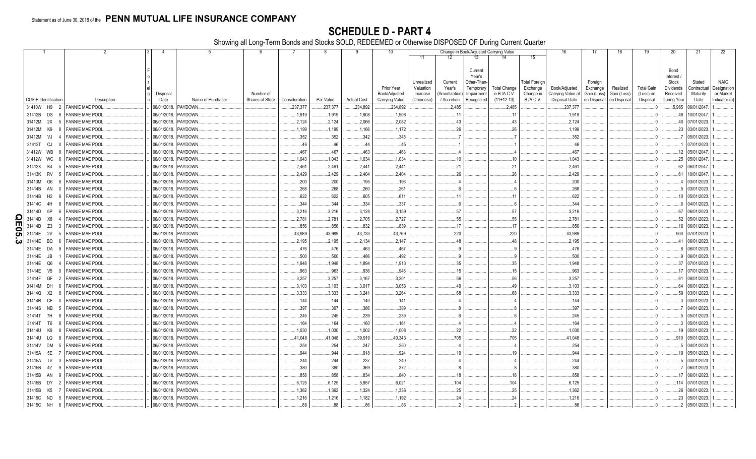Statement as of June 30, 2018 of the **PENN MUTUAL LIFE INSURANCE COMPANY**

# SCHEDULE D - PART 4

Showing all Long-Term Bonds and Stocks SOLD, REDEEMED or Otherwise DISPOSED OF During Current Quarter

| 1 | 2 | 3 | 4 | 5 | 6 | 7 | 8 | 9 | 10 | Change in Book/Adjusted Carrying Value | | | | | 16 | 17 | 18 | 19 | 20 | 21 | 22 |
|---|---|---|---|---|---|---|---|---|---|---|---|---|---|---|---|---|---|---|---|---|---|
| | | | | | | | | | | 11 | 12 | 13 | 14 | 15 | | | | | | | |
| CUSIP Identification | Description | Foreign | Disposal Date | Name of Purchaser | Number of Shares of Stock | Consideration | Par Value | Actual Cost | Prior Year Book/Adjusted Carrying Value | Unrealized Valuation Increase (Decrease) | Current Year's (Amortization) / Accretion | Current Year's Other-Than-Temporary Impairment Recognized | Total Change in B./A.C.V. (11+12-13) | Total Foreign Exchange Change in B./A.C.V. | Book/Adjusted Carrying Value at Disposal Date | Foreign Exchange Gain (Loss) on Disposal | Realized Gain (Loss) on Disposal | Total Gain (Loss) on Disposal | Bond Interest / Stock Dividends Received During Year | Stated Contractual Maturity Date | NAIC Designation or Market Indicator (a) |
| 31410W H9 2 | FANNIE MAE POOL | | 06/01/2018 | PAYDOWN | | 237,377 | 237,377 | 234,892 | 234,892 | | 2,485 | | 2,485 | | 237,377 | | | 0 | 5,965 | 06/01/2047 | 1 |
| 31412B DS 8 | FANNIE MAE POOL | | 06/01/2018 | PAYDOWN | | 1,919 | 1,919 | 1,908 | 1,908 | | 11 | | 11 | | 1,919 | | | 0 | 48 | 10/01/2047 | 1 |
| 31412M 2X 5 | FANNIE MAE POOL | | 06/01/2018 | PAYDOWN | | 2,124 | 2,124 | 2,066 | 2,082 | | 43 | | 43 | | 2,124 | | | 0 | 40 | 07/01/2023 | 1 |
| 31412M K9 8 | FANNIE MAE POOL | | 06/01/2018 | PAYDOWN | | 1,199 | 1,199 | 1,166 | 1,172 | | 26 | | 26 | | 1,199 | | | 0 | 23 | 03/01/2023 | 1 |
| 31412M VJ 4 | FANNIE MAE POOL | | 06/01/2018 | PAYDOWN | | 352 | 352 | 342 | 345 | | 7 | | 7 | | 352 | | | 0 | 7 | 05/01/2023 | 1 |
| 31412T CJ 0 | FANNIE MAE POOL | | 06/01/2018 | PAYDOWN | | 46 | 46 | 44 | 45 | | 1 | | 1 | | 46 | | | 0 | 1 | 07/01/2023 | 1 |
| 31412W WB 8 | FANNIE MAE POOL | | 06/01/2018 | PAYDOWN | | 467 | 467 | 463 | 463 | | 4 | | 4 | | 467 | | | 0 | 12 | 05/01/2047 | 1 |
| 31412W WC 6 | FANNIE MAE POOL | | 06/01/2018 | PAYDOWN | | 1,043 | 1,043 | 1,034 | 1,034 | | 10 | | 10 | | 1,043 | | | 0 | 25 | 05/01/2047 | 1 |
| 31412X K4 5 | FANNIE MAE POOL | | 06/01/2018 | PAYDOWN | | 2,461 | 2,461 | 2,441 | 2,441 | | 21 | | 21 | | 2,461 | | | 0 | 62 | 06/01/2047 | 1 |
| 31413K RV 5 | FANNIE MAE POOL | | 06/01/2018 | PAYDOWN | | 2,429 | 2,429 | 2,404 | 2,404 | | 26 | | 26 | | 2,429 | | | 0 | 61 | 10/01/2047 | 1 |
| 31413M G6 8 | FANNIE MAE POOL | | 06/01/2018 | PAYDOWN | | 200 | 200 | 195 | 196 | | 4 | | 4 | | 200 | | | 0 | 4 | 03/01/2023 | 1 |
| 31414B AN 0 | FANNIE MAE POOL | | 06/01/2018 | PAYDOWN | | 268 | 268 | 260 | 261 | | 6 | | 6 | | 268 | | | 0 | 5 | 03/01/2023 | 1 |
| 31414B H2 9 | FANNIE MAE POOL | | 06/01/2018 | PAYDOWN | | 622 | 622 | 605 | 611 | | 11 | | 11 | | 622 | | | 0 | 10 | 05/01/2023 | 1 |
| 31414C 4H 8 | FANNIE MAE POOL | | 06/01/2018 | PAYDOWN | | 344 | 344 | 334 | 337 | | 6 | | 6 | | 344 | | | 0 | 6 | 04/01/2023 | 1 |
| 31414D 6P 6 | FANNIE MAE POOL | | 06/01/2018 | PAYDOWN | | 3,216 | 3,216 | 3,128 | 3,159 | | 57 | | 57 | | 3,216 | | | 0 | 67 | 06/01/2023 | 1 |
| 31414D X8 4 | FANNIE MAE POOL | | 06/01/2018 | PAYDOWN | | 2,781 | 2,781 | 2,705 | 2,727 | | 55 | | 55 | | 2,781 | | | 0 | 52 | 05/01/2023 | 1 |
| 31414D Z3 3 | FANNIE MAE POOL | | 06/01/2018 | PAYDOWN | | 856 | 856 | 832 | 839 | | 17 | | 17 | | 856 | | | 0 | 16 | 06/01/2023 | 1 |
| 31414E 2V 5 | FANNIE MAE POOL | | 06/01/2018 | PAYDOWN | | 43,989 | 43,989 | 43,733 | 43,769 | | 220 | | 220 | | 43,989 | | | 0 | 900 | 07/01/2023 | 1 |
| 31414E BQ 6 | FANNIE MAE POOL | | 06/01/2018 | PAYDOWN | | 2,195 | 2,195 | 2,134 | 2,147 | | 48 | | 48 | | 2,195 | | | 0 | 41 | 06/01/2023 | 1 |
| 31414E DA 9 | FANNIE MAE POOL | | 06/01/2018 | PAYDOWN | | 476 | 476 | 463 | 467 | | 9 | | 9 | | 476 | | | 0 | 8 | 06/01/2023 | 1 |
| 31414E JB 1 | FANNIE MAE POOL | | 06/01/2018 | PAYDOWN | | 500 | 500 | 486 | 492 | | 9 | | 9 | | 500 | | | 0 | 9 | 06/01/2023 | 1 |
| 31414E Q6 4 | FANNIE MAE POOL | | 06/01/2018 | PAYDOWN | | 1,948 | 1,948 | 1,894 | 1,913 | | 35 | | 35 | | 1,948 | | | 0 | 37 | 07/01/2023 | 1 |
| 31414E V5 0 | FANNIE MAE POOL | | 06/01/2018 | PAYDOWN | | 963 | 963 | 936 | 948 | | 15 | | 15 | | 963 | | | 0 | 17 | 07/01/2023 | 1 |
| 31414F GF 2 | FANNIE MAE POOL | | 06/01/2018 | PAYDOWN | | 3,257 | 3,257 | 3,167 | 3,201 | | 56 | | 56 | | 3,257 | | | 0 | 61 | 08/01/2023 | 1 |
| 31414M DH 6 | FANNIE MAE POOL | | 06/01/2018 | PAYDOWN | | 3,103 | 3,103 | 3,017 | 3,053 | | 49 | | 49 | | 3,103 | | | 0 | 64 | 06/01/2023 | 1 |
| 31414Q X2 8 | FANNIE MAE POOL | | 06/01/2018 | PAYDOWN | | 3,333 | 3,333 | 3,241 | 3,264 | | 68 | | 68 | | 3,333 | | | 0 | 59 | 03/01/2023 | 1 |
| 31414R CF 0 | FANNIE MAE POOL | | 06/01/2018 | PAYDOWN | | 144 | 144 | 140 | 141 | | 4 | | 4 | | 144 | | | 0 | 3 | 03/01/2023 | 1 |
| 31414S NB 5 | FANNIE MAE POOL | | 06/01/2018 | PAYDOWN | | 397 | 397 | 386 | 389 | | 8 | | 8 | | 397 | | | 0 | 7 | 04/01/2023 | 1 |
| 31414T 7H 8 | FANNIE MAE POOL | | 06/01/2018 | PAYDOWN | | 245 | 245 | 239 | 239 | | 6 | | 6 | | 245 | | | 0 | 5 | 05/01/2023 | 1 |
| 31414T T6 8 | FANNIE MAE POOL | | 06/01/2018 | PAYDOWN | | 164 | 164 | 160 | 161 | | 4 | | 4 | | 164 | | | 0 | 3 | 05/01/2023 | 1 |
| 31414U K9 8 | FANNIE MAE POOL | | 06/01/2018 | PAYDOWN | | 1,030 | 1,030 | 1,002 | 1,008 | | 22 | | 22 | | 1,030 | | | 0 | 19 | 05/01/2023 | 1 |
| 31414U LQ 9 | FANNIE MAE POOL | | 06/01/2018 | PAYDOWN | | 41,048 | 41,048 | 39,919 | 40,343 | | 705 | | 705 | | 41,048 | | | 0 | 910 | 05/01/2023 | 1 |
| 31414V DM 5 | FANNIE MAE POOL | | 06/01/2018 | PAYDOWN | | 254 | 254 | 247 | 250 | | 4 | | 4 | | 254 | | | 0 | 5 | 04/01/2023 | 1 |
| 31415A 5E 7 | FANNIE MAE POOL | | 06/01/2018 | PAYDOWN | | 944 | 944 | 918 | 924 | | 19 | | 19 | | 944 | | | 0 | 19 | 05/01/2023 | 1 |
| 31415A TV 3 | FANNIE MAE POOL | | 06/01/2018 | PAYDOWN | | 244 | 244 | 237 | 240 | | 4 | | 4 | | 244 | | | 0 | 5 | 03/01/2023 | 1 |
| 31415B 4Z 9 | FANNIE MAE POOL | | 06/01/2018 | PAYDOWN | | 380 | 380 | 369 | 372 | | 8 | | 8 | | 380 | | | 0 | 7 | 06/01/2023 | 1 |
| 31415B AN 9 | FANNIE MAE POOL | | 06/01/2018 | PAYDOWN | | 858 | 858 | 834 | 840 | | 18 | | 18 | | 858 | | | 0 | 17 | 06/01/2023 | 1 |
| 31415B DY 2 | FANNIE MAE POOL | | 06/01/2018 | PAYDOWN | | 6,125 | 6,125 | 5,957 | 6,021 | | 104 | | 104 | | 6,125 | | | 0 | 114 | 07/01/2023 | 1 |
| 31415B K5 7 | FANNIE MAE POOL | | 06/01/2018 | PAYDOWN | | 1,362 | 1,362 | 1,324 | 1,336 | | 25 | | 25 | | 1,362 | | | 0 | 26 | 06/01/2023 | 1 |
| 31415C ND 5 | FANNIE MAE POOL | | 06/01/2018 | PAYDOWN | | 1,216 | 1,216 | 1,182 | 1,192 | | 24 | | 24 | | 1,216 | | | 0 | 23 | 05/01/2023 | 1 |
| 31415C NH 6 | FANNIE MAE POOL | | 06/01/2018 | PAYDOWN | | 88 | 88 | 86 | 86 | | 2 | | 2 | | 88 | | | 0 | 2 | 05/01/2023 | 1 |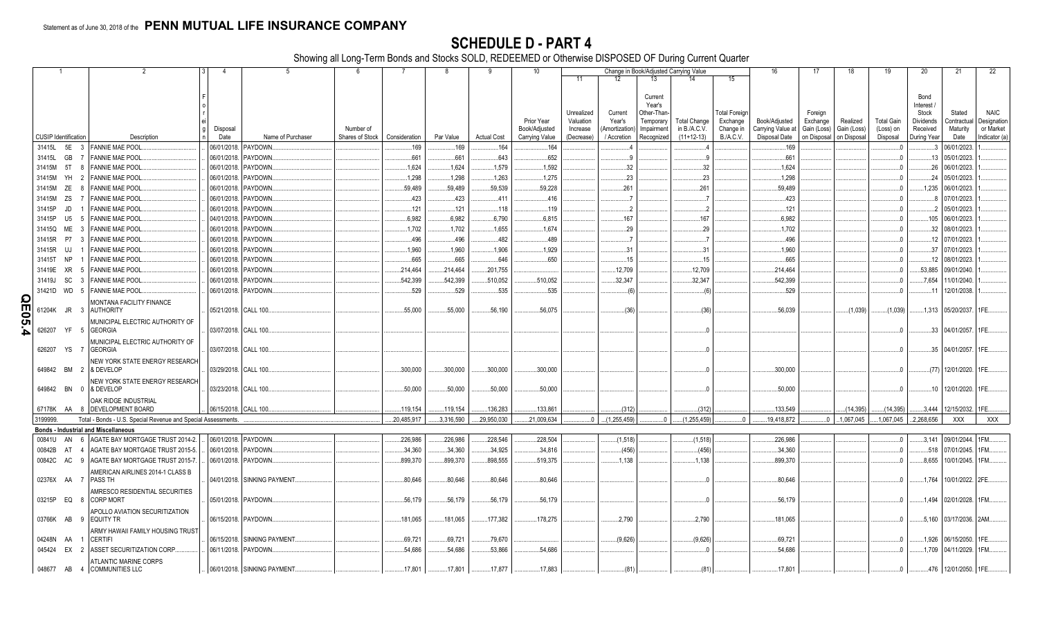Statement as of June 30, 2018 of the **PENN MUTUAL LIFE INSURANCE COMPANY**

# SCHEDULE D - PART 4

Showing all Long-Term Bonds and Stocks SOLD, REDEEMED or Otherwise DISPOSED OF During Current Quarter

| 1 | 2 | 3 | 4 | 5 | 6 | 7 | 8 | 9 | 10 | Change in Book/Adjusted Carrying Value | | | | | 16 | 17 | 18 | 19 | 20 | 21 | 22 |
|---|---|---|---|---|---|---|---|---|---|---|---|---|---|---|---|---|---|---|---|---|---|
| | | | | | | | | | | 11 | 12 | 13 | 14 | 15 | | | | | | | |
| CUSIP Identification | Description | Foreign | Disposal Date | Name of Purchaser | Number of Shares of Stock | Consideration | Par Value | Actual Cost | Prior Year Book/Adjusted Carrying Value | Unrealized Valuation Increase (Decrease) | Current Year's (Amortization) / Accretion | Current Year's Other-Than-Temporary Impairment Recognized | Total Change in B./A.C.V. (11+12-13) | Total Foreign Exchange Change in B./A.C.V. | Book/Adjusted Carrying Value at Disposal Date | Foreign Exchange Gain (Loss) on Disposal | Realized Gain (Loss) on Disposal | Total Gain (Loss) on Disposal | Bond Interest / Stock Dividends Received During Year | Stated Contractual Maturity Date | NAIC Designation or Market Indicator (a) |
| 31415L 5E 3 | FANNIE MAE POOL | | 06/01/2018 | PAYDOWN | | 169 | 169 | 164 | 164 | | 4 | | 4 | | 169 | | | 0 | 3 | 06/01/2023 | 1 |
| 31415L GB 7 | FANNIE MAE POOL | | 06/01/2018 | PAYDOWN | | 661 | 661 | 643 | 652 | | 9 | | 9 | | 661 | | | 0 | 13 | 05/01/2023 | 1 |
| 31415M 5T 8 | FANNIE MAE POOL | | 06/01/2018 | PAYDOWN | | 1,624 | 1,624 | 1,579 | 1,592 | | 32 | | 32 | | 1,624 | | | 0 | 26 | 06/01/2023 | 1 |
| 31415M YH 2 | FANNIE MAE POOL | | 06/01/2018 | PAYDOWN | | 1,298 | 1,298 | 1,263 | 1,275 | | 23 | | 23 | | 1,298 | | | 0 | 24 | 05/01/2023 | 1 |
| 31415M ZE 8 | FANNIE MAE POOL | | 06/01/2018 | PAYDOWN | | 59,489 | 59,489 | 59,539 | 59,228 | | 261 | | 261 | | 59,489 | | | 0 | 1,235 | 06/01/2023 | 1 |
| 31415M ZS 7 | FANNIE MAE POOL | | 06/01/2018 | PAYDOWN | | 423 | 423 | 411 | 416 | | 7 | | 7 | | 423 | | | 0 | 8 | 07/01/2023 | 1 |
| 31415P JD 1 | FANNIE MAE POOL | | 06/01/2018 | PAYDOWN | | 121 | 121 | 118 | 119 | | 2 | | 2 | | 121 | | | 0 | 2 | 05/01/2023 | 1 |
| 31415P U5 5 | FANNIE MAE POOL | | 04/01/2018 | PAYDOWN | | 6,982 | 6,982 | 6,790 | 6,815 | | 167 | | 167 | | 6,982 | | | 0 | 105 | 06/01/2023 | 1 |
| 31415Q ME 3 | FANNIE MAE POOL | | 06/01/2018 | PAYDOWN | | 1,702 | 1,702 | 1,655 | 1,674 | | 29 | | 29 | | 1,702 | | | 0 | 32 | 08/01/2023 | 1 |
| 31415R P7 3 | FANNIE MAE POOL | | 06/01/2018 | PAYDOWN | | 496 | 496 | 482 | 489 | | 7 | | 7 | | 496 | | | 0 | 12 | 07/01/2023 | 1 |
| 31415R UJ 1 | FANNIE MAE POOL | | 06/01/2018 | PAYDOWN | | 1,960 | 1,960 | 1,906 | 1,929 | | 31 | | 31 | | 1,960 | | | 0 | 37 | 07/01/2023 | 1 |
| 31415T NP 1 | FANNIE MAE POOL | | 06/01/2018 | PAYDOWN | | 665 | 665 | 646 | 650 | | 15 | | 15 | | 665 | | | 0 | 12 | 08/01/2023 | 1 |
| 31419E XR 5 | FANNIE MAE POOL | | 06/01/2018 | PAYDOWN | | 214,464 | 214,464 | 201,755 | | | 12,709 | | 12,709 | | 214,464 | | | 0 | 53,885 | 09/01/2040 | 1 |
| 31419J SC 3 | FANNIE MAE POOL | | 06/01/2018 | PAYDOWN | | 542,399 | 542,399 | 510,052 | 510,052 | | 32,347 | | 32,347 | | 542,399 | | | 0 | 7,654 | 11/01/2040 | 1 |
| 31421D WD 5 | FANNIE MAE POOL | | 06/01/2018 | PAYDOWN | | 529 | 529 | 535 | 535 | | (6) | | (6) | | 529 | | | 0 | 11 | 12/01/2038 | 1 |
| 61204K JR 3 | MONTANA FACILITY FINANCE AUTHORITY | | 05/21/2018 | CALL 100 | | 55,000 | 55,000 | 56,190 | 56,075 | | (36) | | (36) | | 56,039 | | (1,039) | (1,039) | 1,313 | 05/20/2037 | 1FE |
| 626207 YF 5 | MUNICIPAL ELECTRIC AUTHORITY OF GEORGIA | | 03/07/2018 | CALL 100 | | | | | | | | | 0 | | | | | 0 | 33 | 04/01/2057 | 1FE |
| 626207 YS 7 | MUNICIPAL ELECTRIC AUTHORITY OF GEORGIA | | 03/07/2018 | CALL 100 | | | | | | | | | 0 | | | | | 0 | 35 | 04/01/2057 | 1FE |
| 649842 BM 2 | NEW YORK STATE ENERGY RESEARCH & DEVELOP | | 03/29/2018 | CALL 100 | | 300,000 | 300,000 | 300,000 | 300,000 | | | | 0 | | 300,000 | | | 0 | (77) | 12/01/2020 | 1FE |
| 649842 BN 0 | NEW YORK STATE ENERGY RESEARCH & DEVELOP | | 03/23/2018 | CALL 100 | | 50,000 | 50,000 | 50,000 | 50,000 | | | | 0 | | 50,000 | | | 0 | 10 | 12/01/2020 | 1FE |
| 67178K AA 8 | OAK RIDGE INDUSTRIAL DEVELOPMENT BOARD | | 06/15/2018 | CALL 100 | | 119,154 | 119,154 | 136,283 | 133,861 | | (312) | | (312) | | 133,549 | | (14,395) | (14,395) | 3,444 | 12/15/2032 | 1FE |
| 3199999. | Total - Bonds - U.S. Special Revenue and Special Assessments | | | | | 20,485,917 | 3,316,590 | 29,950,030 | 21,009,634 | 0 | (1,255,459) | 0 | (1,255,459) | 0 | 19,418,872 | 0 | 1,067,045 | 1,067,045 | 2,268,656 | XXX | XXX |
| **Bonds - Industrial and Miscellaneous** | | | | | | | | | | | | | | | | | | | | | |
| 00841U AN 6 | AGATE BAY MORTGAGE TRUST 2014-2 | | 06/01/2018 | PAYDOWN | | 226,986 | 226,986 | 228,546 | 228,504 | | (1,518) | | (1,518) | | 226,986 | | | 0 | 3,141 | 09/01/2044 | 1FM |
| 00842B AT 4 | AGATE BAY MORTGAGE TRUST 2015-5 | | 06/01/2018 | PAYDOWN | | 34,360 | 34,360 | 34,925 | 34,816 | | (456) | | (456) | | 34,360 | | | 0 | 518 | 07/01/2045 | 1FM |
| 00842C AC 9 | AGATE BAY MORTGAGE TRUST 2015-7 | | 06/01/2018 | PAYDOWN | | 899,370 | 899,370 | 898,555 | 519,375 | | 1,138 | | 1,138 | | 899,370 | | | 0 | 8,655 | 10/01/2045 | 1FM |
| 02376X AA 7 | AMERICAN AIRLINES 2014-1 CLASS B PASS TH | | 04/01/2018 | SINKING PAYMENT | | 80,646 | 80,646 | 80,646 | 80,646 | | | | 0 | | 80,646 | | | 0 | 1,764 | 10/01/2022 | 2FE |
| 03215P EQ 8 | AMRESCO RESIDENTIAL SECURITIES CORP MORT | | 05/01/2018 | PAYDOWN | | 56,179 | 56,179 | 56,179 | 56,179 | | | | 0 | | 56,179 | | | 0 | 1,494 | 02/01/2028 | 1FM |
| 03766K AB 9 | APOLLO AVIATION SECURITIZATION EQUITY TR | | 06/15/2018 | PAYDOWN | | 181,065 | 181,065 | 177,382 | 178,275 | | 2,790 | | 2,790 | | 181,065 | | | 0 | 5,160 | 03/17/2036 | 2AM |
| 04248N AA 1 | ARMY HAWAII FAMILY HOUSING TRUST CERTIFI | | 06/15/2018 | SINKING PAYMENT | | 69,721 | 69,721 | 79,670 | | | (9,626) | | (9,626) | | 69,721 | | | 0 | 1,926 | 06/15/2050 | 1FE |
| 045424 EX 2 | ASSET SECURITIZATION CORP | | 06/11/2018 | PAYDOWN | | 54,686 | 54,686 | 53,866 | 54,686 | | | | 0 | | 54,686 | | | 0 | 1,709 | 04/11/2029 | 1FM |
| 048677 AB 4 | ATLANTIC MARINE CORPS COMMUNITIES LLC | | 06/01/2018 | SINKING PAYMENT | | 17,801 | 17,801 | 17,877 | 17,883 | | (81) | | (81) | | 17,801 | | | 0 | 476 | 12/01/2050 | 1FE |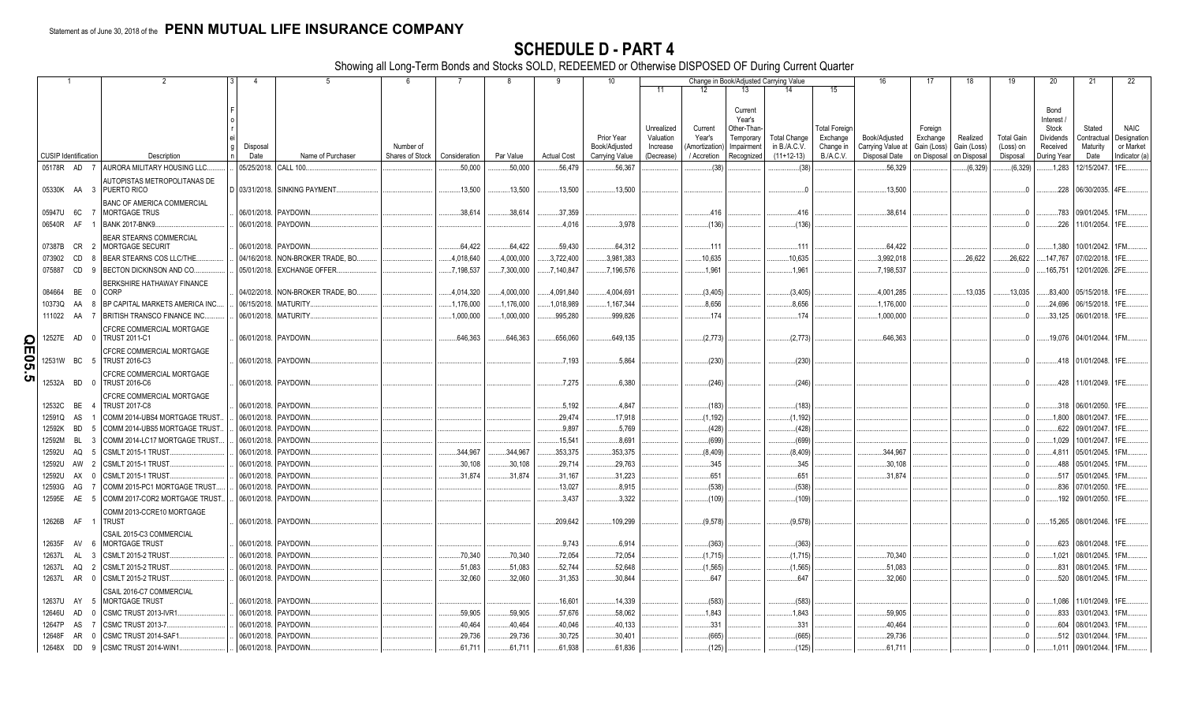Statement as of June 30, 2018 of the **PENN MUTUAL LIFE INSURANCE COMPANY**

# SCHEDULE D - PART 4

Showing all Long-Term Bonds and Stocks SOLD, REDEEMED or Otherwise DISPOSED OF During Current Quarter

| 1 | 2 | 3 | 4 | 5 | 6 | 7 | 8 | 9 | 10 | 11 | 12 | 13 | 14 | 15 | 16 | 17 | 18 | 19 | 20 | 21 | 22 |
|---|---|---|---|---|---|---|---|---|---|---|---|---|---|---|---|---|---|---|---|---|---|
| | | | | | | | | | | Change in Book/Adjusted Carrying Value | | | | | | | | | | | |
| CUSIP Identification | Description | Foreign | Disposal Date | Name of Purchaser | Number of Shares of Stock | Consideration | Par Value | Actual Cost | Prior Year Book/Adjusted Carrying Value | Unrealized Valuation Increase (Decrease) | Current Year's (Amortization) / Accretion | Current Year's Other-Than-Temporary Impairment Recognized | Total Change in B./A.C.V. (11+12-13) | Total Foreign Exchange Change in B./A.C.V. | Book/Adjusted Carrying Value at Disposal Date | Foreign Exchange Gain (Loss) on Disposal | Realized Gain (Loss) on Disposal | Total Gain (Loss) on Disposal | Bond Interest / Stock Dividends Received During Year | Stated Contractual Maturity Date | NAIC Designation or Market Indicator (a) |
| 05178R AD 7 | AURORA MILITARY HOUSING LLC | | 05/25/2018 | CALL 100 | | 50,000 | 50,000 | 56,479 | 56,367 | | (38) | | (38) | | 56,329 | | (6,329) | (6,329) | 1,283 | 12/15/2047 | 1FE |
| 05330K AA 3 | AUTOPISTAS METROPOLITANAS DE PUERTO RICO | D | 03/31/2018 | SINKING PAYMENT | | 13,500 | 13,500 | 13,500 | 13,500 | | | | 0 | | 13,500 | | | 0 | 228 | 06/30/2035 | 4FE |
| 05947U 6C 7 | BANC OF AMERICA COMMERCIAL MORTGAGE TRUS | | 06/01/2018 | PAYDOWN | | 38,614 | 38,614 | 37,359 | | | 416 | | 416 | | 38,614 | | | 0 | 783 | 09/01/2045 | 1FM |
| 06540R AF 1 | BANK 2017-BNK9 | | 06/01/2018 | PAYDOWN | | | | 4,016 | 3,978 | | (136) | | (136) | | | | | 0 | 226 | 11/01/2054 | 1FE |
| 07387B CR 2 | BEAR STEARNS COMMERCIAL MORTGAGE SECURIT | | 06/01/2018 | PAYDOWN | | 64,422 | 64,422 | 59,430 | 64,312 | | 111 | | 111 | | 64,422 | | | 0 | 1,380 | 10/01/2042 | 1FM |
| 073902 CD 8 | BEAR STEARNS COS LLC/THE | | 04/16/2018 | NON-BROKER TRADE, BO | | 4,018,640 | 4,000,000 | 3,722,400 | 3,981,383 | | 10,635 | | 10,635 | | 3,992,018 | | 26,622 | 26,622 | 147,767 | 07/02/2018 | 1FE |
| 075887 CD 9 | BECTON DICKINSON AND CO | | 05/01/2018 | EXCHANGE OFFER | | 7,198,537 | 7,300,000 | 7,140,847 | 7,196,576 | | 1,961 | | 1,961 | | 7,198,537 | | | 0 | 165,751 | 12/01/2026 | 2FE |
| 084664 BE 0 | BERKSHIRE HATHAWAY FINANCE CORP | | 04/02/2018 | NON-BROKER TRADE, BO | | 4,014,320 | 4,000,000 | 4,091,840 | 4,004,691 | | (3,405) | | (3,405) | | 4,001,285 | | 13,035 | 13,035 | 83,400 | 05/15/2018 | 1FE |
| 10373Q AA 8 | BP CAPITAL MARKETS AMERICA INC | | 06/15/2018 | MATURITY | | 1,176,000 | 1,176,000 | 1,018,989 | 1,167,344 | | 8,656 | | 8,656 | | 1,176,000 | | | 0 | 24,696 | 06/15/2018 | 1FE |
| 111022 AA 7 | BRITISH TRANSCO FINANCE INC | | 06/01/2018 | MATURITY | | 1,000,000 | 1,000,000 | 995,280 | 999,826 | | 174 | | 174 | | 1,000,000 | | | 0 | 33,125 | 06/01/2018 | 1FE |
| 12527E AD 0 | CFCRE COMMERCIAL MORTGAGE TRUST 2011-C1 | | 06/01/2018 | PAYDOWN | | 646,363 | 646,363 | 656,060 | 649,135 | | (2,773) | | (2,773) | | 646,363 | | | 0 | 19,076 | 04/01/2044 | 1FM |
| 12531W BC 5 | CFCRE COMMERCIAL MORTGAGE TRUST 2016-C3 | | 06/01/2018 | PAYDOWN | | | | 7,193 | 5,864 | | (230) | | (230) | | | | | 0 | 418 | 01/01/2048 | 1FE |
| 12532A BD 0 | CFCRE COMMERCIAL MORTGAGE TRUST 2016-C6 | | 06/01/2018 | PAYDOWN | | | | 7,275 | 6,380 | | (246) | | (246) | | | | | 0 | 428 | 11/01/2049 | 1FE |
| 12532C BE 4 | CFCRE COMMERCIAL MORTGAGE TRUST 2017-C8 | | 06/01/2018 | PAYDOWN | | | | 5,192 | 4,847 | | (183) | | (183) | | | | | 0 | 318 | 06/01/2050 | 1FE |
| 12591Q AS 1 | COMM 2014-UBS4 MORTGAGE TRUST | | 06/01/2018 | PAYDOWN | | | | 29,474 | 17,918 | | (1,192) | | (1,192) | | | | | 0 | 1,800 | 08/01/2047 | 1FE |
| 12592K BD 5 | COMM 2014-UBS5 MORTGAGE TRUST | | 06/01/2018 | PAYDOWN | | | | 9,897 | 5,769 | | (428) | | (428) | | | | | 0 | 622 | 09/01/2047 | 1FE |
| 12592M BL 3 | COMM 2014-LC17 MORTGAGE TRUST | | 06/01/2018 | PAYDOWN | | | | 15,541 | 8,691 | | (699) | | (699) | | | | | 0 | 1,029 | 10/01/2047 | 1FE |
| 12592U AQ 5 | CSMLT 2015-1 TRUST | | 06/01/2018 | PAYDOWN | | 344,967 | 344,967 | 353,375 | 353,375 | | (8,409) | | (8,409) | | 344,967 | | | 0 | 4,811 | 05/01/2045 | 1FM |
| 12592U AW 2 | CSMLT 2015-1 TRUST | | 06/01/2018 | PAYDOWN | | 30,108 | 30,108 | 29,714 | 29,763 | | 345 | | 345 | | 30,108 | | | 0 | 488 | 05/01/2045 | 1FM |
| 12592U AX 0 | CSMLT 2015-1 TRUST | | 06/01/2018 | PAYDOWN | | 31,874 | 31,874 | 31,167 | 31,223 | | 651 | | 651 | | 31,874 | | | 0 | 517 | 05/01/2045 | 1FM |
| 12593G AG 7 | COMM 2015-PC1 MORTGAGE TRUST | | 06/01/2018 | PAYDOWN | | | | 13,027 | 8,915 | | (538) | | (538) | | | | | 0 | 836 | 07/01/2050 | 1FE |
| 12595E AE 5 | COMM 2017-COR2 MORTGAGE TRUST | | 06/01/2018 | PAYDOWN | | | | 3,437 | 3,322 | | (109) | | (109) | | | | | 0 | 192 | 09/01/2050 | 1FE |
| 12626B AF 1 | COMM 2013-CCRE10 MORTGAGE TRUST | | 06/01/2018 | PAYDOWN | | | | 209,642 | 109,299 | | (9,578) | | (9,578) | | | | | 0 | 15,265 | 08/01/2046 | 1FE |
| 12635F AV 6 | CSAIL 2015-C3 COMMERCIAL MORTGAGE TRUST | | 06/01/2018 | PAYDOWN | | | | 9,743 | 6,914 | | (363) | | (363) | | | | | 0 | 623 | 08/01/2048 | 1FE |
| 12637L AL 3 | CSMLT 2015-2 TRUST | | 06/01/2018 | PAYDOWN | | 70,340 | 70,340 | 72,054 | 72,054 | | (1,715) | | (1,715) | | 70,340 | | | 0 | 1,021 | 08/01/2045 | 1FM |
| 12637L AQ 2 | CSMLT 2015-2 TRUST | | 06/01/2018 | PAYDOWN | | 51,083 | 51,083 | 52,744 | 52,648 | | (1,565) | | (1,565) | | 51,083 | | | 0 | 831 | 08/01/2045 | 1FM |
| 12637L AR 0 | CSMLT 2015-2 TRUST | | 06/01/2018 | PAYDOWN | | 32,060 | 32,060 | 31,353 | 30,844 | | 647 | | 647 | | 32,060 | | | 0 | 520 | 08/01/2045 | 1FM |
| 12637U AY 5 | CSAIL 2016-C7 COMMERCIAL MORTGAGE TRUST | | 06/01/2018 | PAYDOWN | | | | 16,601 | 14,339 | | (583) | | (583) | | | | | 0 | 1,086 | 11/01/2049 | 1FE |
| 12646U AD 0 | CSMC TRUST 2013-IVR1 | | 06/01/2018 | PAYDOWN | | 59,905 | 59,905 | 57,676 | 58,062 | | 1,843 | | 1,843 | | 59,905 | | | 0 | 833 | 03/01/2043 | 1FM |
| 12647P AS 7 | CSMC TRUST 2013-7 | | 06/01/2018 | PAYDOWN | | 40,464 | 40,464 | 40,046 | 40,133 | | 331 | | 331 | | 40,464 | | | 0 | 604 | 08/01/2043 | 1FM |
| 12648F AR 0 | CSMC TRUST 2014-SAF1 | | 06/01/2018 | PAYDOWN | | 29,736 | 29,736 | 30,725 | 30,401 | | (665) | | (665) | | 29,736 | | | 0 | 512 | 03/01/2044 | 1FM |
| 12648X DD 9 | CSMC TRUST 2014-WIN1 | | 06/01/2018 | PAYDOWN | | 61,711 | 61,711 | 61,938 | 61,836 | | (125) | | (125) | | 61,711 | | | 0 | 1,011 | 09/01/2044 | 1FM |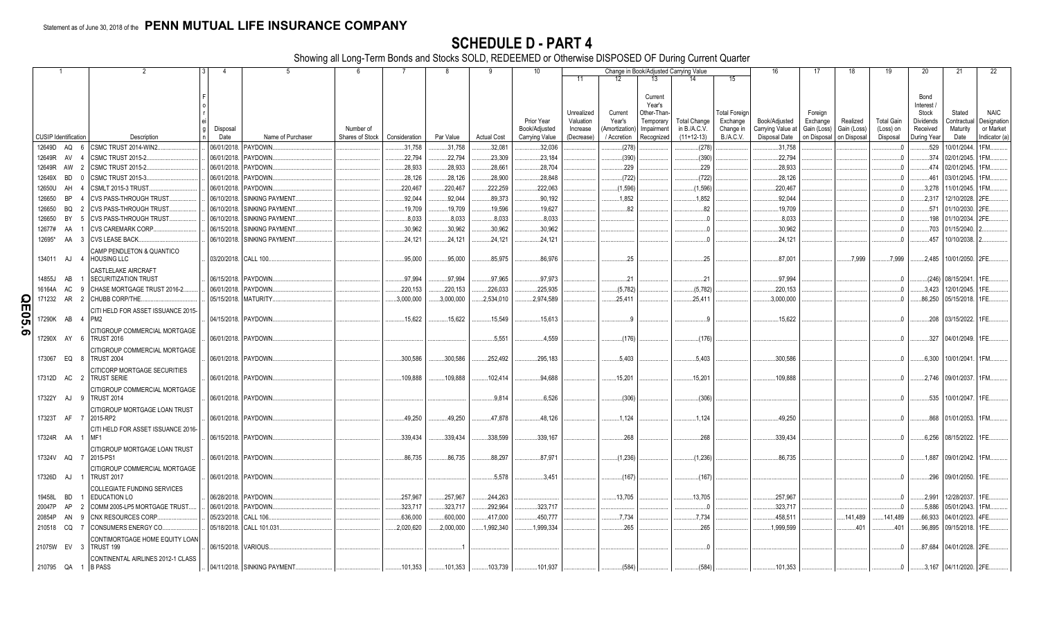Statement as of June 30, 2018 of the **PENN MUTUAL LIFE INSURANCE COMPANY**

# SCHEDULE D - PART 4

Showing all Long-Term Bonds and Stocks SOLD, REDEEMED or Otherwise DISPOSED OF During Current Quarter

| 1 CUSIP Identification | 2 Description | 3 Foreign | 4 Disposal Date | 5 Name of Purchaser | 6 Number of Shares of Stock | 7 Consideration | 8 Par Value | 9 Actual Cost | 10 Prior Year Book/Adjusted Carrying Value | 11 Unrealized Valuation Increase (Decrease) | 12 Current Year's (Amortization) / Accretion | 13 Current Year's Other-Than-Temporary Impairment Recognized | 14 Total Change in B./A.C.V. (11+12-13) | 15 Total Foreign Exchange Change in B./A.C.V. | 16 Book/Adjusted Carrying Value at Disposal Date | 17 Foreign Exchange Gain (Loss) on Disposal | 18 Realized Gain (Loss) on Disposal | 19 Total Gain (Loss) on Disposal | 20 Bond Interest / Stock Dividends Received During Year | 21 Stated Contractual Maturity Date | 22 NAIC Designation or Market Indicator (a) |
|---|---|---|---|---|---|---|---|---|---|---|---|---|---|---|---|---|---|---|---|---|---|
| 12649D AQ 6 | CSMC TRUST 2014-WIN2 | | 06/01/2018 | PAYDOWN | | 31,758 | 31,758 | 32,081 | 32,036 | | (278) | | (278) | | 31,758 | | | 0 | 529 | 10/01/2044 | 1FM |
| 12649R AV 4 | CSMC TRUST 2015-2 | | 06/01/2018 | PAYDOWN | | 22,794 | 22,794 | 23,309 | 23,184 | | (390) | | (390) | | 22,794 | | | 0 | 374 | 02/01/2045 | 1FM |
| 12649R AW 2 | CSMC TRUST 2015-2 | | 06/01/2018 | PAYDOWN | | 28,933 | 28,933 | 28,661 | 28,704 | | 229 | | 229 | | 28,933 | | | 0 | 474 | 02/01/2045 | 1FM |
| 12649X BD 0 | CSMC TRUST 2015-3 | | 06/01/2018 | PAYDOWN | | 28,126 | 28,126 | 28,900 | 28,848 | | (722) | | (722) | | 28,126 | | | 0 | 461 | 03/01/2045 | 1FM |
| 12650U AH 4 | CSMLT 2015-3 TRUST | | 06/01/2018 | PAYDOWN | | 220,467 | 220,467 | 222,259 | 222,063 | | (1,596) | | (1,596) | | 220,467 | | | 0 | 3,278 | 11/01/2045 | 1FM |
| 126650 BP 4 | CVS PASS-THROUGH TRUST | | 06/10/2018 | SINKING PAYMENT | | 92,044 | 92,044 | 89,373 | 90,192 | | 1,852 | | 1,852 | | 92,044 | | | 0 | 2,317 | 12/10/2028 | 2FE |
| 126650 BQ 2 | CVS PASS-THROUGH TRUST | | 06/10/2018 | SINKING PAYMENT | | 19,709 | 19,709 | 19,596 | 19,627 | | 82 | | 82 | | 19,709 | | | 0 | 571 | 01/10/2030 | 2FE |
| 126650 BY 5 | CVS PASS-THROUGH TRUST | | 06/10/2018 | SINKING PAYMENT | | 8,033 | 8,033 | 8,033 | 8,033 | | | | 0 | | 8,033 | | | 0 | 198 | 01/10/2034 | 2FE |
| 12677# AA 1 | CVS CAREMARK CORP | | 06/15/2018 | SINKING PAYMENT | | 30,962 | 30,962 | 30,962 | 30,962 | | | | 0 | | 30,962 | | | 0 | 703 | 01/15/2040 | 2 |
| 12695* AA 3 | CVS LEASE BACK | | 06/10/2018 | SINKING PAYMENT | | 24,121 | 24,121 | 24,121 | 24,121 | | | | 0 | | 24,121 | | | 0 | 457 | 10/10/2038 | 2 |
| 134011 AJ 4 | CAMP PENDLETON & QUANTICO HOUSING LLC | | 03/20/2018 | CALL 100 | | 95,000 | 95,000 | 85,975 | 86,976 | | 25 | | 25 | | 87,001 | | 7,999 | 7,999 | 2,485 | 10/01/2050 | 2FE |
| 14855J AB 1 | CASTLELAKE AIRCRAFT SECURITIZATION TRUST | | 06/15/2018 | PAYDOWN | | 97,994 | 97,994 | 97,965 | 97,973 | | 21 | | 21 | | 97,994 | | | 0 | (246) | 08/15/2041 | 1FE |
| 16164A AC 9 | CHASE MORTGAGE TRUST 2016-2 | | 06/01/2018 | PAYDOWN | | 220,153 | 220,153 | 226,033 | 225,935 | | (5,782) | | (5,782) | | 220,153 | | | 0 | 3,423 | 12/01/2045 | 1FE |
| 171232 AR 2 | CHUBB CORP/THE | | 05/15/2018 | MATURITY | | 3,000,000 | 3,000,000 | 2,534,010 | 2,974,589 | | 25,411 | | 25,411 | | 3,000,000 | | | 0 | 86,250 | 05/15/2018 | 1FE |
| 17290K AB 4 | CITI HELD FOR ASSET ISSUANCE 2015-PM2 | | 04/15/2018 | PAYDOWN | | 15,622 | 15,622 | 15,549 | 15,613 | | 9 | | 9 | | 15,622 | | | 0 | 208 | 03/15/2022 | 1FE |
| 17290X AY 6 | CITIGROUP COMMERCIAL MORTGAGE TRUST 2016 | | 06/01/2018 | PAYDOWN | | | | 5,551 | 4,559 | | (176) | | (176) | | | | | 0 | 327 | 04/01/2049 | 1FE |
| 173067 EQ 8 | CITIGROUP COMMERCIAL MORTGAGE TRUST 2004 | | 06/01/2018 | PAYDOWN | | 300,586 | 300,586 | 252,492 | 295,183 | | 5,403 | | 5,403 | | 300,586 | | | 0 | 6,300 | 10/01/2041 | 1FM |
| 17312D AC 2 | CITICORP MORTGAGE SECURITIES TRUST SERIE | | 06/01/2018 | PAYDOWN | | 109,888 | 109,888 | 102,414 | 94,688 | | 15,201 | | 15,201 | | 109,888 | | | 0 | 2,746 | 09/01/2037 | 1FM |
| 17322Y AJ 9 | CITIGROUP COMMERCIAL MORTGAGE TRUST 2014 | | 06/01/2018 | PAYDOWN | | | | 9,814 | 6,526 | | (306) | | (306) | | | | | 0 | 535 | 10/01/2047 | 1FE |
| 17323T AF 7 | CITIGROUP MORTGAGE LOAN TRUST 2015-RP2 | | 06/01/2018 | PAYDOWN | | 49,250 | 49,250 | 47,878 | 48,126 | | 1,124 | | 1,124 | | 49,250 | | | 0 | 868 | 01/01/2053 | 1FM |
| 17324R AA 1 | CITI HELD FOR ASSET ISSUANCE 2016-MF1 | | 06/15/2018 | PAYDOWN | | 339,434 | 339,434 | 338,599 | 339,167 | | 268 | | 268 | | 339,434 | | | 0 | 6,256 | 08/15/2022 | 1FE |
| 17324V AQ 7 | CITIGROUP MORTGAGE LOAN TRUST 2015-PS1 | | 06/01/2018 | PAYDOWN | | 86,735 | 86,735 | 88,297 | 87,971 | | (1,236) | | (1,236) | | 86,735 | | | 0 | 1,887 | 09/01/2042 | 1FM |
| 17326D AJ 1 | CITIGROUP COMMERCIAL MORTGAGE TRUST 2017 | | 06/01/2018 | PAYDOWN | | | | 5,578 | 3,451 | | (167) | | (167) | | | | | 0 | 296 | 09/01/2050 | 1FE |
| 19458L BD 1 | COLLEGIATE FUNDING SERVICES EDUCATION LO | | 06/28/2018 | PAYDOWN | | 257,967 | 257,967 | 244,263 | | | 13,705 | | 13,705 | | 257,967 | | | 0 | 2,991 | 12/28/2037 | 1FE |
| 20047P AP 2 | COMM 2005-LP5 MORTGAGE TRUST | | 06/01/2018 | PAYDOWN | | 323,717 | 323,717 | 292,964 | 323,717 | | | | 0 | | 323,717 | | | 0 | 5,886 | 05/01/2043 | 1FM |
| 20854P AN 9 | CNX RESOURCES CORP | | 05/23/2018 | CALL 106 | | 636,000 | 600,000 | 417,000 | 450,777 | | 7,734 | | 7,734 | | 458,511 | | 141,489 | 141,489 | 66,933 | 04/01/2023 | 4FE |
| 210518 CQ 7 | CONSUMERS ENERGY CO | | 05/18/2018 | CALL 101.031 | | 2,020,620 | 2,000,000 | 1,992,340 | 1,999,334 | | 265 | | 265 | | 1,999,599 | | 401 | 401 | 96,895 | 09/15/2018 | 1FE |
| 21075W EV 3 | CONTIMORTGAGE HOME EQUITY LOAN TRUST 199 | | 06/15/2018 | VARIOUS | | | 1 | | | | | | 0 | | | | | 0 | 87,684 | 04/01/2028 | 2FE |
| 210795 QA 1 | CONTINENTAL AIRLINES 2012-1 CLASS B PASS | | 04/11/2018 | SINKING PAYMENT | | 101,353 | 101,353 | 103,739 | 101,937 | | (584) | | (584) | | 101,353 | | | 0 | 3,167 | 04/11/2020 | 2FE |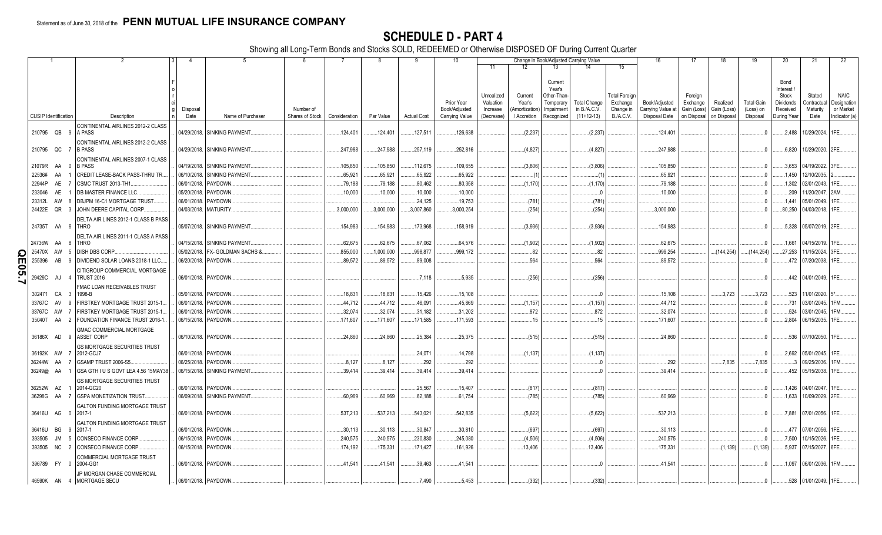Statement as of June 30, 2018 of the **PENN MUTUAL LIFE INSURANCE COMPANY**

# SCHEDULE D - PART 4

Showing all Long-Term Bonds and Stocks SOLD, REDEEMED or Otherwise DISPOSED OF During Current Quarter

| 1 CUSIP Identification | 2 Description | 3 Foreign | 4 Disposal Date | 5 Name of Purchaser | 6 Number of Shares of Stock | 7 Consideration | 8 Par Value | 9 Actual Cost | 10 Prior Year Book/Adjusted Carrying Value | 11 Unrealized Valuation Increase (Decrease) | 12 Current Year's (Amortization) / Accretion | 13 Current Year's Other-Than-Temporary Impairment Recognized | 14 Total Change in B./A.C.V. (11+12-13) | 15 Total Foreign Exchange Change in B./A.C.V. | 16 Book/Adjusted Carrying Value at Disposal Date | 17 Foreign Exchange Gain (Loss) on Disposal | 18 Realized Gain (Loss) on Disposal | 19 Total Gain (Loss) on Disposal | 20 Bond Interest / Stock Dividends Received During Year | 21 Stated Contractual Maturity Date | 22 NAIC Designation or Market Indicator (a) |
|---|---|---|---|---|---|---|---|---|---|---|---|---|---|---|---|---|---|---|---|---|---|
| 210795 QB 9 | CONTINENTAL AIRLINES 2012-2 CLASS A PASS | | 04/29/2018. | SINKING PAYMENT. | | 124,401 | 124,401 | 127,511 | 126,638 | | (2,237) | | (2,237) | | 124,401 | | | 0 | 2,488 | 10/29/2024. | 1FE. |
| 210795 QC 7 | CONTINENTAL AIRLINES 2012-2 CLASS B PASS | | 04/29/2018. | SINKING PAYMENT. | | 247,988 | 247,988 | 257,119 | 252,816 | | (4,827) | | (4,827) | | 247,988 | | | 0 | 6,820 | 10/29/2020. | 2FE. |
| 21079R AA 0 | CONTINENTAL AIRLINES 2007-1 CLASS B PASS | | 04/19/2018. | SINKING PAYMENT. | | 105,850 | 105,850 | 112,675 | 109,655 | | (3,806) | | (3,806) | | 105,850 | | | 0 | 3,653 | 04/19/2022. | 3FE. |
| 22536# AA 1 | CREDIT LEASE-BACK PASS-THRU TR. | | 06/10/2018. | SINKING PAYMENT. | | 65,921 | 65,921 | 65,922 | 65,922 | | (1) | | (1) | | 65,921 | | | 0 | 1,450 | 12/10/2035. | 2. |
| 22944P AE 7 | CSMC TRUST 2013-TH1. | | 06/01/2018. | PAYDOWN. | | 79,188 | 79,188 | 80,462 | 80,358 | | (1,170) | | (1,170) | | 79,188 | | | 0 | 1,302 | 02/01/2043. | 1FE. |
| 233046 AE 1 | DB MASTER FINANCE LLC. | | 05/20/2018. | PAYDOWN. | | 10,000 | 10,000 | 10,000 | 10,000 | | | | 0 | | 10,000 | | | 0 | 209 | 11/20/2047. | 2AM. |
| 23312L AW 8 | DBJPM 16-C1 MORTGAGE TRUST. | | 06/01/2018. | PAYDOWN. | | | | 24,125 | 19,753 | | (781) | | (781) | | | | | 0 | 1,441 | 05/01/2049. | 1FE. |
| 24422E QR 3 | JOHN DEERE CAPITAL CORP. | | 04/03/2018. | MATURITY. | | 3,000,000 | 3,000,000 | 3,007,860 | 3,000,254 | | (254) | | (254) | | 3,000,000 | | | 0 | 80,250 | 04/03/2018. | 1FE. |
| 24735T AA 6 | DELTA AIR LINES 2012-1 CLASS B PASS THRO | | 05/07/2018. | SINKING PAYMENT. | | 154,983 | 154,983 | 173,968 | 158,919 | | (3,936) | | (3,936) | | 154,983 | | | 0 | 5,328 | 05/07/2019. | 2FE. |
| 24736W AA 8 | DELTA AIR LINES 2011-1 CLASS A PASS THRO | | 04/15/2018. | SINKING PAYMENT. | | 62,675 | 62,675 | 67,062 | 64,576 | | (1,902) | | (1,902) | | 62,675 | | | 0 | 1,661 | 04/15/2019. | 1FE. |
| 25470X AW 5 | DISH DBS CORP. | | 05/02/2018. | FX- GOLDMAN SACHS &. | | 855,000 | 1,000,000 | 998,877 | 999,172 | | 82 | | 82 | | 999,254 | | (144,254) | (144,254) | 27,253 | 11/15/2024. | 3FE. |
| 255396 AB 9 | DIVIDEND SOLAR LOANS 2018-1 LLC. | | 06/20/2018. | PAYDOWN. | | 89,572 | 89,572 | 89,008 | | | 564 | | 564 | | 89,572 | | | 0 | 472 | 07/20/2038. | 1FE. |
| 29429C AJ 4 | CITIGROUP COMMERCIAL MORTGAGE TRUST 2016 | | 06/01/2018. | PAYDOWN. | | | | 7,118 | 5,935 | | (256) | | (256) | | | | | 0 | 442 | 04/01/2049. | 1FE. |
| 302471 CA 3 | FMAC LOAN RECEIVABLES TRUST 1998-B | | 05/01/2018. | PAYDOWN. | | 18,831 | 18,831 | 15,426 | 15,108 | | | | 0 | | 15,108 | | 3,723 | 3,723 | 523 | 11/01/2020. | 5*. |
| 33767C AV 9 | FIRSTKEY MORTGAGE TRUST 2015-1. | | 06/01/2018. | PAYDOWN. | | 44,712 | 44,712 | 46,091 | 45,869 | | (1,157) | | (1,157) | | 44,712 | | | 0 | 731 | 03/01/2045. | 1FM. |
| 33767C AW 7 | FIRSTKEY MORTGAGE TRUST 2015-1. | | 06/01/2018. | PAYDOWN. | | 32,074 | 32,074 | 31,182 | 31,202 | | 872 | | 872 | | 32,074 | | | 0 | 524 | 03/01/2045. | 1FM. |
| 35040T AA 2 | FOUNDATION FINANCE TRUST 2016-1. | | 06/15/2018. | PAYDOWN. | | 171,607 | 171,607 | 171,585 | 171,593 | | 15 | | 15 | | 171,607 | | | 0 | 2,804 | 06/15/2035. | 1FE. |
| 36186X AD 9 | GMAC COMMERCIAL MORTGAGE ASSET CORP | | 06/10/2018. | PAYDOWN. | | 24,860 | 24,860 | 25,384 | 25,375 | | (515) | | (515) | | 24,860 | | | 0 | 536 | 07/10/2050. | 1FE. |
| 36192K AW 7 | GS MORTGAGE SECURITIES TRUST 2012-GCJ7 | | 06/01/2018. | PAYDOWN. | | | | 24,071 | 14,798 | | (1,137) | | (1,137) | | | | | 0 | 2,692 | 05/01/2045. | 1FE. |
| 36244W AA 7 | GSAMP TRUST 2006-S5. | | 06/25/2018. | PAYDOWN. | | 8,127 | 8,127 | 292 | 292 | | | | 0 | | 292 | | 7,835 | 7,835 | 3 | 09/25/2036. | 1FM. |
| 36249@ AA 1 | GSA GTH I U S GOVT LEA 4.56 15MAY38 | | 06/15/2018. | SINKING PAYMENT. | | 39,414 | 39,414 | 39,414 | 39,414 | | | | 0 | | 39,414 | | | 0 | 452 | 05/15/2038. | 1FE. |
| 36252W AZ 1 | GS MORTGAGE SECURITIES TRUST 2014-GC20 | | 06/01/2018. | PAYDOWN. | | | | 25,567 | 15,407 | | (817) | | (817) | | | | | 0 | 1,426 | 04/01/2047. | 1FE. |
| 36298G AA 7 | GSPA MONETIZATION TRUST. | | 06/09/2018. | SINKING PAYMENT. | | 60,969 | 60,969 | 62,188 | 61,754 | | (785) | | (785) | | 60,969 | | | 0 | 1,633 | 10/09/2029. | 2FE. |
| 36416U AG 0 | GALTON FUNDING MORTGAGE TRUST 2017-1 | | 06/01/2018. | PAYDOWN. | | 537,213 | 537,213 | 543,021 | 542,835 | | (5,622) | | (5,622) | | 537,213 | | | 0 | 7,881 | 07/01/2056. | 1FE. |
| 36416U BG 9 | GALTON FUNDING MORTGAGE TRUST 2017-1 | | 06/01/2018. | PAYDOWN. | | 30,113 | 30,113 | 30,847 | 30,810 | | (697) | | (697) | | 30,113 | | | 0 | 477 | 07/01/2056. | 1FE. |
| 393505 JM 5 | CONSECO FINANCE CORP. | | 06/15/2018. | PAYDOWN. | | 240,575 | 240,575 | 230,830 | 245,080 | | (4,506) | | (4,506) | | 240,575 | | | 0 | 7,500 | 10/15/2026. | 1FE. |
| 393505 NC 2 | CONSECO FINANCE CORP. | | 06/15/2018. | PAYDOWN. | | 174,192 | 175,331 | 171,427 | 161,926 | | 13,406 | | 13,406 | | 175,331 | | (1,139) | (1,139) | 5,937 | 07/15/2027. | 6FE. |
| 396789 FY 0 | COMMERCIAL MORTGAGE TRUST 2004-GG1 | | 06/01/2018. | PAYDOWN. | | 41,541 | 41,541 | 39,463 | 41,541 | | | | 0 | | 41,541 | | | 0 | 1,097 | 06/01/2036. | 1FM. |
| 46590K AN 4 | JP MORGAN CHASE COMMERCIAL MORTGAGE SECU | | 06/01/2018. | PAYDOWN. | | | | 7,490 | 5,453 | | (332) | | (332) | | | | | 0 | 528 | 01/01/2049. | 1FE. |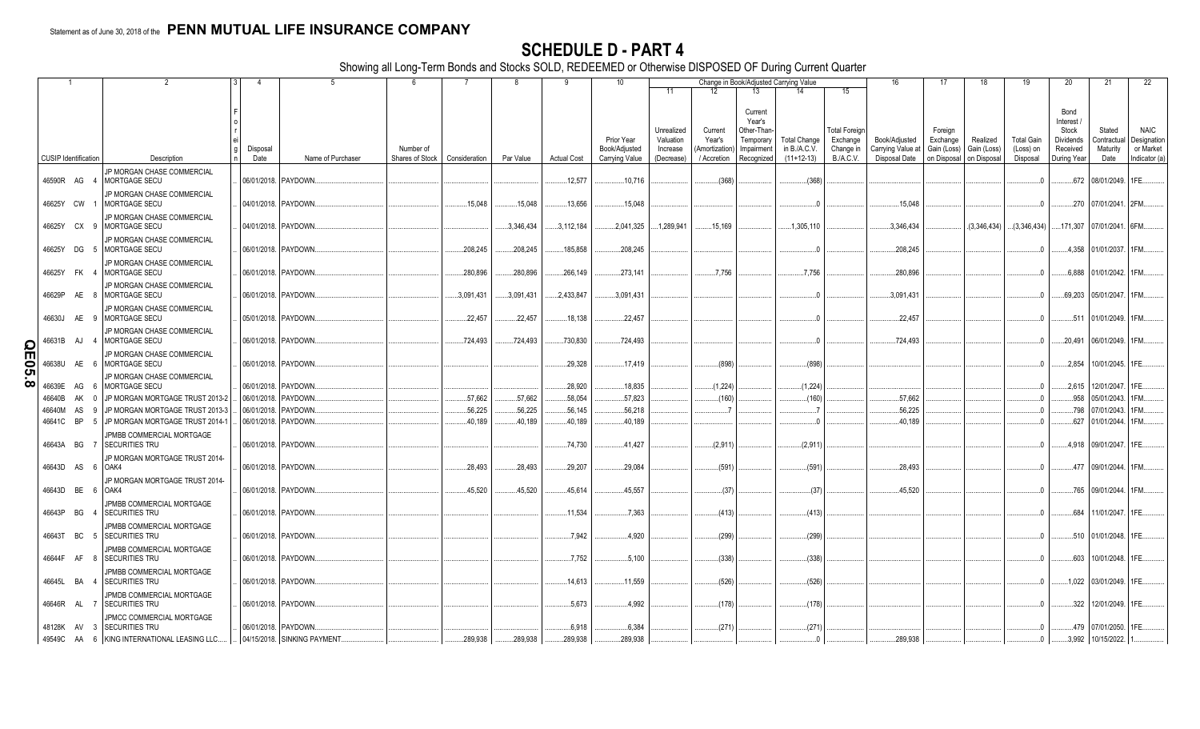Statement as of June 30, 2018 of the **PENN MUTUAL LIFE INSURANCE COMPANY**

# SCHEDULE D - PART 4

Showing all Long-Term Bonds and Stocks SOLD, REDEEMED or Otherwise DISPOSED OF During Current Quarter

| 1 CUSIP Identification | 2 Description | 3 Foreign | 4 Disposal Date | 5 Name of Purchaser | 6 Number of Shares of Stock | 7 Consideration | 8 Par Value | 9 Actual Cost | 10 Prior Year Book/Adjusted Carrying Value | 11 Unrealized Valuation Increase (Decrease) | 12 Current Year's (Amortization) / Accretion | 13 Current Year's Other-Than-Temporary Impairment Recognized | 14 Total Change in B./A.C.V. (11+12-13) | 15 Total Foreign Exchange Change in B./A.C.V. | 16 Book/Adjusted Carrying Value at Disposal Date | 17 Foreign Exchange Gain (Loss) on Disposal | 18 Realized Gain (Loss) on Disposal | 19 Total Gain (Loss) on Disposal | 20 Bond Interest / Stock Dividends Received During Year | 21 Stated Contractual Maturity Date | 22 NAIC Designation or Market Indicator (a) |
|---|---|---|---|---|---|---|---|---|---|---|---|---|---|---|---|---|---|---|---|---|---|
| 46590R AG 4 | JP MORGAN CHASE COMMERCIAL MORTGAGE SECU | | 06/01/2018 | PAYDOWN | | | | 12,577 | 10,716 | | (368) | | (368) | | | | | 0 | 672 | 08/01/2049 | 1FE |
| 46625Y CW 1 | JP MORGAN CHASE COMMERCIAL MORTGAGE SECU | | 04/01/2018 | PAYDOWN | | 15,048 | 15,048 | 13,656 | 15,048 | | | | 0 | | 15,048 | | | 0 | 270 | 07/01/2041 | 2FM |
| 46625Y CX 9 | JP MORGAN CHASE COMMERCIAL MORTGAGE SECU | | 04/01/2018 | PAYDOWN | | | 3,346,434 | 3,112,184 | 2,041,325 | 1,289,941 | 15,169 | | 1,305,110 | | 3,346,434 | | (3,346,434) | (3,346,434) | 171,307 | 07/01/2041 | 6FM |
| 46625Y DG 5 | JP MORGAN CHASE COMMERCIAL MORTGAGE SECU | | 06/01/2018 | PAYDOWN | | 208,245 | 208,245 | 185,858 | 208,245 | | | | 0 | | 208,245 | | | 0 | 4,358 | 01/01/2037 | 1FM |
| 46625Y FK 4 | JP MORGAN CHASE COMMERCIAL MORTGAGE SECU | | 06/01/2018 | PAYDOWN | | 280,896 | 280,896 | 266,149 | 273,141 | | 7,756 | | 7,756 | | 280,896 | | | 0 | 6,888 | 01/01/2042 | 1FM |
| 46629P AE 8 | JP MORGAN CHASE COMMERCIAL MORTGAGE SECU | | 06/01/2018 | PAYDOWN | | 3,091,431 | 3,091,431 | 2,433,847 | 3,091,431 | | | | 0 | | 3,091,431 | | | 0 | 69,203 | 05/01/2047 | 1FM |
| 46630J AE 9 | JP MORGAN CHASE COMMERCIAL MORTGAGE SECU | | 05/01/2018 | PAYDOWN | | 22,457 | 22,457 | 18,138 | 22,457 | | | | 0 | | 22,457 | | | 0 | 511 | 01/01/2049 | 1FM |
| 46631B AJ 4 | JP MORGAN CHASE COMMERCIAL MORTGAGE SECU | | 06/01/2018 | PAYDOWN | | 724,493 | 724,493 | 730,830 | 724,493 | | | | 0 | | 724,493 | | | 0 | 20,491 | 06/01/2049 | 1FM |
| 46638U AE 6 | JP MORGAN CHASE COMMERCIAL MORTGAGE SECU | | 06/01/2018 | PAYDOWN | | | | 29,328 | 17,419 | | (898) | | (898) | | | | | 0 | 2,854 | 10/01/2045 | 1FE |
| 46639E AG 6 | JP MORGAN CHASE COMMERCIAL MORTGAGE SECU | | 06/01/2018 | PAYDOWN | | | | 28,920 | 18,835 | | (1,224) | | (1,224) | | | | | 0 | 2,615 | 12/01/2047 | 1FE |
| 46640B AK 0 | JP MORGAN MORTGAGE TRUST 2013-2 | | 06/01/2018 | PAYDOWN | | 57,662 | 57,662 | 58,054 | 57,823 | | (160) | | (160) | | 57,662 | | | 0 | 958 | 05/01/2043 | 1FM |
| 46640M AS 9 | JP MORGAN MORTGAGE TRUST 2013-3 | | 06/01/2018 | PAYDOWN | | 56,225 | 56,225 | 56,145 | 56,218 | | 7 | | 7 | | 56,225 | | | 0 | 798 | 07/01/2043 | 1FM |
| 46641C BP 5 | JP MORGAN MORTGAGE TRUST 2014-1 | | 06/01/2018 | PAYDOWN | | 40,189 | 40,189 | 40,189 | 40,189 | | | | 0 | | 40,189 | | | 0 | 627 | 01/01/2044 | 1FM |
| 46643A BG 7 | JPMBB COMMERCIAL MORTGAGE SECURITIES TRU | | 06/01/2018 | PAYDOWN | | | | 74,730 | 41,427 | | (2,911) | | (2,911) | | | | | 0 | 4,918 | 09/01/2047 | 1FE |
| 46643D AS 6 | JP MORGAN MORTGAGE TRUST 2014-OAK4 | | 06/01/2018 | PAYDOWN | | 28,493 | 28,493 | 29,207 | 29,084 | | (591) | | (591) | | 28,493 | | | 0 | 477 | 09/01/2044 | 1FM |
| 46643D BE 6 | JP MORGAN MORTGAGE TRUST 2014-OAK4 | | 06/01/2018 | PAYDOWN | | 45,520 | 45,520 | 45,614 | 45,557 | | (37) | | (37) | | 45,520 | | | 0 | 765 | 09/01/2044 | 1FM |
| 46643P BG 4 | JPMBB COMMERCIAL MORTGAGE SECURITIES TRU | | 06/01/2018 | PAYDOWN | | | | 11,534 | 7,363 | | (413) | | (413) | | | | | 0 | 684 | 11/01/2047 | 1FE |
| 46643T BC 5 | JPMBB COMMERCIAL MORTGAGE SECURITIES TRU | | 06/01/2018 | PAYDOWN | | | | 7,942 | 4,920 | | (299) | | (299) | | | | | 0 | 510 | 01/01/2048 | 1FE |
| 46644F AF 8 | JPMBB COMMERCIAL MORTGAGE SECURITIES TRU | | 06/01/2018 | PAYDOWN | | | | 7,752 | 5,100 | | (338) | | (338) | | | | | 0 | 603 | 10/01/2048 | 1FE |
| 46645L BA 4 | JPMBB COMMERCIAL MORTGAGE SECURITIES TRU | | 06/01/2018 | PAYDOWN | | | | 14,613 | 11,559 | | (526) | | (526) | | | | | 0 | 1,022 | 03/01/2049 | 1FE |
| 46646R AL 7 | JPMDB COMMERCIAL MORTGAGE SECURITIES TRU | | 06/01/2018 | PAYDOWN | | | | 5,673 | 4,992 | | (178) | | (178) | | | | | 0 | 322 | 12/01/2049 | 1FE |
| 48128K AV 3 | JPMCC COMMERCIAL MORTGAGE SECURITIES TRU | | 06/01/2018 | PAYDOWN | | | | 6,918 | 6,384 | | (271) | | (271) | | | | | 0 | 479 | 07/01/2050 | 1FE |
| 49549C AA 6 | KING INTERNATIONAL LEASING LLC | | 04/15/2018 | SINKING PAYMENT | | 289,938 | 289,938 | 289,938 | 289,938 | | | | 0 | | 289,938 | | | 0 | 3,992 | 10/15/2022 | 1 |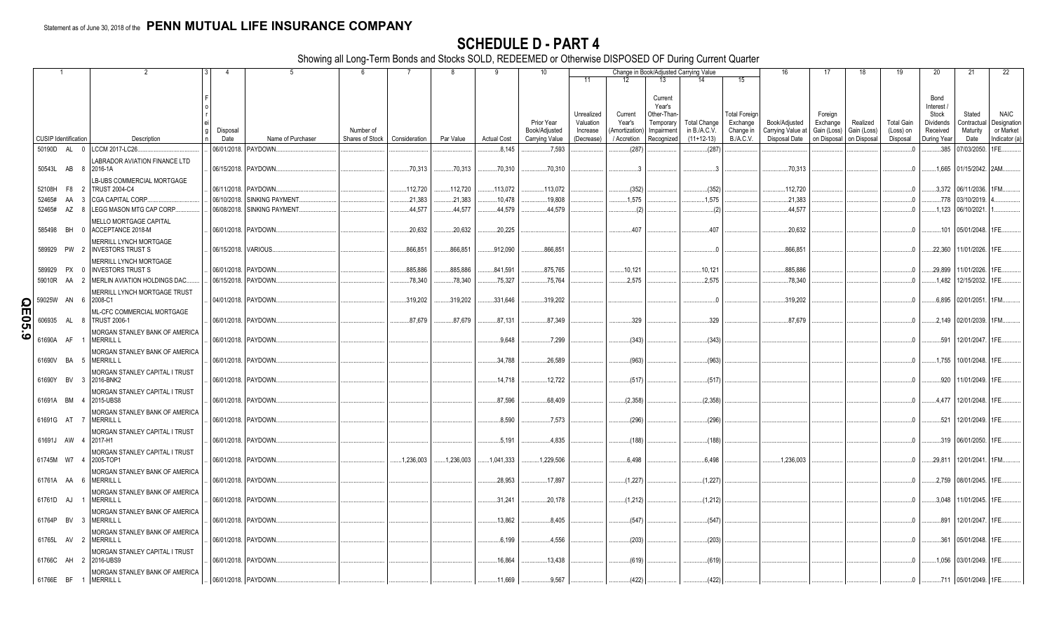Statement as of June 30, 2018 of the **PENN MUTUAL LIFE INSURANCE COMPANY**

# SCHEDULE D - PART 4

Showing all Long-Term Bonds and Stocks SOLD, REDEEMED or Otherwise DISPOSED OF During Current Quarter

| 1 | 2 | 3 | 4 | 5 | 6 | 7 | 8 | 9 | 10 | Change in Book/Adjusted Carrying Value | | | | | 16 | 17 | 18 | 19 | 20 | 21 | 22 |
|---|---|---|---|---|---|---|---|---|---|---|---|---|---|---|---|---|---|---|---|---|---|
| | | | | | | | | | | 11 | 12 | 13 | 14 | 15 | | | | | | | |
| CUSIP Identification | Description | Foreign | Disposal Date | Name of Purchaser | Number of Shares of Stock | Consideration | Par Value | Actual Cost | Prior Year Book/Adjusted Carrying Value | Unrealized Valuation Increase (Decrease) | Current Year's (Amortization) / Accretion | Current Year's Other-Than-Temporary Impairment Recognized | Total Change in B./A.C.V. (11+12-13) | Total Foreign Exchange Change in B./A.C.V. | Book/Adjusted Carrying Value at Disposal Date | Foreign Exchange Gain (Loss) on Disposal | Realized Gain (Loss) on Disposal | Total Gain (Loss) on Disposal | Bond Interest / Stock Dividends Received During Year | Stated Contractual Maturity Date | NAIC Designation or Market Indicator (a) |
| 50190D AL 0 | LCCM 2017-LC26 | | 06/01/2018 | PAYDOWN | | | | 8,145 | 7,593 | | (287) | | (287) | | | | | 0 | 385 | 07/03/2050 | 1FE |
| 50543L AB 8 | LABRADOR AVIATION FINANCE LTD 2016-1A | | 06/15/2018 | PAYDOWN | | 70,313 | 70,313 | 70,310 | 70,310 | | 3 | | 3 | | 70,313 | | | 0 | 1,665 | 01/15/2042 | 2AM |
| 52108H F8 2 | LB-UBS COMMERCIAL MORTGAGE TRUST 2004-C4 | | 06/11/2018 | PAYDOWN | | 112,720 | 112,720 | 113,072 | 113,072 | | (352) | | (352) | | 112,720 | | | 0 | 3,372 | 06/11/2036 | 1FM |
| 52465# AA 3 | CGA CAPITAL CORP | | 06/10/2018 | SINKING PAYMENT | | 21,383 | 21,383 | 10,478 | 19,808 | | 1,575 | | 1,575 | | 21,383 | | | 0 | 778 | 03/10/2019 | 4 |
| 52465# AZ 8 | LEGG MASON MTG CAP CORP | | 06/08/2018 | SINKING PAYMENT | | 44,577 | 44,577 | 44,579 | 44,579 | | (2) | | (2) | | 44,577 | | | 0 | 1,123 | 06/10/2021 | 1 |
| 585498 BH 0 | MELLO MORTGAGE CAPITAL ACCEPTANCE 2018-M | | 06/01/2018 | PAYDOWN | | 20,632 | 20,632 | 20,225 | | | 407 | | 407 | | 20,632 | | | 0 | 101 | 05/01/2048 | 1FE |
| 589929 PW 2 | MERRILL LYNCH MORTGAGE INVESTORS TRUST S | | 06/15/2018 | VARIOUS | | 866,851 | 866,851 | 912,090 | 866,851 | | | | 0 | | 866,851 | | | 0 | 22,360 | 11/01/2026 | 1FE |
| 589929 PX 0 | MERRILL LYNCH MORTGAGE INVESTORS TRUST S | | 06/01/2018 | PAYDOWN | | 885,886 | 885,886 | 841,591 | 875,765 | | 10,121 | | 10,121 | | 885,886 | | | 0 | 29,899 | 11/01/2026 | 1FE |
| 59010R AA 2 | MERLIN AVIATION HOLDINGS DAC | | 06/15/2018 | PAYDOWN | | 78,340 | 78,340 | 75,327 | 75,764 | | 2,575 | | 2,575 | | 78,340 | | | 0 | 1,482 | 12/15/2032 | 1FE |
| 59025W AN 6 | MERRILL LYNCH MORTGAGE TRUST 2008-C1 | | 04/01/2018 | PAYDOWN | | 319,202 | 319,202 | 331,646 | 319,202 | | | | 0 | | 319,202 | | | 0 | 6,895 | 02/01/2051 | 1FM |
| 606935 AL 8 | ML-CFC COMMERCIAL MORTGAGE TRUST 2006-1 | | 06/01/2018 | PAYDOWN | | 87,679 | 87,679 | 87,131 | 87,349 | | 329 | | 329 | | 87,679 | | | 0 | 2,149 | 02/01/2039 | 1FM |
| 61690A AF 1 | MORGAN STANLEY BANK OF AMERICA MERRILL L | | 06/01/2018 | PAYDOWN | | | | 9,648 | 7,299 | | (343) | | (343) | | | | | 0 | 591 | 12/01/2047 | 1FE |
| 61690V BA 5 | MORGAN STANLEY BANK OF AMERICA MERRILL L | | 06/01/2018 | PAYDOWN | | | | 34,788 | 26,589 | | (963) | | (963) | | | | | 0 | 1,755 | 10/01/2048 | 1FE |
| 61690Y BV 3 | MORGAN STANLEY CAPITAL I TRUST 2016-BNK2 | | 06/01/2018 | PAYDOWN | | | | 14,718 | 12,722 | | (517) | | (517) | | | | | 0 | 920 | 11/01/2049 | 1FE |
| 61691A BM 4 | MORGAN STANLEY CAPITAL I TRUST 2015-UBS8 | | 06/01/2018 | PAYDOWN | | | | 87,596 | 68,409 | | (2,358) | | (2,358) | | | | | 0 | 4,477 | 12/01/2048 | 1FE |
| 61691G AT 7 | MORGAN STANLEY BANK OF AMERICA MERRILL L | | 06/01/2018 | PAYDOWN | | | | 8,590 | 7,573 | | (296) | | (296) | | | | | 0 | 521 | 12/01/2049 | 1FE |
| 61691J AW 4 | MORGAN STANLEY CAPITAL I TRUST 2017-H1 | | 06/01/2018 | PAYDOWN | | | | 5,191 | 4,835 | | (188) | | (188) | | | | | 0 | 319 | 06/01/2050 | 1FE |
| 61745M W7 4 | MORGAN STANLEY CAPITAL I TRUST 2005-TOP1 | | 06/01/2018 | PAYDOWN | | 1,236,003 | 1,236,003 | 1,041,333 | 1,229,506 | | 6,498 | | 6,498 | | 1,236,003 | | | 0 | 29,811 | 12/01/2041 | 1FM |
| 61761A AA 6 | MORGAN STANLEY BANK OF AMERICA MERRILL L | | 06/01/2018 | PAYDOWN | | | | 28,953 | 17,897 | | (1,227) | | (1,227) | | | | | 0 | 2,759 | 08/01/2045 | 1FE |
| 61761D AJ 1 | MORGAN STANLEY BANK OF AMERICA MERRILL L | | 06/01/2018 | PAYDOWN | | | | 31,241 | 20,178 | | (1,212) | | (1,212) | | | | | 0 | 3,048 | 11/01/2045 | 1FE |
| 61764P BV 3 | MORGAN STANLEY BANK OF AMERICA MERRILL L | | 06/01/2018 | PAYDOWN | | | | 13,862 | 8,405 | | (547) | | (547) | | | | | 0 | 891 | 12/01/2047 | 1FE |
| 61765L AV 2 | MORGAN STANLEY BANK OF AMERICA MERRILL L | | 06/01/2018 | PAYDOWN | | | | 6,199 | 4,556 | | (203) | | (203) | | | | | 0 | 361 | 05/01/2048 | 1FE |
| 61766C AH 2 | MORGAN STANLEY CAPITAL I TRUST 2016-UBS9 | | 06/01/2018 | PAYDOWN | | | | 16,864 | 13,438 | | (619) | | (619) | | | | | 0 | 1,056 | 03/01/2049 | 1FE |
| 61766E BF 1 | MORGAN STANLEY BANK OF AMERICA MERRILL L | | 06/01/2018 | PAYDOWN | | | | 11,669 | 9,567 | | (422) | | (422) | | | | | 0 | 711 | 05/01/2049 | 1FE |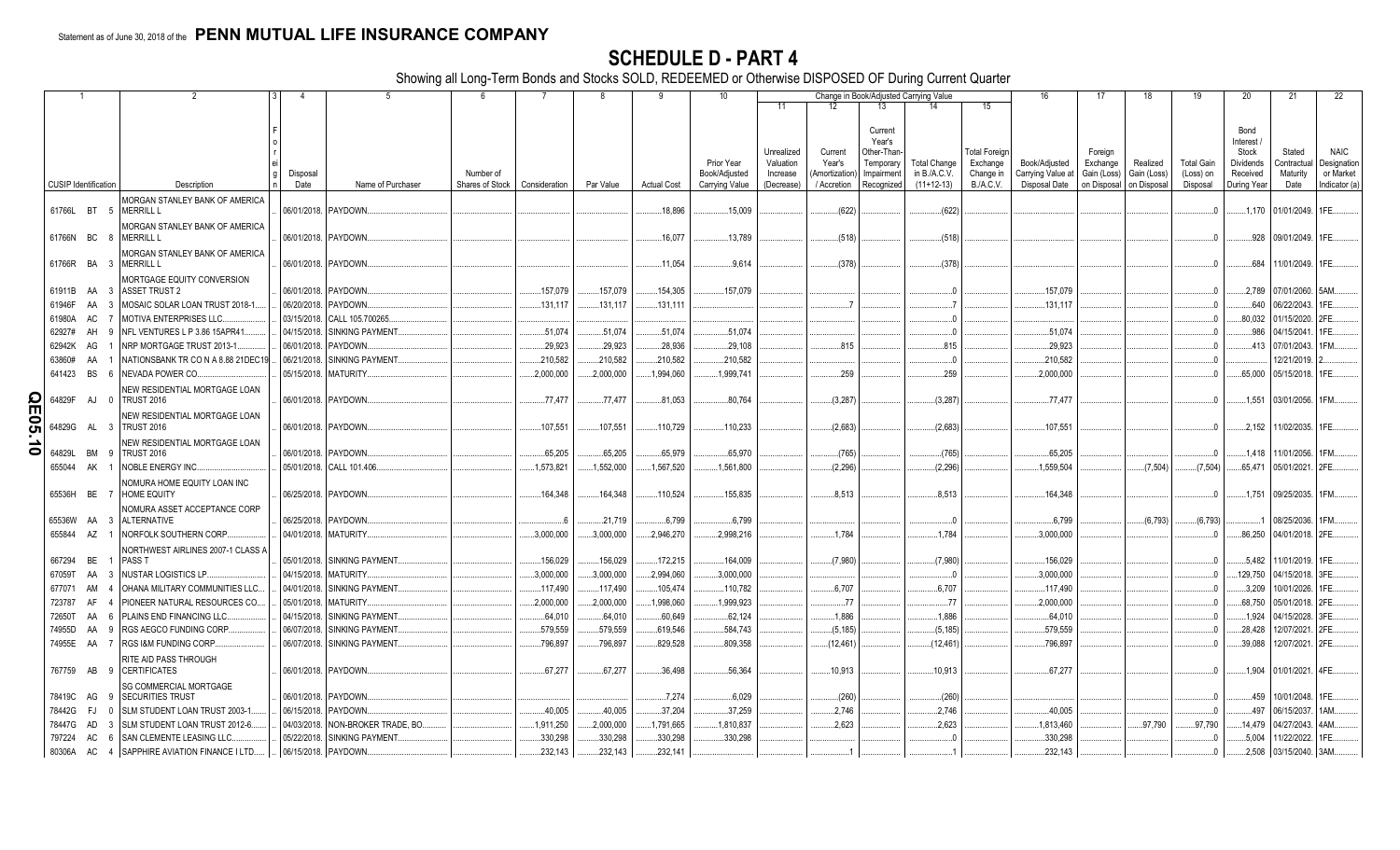Statement as of June 30, 2018 of the **PENN MUTUAL LIFE INSURANCE COMPANY**

# SCHEDULE D - PART 4

Showing all Long-Term Bonds and Stocks SOLD, REDEEMED or Otherwise DISPOSED OF During Current Quarter

| 1 | 2 | 3 | 4 | 5 | 6 | 7 | 8 | 9 | 10 | Change in Book/Adjusted Carrying Value 11 | 12 | 13 | 14 | 15 | 16 | 17 | 18 | 19 | 20 | 21 | 22 |
|---|---|---|---|---|---|---|---|---|---|---|---|---|---|---|---|---|---|---|---|---|---|
| CUSIP Identification | Description | Foreign | Disposal Date | Name of Purchaser | Number of Shares of Stock | Consideration | Par Value | Actual Cost | Prior Year Book/Adjusted Carrying Value | Unrealized Valuation Increase (Decrease) | Current Year's (Amortization) / Accretion | Current Year's Other-Than-Temporary Impairment Recognized | Total Change in B./A.C.V. (11+12-13) | Total Foreign Exchange Change in B./A.C.V. | Book/Adjusted Carrying Value at Disposal Date | Foreign Exchange Gain (Loss) on Disposal | Realized Gain (Loss) on Disposal | Total Gain (Loss) on Disposal | Bond Interest / Stock Dividends Received During Year | Stated Contractual Maturity Date | NAIC Designation or Market Indicator (a) |
| 61766L BT 5 | MORGAN STANLEY BANK OF AMERICA MERRILL L | | 06/01/2018. | PAYDOWN. | | | | 18,896 | 15,009 | | (622) | | (622) | | | | | 0 | 1,170 | 01/01/2049. | 1FE. |
| 61766N BC 8 | MORGAN STANLEY BANK OF AMERICA MERRILL L | | 06/01/2018. | PAYDOWN. | | | | 16,077 | 13,789 | | (518) | | (518) | | | | | 0 | 928 | 09/01/2049. | 1FE. |
| 61766R BA 3 | MORGAN STANLEY BANK OF AMERICA MERRILL L | | 06/01/2018. | PAYDOWN. | | | | 11,054 | 9,614 | | (378) | | (378) | | | | | 0 | 684 | 11/01/2049. | 1FE. |
| 61911B AA 3 | MORTGAGE EQUITY CONVERSION ASSET TRUST 2 | | 06/01/2018. | PAYDOWN. | | 157,079 | 157,079 | 154,305 | 157,079 | | | | 0 | | 157,079 | | | 0 | 2,789 | 07/01/2060. | 5AM. |
| 61946F AA 3 | MOSAIC SOLAR LOAN TRUST 2018-1 | | 06/20/2018. | PAYDOWN. | | 131,117 | 131,117 | 131,111 | | | 7 | | 7 | | 131,117 | | | 0 | 640 | 06/22/2043. | 1FE. |
| 61980A AC 7 | MOTIVA ENTERPRISES LLC | | 03/15/2018. | CALL 105.700265. | | | | | | | | | | | | | | 0 | 80,032 | 01/15/2020. | 2FE. |
| 62927# AH 9 | NFL VENTURES L P 3.86 15APR41 | | 04/15/2018. | SINKING PAYMENT. | | 51,074 | 51,074 | 51,074 | 51,074 | | | | 0 | | 51,074 | | | 0 | 986 | 04/15/2041. | 1FE. |
| 62942K AG 1 | NRP MORTGAGE TRUST 2013-1 | | 06/01/2018. | PAYDOWN. | | 29,923 | 29,923 | 28,936 | 29,108 | | 815 | | 815 | | 29,923 | | | 0 | 413 | 07/01/2043. | 1FM. |
| 63860# AA 1 | NATIONSBANK TR CO N A 8.88 21DEC19 | | 06/21/2018. | SINKING PAYMENT. | | 210,582 | 210,582 | 210,582 | 210,582 | | | | 0 | | 210,582 | | | 0 | | 12/21/2019. | 2. |
| 641423 BS 6 | NEVADA POWER CO. | | 05/15/2018. | MATURITY. | | 2,000,000 | 2,000,000 | 1,994,060 | 1,999,741 | | 259 | | 259 | | 2,000,000 | | | 0 | 65,000 | 05/15/2018. | 1FE. |
| 64829F AJ 0 | NEW RESIDENTIAL MORTGAGE LOAN TRUST 2016 | | 06/01/2018. | PAYDOWN. | | 77,477 | 77,477 | 81,053 | 80,764 | | (3,287) | | (3,287) | | 77,477 | | | 0 | 1,551 | 03/01/2056. | 1FM. |
| 64829G AL 3 | NEW RESIDENTIAL MORTGAGE LOAN TRUST 2016 | | 06/01/2018. | PAYDOWN. | | 107,551 | 107,551 | 110,729 | 110,233 | | (2,683) | | (2,683) | | 107,551 | | | 0 | 2,152 | 11/02/2035. | 1FE. |
| 64829L BM 9 | NEW RESIDENTIAL MORTGAGE LOAN TRUST 2016 | | 06/01/2018. | PAYDOWN. | | 65,205 | 65,205 | 65,979 | 65,970 | | (765) | | (765) | | 65,205 | | | 0 | 1,418 | 11/01/2056. | 1FM. |
| 655044 AK 1 | NOBLE ENERGY INC. | | 05/01/2018. | CALL 101.406. | | 1,573,821 | 1,552,000 | 1,567,520 | 1,561,800 | | (2,296) | | (2,296) | | 1,559,504 | | (7,504) | (7,504) | 65,471 | 05/01/2021. | 2FE. |
| 65536H BE 7 | NOMURA HOME EQUITY LOAN INC HOME EQUITY | | 06/25/2018. | PAYDOWN. | | 164,348 | 164,348 | 110,524 | 155,835 | | 8,513 | | 8,513 | | 164,348 | | | 0 | 1,751 | 09/25/2035. | 1FM. |
| 65536W AA 3 | NOMURA ASSET ACCEPTANCE CORP ALTERNATIVE | | 06/25/2018. | PAYDOWN. | | 6 | 21,719 | 6,799 | 6,799 | | | | 0 | | 6,799 | | (6,793) | (6,793) | 1 | 08/25/2036. | 1FM. |
| 655844 AZ 1 | NORFOLK SOUTHERN CORP. | | 04/01/2018. | MATURITY. | | 3,000,000 | 3,000,000 | 2,946,270 | 2,998,216 | | 1,784 | | 1,784 | | 3,000,000 | | | 0 | 86,250 | 04/01/2018. | 2FE. |
| 667294 BE 1 | NORTHWEST AIRLINES 2007-1 CLASS A PASS T | | 05/01/2018. | SINKING PAYMENT. | | 156,029 | 156,029 | 172,215 | 164,009 | | (7,980) | | (7,980) | | 156,029 | | | 0 | 5,482 | 11/01/2019. | 1FE. |
| 67059T AA 3 | NUSTAR LOGISTICS LP. | | 04/15/2018. | MATURITY. | | 3,000,000 | 3,000,000 | 2,994,060 | 3,000,000 | | | | 0 | | 3,000,000 | | | 0 | 129,750 | 04/15/2018. | 3FE. |
| 677071 AM 4 | OHANA MILITARY COMMUNITIES LLC | | 04/01/2018. | SINKING PAYMENT. | | 117,490 | 117,490 | 105,474 | 110,782 | | 6,707 | | 6,707 | | 117,490 | | | 0 | 3,209 | 10/01/2026. | 1FE. |
| 723787 AF 4 | PIONEER NATURAL RESOURCES CO | | 05/01/2018. | MATURITY. | | 2,000,000 | 2,000,000 | 1,998,060 | 1,999,923 | | 77 | | 77 | | 2,000,000 | | | 0 | 68,750 | 05/01/2018. | 2FE. |
| 72650T AA 6 | PLAINS END FINANCING LLC | | 04/15/2018. | SINKING PAYMENT. | | 64,010 | 64,010 | 60,649 | 62,124 | | 1,886 | | 1,886 | | 64,010 | | | 0 | 1,924 | 04/15/2028. | 3FE. |
| 74955D AA 9 | RGS AEGCO FUNDING CORP. | | 06/07/2018. | SINKING PAYMENT. | | 579,559 | 579,559 | 619,546 | 584,743 | | (5,185) | | (5,185) | | 579,559 | | | 0 | 28,428 | 12/07/2021. | 2FE. |
| 74955E AA 7 | RGS I&M FUNDING CORP. | | 06/07/2018. | SINKING PAYMENT. | | 796,897 | 796,897 | 829,528 | 809,358 | | (12,461) | | (12,461) | | 796,897 | | | 0 | 39,088 | 12/07/2021. | 2FE. |
| 767759 AB 9 | RITE AID PASS THROUGH CERTIFICATES | | 06/01/2018. | PAYDOWN. | | 67,277 | 67,277 | 36,498 | 56,364 | | 10,913 | | 10,913 | | 67,277 | | | 0 | 1,904 | 01/01/2021. | 4FE. |
| 78419C AG 9 | SG COMMERCIAL MORTGAGE SECURITIES TRUST | | 06/01/2018. | PAYDOWN. | | | | 7,274 | 6,029 | | (260) | | (260) | | | | | 0 | 459 | 10/01/2048. | 1FE. |
| 78442G FJ 0 | SLM STUDENT LOAN TRUST 2003-1 | | 06/15/2018. | PAYDOWN. | | 40,005 | 40,005 | 37,259 | 37,259 | | 2,746 | | 2,746 | | 40,005 | | | 0 | 497 | 06/15/2037. | 1AM. |
| 78447G AD 3 | SLM STUDENT LOAN TRUST 2012-6 | | 04/03/2018. | NON-BROKER TRADE, BO. | | 1,911,250 | 2,000,000 | 1,791,665 | 1,810,837 | | 2,623 | | 2,623 | | 1,813,460 | | 97,790 | 97,790 | 14,479 | 04/27/2043. | 4AM. |
| 797224 AC 6 | SAN CLEMENTE LEASING LLC | | 05/22/2018. | SINKING PAYMENT. | | 330,298 | 330,298 | 330,298 | 330,298 | | | | 0 | | 330,298 | | | 0 | 5,004 | 11/22/2022. | 1FE. |
| 80306A AC 4 | SAPPHIRE AVIATION FINANCE I LTD. | | 06/15/2018. | PAYDOWN. | | 232,143 | 232,143 | 232,141 | | | 1 | | 1 | | 232,143 | | | 0 | 2,508 | 03/15/2040. | 3AM. |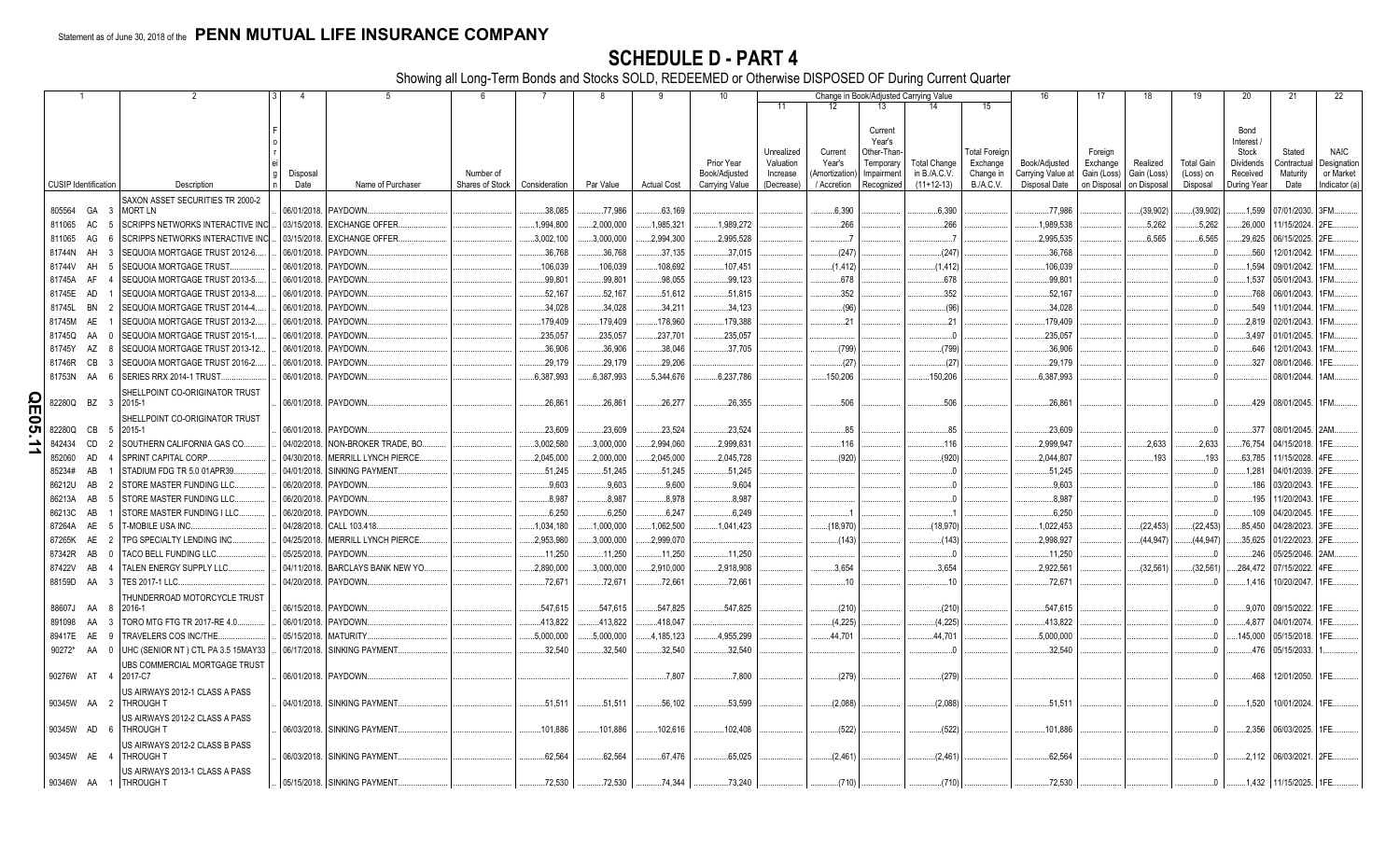Statement as of June 30, 2018 of the **PENN MUTUAL LIFE INSURANCE COMPANY**

# SCHEDULE D - PART 4

Showing all Long-Term Bonds and Stocks SOLD, REDEEMED or Otherwise DISPOSED OF During Current Quarter

| 1 | | 2 | 3 | 4 | 5 | 6 | 7 | 8 | 9 | 10 | Change in Book/Adjusted Carrying Value | | | | | 16 | 17 | 18 | 19 | 20 | 21 | 22 |
|---|---|---|---|---|---|---|---|---|---|---|---|---|---|---|---|---|---|---|---|---|---|---|
| | | | | | | | | | | | 11 | 12 | 13 | 14 | 15 | | | | | | | |
| CUSIP Identification | | Description | Foreign | Disposal Date | Name of Purchaser | Number of Shares of Stock | Consideration | Par Value | Actual Cost | Prior Year Book/Adjusted Carrying Value | Unrealized Valuation Increase (Decrease) | Current Year's (Amortization) / Accretion | Current Year's Other-Than-Temporary Impairment Recognized | Total Change in B./A.C.V. (11+12-13) | Total Foreign Exchange Change in B./A.C.V. | Book/Adjusted Carrying Value at Disposal Date | Foreign Exchange Gain (Loss) on Disposal | Realized Gain (Loss) on Disposal | Total Gain (Loss) on Disposal | Bond Interest / Stock Dividends Received During Year | Stated Contractual Maturity Date | NAIC Designation or Market Indicator (a) |
| 805564 | GA 3 | SAXON ASSET SECURITIES TR 2000-2 MORT LN | | 06/01/2018 | PAYDOWN | | 38,085 | 77,986 | 63,169 | | | 6,390 | | 6,390 | | 77,986 | | (39,902) | (39,902) | 1,599 | 07/01/2030 | 3FM |
| 811065 | AC 5 | SCRIPPS NETWORKS INTERACTIVE INC | | 03/15/2018 | EXCHANGE OFFER | | 1,994,800 | 2,000,000 | 1,985,321 | 1,989,272 | | 266 | | 266 | | 1,989,538 | | 5,262 | 5,262 | 26,000 | 11/15/2024 | 2FE |
| 811065 | AG 6 | SCRIPPS NETWORKS INTERACTIVE INC | | 03/15/2018 | EXCHANGE OFFER | | 3,002,100 | 3,000,000 | 2,994,300 | 2,995,528 | | 7 | | 7 | | 2,995,535 | | 6,565 | 6,565 | 29,625 | 06/15/2025 | 2FE |
| 81744N | AH 3 | SEQUOIA MORTGAGE TRUST 2012-6 | | 06/01/2018 | PAYDOWN | | 36,768 | 36,768 | 37,135 | 37,015 | | (247) | | (247) | | 36,768 | | | 0 | 560 | 12/01/2042 | 1FM |
| 81744V | AH 5 | SEQUOIA MORTGAGE TRUST | | 06/01/2018 | PAYDOWN | | 106,039 | 106,039 | 108,692 | 107,451 | | (1,412) | | (1,412) | | 106,039 | | | 0 | 1,594 | 09/01/2042 | 1FM |
| 81745A | AF 4 | SEQUOIA MORTGAGE TRUST 2013-5 | | 06/01/2018 | PAYDOWN | | 99,801 | 99,801 | 98,055 | 99,123 | | 678 | | 678 | | 99,801 | | | 0 | 1,537 | 05/01/2043 | 1FM |
| 81745E | AD 1 | SEQUOIA MORTGAGE TRUST 2013-8 | | 06/01/2018 | PAYDOWN | | 52,167 | 52,167 | 51,612 | 51,815 | | 352 | | 352 | | 52,167 | | | 0 | 768 | 06/01/2043 | 1FM |
| 81745L | BN 2 | SEQUOIA MORTGAGE TRUST 2014-4 | | 06/01/2018 | PAYDOWN | | 34,028 | 34,028 | 34,211 | 34,123 | | (96) | | (96) | | 34,028 | | | 0 | 549 | 11/01/2044 | 1FM |
| 81745M | AE 1 | SEQUOIA MORTGAGE TRUST 2013-2 | | 06/01/2018 | PAYDOWN | | 179,409 | 179,409 | 178,960 | 179,388 | | 21 | | 21 | | 179,409 | | | 0 | 2,819 | 02/01/2043 | 1FM |
| 81745Q | AA 0 | SEQUOIA MORTGAGE TRUST 2015-1 | | 06/01/2018 | PAYDOWN | | 235,057 | 235,057 | 237,701 | 235,057 | | | | 0 | | 235,057 | | | 0 | 3,497 | 01/01/2045 | 1FM |
| 81745Y | AZ 8 | SEQUOIA MORTGAGE TRUST 2013-12 | | 06/01/2018 | PAYDOWN | | 36,906 | 36,906 | 38,046 | 37,705 | | (799) | | (799) | | 36,906 | | | 0 | 646 | 12/01/2043 | 1FM |
| 81746R | CB 3 | SEQUOIA MORTGAGE TRUST 2016-2 | | 06/01/2018 | PAYDOWN | | 29,179 | 29,179 | 29,206 | | | (27) | | (27) | | 29,179 | | | 0 | 327 | 08/01/2046 | 1FE |
| 81753N | AA 6 | SERIES RRX 2014-1 TRUST | | 06/01/2018 | PAYDOWN | | 6,387,993 | 6,387,993 | 5,344,676 | 6,237,786 | | 150,206 | | 150,206 | | 6,387,993 | | | 0 | | 08/01/2044 | 1AM |
| 82280Q | BZ 3 | SHELLPOINT CO-ORIGINATOR TRUST 2015-1 | | 06/01/2018 | PAYDOWN | | 26,861 | 26,861 | 26,277 | 26,355 | | 506 | | 506 | | 26,861 | | | 0 | 429 | 08/01/2045 | 1FM |
| 82280Q | CB 5 | SHELLPOINT CO-ORIGINATOR TRUST 2015-1 | | 06/01/2018 | PAYDOWN | | 23,609 | 23,609 | 23,524 | 23,524 | | 85 | | 85 | | 23,609 | | | 0 | 377 | 08/01/2045 | 2AM |
| 842434 | CD 2 | SOUTHERN CALIFORNIA GAS CO | | 04/02/2018 | NON-BROKER TRADE, BO | | 3,002,580 | 3,000,000 | 2,994,060 | 2,999,831 | | 116 | | 116 | | 2,999,947 | | 2,633 | 2,633 | 76,754 | 04/15/2018 | 1FE |
| 852060 | AD 4 | SPRINT CAPITAL CORP | | 04/30/2018 | MERRILL LYNCH PIERCE | | 2,045,000 | 2,000,000 | 2,045,000 | 2,045,728 | | (920) | | (920) | | 2,044,807 | | 193 | 193 | 63,785 | 11/15/2028 | 4FE |
| 85234# | AB 1 | STADIUM FDG TR 5.0 01APR39 | | 04/01/2018 | SINKING PAYMENT | | 51,245 | 51,245 | 51,245 | 51,245 | | | | 0 | | 51,245 | | | 0 | 1,281 | 04/01/2039 | 2FE |
| 86212U | AB 2 | STORE MASTER FUNDING LLC | | 06/20/2018 | PAYDOWN | | 9,603 | 9,603 | 9,600 | 9,604 | | | | 0 | | 9,603 | | | 0 | 186 | 03/20/2043 | 1FE |
| 86213A | AB 5 | STORE MASTER FUNDING LLC | | 06/20/2018 | PAYDOWN | | 8,987 | 8,987 | 8,978 | 8,987 | | | | 0 | | 8,987 | | | 0 | 195 | 11/20/2043 | 1FE |
| 86213C | AB 1 | STORE MASTER FUNDING I LLC | | 06/20/2018 | PAYDOWN | | 6,250 | 6,250 | 6,247 | 6,249 | | 1 | | 1 | | 6,250 | | | 0 | 109 | 04/20/2045 | 1FE |
| 87264A | AE 5 | T-MOBILE USA INC | | 04/28/2018 | CALL 103.418 | | 1,034,180 | 1,000,000 | 1,062,500 | 1,041,423 | | (18,970) | | (18,970) | | 1,022,453 | | (22,453) | (22,453) | 85,450 | 04/28/2023 | 3FE |
| 87265K | AE 2 | TPG SPECIALTY LENDING INC | | 04/25/2018 | MERRILL LYNCH PIERCE | | 2,953,980 | 3,000,000 | 2,999,070 | | | (143) | | (143) | | 2,998,927 | | (44,947) | (44,947) | 35,625 | 01/22/2023 | 2FE |
| 87342R | AB 0 | TACO BELL FUNDING LLC | | 05/25/2018 | PAYDOWN | | 11,250 | 11,250 | 11,250 | 11,250 | | | | 0 | | 11,250 | | | 0 | 246 | 05/25/2046 | 2AM |
| 87422V | AB 4 | TALEN ENERGY SUPPLY LLC | | 04/11/2018 | BARCLAYS BANK NEW YO | | 2,890,000 | 3,000,000 | 2,910,000 | 2,918,908 | | 3,654 | | 3,654 | | 2,922,561 | | (32,561) | (32,561) | 284,472 | 07/15/2022 | 4FE |
| 88159D | AA 3 | TES 2017-1 LLC | | 04/20/2018 | PAYDOWN | | 72,671 | 72,671 | 72,661 | 72,661 | | 10 | | 10 | | 72,671 | | | 0 | 1,416 | 10/20/2047 | 1FE |
| 88607J | AA 8 | THUNDERROAD MOTORCYCLE TRUST 2016-1 | | 06/15/2018 | PAYDOWN | | 547,615 | 547,615 | 547,825 | 547,825 | | (210) | | (210) | | 547,615 | | | 0 | 9,070 | 09/15/2022 | 1FE |
| 891098 | AA 3 | TORO MTG FTG TR 2017-RE 4.0 | | 06/01/2018 | PAYDOWN | | 413,822 | 413,822 | 418,047 | | | (4,225) | | (4,225) | | 413,822 | | | 0 | 4,877 | 04/01/2074 | 1FE |
| 89417E | AE 9 | TRAVELERS COS INC/THE | | 05/15/2018 | MATURITY | | 5,000,000 | 5,000,000 | 4,185,123 | 4,955,299 | | 44,701 | | 44,701 | | 5,000,000 | | | 0 | 145,000 | 05/15/2018 | 1FE |
| 90272* | AA 0 | UHC (SENIOR NT ) CTL PA 3.5 15MAY33 | | 06/17/2018 | SINKING PAYMENT | | 32,540 | 32,540 | 32,540 | 32,540 | | | | 0 | | 32,540 | | | 0 | 476 | 05/15/2033 | 1 |
| 90276W | AT 4 | UBS COMMERCIAL MORTGAGE TRUST 2017-C7 | | 06/01/2018 | PAYDOWN | | | | 7,807 | 7,800 | | (279) | | (279) | | | | | 0 | 468 | 12/01/2050 | 1FE |
| 90345W | AA 2 | US AIRWAYS 2012-1 CLASS A PASS THROUGH T | | 04/01/2018 | SINKING PAYMENT | | 51,511 | 51,511 | 56,102 | 53,599 | | (2,088) | | (2,088) | | 51,511 | | | 0 | 1,520 | 10/01/2024 | 1FE |
| 90345W | AD 6 | US AIRWAYS 2012-2 CLASS A PASS THROUGH T | | 06/03/2018 | SINKING PAYMENT | | 101,886 | 101,886 | 102,616 | 102,408 | | (522) | | (522) | | 101,886 | | | 0 | 2,356 | 06/03/2025 | 1FE |
| 90345W | AE 4 | US AIRWAYS 2012-2 CLASS B PASS THROUGH T | | 06/03/2018 | SINKING PAYMENT | | 62,564 | 62,564 | 67,476 | 65,025 | | (2,461) | | (2,461) | | 62,564 | | | 0 | 2,112 | 06/03/2021 | 2FE |
| 90346W | AA 1 | US AIRWAYS 2013-1 CLASS A PASS THROUGH T | | 05/15/2018 | SINKING PAYMENT | | 72,530 | 72,530 | 74,344 | 73,240 | | (710) | | (710) | | 72,530 | | | 0 | 1,432 | 11/15/2025 | 1FE |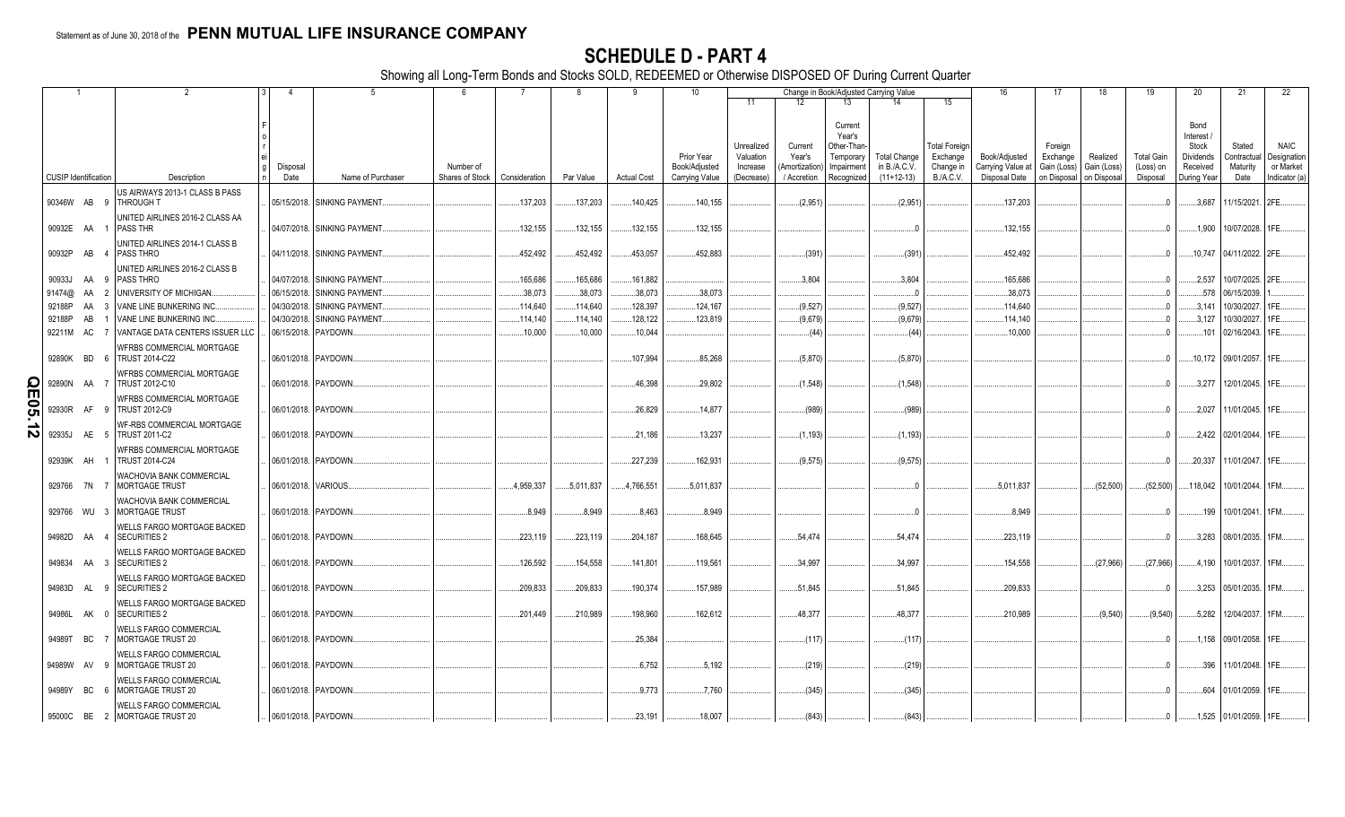Statement as of June 30, 2018 of the **PENN MUTUAL LIFE INSURANCE COMPANY**

# SCHEDULE D - PART 4

Showing all Long-Term Bonds and Stocks SOLD, REDEEMED or Otherwise DISPOSED OF During Current Quarter

| 1 | 2 | 3 | 4 | 5 | 6 | 7 | 8 | 9 | 10 | Change in Book/Adjusted Carrying Value | | | | | 16 | 17 | 18 | 19 | 20 | 21 | 22 |
|---|---|---|---|---|---|---|---|---|---|---|---|---|---|---|---|---|---|---|---|---|---|
| | | | | | | | | | | 11 | 12 | 13 | 14 | 15 | | | | | | | |
| CUSIP Identification | Description | Foreign | Disposal Date | Name of Purchaser | Number of Shares of Stock | Consideration | Par Value | Actual Cost | Prior Year Book/Adjusted Carrying Value | Unrealized Valuation Increase (Decrease) | Current Year's (Amortization) / Accretion | Current Year's Other-Than-Temporary Impairment Recognized | Total Change in B./A.C.V. (11+12-13) | Total Foreign Exchange Change in B./A.C.V. | Book/Adjusted Carrying Value at Disposal Date | Foreign Exchange Gain (Loss) on Disposal | Realized Gain (Loss) on Disposal | Total Gain (Loss) on Disposal | Bond Interest / Stock Dividends Received During Year | Stated Contractual Maturity Date | NAIC Designation or Market Indicator (a) |
| 90346W AB 9 | US AIRWAYS 2013-1 CLASS B PASS THROUGH T | | 05/15/2018 | SINKING PAYMENT | | 137,203 | 137,203 | 140,425 | 140,155 | | (2,951) | | (2,951) | | 137,203 | | | 0 | 3,687 | 11/15/2021 | 2FE |
| 90932E AA 1 | UNITED AIRLINES 2016-2 CLASS AA PASS THR | | 04/07/2018 | SINKING PAYMENT | | 132,155 | 132,155 | 132,155 | 132,155 | | | | 0 | | 132,155 | | | 0 | 1,900 | 10/07/2028 | 1FE |
| 90932P AB 4 | UNITED AIRLINES 2014-1 CLASS B PASS THRO | | 04/11/2018 | SINKING PAYMENT | | 452,492 | 452,492 | 453,057 | 452,883 | | (391) | | (391) | | 452,492 | | | 0 | 10,747 | 04/11/2022 | 2FE |
| 90933J AA 9 | UNITED AIRLINES 2016-2 CLASS B PASS THRO | | 04/07/2018 | SINKING PAYMENT | | 165,686 | 165,686 | 161,882 | | | 3,804 | | 3,804 | | 165,686 | | | 0 | 2,537 | 10/07/2025 | 2FE |
| 91474@ AA 2 | UNIVERSITY OF MICHIGAN | | 06/15/2018 | SINKING PAYMENT | | 38,073 | 38,073 | 38,073 | 38,073 | | | | 0 | | 38,073 | | | 0 | 578 | 06/15/2039 | 1 |
| 92188P AA 3 | VANE LINE BUNKERING INC | | 04/30/2018 | SINKING PAYMENT | | 114,640 | 114,640 | 128,397 | 124,167 | | (9,527) | | (9,527) | | 114,640 | | | 0 | 3,141 | 10/30/2027 | 1FE |
| 92188P AB 1 | VANE LINE BUNKERING INC | | 04/30/2018 | SINKING PAYMENT | | 114,140 | 114,140 | 128,122 | 123,819 | | (9,679) | | (9,679) | | 114,140 | | | 0 | 3,127 | 10/30/2027 | 1FE |
| 92211M AC 7 | VANTAGE DATA CENTERS ISSUER LLC | | 06/15/2018 | PAYDOWN | | 10,000 | 10,000 | 10,044 | | | (44) | | (44) | | 10,000 | | | 0 | 101 | 02/16/2043 | 1FE |
| 92890K BD 6 | WFRBS COMMERCIAL MORTGAGE TRUST 2014-C22 | | 06/01/2018 | PAYDOWN | | | | 107,994 | 85,268 | | (5,870) | | (5,870) | | | | | 0 | 10,172 | 09/01/2057 | 1FE |
| 92890N AA 7 | WFRBS COMMERCIAL MORTGAGE TRUST 2012-C10 | | 06/01/2018 | PAYDOWN | | | | 46,398 | 29,802 | | (1,548) | | (1,548) | | | | | 0 | 3,277 | 12/01/2045 | 1FE |
| 92930R AF 9 | WFRBS COMMERCIAL MORTGAGE TRUST 2012-C9 | | 06/01/2018 | PAYDOWN | | | | 26,829 | 14,877 | | (989) | | (989) | | | | | 0 | 2,027 | 11/01/2045 | 1FE |
| 92935J AE 5 | WF-RBS COMMERCIAL MORTGAGE TRUST 2011-C2 | | 06/01/2018 | PAYDOWN | | | | 21,186 | 13,237 | | (1,193) | | (1,193) | | | | | 0 | 2,422 | 02/01/2044 | 1FE |
| 92939K AH 1 | WFRBS COMMERCIAL MORTGAGE TRUST 2014-C24 | | 06/01/2018 | PAYDOWN | | | | 227,239 | 162,931 | | (9,575) | | (9,575) | | | | | 0 | 20,337 | 11/01/2047 | 1FE |
| 929766 7N 7 | WACHOVIA BANK COMMERCIAL MORTGAGE TRUST | | 06/01/2018 | VARIOUS | | 4,959,337 | 5,011,837 | 4,766,551 | 5,011,837 | | | | 0 | | 5,011,837 | | (52,500) | (52,500) | 118,042 | 10/01/2044 | 1FM |
| 929766 WU 3 | WACHOVIA BANK COMMERCIAL MORTGAGE TRUST | | 06/01/2018 | PAYDOWN | | 8,949 | 8,949 | 8,463 | 8,949 | | | | 0 | | 8,949 | | | 0 | 199 | 10/01/2041 | 1FM |
| 94982D AA 4 | WELLS FARGO MORTGAGE BACKED SECURITIES 2 | | 06/01/2018 | PAYDOWN | | 223,119 | 223,119 | 204,187 | 168,645 | | 54,474 | | 54,474 | | 223,119 | | | 0 | 3,283 | 08/01/2035 | 1FM |
| 949834 AA 3 | WELLS FARGO MORTGAGE BACKED SECURITIES 2 | | 06/01/2018 | PAYDOWN | | 126,592 | 154,558 | 141,801 | 119,561 | | 34,997 | | 34,997 | | 154,558 | | (27,966) | (27,966) | 4,190 | 10/01/2037 | 1FM |
| 94983D AL 9 | WELLS FARGO MORTGAGE BACKED SECURITIES 2 | | 06/01/2018 | PAYDOWN | | 209,833 | 209,833 | 190,374 | 157,989 | | 51,845 | | 51,845 | | 209,833 | | | 0 | 3,253 | 05/01/2035 | 1FM |
| 94986L AK 0 | WELLS FARGO MORTGAGE BACKED SECURITIES 2 | | 06/01/2018 | PAYDOWN | | 201,449 | 210,989 | 198,960 | 162,612 | | 48,377 | | 48,377 | | 210,989 | | (9,540) | (9,540) | 5,282 | 12/04/2037 | 1FM |
| 94989T BC 7 | WELLS FARGO COMMERCIAL MORTGAGE TRUST 20 | | 06/01/2018 | PAYDOWN | | | | 25,384 | | | (117) | | (117) | | | | | 0 | 1,158 | 09/01/2058 | 1FE |
| 94989W AV 9 | WELLS FARGO COMMERCIAL MORTGAGE TRUST 20 | | 06/01/2018 | PAYDOWN | | | | 6,752 | 5,192 | | (219) | | (219) | | | | | 0 | 396 | 11/01/2048 | 1FE |
| 94989Y BC 6 | WELLS FARGO COMMERCIAL MORTGAGE TRUST 20 | | 06/01/2018 | PAYDOWN | | | | 9,773 | 7,760 | | (345) | | (345) | | | | | 0 | 604 | 01/01/2059 | 1FE |
| 95000C BE 2 | WELLS FARGO COMMERCIAL MORTGAGE TRUST 20 | | 06/01/2018 | PAYDOWN | | | | 23,191 | 18,007 | | (843) | | (843) | | | | | 0 | 1,525 | 01/01/2059 | 1FE |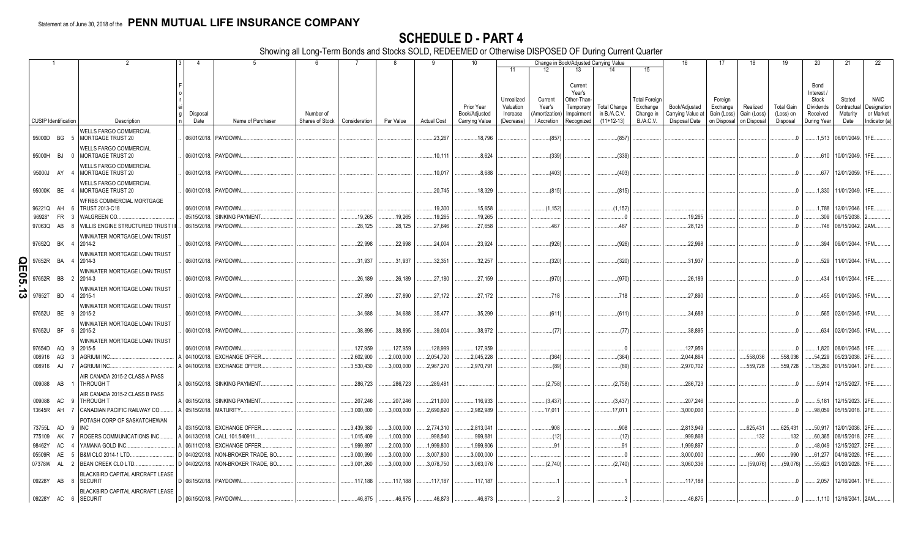Statement as of June 30, 2018 of the **PENN MUTUAL LIFE INSURANCE COMPANY**

# SCHEDULE D - PART 4

Showing all Long-Term Bonds and Stocks SOLD, REDEEMED or Otherwise DISPOSED OF During Current Quarter

| 1 | 2 | 3 | 4 | 5 | 6 | 7 | 8 | 9 | 10 | 11 | 12 | 13 | 14 | 15 | 16 | 17 | 18 | 19 | 20 | 21 | 22 |
|---|---|---|---|---|---|---|---|---|---|---|---|---|---|---|---|---|---|---|---|---|---|
| | | | | | | | | | | Change in Book/Adjusted Carrying Value | | | | | | | | | | | |
| CUSIP Identification | Description | Foreign | Disposal Date | Name of Purchaser | Number of Shares of Stock | Consideration | Par Value | Actual Cost | Prior Year Book/Adjusted Carrying Value | Unrealized Valuation Increase (Decrease) | Current Year's (Amortization) / Accretion | Current Year's Other-Than-Temporary Impairment Recognized | Total Change in B./A.C.V. (11+12-13) | Total Foreign Exchange Change in B./A.C.V. | Book/Adjusted Carrying Value at Disposal Date | Foreign Exchange Gain (Loss) on Disposal | Realized Gain (Loss) on Disposal | Total Gain (Loss) on Disposal | Bond Interest / Stock Dividends Received During Year | Stated Contractual Maturity Date | NAIC Designation or Market Indicator (a) |
| 95000D BG 5 | WELLS FARGO COMMERCIAL MORTGAGE TRUST 20 | | 06/01/2018 | PAYDOWN | | | | 23,267 | 18,796 | | (857) | | (857) | | | | | 0 | 1,513 | 06/01/2049 | 1FE |
| 95000H BJ 0 | WELLS FARGO COMMERCIAL MORTGAGE TRUST 20 | | 06/01/2018 | PAYDOWN | | | | 10,111 | 8,624 | | (339) | | (339) | | | | | 0 | 610 | 10/01/2049 | 1FE |
| 95000J AY 4 | WELLS FARGO COMMERCIAL MORTGAGE TRUST 20 | | 06/01/2018 | PAYDOWN | | | | 10,017 | 8,688 | | (403) | | (403) | | | | | 0 | 677 | 12/01/2059 | 1FE |
| 95000K BE 4 | WELLS FARGO COMMERCIAL MORTGAGE TRUST 20 | | 06/01/2018 | PAYDOWN | | | | 20,745 | 18,329 | | (815) | | (815) | | | | | 0 | 1,330 | 11/01/2049 | 1FE |
| 96221Q AH 6 | WFRBS COMMERCIAL MORTGAGE TRUST 2013-C18 | | 06/01/2018 | PAYDOWN | | | | 19,300 | 15,658 | | (1,152) | | (1,152) | | | | | 0 | 1,788 | 12/01/2046 | 1FE |
| 96928* FR 3 | WALGREEN CO | | 05/15/2018 | SINKING PAYMENT | | 19,265 | 19,265 | 19,265 | 19,265 | | | | 0 | | 19,265 | | | 0 | 309 | 09/15/2038 | 2 |
| 97063Q AB 8 | WILLIS ENGINE STRUCTURED TRUST III | | 06/15/2018 | PAYDOWN | | 28,125 | 28,125 | 27,646 | 27,658 | | 467 | | 467 | | 28,125 | | | 0 | 746 | 08/15/2042 | 2AM |
| 97652Q BK 4 | WINWATER MORTGAGE LOAN TRUST 2014-2 | | 06/01/2018 | PAYDOWN | | 22,998 | 22,998 | 24,004 | 23,924 | | (926) | | (926) | | 22,998 | | | 0 | 394 | 09/01/2044 | 1FM |
| 97652R BA 4 | WINWATER MORTGAGE LOAN TRUST 2014-3 | | 06/01/2018 | PAYDOWN | | 31,937 | 31,937 | 32,351 | 32,257 | | (320) | | (320) | | 31,937 | | | 0 | 529 | 11/01/2044 | 1FM |
| 97652R BB 2 | WINWATER MORTGAGE LOAN TRUST 2014-3 | | 06/01/2018 | PAYDOWN | | 26,189 | 26,189 | 27,180 | 27,159 | | (970) | | (970) | | 26,189 | | | 0 | 434 | 11/01/2044 | 1FE |
| 97652T BD 4 | WINWATER MORTGAGE LOAN TRUST 2015-1 | | 06/01/2018 | PAYDOWN | | 27,890 | 27,890 | 27,172 | 27,172 | | 718 | | 718 | | 27,890 | | | 0 | 455 | 01/01/2045 | 1FM |
| 97652U BE 9 | WINWATER MORTGAGE LOAN TRUST 2015-2 | | 06/01/2018 | PAYDOWN | | 34,688 | 34,688 | 35,477 | 35,299 | | (611) | | (611) | | 34,688 | | | 0 | 565 | 02/01/2045 | 1FM |
| 97652U BF 6 | WINWATER MORTGAGE LOAN TRUST 2015-2 | | 06/01/2018 | PAYDOWN | | 38,895 | 38,895 | 39,004 | 38,972 | | (77) | | (77) | | 38,895 | | | 0 | 634 | 02/01/2045 | 1FM |
| 97654D AQ 9 | WINWATER MORTGAGE LOAN TRUST 2015-5 | | 06/01/2018 | PAYDOWN | | 127,959 | 127,959 | 128,999 | 127,959 | | | | 0 | | 127,959 | | | 0 | 1,820 | 08/01/2045 | 1FE |
| 008916 AG 3 | AGRIUM INC | A | 04/10/2018 | EXCHANGE OFFER | | 2,602,900 | 2,000,000 | 2,054,720 | 2,045,228 | | (364) | | (364) | | 2,044,864 | | 558,036 | 558,036 | 54,229 | 05/23/2036 | 2FE |
| 008916 AJ 7 | AGRIUM INC | A | 04/10/2018 | EXCHANGE OFFER | | 3,530,430 | 3,000,000 | 2,967,270 | 2,970,791 | | (89) | | (89) | | 2,970,702 | | 559,728 | 559,728 | 135,260 | 01/15/2041 | 2FE |
| 009088 AB 1 | AIR CANADA 2015-2 CLASS A PASS THROUGH T | A | 06/15/2018 | SINKING PAYMENT | | 286,723 | 286,723 | 289,481 | | | (2,758) | | (2,758) | | 286,723 | | | 0 | 5,914 | 12/15/2027 | 1FE |
| 009088 AC 9 | AIR CANADA 2015-2 CLASS B PASS THROUGH T | A | 06/15/2018 | SINKING PAYMENT | | 207,246 | 207,246 | 211,000 | 116,933 | | (3,437) | | (3,437) | | 207,246 | | | 0 | 5,181 | 12/15/2023 | 2FE |
| 13645R AH 7 | CANADIAN PACIFIC RAILWAY CO | A | 05/15/2018 | MATURITY | | 3,000,000 | 3,000,000 | 2,690,820 | 2,982,989 | | 17,011 | | 17,011 | | 3,000,000 | | | 0 | 98,059 | 05/15/2018 | 2FE |
| 73755L AD 9 | POTASH CORP OF SASKATCHEWAN INC | A | 03/15/2018 | EXCHANGE OFFER | | 3,439,380 | 3,000,000 | 2,774,310 | 2,813,041 | | 908 | | 908 | | 2,813,949 | | 625,431 | 625,431 | 50,917 | 12/01/2036 | 2FE |
| 775109 AK 7 | ROGERS COMMUNICATIONS INC | A | 04/13/2018 | CALL 101.540911 | | 1,015,409 | 1,000,000 | 998,540 | 999,881 | | (12) | | (12) | | 999,868 | | 132 | 132 | 60,365 | 08/15/2018 | 2FE |
| 98462Y AC 4 | YAMANA GOLD INC | A | 06/11/2018 | EXCHANGE OFFER | | 1,999,897 | 2,000,000 | 1,999,800 | 1,999,806 | | 91 | | 91 | | 1,999,897 | | | 0 | 48,049 | 12/15/2027 | 2FE |
| 05509R AE 5 | B&M CLO 2014-1 LTD | D | 04/02/2018 | NON-BROKER TRADE, BO | | 3,000,990 | 3,000,000 | 3,007,800 | 3,000,000 | | | | 0 | | 3,000,000 | | 990 | 990 | 61,277 | 04/16/2026 | 1FE |
| 07378W AL 2 | BEAN CREEK CLO LTD | D | 04/02/2018 | NON-BROKER TRADE, BO | | 3,001,260 | 3,000,000 | 3,078,750 | 3,063,076 | | (2,740) | | (2,740) | | 3,060,336 | | (59,076) | (59,076) | 55,623 | 01/20/2028 | 1FE |
| 09228Y AB 8 | BLACKBIRD CAPITAL AIRCRAFT LEASE SECURIT | D | 06/15/2018 | PAYDOWN | | 117,188 | 117,188 | 117,187 | 117,187 | | 1 | | 1 | | 117,188 | | | 0 | 2,057 | 12/16/2041 | 1FE |
| 09228Y AC 6 | BLACKBIRD CAPITAL AIRCRAFT LEASE SECURIT | D | 06/15/2018 | PAYDOWN | | 46,875 | 46,875 | 46,873 | 46,873 | | 2 | | 2 | | 46,875 | | | 0 | 1,110 | 12/16/2041 | 2AM |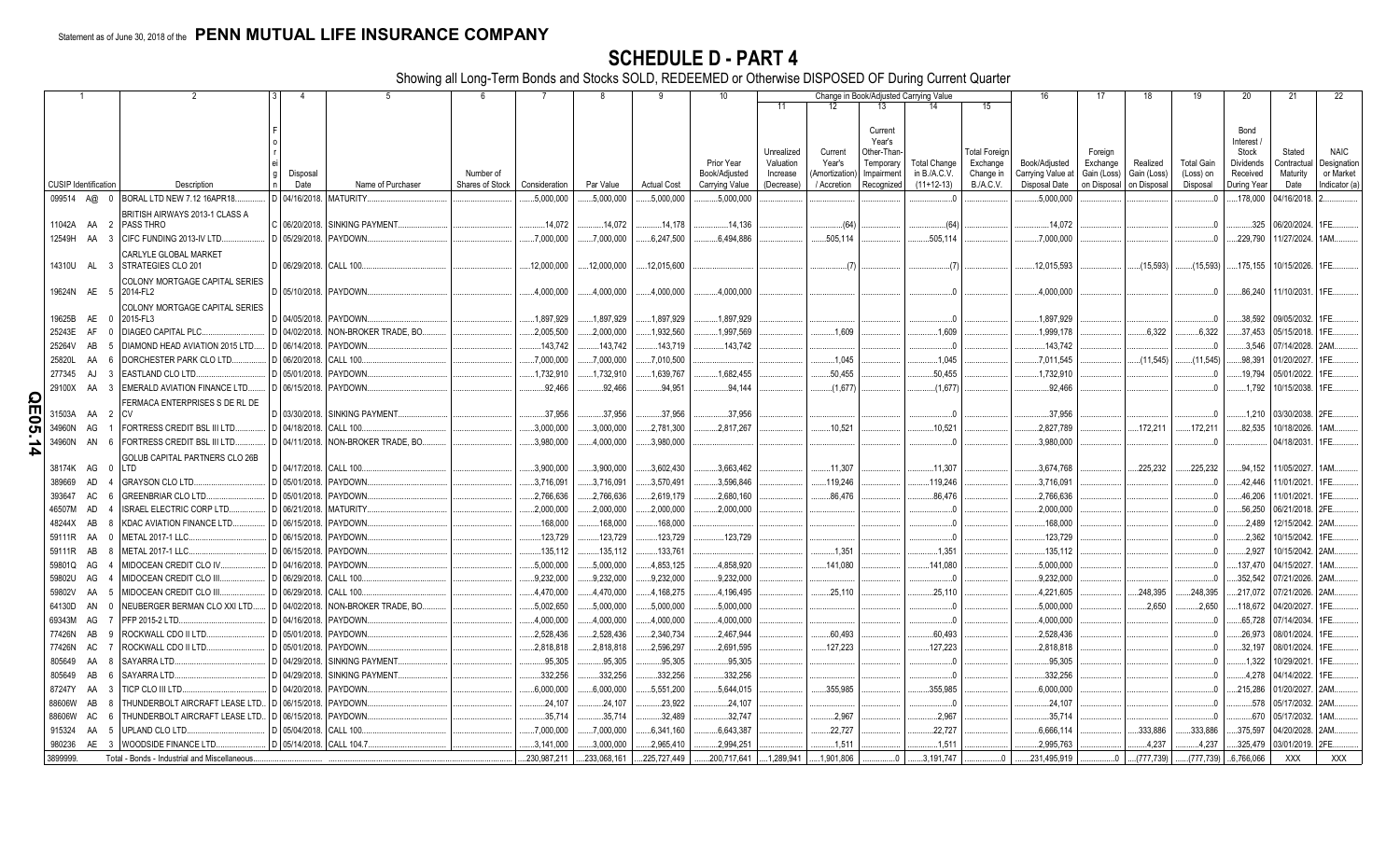Statement as of June 30, 2018 of the **PENN MUTUAL LIFE INSURANCE COMPANY**

# SCHEDULE D - PART 4

Showing all Long-Term Bonds and Stocks SOLD, REDEEMED or Otherwise DISPOSED OF During Current Quarter

| 1 | 2 | 3 | 4 | 5 | 6 | 7 | 8 | 9 | 10 | 11 | 12 | 13 | 14 | 15 | 16 | 17 | 18 | 19 | 20 | 21 | 22 |
|---|---|---|---|---|---|---|---|---|---|---|---|---|---|---|---|---|---|---|---|---|---|
| | | | | | | | | | | Change in Book/Adjusted Carrying Value | | | | | | | | | | | |
| CUSIP Identification | Description | Foreign | Disposal Date | Name of Purchaser | Number of Shares of Stock | Consideration | Par Value | Actual Cost | Prior Year Book/Adjusted Carrying Value | Unrealized Valuation Increase (Decrease) | Current Year's (Amortization) / Accretion | Current Year's Other-Than-Temporary Impairment Recognized | Total Change in B./A.C.V. (11+12-13) | Total Foreign Exchange Change in B./A.C.V. | Book/Adjusted Carrying Value at Disposal Date | Foreign Exchange Gain (Loss) on Disposal | Realized Gain (Loss) on Disposal | Total Gain (Loss) on Disposal | Bond Interest / Stock Dividends Received During Year | Stated Contractual Maturity Date | NAIC Designation or Market Indicator (a) |
| 099514 A@ 0 | BORAL LTD NEW 7.12 16APR18 | D | 04/16/2018 | MATURITY | | 5,000,000 | 5,000,000 | 5,000,000 | 5,000,000 | | | | 0 | | 5,000,000 | | | 0 | 178,000 | 04/16/2018 | 2 |
| 11042A AA 2 | BRITISH AIRWAYS 2013-1 CLASS A PASS THRO | C | 06/20/2018 | SINKING PAYMENT | | 14,072 | 14,072 | 14,178 | 14,136 | | (64) | | (64) | | 14,072 | | | 0 | 325 | 06/20/2024 | 1FE |
| 12549H AA 3 | CIFC FUNDING 2013-IV LTD | D | 05/29/2018 | PAYDOWN | | 7,000,000 | 7,000,000 | 6,247,500 | 6,494,886 | | 505,114 | | 505,114 | | 7,000,000 | | | 0 | 229,790 | 11/27/2024 | 1AM |
| 14310U AL 3 | CARLYLE GLOBAL MARKET STRATEGIES CLO 201 | D | 06/29/2018 | CALL 100 | | 12,000,000 | 12,000,000 | 12,015,600 | | | (7) | | (7) | | 12,015,593 | | (15,593) | (15,593) | 175,155 | 10/15/2026 | 1FE |
| 19624N AE 5 | COLONY MORTGAGE CAPITAL SERIES 2014-FL2 | D | 05/10/2018 | PAYDOWN | | 4,000,000 | 4,000,000 | 4,000,000 | 4,000,000 | | | | 0 | | 4,000,000 | | | 0 | 86,240 | 11/10/2031 | 1FE |
| 19625B AE 0 | COLONY MORTGAGE CAPITAL SERIES 2015-FL3 | D | 04/05/2018 | PAYDOWN | | 1,897,929 | 1,897,929 | 1,897,929 | 1,897,929 | | | | 0 | | 1,897,929 | | | 0 | 38,592 | 09/05/2032 | 1FE |
| 25243E AF 0 | DIAGEO CAPITAL PLC | D | 04/02/2018 | NON-BROKER TRADE, BO | | 2,005,500 | 2,000,000 | 1,932,560 | 1,997,569 | | 1,609 | | 1,609 | | 1,999,178 | | 6,322 | 6,322 | 37,453 | 05/15/2018 | 1FE |
| 25264V AB 5 | DIAMOND HEAD AVIATION 2015 LTD | D | 06/14/2018 | PAYDOWN | | 143,742 | 143,742 | 143,719 | 143,742 | | | | 0 | | 143,742 | | | 0 | 3,546 | 07/14/2028 | 2AM |
| 25820L AA 6 | DORCHESTER PARK CLO LTD | D | 06/20/2018 | CALL 100 | | 7,000,000 | 7,000,000 | 7,010,500 | | | 1,045 | | 1,045 | | 7,011,545 | | (11,545) | (11,545) | 98,391 | 01/20/2027 | 1FE |
| 277345 AJ 3 | EASTLAND CLO LTD | D | 05/01/2018 | PAYDOWN | | 1,732,910 | 1,732,910 | 1,639,767 | 1,682,455 | | 50,455 | | 50,455 | | 1,732,910 | | | 0 | 19,794 | 05/01/2022 | 1FE |
| 29100X AA 3 | EMERALD AVIATION FINANCE LTD | D | 06/15/2018 | PAYDOWN | | 92,466 | 92,466 | 94,951 | 94,144 | | (1,677) | | (1,677) | | 92,466 | | | 0 | 1,792 | 10/15/2038 | 1FE |
| 31503A AA 2 | FERMACA ENTERPRISES S DE RL DE CV | D | 03/30/2018 | SINKING PAYMENT | | 37,956 | 37,956 | 37,956 | 37,956 | | | | 0 | | 37,956 | | | 0 | 1,210 | 03/30/2038 | 2FE |
| 34960N AG 1 | FORTRESS CREDIT BSL III LTD | D | 04/18/2018 | CALL 100 | | 3,000,000 | 3,000,000 | 2,781,300 | 2,817,267 | | 10,521 | | 10,521 | | 2,827,789 | | 172,211 | 172,211 | 82,535 | 10/18/2026 | 1AM |
| 34960N AN 6 | FORTRESS CREDIT BSL III LTD | D | 04/11/2018 | NON-BROKER TRADE, BO | | 3,980,000 | 4,000,000 | 3,980,000 | | | | | 0 | | 3,980,000 | | | 0 | | 04/18/2031 | 1FE |
| 38174K AG 0 | GOLUB CAPITAL PARTNERS CLO 26B LTD | D | 04/17/2018 | CALL 100 | | 3,900,000 | 3,900,000 | 3,602,430 | 3,663,462 | | 11,307 | | 11,307 | | 3,674,768 | | 225,232 | 225,232 | 94,152 | 11/05/2027 | 1AM |
| 389669 AD 4 | GRAYSON CLO LTD | D | 05/01/2018 | PAYDOWN | | 3,716,091 | 3,716,091 | 3,570,491 | 3,596,846 | | 119,246 | | 119,246 | | 3,716,091 | | | 0 | 42,446 | 11/01/2021 | 1FE |
| 393647 AC 6 | GREENBRIAR CLO LTD | D | 05/01/2018 | PAYDOWN | | 2,766,636 | 2,766,636 | 2,619,179 | 2,680,160 | | 86,476 | | 86,476 | | 2,766,636 | | | 0 | 46,206 | 11/01/2021 | 1FE |
| 46507M AD 4 | ISRAEL ELECTRIC CORP LTD | D | 06/21/2018 | MATURITY | | 2,000,000 | 2,000,000 | 2,000,000 | 2,000,000 | | | | 0 | | 2,000,000 | | | 0 | 56,250 | 06/21/2018 | 2FE |
| 48244X AB 8 | KDAC AVIATION FINANCE LTD | D | 06/15/2018 | PAYDOWN | | 168,000 | 168,000 | 168,000 | | | | | 0 | | 168,000 | | | 0 | 2,489 | 12/15/2042 | 2AM |
| 59111R AA 0 | METAL 2017-1 LLC | D | 06/15/2018 | PAYDOWN | | 123,729 | 123,729 | 123,729 | 123,729 | | | | 0 | | 123,729 | | | 0 | 2,362 | 10/15/2042 | 1FE |
| 59111R AB 8 | METAL 2017-1 LLC | D | 06/15/2018 | PAYDOWN | | 135,112 | 135,112 | 133,761 | | | 1,351 | | 1,351 | | 135,112 | | | 0 | 2,927 | 10/15/2042 | 2AM |
| 59801Q AG 4 | MIDOCEAN CREDIT CLO IV | D | 04/16/2018 | PAYDOWN | | 5,000,000 | 5,000,000 | 4,853,125 | 4,858,920 | | 141,080 | | 141,080 | | 5,000,000 | | | 0 | 137,470 | 04/15/2027 | 1AM |
| 59802U AG 4 | MIDOCEAN CREDIT CLO III | D | 06/29/2018 | CALL 100 | | 9,232,000 | 9,232,000 | 9,232,000 | 9,232,000 | | | | 0 | | 9,232,000 | | | 0 | 352,542 | 07/21/2026 | 2AM |
| 59802V AA 5 | MIDOCEAN CREDIT CLO III | D | 06/29/2018 | CALL 100 | | 4,470,000 | 4,470,000 | 4,168,275 | 4,196,495 | | 25,110 | | 25,110 | | 4,221,605 | | 248,395 | 248,395 | 217,072 | 07/21/2026 | 2AM |
| 64130D AN 0 | NEUBERGER BERMAN CLO XXI LTD | D | 04/02/2018 | NON-BROKER TRADE, BO | | 5,002,650 | 5,000,000 | 5,000,000 | 5,000,000 | | | | 0 | | 5,000,000 | | 2,650 | 2,650 | 118,672 | 04/20/2027 | 1FE |
| 69343M AG 7 | PFP 2015-2 LTD | D | 04/16/2018 | PAYDOWN | | 4,000,000 | 4,000,000 | 4,000,000 | 4,000,000 | | | | 0 | | 4,000,000 | | | 0 | 65,728 | 07/14/2034 | 1FE |
| 77426N AB 9 | ROCKWALL CDO II LTD | D | 05/01/2018 | PAYDOWN | | 2,528,436 | 2,528,436 | 2,340,734 | 2,467,944 | | 60,493 | | 60,493 | | 2,528,436 | | | 0 | 26,973 | 08/01/2024 | 1FE |
| 77426N AC 7 | ROCKWALL CDO II LTD | D | 05/01/2018 | PAYDOWN | | 2,818,818 | 2,818,818 | 2,596,297 | 2,691,595 | | 127,223 | | 127,223 | | 2,818,818 | | | 0 | 32,197 | 08/01/2024 | 1FE |
| 805649 AA 8 | SAYARRA LTD | D | 04/29/2018 | SINKING PAYMENT | | 95,305 | 95,305 | 95,305 | 95,305 | | | | 0 | | 95,305 | | | 0 | 1,322 | 10/29/2021 | 1FE |
| 805649 AB 6 | SAYARRA LTD | D | 04/29/2018 | SINKING PAYMENT | | 332,256 | 332,256 | 332,256 | 332,256 | | | | 0 | | 332,256 | | | 0 | 4,278 | 04/14/2022 | 1FE |
| 87247Y AA 3 | TICP CLO III LTD | D | 04/20/2018 | PAYDOWN | | 6,000,000 | 6,000,000 | 5,551,200 | 5,644,015 | | 355,985 | | 355,985 | | 6,000,000 | | | 0 | 215,286 | 01/20/2027 | 2AM |
| 88606W AB 8 | THUNDERBOLT AIRCRAFT LEASE LTD | D | 06/15/2018 | PAYDOWN | | 24,107 | 24,107 | 23,922 | 24,107 | | | | 0 | | 24,107 | | | 0 | 578 | 05/17/2032 | 2AM |
| 88606W AC 6 | THUNDERBOLT AIRCRAFT LEASE LTD | D | 06/15/2018 | PAYDOWN | | 35,714 | 35,714 | 32,489 | 32,747 | | 2,967 | | 2,967 | | 35,714 | | | 0 | 670 | 05/17/2032 | 1AM |
| 915324 AA 5 | UPLAND CLO LTD | D | 05/04/2018 | CALL 100 | | 7,000,000 | 7,000,000 | 6,341,160 | 6,643,387 | | 22,727 | | 22,727 | | 6,666,114 | | 333,886 | 333,886 | 375,597 | 04/20/2028 | 2AM |
| 980236 AE 3 | WOODSIDE FINANCE LTD | D | 05/14/2018 | CALL 104.7 | | 3,141,000 | 3,000,000 | 2,965,410 | 2,994,251 | | 1,511 | | 1,511 | | 2,995,763 | | 4,237 | 4,237 | 325,479 | 03/01/2019 | 2FE |
| 3899999. | Total - Bonds - Industrial and Miscellaneous | | | | | 230,987,211 | 233,068,161 | 225,727,449 | 200,717,641 | 1,289,941 | 1,901,806 | 0 | 3,191,747 | 0 | 231,495,919 | 0 | (777,739) | (777,739) | 6,766,066 | XXX | XXX |

QE05.14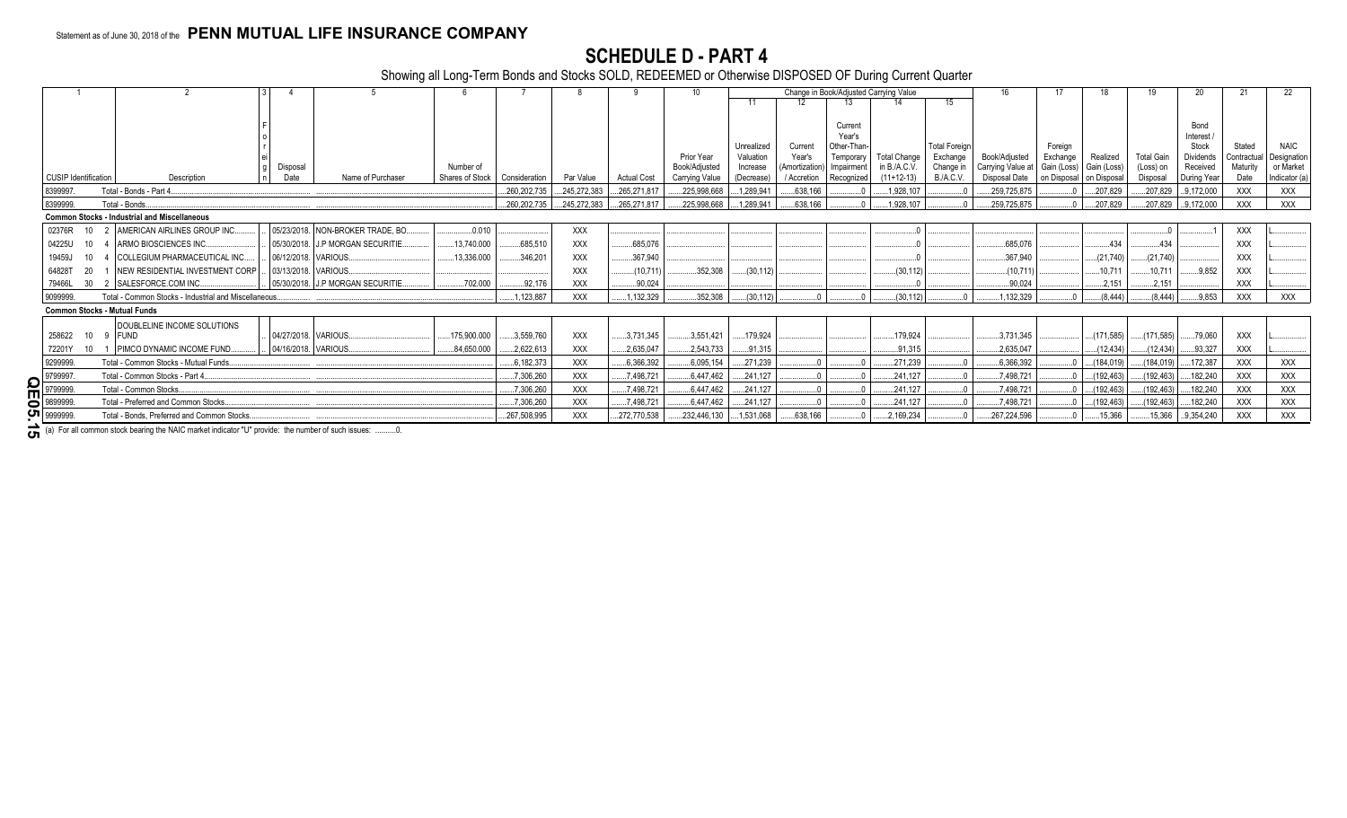Statement as of June 30, 2018 of the **PENN MUTUAL LIFE INSURANCE COMPANY**

# SCHEDULE D - PART 4

Showing all Long-Term Bonds and Stocks SOLD, REDEEMED or Otherwise DISPOSED OF During Current Quarter

| 1 | 2 | 3 | 4 | 5 | 6 | 7 | 8 | 9 | 10 | Change in Book/Adjusted Carrying Value | | | | | 16 | 17 | 18 | 19 | 20 | 21 | 22 |
|---|---|---|---|---|---|---|---|---|---|---|---|---|---|---|---|---|---|---|---|---|---|
| | | | | | | | | | | 11 | 12 | 13 | 14 | 15 | | | | | | | |
| CUSIP Identification | Description | Foreign | Disposal Date | Name of Purchaser | Number of Shares of Stock | Consideration | Par Value | Actual Cost | Prior Year Book/Adjusted Carrying Value | Unrealized Valuation Increase (Decrease) | Current Year's (Amortization) / Accretion | Current Year's Other-Than-Temporary Impairment Recognized | Total Change in B./A.C.V. (11+12-13) | Total Foreign Exchange Change in B./A.C.V. | Book/Adjusted Carrying Value at Disposal Date | Foreign Exchange Gain (Loss) on Disposal | Realized Gain (Loss) on Disposal | Total Gain (Loss) on Disposal | Bond Interest / Stock Dividends Received During Year | Stated Contractual Maturity Date | NAIC Designation or Market Indicator (a) |
| 8399997. | Total - Bonds - Part 4 | | | | | 260,202,735 | 245,272,383 | 265,271,817 | 225,998,668 | 1,289,941 | 638,166 | 0 | 1,928,107 | 0 | 259,725,875 | 0 | 207,829 | 207,829 | 9,172,000 | XXX | XXX |
| 8399999. | Total - Bonds | | | | | 260,202,735 | 245,272,383 | 265,271,817 | 225,998,668 | 1,289,941 | 638,166 | 0 | 1,928,107 | 0 | 259,725,875 | 0 | 207,829 | 207,829 | 9,172,000 | XXX | XXX |
| **Common Stocks - Industrial and Miscellaneous** | | | | | | | | | | | | | | | | | | | | | |
| 02376R 10 2 | AMERICAN AIRLINES GROUP INC. | | 05/23/2018 | NON-BROKER TRADE, BO | 0.010 | | XXX | | | | | | 0 | | | | | 0 | 1 | XXX | L |
| 04225U 10 4 | ARMO BIOSCIENCES INC. | | 05/30/2018 | J.P MORGAN SECURITIE | 13,740.000 | 685,510 | XXX | 685,076 | | | | | 0 | | 685,076 | | 434 | 434 | | XXX | L |
| 19459J 10 4 | COLLEGIUM PHARMACEUTICAL INC. | | 06/12/2018 | VARIOUS | 13,336.000 | 346,201 | XXX | 367,940 | | | | | 0 | | 367,940 | | (21,740) | (21,740) | | XXX | L |
| 64828T 20 1 | NEW RESIDENTIAL INVESTMENT CORP | | 03/13/2018 | VARIOUS | | | XXX | (10,711) | 352,308 | (30,112) | | | (30,112) | | (10,711) | | 10,711 | 10,711 | 9,852 | XXX | L |
| 79466L 30 2 | SALESFORCE.COM INC. | | 05/30/2018 | J.P MORGAN SECURITIE | 702.000 | 92,176 | XXX | 90,024 | | | | | 0 | | 90,024 | | 2,151 | 2,151 | | XXX | L |
| 9099999. | Total - Common Stocks - Industrial and Miscellaneous | | | | | 1,123,887 | XXX | 1,132,329 | 352,308 | (30,112) | 0 | 0 | (30,112) | 0 | 1,132,329 | 0 | (8,444) | (8,444) | 9,853 | XXX | XXX |
| **Common Stocks - Mutual Funds** | | | | | | | | | | | | | | | | | | | | | |
| 258622 10 9 | DOUBLELINE INCOME SOLUTIONS FUND | | 04/27/2018 | VARIOUS | 175,900.000 | 3,559,760 | XXX | 3,731,345 | 3,551,421 | 179,924 | | | 179,924 | | 3,731,345 | | (171,585) | (171,585) | 79,060 | XXX | L |
| 72201Y 10 1 | PIMCO DYNAMIC INCOME FUND | | 04/16/2018 | VARIOUS | 84,650.000 | 2,622,613 | XXX | 2,635,047 | 2,543,733 | 91,315 | | | 91,315 | | 2,635,047 | | (12,434) | (12,434) | 93,327 | XXX | L |
| 9299999. | Total - Common Stocks - Mutual Funds | | | | | 6,182,373 | XXX | 6,366,392 | 6,095,154 | 271,239 | 0 | 0 | 271,239 | 0 | 6,366,392 | 0 | (184,019) | (184,019) | 172,387 | XXX | XXX |
| 9799997. | Total - Common Stocks - Part 4 | | | | | 7,306,260 | XXX | 7,498,721 | 6,447,462 | 241,127 | 0 | 0 | 241,127 | 0 | 7,498,721 | 0 | (192,463) | (192,463) | 182,240 | XXX | XXX |
| 9799999. | Total - Common Stocks | | | | | 7,306,260 | XXX | 7,498,721 | 6,447,462 | 241,127 | 0 | 0 | 241,127 | 0 | 7,498,721 | 0 | (192,463) | (192,463) | 182,240 | XXX | XXX |
| 9899999. | Total - Preferred and Common Stocks | | | | | 7,306,260 | XXX | 7,498,721 | 6,447,462 | 241,127 | 0 | 0 | 241,127 | 0 | 7,498,721 | 0 | (192,463) | (192,463) | 182,240 | XXX | XXX |
| 9999999. | Total - Bonds, Preferred and Common Stocks | | | | | 267,508,995 | XXX | 272,770,538 | 232,446,130 | 1,531,068 | 638,166 | 0 | 2,169,234 | 0 | 267,224,596 | 0 | 15,366 | 15,366 | 9,354,240 | XXX | XXX |

(a) For all common stock bearing the NAIC market indicator "U" provide: the number of such issues: ..........0.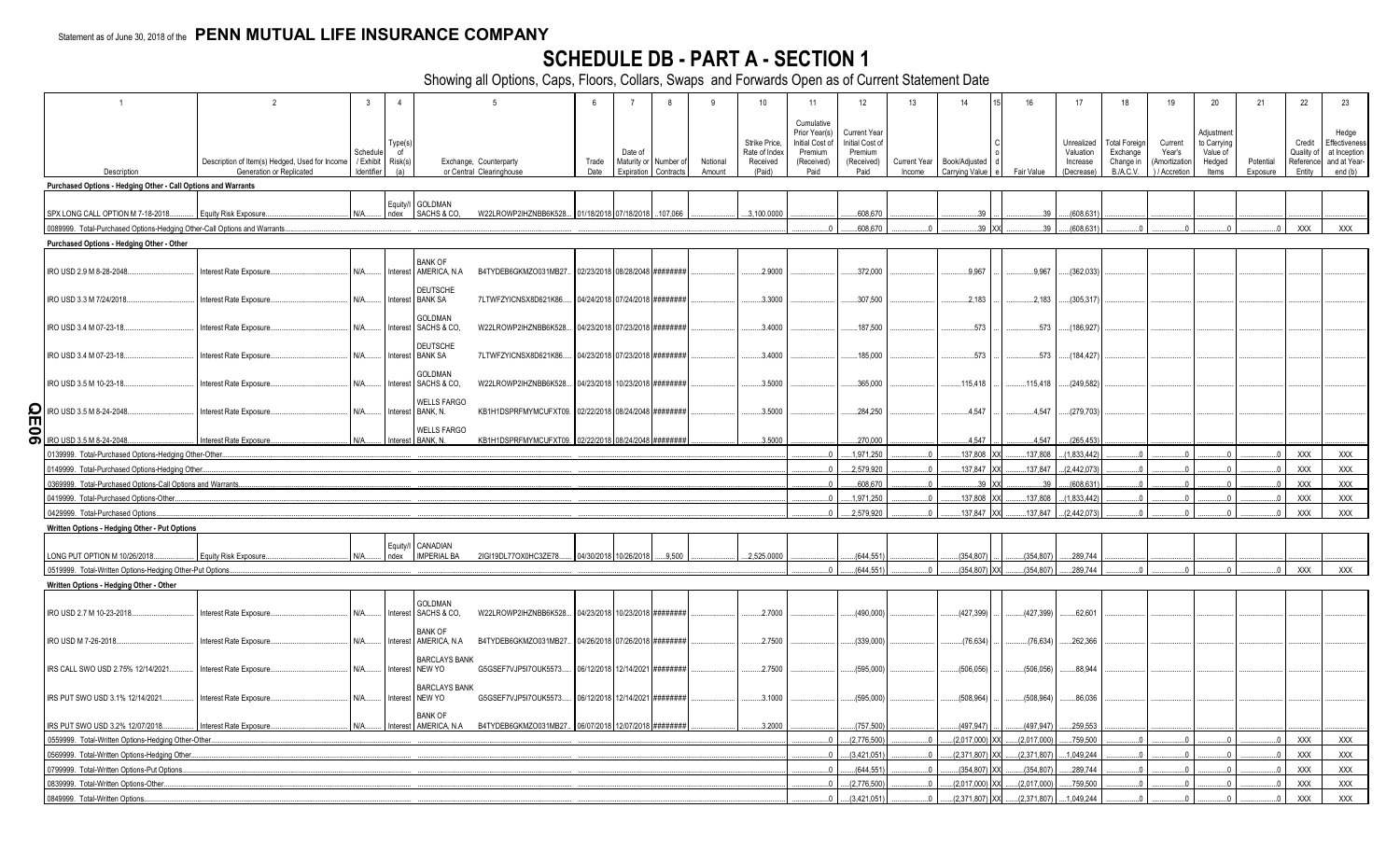Statement as of June 30, 2018 of the **PENN MUTUAL LIFE INSURANCE COMPANY**

# SCHEDULE DB - PART A - SECTION 1

Showing all Options, Caps, Floors, Collars, Swaps and Forwards Open as of Current Statement Date

| 1 | 2 | 3 | 4 | 5 | | 6 | 7 | 8 | 9 | 10 | 11 | 12 | 13 | 14 | 15 | 16 | 17 | 18 | 19 | 20 | 21 | 22 | 23 |
|---|---|---|---|---|---|---|---|---|---|---|---|---|---|---|---|---|---|---|---|---|---|---|---|
| Description | Description of Item(s) Hedged, Used for Income Generation or Replicated | Schedule / Exhibit Identifier | Type(s) of Risk(s) (a) | Exchange, Counterparty or Central Clearinghouse | | Trade Date | Date of Maturity or Expiration | Number of Contracts | Notional Amount | Strike Price, Rate of Index Received (Paid) | Cumulative Prior Year(s) Initial Cost of Premium (Received) Paid | Current Year Initial Cost of Premium (Received) Paid | Current Year Income | Book/Adjusted Carrying Value | Code | Fair Value | Unrealized Valuation Increase (Decrease) | Total Foreign Exchange Change in B./A.C.V. | Current Year's (Amortization) / Accretion | Adjustment to Carrying Value of Hedged Items | Potential Exposure | Credit Quality of Reference Entity | Hedge Effectiveness at Inception and at Year-end (b) |
| **Purchased Options - Hedging Other - Call Options and Warrants** | | | | | | | | | | | | | | | | | | | | | | | |
| SPX LONG CALL OPTION M 7-18-2018 | Equity Risk Exposure | N/A | Equity/Index | GOLDMAN SACHS & CO, | W22LROWP2IHZNBB6K528 | 01/18/2018 | 07/18/2018 | 107,066 | | 3,100.0000 | | 608,670 | | 39 | | 39 | (608,631) | | | | | | |
| 0089999. Total-Purchased Options-Hedging Other-Call Options and Warrants | | | | | | | | | | | 0 | 608,670 | 0 | 39 | XX | 39 | (608,631) | 0 | 0 | 0 | 0 | XXX | XXX |
| **Purchased Options - Hedging Other - Other** | | | | | | | | | | | | | | | | | | | | | | | |
| IRO USD 2.9 M 8-28-2048 | Interest Rate Exposure | N/A | Interest | BANK OF AMERICA, N.A | B4TYDEB6GKMZO031MB27 | 02/23/2018 | 08/28/2048 | ######## | | 2.9000 | | 372,000 | | 9,967 | | 9,967 | (362,033) | | | | | | |
| IRO USD 3.3 M 7/24/2018 | Interest Rate Exposure | N/A | Interest | DEUTSCHE BANK SA | 7LTWFZYICNSX8D621K86 | 04/24/2018 | 07/24/2018 | ######## | | 3.3000 | | 307,500 | | 2,183 | | 2,183 | (305,317) | | | | | | |
| IRO USD 3.4 M 07-23-18 | Interest Rate Exposure | N/A | Interest | GOLDMAN SACHS & CO, | W22LROWP2IHZNBB6K528 | 04/23/2018 | 07/23/2018 | ######## | | 3.4000 | | 187,500 | | 573 | | 573 | (186,927) | | | | | | |
| IRO USD 3.4 M 07-23-18 | Interest Rate Exposure | N/A | Interest | DEUTSCHE BANK SA | 7LTWFZYICNSX8D621K86 | 04/23/2018 | 07/23/2018 | ######## | | 3.4000 | | 185,000 | | 573 | | 573 | (184,427) | | | | | | |
| IRO USD 3.5 M 10-23-18 | Interest Rate Exposure | N/A | Interest | GOLDMAN SACHS & CO, | W22LROWP2IHZNBB6K528 | 04/23/2018 | 10/23/2018 | ######## | | 3.5000 | | 365,000 | | 115,418 | | 115,418 | (249,582) | | | | | | |
| IRO USD 3.5 M 8-24-2048 | Interest Rate Exposure | N/A | Interest | WELLS FARGO BANK, N. | KB1H1DSPRFMYMCUFXT09 | 02/22/2018 | 08/24/2048 | ######## | | 3.5000 | | 284,250 | | 4,547 | | 4,547 | (279,703) | | | | | | |
| IRO USD 3.5 M 8-24-2048 | Interest Rate Exposure | N/A | Interest | WELLS FARGO BANK, N. | KB1H1DSPRFMYMCUFXT09 | 02/22/2018 | 08/24/2048 | ######## | | 3.5000 | | 270,000 | | 4,547 | | 4,547 | (265,453) | | | | | | |
| 0139999. Total-Purchased Options-Hedging Other-Other | | | | | | | | | | | 0 | 1,971,250 | 0 | 137,808 | XX | 137,808 | (1,833,442) | 0 | 0 | 0 | 0 | XXX | XXX |
| 0149999. Total-Purchased Options-Hedging Other | | | | | | | | | | | 0 | 2,579,920 | 0 | 137,847 | XX | 137,847 | (2,442,073) | 0 | 0 | 0 | 0 | XXX | XXX |
| 0369999. Total-Purchased Options-Call Options and Warrants | | | | | | | | | | | 0 | 608,670 | 0 | 39 | XX | 39 | (608,631) | 0 | 0 | 0 | 0 | XXX | XXX |
| 0419999. Total-Purchased Options-Other | | | | | | | | | | | 0 | 1,971,250 | 0 | 137,808 | XX | 137,808 | (1,833,442) | 0 | 0 | 0 | 0 | XXX | XXX |
| 0429999. Total-Purchased Options | | | | | | | | | | | 0 | 2,579,920 | 0 | 137,847 | XX | 137,847 | (2,442,073) | 0 | 0 | 0 | 0 | XXX | XXX |
| **Written Options - Hedging Other - Put Options** | | | | | | | | | | | | | | | | | | | | | | | |
| LONG PUT OPTION M 10/26/2018 | Equity Risk Exposure | N/A | Equity/Index | CANADIAN IMPERIAL BA | 2IGI19DL77OX0HC3ZE78 | 04/30/2018 | 10/26/2018 | 9,500 | | 2,525.0000 | | (644,551) | | (354,807) | | (354,807) | 289,744 | | | | | | |
| 0519999. Total-Written Options-Hedging Other-Put Options | | | | | | | | | | | 0 | (644,551) | 0 | (354,807) | XX | (354,807) | 289,744 | 0 | 0 | 0 | 0 | XXX | XXX |
| **Written Options - Hedging Other - Other** | | | | | | | | | | | | | | | | | | | | | | | |
| IRO USD 2.7 M 10-23-2018 | Interest Rate Exposure | N/A | Interest | GOLDMAN SACHS & CO, | W22LROWP2IHZNBB6K528 | 04/23/2018 | 10/23/2018 | ######## | | 2.7000 | | (490,000) | | (427,399) | | (427,399) | 62,601 | | | | | | |
| IRO USD M 7-26-2018 | Interest Rate Exposure | N/A | Interest | BANK OF AMERICA, N.A | B4TYDEB6GKMZO031MB27 | 04/26/2018 | 07/26/2018 | ######## | | 2.7500 | | (339,000) | | (76,634) | | (76,634) | 262,366 | | | | | | |
| IRS CALL SWO USD 2.75% 12/14/2021 | Interest Rate Exposure | N/A | Interest | BARCLAYS BANK NEW YO | G5GSEF7VJP5I7OUK5573 | 06/12/2018 | 12/14/2021 | ######## | | 2.7500 | | (595,000) | | (506,056) | | (506,056) | 88,944 | | | | | | |
| IRS PUT SWO USD 3.1% 12/14/2021 | Interest Rate Exposure | N/A | Interest | BARCLAYS BANK NEW YO | G5GSEF7VJP5I7OUK5573 | 06/12/2018 | 12/14/2021 | ######## | | 3.1000 | | (595,000) | | (508,964) | | (508,964) | 86,036 | | | | | | |
| IRS PUT SWO USD 3.2% 12/07/2018 | Interest Rate Exposure | N/A | Interest | BANK OF AMERICA, N.A | B4TYDEB6GKMZO031MB27 | 06/07/2018 | 12/07/2018 | ######## | | 3.2000 | | (757,500) | | (497,947) | | (497,947) | 259,553 | | | | | | |
| 0559999. Total-Written Options-Hedging Other-Other | | | | | | | | | | | 0 | (2,776,500) | 0 | (2,017,000) | XX | (2,017,000) | 759,500 | 0 | 0 | 0 | 0 | XXX | XXX |
| 0569999. Total-Written Options-Hedging Other | | | | | | | | | | | 0 | (3,421,051) | 0 | (2,371,807) | XX | (2,371,807) | 1,049,244 | 0 | 0 | 0 | 0 | XXX | XXX |
| 0799999. Total-Written Options-Put Options | | | | | | | | | | | 0 | (644,551) | 0 | (354,807) | XX | (354,807) | 289,744 | 0 | 0 | 0 | 0 | XXX | XXX |
| 0839999. Total-Written Options-Other | | | | | | | | | | | 0 | (2,776,500) | 0 | (2,017,000) | XX | (2,017,000) | 759,500 | 0 | 0 | 0 | 0 | XXX | XXX |
| 0849999. Total-Written Options | | | | | | | | | | | 0 | (3,421,051) | 0 | (2,371,807) | XX | (2,371,807) | 1,049,244 | 0 | 0 | 0 | 0 | XXX | XXX |

QE06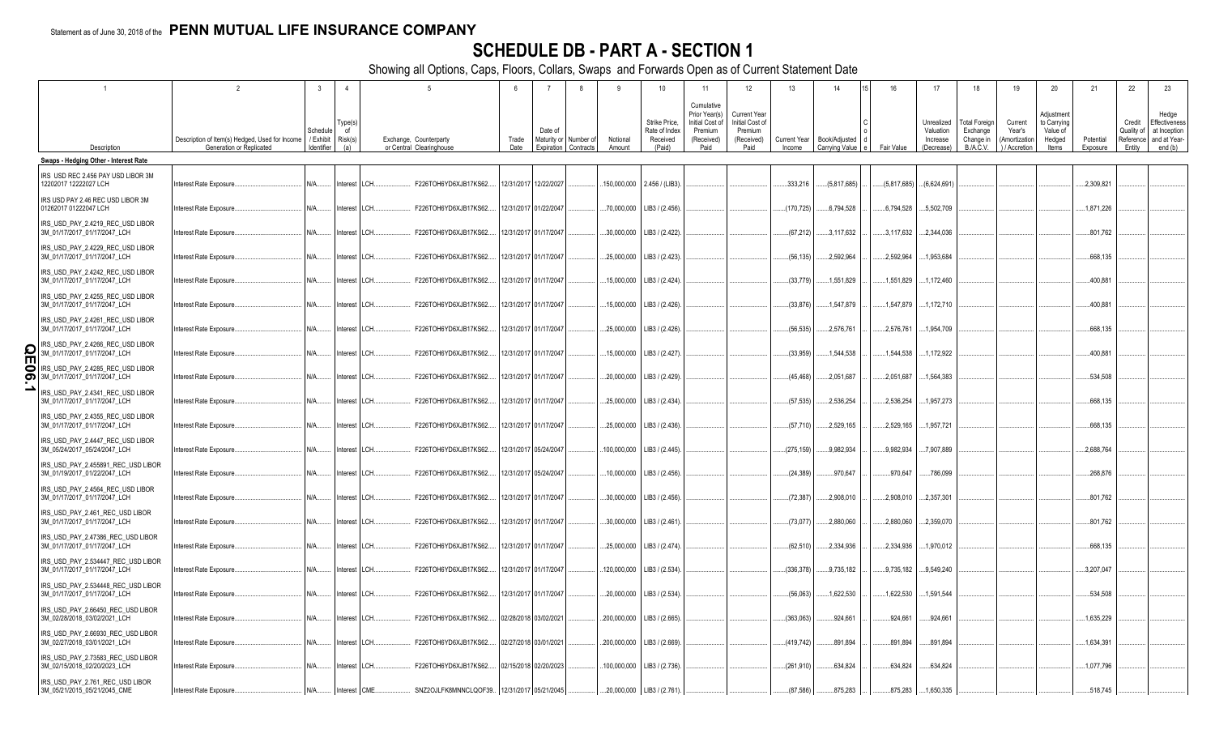Statement as of June 30, 2018 of the **PENN MUTUAL LIFE INSURANCE COMPANY**

# SCHEDULE DB - PART A - SECTION 1

Showing all Options, Caps, Floors, Collars, Swaps and Forwards Open as of Current Statement Date

| 1 | 2 | 3 | 4 | 5 | 6 | 7 | 8 | 9 | 10 | 11 | 12 | 13 | 14 | 15 | 16 | 17 | 18 | 19 | 20 | 21 | 22 | 23 |
|---|---|---|---|---|---|---|---|---|---|---|---|---|---|---|---|---|---|---|---|---|---|---|
| Description | Description of Item(s) Hedged, Used for Income Generation or Replicated | Schedule / Exhibit Identifier | Type(s) of Risk(s) (a) | Exchange, Counterparty or Central Clearinghouse | Trade Date | Date of Maturity or Expiration | Number of Contracts | Notional Amount | Strike Price, Rate of Index Received (Paid) | Cumulative Prior Year(s) Initial Cost of Premium (Received) Paid | Current Year Initial Cost of Premium (Received) Paid | Current Year Income | Book/Adjusted Carrying Value | Code | Fair Value | Unrealized Valuation Increase (Decrease) | Total Foreign Exchange Change in B./A.C.V. | Current Year's (Amortization) / Accretion | Adjustment to Carrying Value of Hedged Items | Potential Exposure | Credit Quality of Reference Entity | Hedge Effectiveness at Inception and at Year-end (b) |
| **Swaps - Hedging Other - Interest Rate** | | | | | | | | | | | | | | | | | | | | | | |
| IRS USD REC 2.456 PAY USD LIBOR 3M 12202017 12222027 LCH | Interest Rate Exposure | N/A | Interest | LCH F226TOH6YD6XJB17KS62 | 12/31/2017 | 12/22/2027 | | 150,000,000 | 2.456 / (LIB3) | | | 333,216 | (5,817,685) | | (5,817,685) | (6,624,691) | | | | 2,309,821 | | |
| IRS USD PAY 2.46 REC USD LIBOR 3M 01262017 01222047 LCH | Interest Rate Exposure | N/A | Interest | LCH F226TOH6YD6XJB17KS62 | 12/31/2017 | 01/22/2047 | | 70,000,000 | LIB3 / (2.456) | | | (170,725) | 6,794,528 | | 6,794,528 | 5,502,709 | | | | 1,871,226 | | |
| IRS_USD_PAY_2.4219_REC_USD LIBOR 3M_01/17/2017_01/17/2047_LCH | Interest Rate Exposure | N/A | Interest | LCH F226TOH6YD6XJB17KS62 | 12/31/2017 | 01/17/2047 | | 30,000,000 | LIB3 / (2.422) | | | (67,212) | 3,117,632 | | 3,117,632 | 2,344,036 | | | | 801,762 | | |
| IRS_USD_PAY_2.4229_REC_USD LIBOR 3M_01/17/2017_01/17/2047_LCH | Interest Rate Exposure | N/A | Interest | LCH F226TOH6YD6XJB17KS62 | 12/31/2017 | 01/17/2047 | | 25,000,000 | LIB3 / (2.423) | | | (56,135) | 2,592,964 | | 2,592,964 | 1,953,684 | | | | 668,135 | | |
| IRS_USD_PAY_2.4242_REC_USD LIBOR 3M_01/17/2017_01/17/2047_LCH | Interest Rate Exposure | N/A | Interest | LCH F226TOH6YD6XJB17KS62 | 12/31/2017 | 01/17/2047 | | 15,000,000 | LIB3 / (2.424) | | | (33,779) | 1,551,829 | | 1,551,829 | 1,172,460 | | | | 400,881 | | |
| IRS_USD_PAY_2.4255_REC_USD LIBOR 3M_01/17/2017_01/17/2047_LCH | Interest Rate Exposure | N/A | Interest | LCH F226TOH6YD6XJB17KS62 | 12/31/2017 | 01/17/2047 | | 15,000,000 | LIB3 / (2.426) | | | (33,876) | 1,547,879 | | 1,547,879 | 1,172,710 | | | | 400,881 | | |
| IRS_USD_PAY_2.4261_REC_USD LIBOR 3M_01/17/2017_01/17/2047_LCH | Interest Rate Exposure | N/A | Interest | LCH F226TOH6YD6XJB17KS62 | 12/31/2017 | 01/17/2047 | | 25,000,000 | LIB3 / (2.426) | | | (56,535) | 2,576,761 | | 2,576,761 | 1,954,709 | | | | 668,135 | | |
| IRS_USD_PAY_2.4266_REC_USD LIBOR 3M_01/17/2017_01/17/2047_LCH | Interest Rate Exposure | N/A | Interest | LCH F226TOH6YD6XJB17KS62 | 12/31/2017 | 01/17/2047 | | 15,000,000 | LIB3 / (2.427) | | | (33,959) | 1,544,538 | | 1,544,538 | 1,172,922 | | | | 400,881 | | |
| IRS_USD_PAY_2.4285_REC_USD LIBOR 3M_01/17/2017_01/17/2047_LCH | Interest Rate Exposure | N/A | Interest | LCH F226TOH6YD6XJB17KS62 | 12/31/2017 | 01/17/2047 | | 20,000,000 | LIB3 / (2.429) | | | (45,468) | 2,051,687 | | 2,051,687 | 1,564,383 | | | | 534,508 | | |
| IRS_USD_PAY_2.4341_REC_USD LIBOR 3M_01/17/2017_01/17/2047_LCH | Interest Rate Exposure | N/A | Interest | LCH F226TOH6YD6XJB17KS62 | 12/31/2017 | 01/17/2047 | | 25,000,000 | LIB3 / (2.434) | | | (57,535) | 2,536,254 | | 2,536,254 | 1,957,273 | | | | 668,135 | | |
| IRS_USD_PAY_2.4355_REC_USD LIBOR 3M_01/17/2017_01/17/2047_LCH | Interest Rate Exposure | N/A | Interest | LCH F226TOH6YD6XJB17KS62 | 12/31/2017 | 01/17/2047 | | 25,000,000 | LIB3 / (2.436) | | | (57,710) | 2,529,165 | | 2,529,165 | 1,957,721 | | | | 668,135 | | |
| IRS_USD_PAY_2.4447_REC_USD LIBOR 3M_05/24/2017_05/24/2047_LCH | Interest Rate Exposure | N/A | Interest | LCH F226TOH6YD6XJB17KS62 | 12/31/2017 | 05/24/2047 | | 100,000,000 | LIB3 / (2.445) | | | (275,159) | 9,982,934 | | 9,982,934 | 7,907,889 | | | | 2,688,764 | | |
| IRS_USD_PAY_2.455891_REC_USD LIBOR 3M_01/19/2017_01/22/2047_LCH | Interest Rate Exposure | N/A | Interest | LCH F226TOH6YD6XJB17KS62 | 12/31/2017 | 05/24/2047 | | 10,000,000 | LIB3 / (2.456) | | | (24,389) | 970,647 | | 970,647 | 786,099 | | | | 268,876 | | |
| IRS_USD_PAY_2.4564_REC_USD LIBOR 3M_01/17/2017_01/17/2047_LCH | Interest Rate Exposure | N/A | Interest | LCH F226TOH6YD6XJB17KS62 | 12/31/2017 | 01/17/2047 | | 30,000,000 | LIB3 / (2.456) | | | (72,387) | 2,908,010 | | 2,908,010 | 2,357,301 | | | | 801,762 | | |
| IRS_USD_PAY_2.461_REC_USD LIBOR 3M_01/17/2017_01/17/2047_LCH | Interest Rate Exposure | N/A | Interest | LCH F226TOH6YD6XJB17KS62 | 12/31/2017 | 01/17/2047 | | 30,000,000 | LIB3 / (2.461) | | | (73,077) | 2,880,060 | | 2,880,060 | 2,359,070 | | | | 801,762 | | |
| IRS_USD_PAY_2.47386_REC_USD LIBOR 3M_01/17/2017_01/17/2047_LCH | Interest Rate Exposure | N/A | Interest | LCH F226TOH6YD6XJB17KS62 | 12/31/2017 | 01/17/2047 | | 25,000,000 | LIB3 / (2.474) | | | (62,510) | 2,334,936 | | 2,334,936 | 1,970,012 | | | | 668,135 | | |
| IRS_USD_PAY_2.534447_REC_USD LIBOR 3M_01/17/2017_01/17/2047_LCH | Interest Rate Exposure | N/A | Interest | LCH F226TOH6YD6XJB17KS62 | 12/31/2017 | 01/17/2047 | | 120,000,000 | LIB3 / (2.534) | | | (336,378) | 9,735,182 | | 9,735,182 | 9,549,240 | | | | 3,207,047 | | |
| IRS_USD_PAY_2.534448_REC_USD LIBOR 3M_01/17/2017_01/17/2047_LCH | Interest Rate Exposure | N/A | Interest | LCH F226TOH6YD6XJB17KS62 | 12/31/2017 | 01/17/2047 | | 20,000,000 | LIB3 / (2.534) | | | (56,063) | 1,622,530 | | 1,622,530 | 1,591,544 | | | | 534,508 | | |
| IRS_USD_PAY_2.66450_REC_USD LIBOR 3M_02/28/2018_03/02/2021_LCH | Interest Rate Exposure | N/A | Interest | LCH F226TOH6YD6XJB17KS62 | 02/28/2018 | 03/02/2021 | | 200,000,000 | LIB3 / (2.665) | | | (363,063) | 924,661 | | 924,661 | 924,661 | | | | 1,635,229 | | |
| IRS_USD_PAY_2.66930_REC_USD LIBOR 3M_02/27/2018_03/01/2021_LCH | Interest Rate Exposure | N/A | Interest | LCH F226TOH6YD6XJB17KS62 | 02/27/2018 | 03/01/2021 | | 200,000,000 | LIB3 / (2.669) | | | (419,742) | 891,894 | | 891,894 | 891,894 | | | | 1,634,391 | | |
| IRS_USD_PAY_2.73583_REC_USD LIBOR 3M_02/15/2018_02/20/2023_LCH | Interest Rate Exposure | N/A | Interest | LCH F226TOH6YD6XJB17KS62 | 02/15/2018 | 02/20/2023 | | 100,000,000 | LIB3 / (2.736) | | | (261,910) | 634,824 | | 634,824 | 634,824 | | | | 1,077,796 | | |
| IRS_USD_PAY_2.761_REC_USD LIBOR 3M_05/21/2015_05/21/2045_CME | Interest Rate Exposure | N/A | Interest | CME SNZ2OJLFK8MNNCLQOF39 | 12/31/2017 | 05/21/2045 | | 20,000,000 | LIB3 / (2.761) | | | (87,586) | 875,283 | | 875,283 | 1,650,335 | | | | 518,745 | | |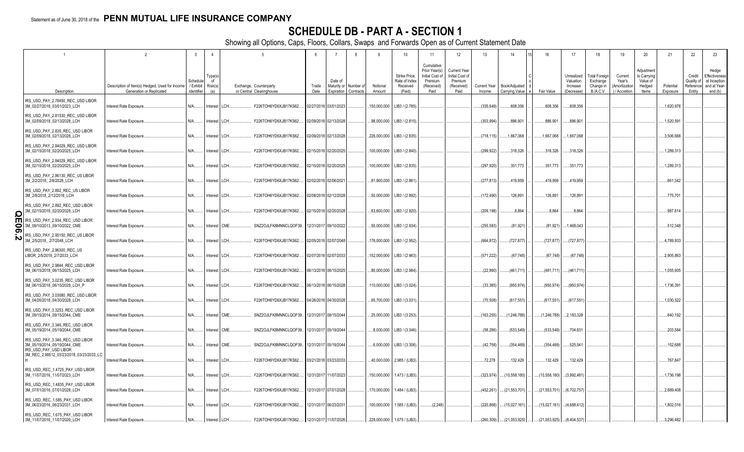Statement as of June 30, 2018 of the **PENN MUTUAL LIFE INSURANCE COMPANY**

# SCHEDULE DB - PART A - SECTION 1

Showing all Options, Caps, Floors, Collars, Swaps and Forwards Open as of Current Statement Date

| 1 | 2 | 3 | 4 | 5 | | 6 | 7 | 8 | 9 | 10 | 11 | 12 | 13 | 14 | 15 | 16 | 17 | 18 | 19 | 20 | 21 | 22 | 23 |
|---|---|---|---|---|---|---|---|---|---|---|---|---|---|---|---|---|---|---|---|---|---|---|---|
| Description | Description of Item(s) Hedged, Used for Income Generation or Replicated | Schedule / Exhibit Identifier | Type(s) of Risk(s) (a) | Exchange, Counterparty or Central Clearinghouse | | Trade Date | Date of Maturity or Expiration | Number of Contracts | Notional Amount | Strike Price, Rate of Index Received (Paid) | Cumulative Prior Year(s) Initial Cost of Premium (Received) Paid | Current Year Initial Cost of Premium (Received) Paid | Current Year Income | Book/Adjusted Carrying Value | Code | Fair Value | Unrealized Valuation Increase (Decrease) | Total Foreign Exchange Change in B./A.C.V. | Current Year's (Amortization) / Accretion | Adjustment to Carrying Value of Hedged Items | Potential Exposure | Credit Quality of Reference Entity | Hedge Effectiveness at Inception and at Year-end (b) |
| IRS_USD_PAY_2.78450_REC_USD LIBOR 3M_02/27/2018_03/01/2023_LCH | Interest Rate Exposure | N/A | Interest | LCH | F226TOH6YD6XJB17KS62 | 02/27/2018 | 03/01/2023 | | 150,000,000 | LIB3 / (2.785) | | | (335,649) | 608,356 | | 608,356 | 608,356 | | | | 1,620,978 | | |
| IRS_USD_PAY_2.81530_REC_USD LIBOR 3M_02/09/2018_02/13/2028_LCH | Interest Rate Exposure | N/A | Interest | LCH | F226TOH6YD6XJB17KS62 | 02/09/2018 | 02/13/2028 | | 98,000,000 | LIB3 / (2.815) | | | (303,994) | 886,901 | | 886,901 | 886,901 | | | | 1,520,591 | | |
| IRS_USD_PAY_2.835_REC_USD LIBOR 3M_02/09/2018_02/13/2028_LCH | Interest Rate Exposure | N/A | Interest | LCH | F226TOH6YD6XJB17KS62 | 02/09/2018 | 02/13/2028 | | 226,000,000 | LIB3 / (2.835) | | | (718,115) | 1,667,068 | | 1,667,068 | 1,667,068 | | | | 3,506,668 | | |
| IRS_USD_PAY_2.84029_REC_USD LIBOR 3M_02/15/2018_02/20/2025_LCH | Interest Rate Exposure | N/A | Interest | LCH | F226TOH6YD6XJB17KS62 | 02/15/2018 | 02/20/2025 | | 100,000,000 | LIB3 / (2.840) | | | (299,922) | 318,326 | | 318,326 | 318,326 | | | | 1,289,313 | | |
| IRS_USD_PAY_2.84029_REC_USD LIBOR 3M_02/15/2018_02/20/2025_LCH | Interest Rate Exposure | N/A | Interest | LCH | F226TOH6YD6XJB17KS62 | 02/15/2018 | 02/20/2025 | | 100,000,000 | LIB3 / (2.835) | | | (297,920) | 351,773 | | 351,773 | 351,773 | | | | 1,289,313 | | |
| IRS_USD_PAY_2.86130_REC_US LIBOR 3M_2/2/2018_2/6/2028_LCH | Interest Rate Exposure | N/A | Interest | LCH | F226TOH6YD6XJB17KS62 | 02/02/2018 | 02/06/2021 | | 81,900,000 | LIB3 / (2.861) | | | (277,813) | 419,959 | | 419,959 | 419,959 | | | | 661,342 | | |
| IRS_USD_PAY_2.892_REC_US LIBOR 3M_2/8/2018_2/12/2018_LCH | Interest Rate Exposure | N/A | Interest | LCH | F226TOH6YD6XJB17KS62 | 02/08/2018 | 02/12/2028 | | 50,000,000 | LIB3 / (2.892) | | | (172,490) | 126,891 | | 126,891 | 126,891 | | | | 775,701 | | |
| IRS_USD_PAY_2.892_REC_USD LIBOR 3M_02/15/2018_02/20/2028_LCH | Interest Rate Exposure | N/A | Interest | LCH | F226TOH6YD6XJB17KS62 | 02/15/2018 | 02/20/2028 | | 63,600,000 | LIB3 / (2.920) | | | (209,198) | 8,864 | | 8,864 | 8,864 | | | | 987,814 | | |
| IRS_USD_PAY_2.934_REC_USD LIBOR 3M_09/10/2013_09/10/2022_CME | Interest Rate Exposure | N/A | Interest | CME | SNZ2OJLFK8MNNCLQOF39 | 12/31/2017 | 09/10/2022 | | 50,000,000 | LIB3 / (2.934) | | | (255,583) | (81,921) | | (81,921) | 1,468,043 | | | | 512,348 | | |
| IRS_USD_PAY_2.95150_REC_US LIBOR 3M_2/5/2018_2/7/2048_LCH | Interest Rate Exposure | N/A | Interest | LCH | F226TOH6YD6XJB17KS62 | 02/05/2018 | 02/07/2048 | | 176,000,000 | LIB3 / (2.952) | | | (664,872) | (727,877) | | (727,877) | (727,877) | | | | 4,789,933 | | |
| IRS_USD_PAY_2.96300_REC_US LIBOR_2/5/2018_2/7/2033_LCH | Interest Rate Exposure | N/A | Interest | LCH | F226TOH6YD6XJB17KS62 | 02/07/2018 | 02/07/2033 | | 152,000,000 | LIB3 / (2.963) | | | (571,222) | (67,748) | | (67,748) | (67,748) | | | | 2,905,863 | | |
| IRS_USD_PAY_2.9844_REC_USD LIBOR 3M_06/15/2018_06/15/2025_LCH | Interest Rate Exposure | N/A | Interest | LCH | F226TOH6YD6XJB17KS62 | 06/13/2018 | 06/15/2025 | | 80,000,000 | LIB3 / (2.984) | | | (22,890) | (461,711) | | (461,711) | (461,711) | | | | 1,055,605 | | |
| IRS_USD_PAY_3.0235_REC_USD LIBOR 3M_06/15/2018_06/15/2028_LCH_P | Interest Rate Exposure | N/A | Interest | LCH | F226TOH6YD6XJB17KS62 | 06/13/2018 | 06/15/2028 | | 110,000,000 | LIB3 / (3.024) | | | (33,385) | (950,974) | | (950,974) | (950,974) | | | | 1,736,391 | | |
| IRS_USD_PAY_3.03080_REC_USD LIBOR 3M_04/26/2018_04/30/2028_LCH | Interest Rate Exposure | N/A | Interest | LCH | F226TOH6YD6XJB17KS62 | 04/26/2018 | 04/30/2028 | | 65,700,000 | LIB3 / (3.031) | | | (70,508) | (617,551) | | (617,551) | (617,551) | | | | 1,030,522 | | |
| IRS_USD_PAY_3.3253_REC_USD LIBOR 3M_09/15/2014_09/15/2044_CME | Interest Rate Exposure | N/A | Interest | CME | SNZ2OJLFK8MNNCLQOF39 | 12/31/2017 | 09/15/2044 | | 25,000,000 | LIB3 / (3.253) | | | (163,255) | (1,246,788) | | (1,246,788) | 2,183,328 | | | | 640,192 | | |
| IRS_USD_PAY_3.346_REC_USD LIBOR 3M_05/19/2014_05/19/2044_CME | Interest Rate Exposure | N/A | Interest | CME | SNZ2OJLFK8MNNCLQOF39 | 12/31/2017 | 05/19/2044 | | 8,000,000 | LIB3 / (3.346) | | | (58,286) | (533,549) | | (533,549) | 704,631 | | | | 203,584 | | |
| IRS_USD_PAY_3.346_REC_USD LIBOR 3M_05/19/2014_05/19/2044_CME | Interest Rate Exposure | N/A | Interest | CME | SNZ2OJLFK8MNNCLQOF39 | 12/31/2017 | 05/19/2044 | | 6,000,000 | LIB3 / (3.306) | | | (42,758) | (354,469) | | (354,469) | 525,541 | | | | 152,688 | | |
| IRS_USD_PAY_USD LIBOR 3M_REC_2.98512_03/23/2018_03/23/2033_LCH | Interest Rate Exposure | N/A | Interest | LCH | F226TOH6YD6XJB17KS62 | 03/21/2018 | 03/23/2033 | | 40,000,000 | 2.985 / (LIB3) | | | 72,278 | 132,429 | | 132,429 | 132,429 | | | | 767,847 | | |
| IRS_USD_REC_1.4725_PAY_USD LIBOR 3M_11/07/2016_11/07/2023_LCH | Interest Rate Exposure | N/A | Interest | LCH | F226TOH6YD6XJB17KS62 | 12/31/2017 | 11/07/2023 | | 150,000,000 | 1.473 / (LIB3) | | | (323,974) | (10,558,180) | | (10,558,180) | (3,992,481) | | | | 1,736,198 | | |
| IRS_USD_REC_1.4835_PAY_USD LIBOR 3M_07/01/2016_07/01/2028_LCH | Interest Rate Exposure | N/A | Interest | LCH | F226TOH6YD6XJB17KS62 | 12/31/2017 | 07/01/2028 | | 170,000,000 | 1.484 / (LIB3) | | | (452,261) | (21,553,701) | | (21,553,701) | (6,702,757) | | | | 2,689,408 | | |
| IRS_USD_REC_1.585_PAY_USD LIBOR 3M_06/23/2016_06/23/2031_LCH | Interest Rate Exposure | N/A | Interest | LCH | F226TOH6YD6XJB17KS62 | 12/31/2017 | 06/23/2031 | | 100,000,000 | 1.585 / (LIB3) | (2,248) | | (220,868) | (15,027,161) | | (15,027,161) | (4,688,412) | | | | 1,802,016 | | |
| IRS_USD_REC_1.675_PAY_USD LIBOR 3M_11/07/2016_11/07/2026_LCH | Interest Rate Exposure | N/A | Interest | LCH | F226TOH6YD6XJB17KS62 | 12/31/2017 | 11/07/2026 | | 228,000,000 | 1.675 / (LIB3) | | | (260,309) | (21,053,925) | | (21,053,925) | (8,404,537) | | | | 3,296,482 | | |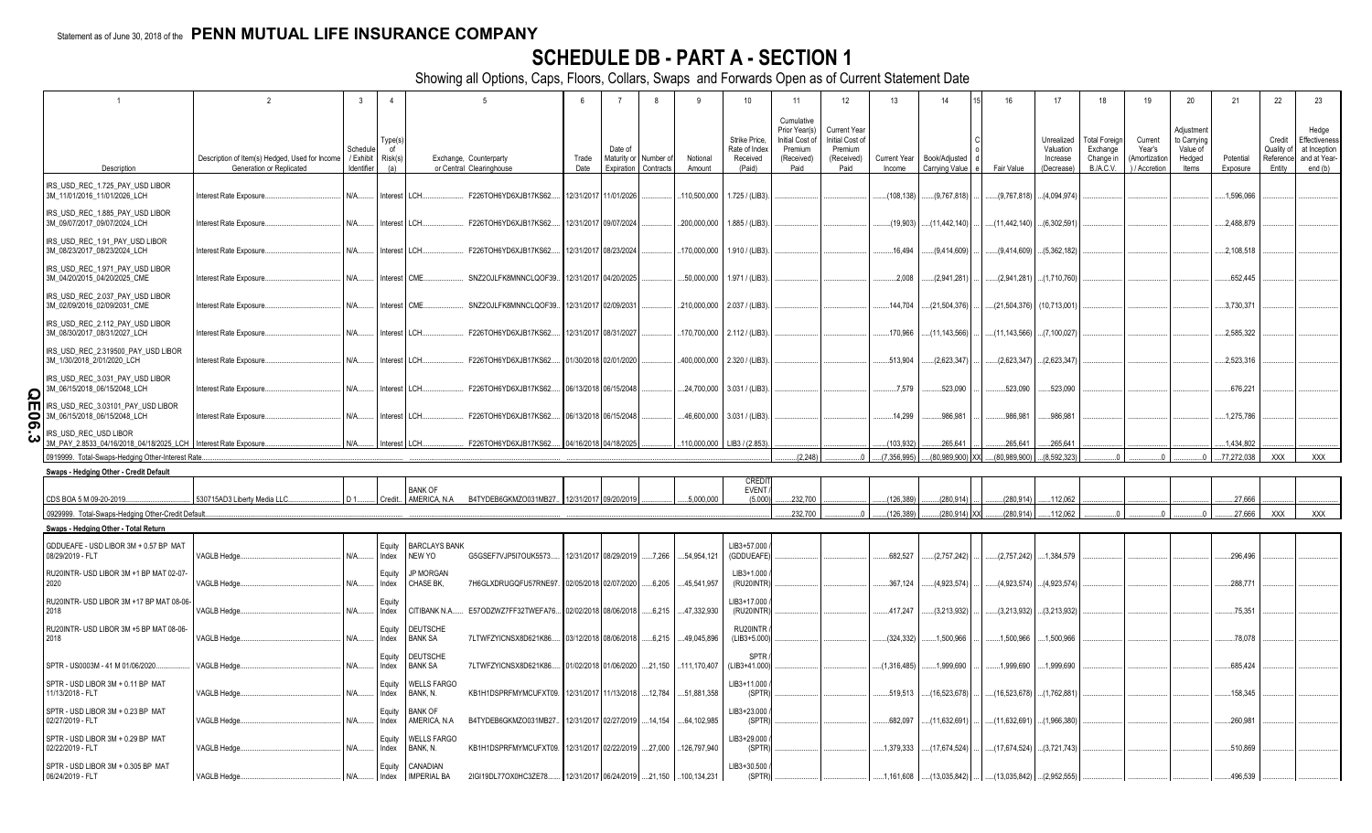Statement as of June 30, 2018 of the **PENN MUTUAL LIFE INSURANCE COMPANY**

# SCHEDULE DB - PART A - SECTION 1

Showing all Options, Caps, Floors, Collars, Swaps and Forwards Open as of Current Statement Date

| 1 | 2 | 3 | 4 | 5 | | 6 | 7 | 8 | 9 | 10 | 11 | 12 | 13 | 14 | 15 | 16 | 17 | 18 | 19 | 20 | 21 | 22 | 23 |
|---|---|---|---|---|---|---|---|---|---|---|---|---|---|---|---|---|---|---|---|---|---|---|---|
| Description | Description of Item(s) Hedged, Used for Income Generation or Replicated | Schedule / Exhibit Identifier | Type(s) of Risk(s) (a) | Exchange, Counterparty or Central Clearinghouse | | Trade Date | Date of Maturity or Expiration | Number of Contracts | Notional Amount | Strike Price, Rate of Index Received (Paid) | Cumulative Prior Year(s) Initial Cost of Premium (Received) Paid | Current Year Initial Cost of Premium (Received) Paid | Current Year Income | Book/Adjusted Carrying Value | Code | Fair Value | Unrealized Valuation Increase (Decrease) | Total Foreign Exchange Change in B./A.C.V. | Current Year's (Amortization) / Accretion | Adjustment to Carrying Value of Hedged Items | Potential Exposure | Credit Quality of Reference Entity | Hedge Effectiveness at Inception and at Year-end (b) |
| IRS_USD_REC_1.725_PAY_USD LIBOR 3M_11/01/2016_11/01/2026_LCH | Interest Rate Exposure | N/A | Interest | LCH | F226TOH6YD6XJB17KS62 | 12/31/2017 | 11/01/2026 | | 110,500,000 | 1.725 / (LIB3) | | | (108,138) | (9,767,818) | | (9,767,818) | (4,094,974) | | | | 1,596,066 | | |
| IRS_USD_REC_1.885_PAY_USD LIBOR 3M_09/07/2017_09/07/2024_LCH | Interest Rate Exposure | N/A | Interest | LCH | F226TOH6YD6XJB17KS62 | 12/31/2017 | 09/07/2024 | | 200,000,000 | 1.885 / (LIB3) | | | (19,903) | (11,442,140) | | (11,442,140) | (6,302,591) | | | | 2,488,879 | | |
| IRS_USD_REC_1.91_PAY_USD LIBOR 3M_08/23/2017_08/23/2024_LCH | Interest Rate Exposure | N/A | Interest | LCH | F226TOH6YD6XJB17KS62 | 12/31/2017 | 08/23/2024 | | 170,000,000 | 1.910 / (LIB3) | | | 16,494 | (9,414,609) | | (9,414,609) | (5,362,182) | | | | 2,108,518 | | |
| IRS_USD_REC_1.971_PAY_USD LIBOR 3M_04/20/2015_04/20/2025_CME | Interest Rate Exposure | N/A | Interest | CME | SNZ2OJLFK8MNNCLQOF39 | 12/31/2017 | 04/20/2025 | | 50,000,000 | 1.971 / (LIB3) | | | 2,008 | (2,941,281) | | (2,941,281) | (1,710,760) | | | | 652,445 | | |
| IRS_USD_REC_2.037_PAY_USD LIBOR 3M_02/09/2016_02/09/2031_CME | Interest Rate Exposure | N/A | Interest | CME | SNZ2OJLFK8MNNCLQOF39 | 12/31/2017 | 02/09/2031 | | 210,000,000 | 2.037 / (LIB3) | | | 144,704 | (21,504,376) | | (21,504,376) | (10,713,001) | | | | 3,730,371 | | |
| IRS_USD_REC_2.112_PAY_USD LIBOR 3M_08/30/2017_08/31/2027_LCH | Interest Rate Exposure | N/A | Interest | LCH | F226TOH6YD6XJB17KS62 | 12/31/2017 | 08/31/2027 | | 170,700,000 | 2.112 / (LIB3) | | | 170,966 | (11,143,566) | | (11,143,566) | (7,100,027) | | | | 2,585,322 | | |
| IRS_USD_REC_2.319500_PAY_USD LIBOR 3M_1/30/2018_2/01/2020_LCH | Interest Rate Exposure | N/A | Interest | LCH | F226TOH6YD6XJB17KS62 | 01/30/2018 | 02/01/2020 | | 400,000,000 | 2.320 / (LIB3) | | | 513,904 | (2,623,347) | | (2,623,347) | (2,623,347) | | | | 2,523,316 | | |
| IRS_USD_REC_3.031_PAY_USD LIBOR 3M_06/15/2018_06/15/2048_LCH | Interest Rate Exposure | N/A | Interest | LCH | F226TOH6YD6XJB17KS62 | 06/15/2018 | 06/15/2048 | | 24,700,000 | 3.031 / (LIB3) | | | 7,579 | 523,090 | | 523,090 | 523,090 | | | | 676,221 | | |
| IRS_USD_REC_3.03101_PAY_USD LIBOR 3M_06/15/2018_06/15/2048_LCH | Interest Rate Exposure | N/A | Interest | LCH | F226TOH6YD6XJB17KS62 | 06/15/2018 | 06/15/2048 | | 46,600,000 | 3.031 / (LIB3) | | | 14,299 | 986,981 | | 986,981 | 986,981 | | | | 1,275,786 | | |
| IRS_USD_REC_USD LIBOR 3M_PAY_2.8533_04/16/2018_04/18/2025_LCH | Interest Rate Exposure | N/A | Interest | LCH | F226TOH6YD6XJB17KS62 | 04/16/2018 | 04/18/2025 | | 110,000,000 | LIB3 / (2.853) | | | (103,932) | 265,641 | | 265,641 | 265,641 | | | | 1,434,802 | | |
| 0919999. Total-Swaps-Hedging Other-Interest Rate | | | | | | | | | | | (2,248) | 0 | (7,356,995) | (80,989,900) | XX | (80,989,900) | (8,592,323) | 0 | 0 | 0 | 77,272,038 | XXX | XXX |
| **Swaps - Hedging Other - Credit Default** | | | | | | | | | | | | | | | | | | | | | | | |
| CDS BOA 5 M 09-20-2019 | 530715AD3 Liberty Media LLC | D 1 | Credit | BANK OF AMERICA, N.A | B4TYDEB6GKMZO031MB27 | 12/31/2017 | 09/20/2019 | | 5,000,000 | CREDIT EVENT / (5,000) | 232,700 | | (126,389) | (280,914) | | (280,914) | 112,062 | | | | 27,666 | | |
| 0929999. Total-Swaps-Hedging Other-Credit Default | | | | | | | | | | | 232,700 | 0 | (126,389) | (280,914) | XX | (280,914) | 112,062 | 0 | 0 | 0 | 27,666 | XXX | XXX |
| **Swaps - Hedging Other - Total Return** | | | | | | | | | | | | | | | | | | | | | | | |
| GDDUEAFE - USD LIBOR 3M + 0.57 BP MAT 08/29/2019 - FLT | VAGLB Hedge | N/A | Equity Index | BARCLAYS BANK NEW YO | G5GSEF7VJP5I7OUK5573 | 12/31/2017 | 08/29/2019 | 7,266 | 54,954,121 | LIB3+57.000 / (GDDUEAFE) | | | 682,527 | (2,757,242) | | (2,757,242) | 1,384,579 | | | | 296,496 | | |
| RU20INTR- USD LIBOR 3M +1 BP MAT 02-07-2020 | VAGLB Hedge | N/A | Equity Index | JP MORGAN CHASE BK, | 7H6GLXDRUGQFU57RNE97 | 02/05/2018 | 02/07/2020 | 6,205 | 45,541,957 | LIB3+1.000 / (RU20INTR) | | | 367,124 | (4,923,574) | | (4,923,574) | (4,923,574) | | | | 288,771 | | |
| RU20INTR- USD LIBOR 3M +17 BP MAT 08-06-2018 | VAGLB Hedge | N/A | Equity Index | CITIBANK N.A. | E57ODZWZ7FF32TWEFA76 | 02/02/2018 | 08/06/2018 | 6,215 | 47,332,930 | LIB3+17.000 / (RU20INTR) | | | 417,247 | (3,213,932) | | (3,213,932) | (3,213,932) | | | | 75,351 | | |
| RU20INTR- USD LIBOR 3M +5 BP MAT 08-06-2018 | VAGLB Hedge | N/A | Equity Index | DEUTSCHE BANK SA | 7LTWFZYICNSX8D621K86 | 03/12/2018 | 08/06/2018 | 6,215 | 49,045,896 | RU20INTR / (LIB3+5.000) | | | (324,332) | 1,500,966 | | 1,500,966 | 1,500,966 | | | | 78,078 | | |
| SPTR - US0003M - 41 M 01/06/2020 | VAGLB Hedge | N/A | Equity Index | DEUTSCHE BANK SA | 7LTWFZYICNSX8D621K86 | 01/02/2018 | 01/06/2020 | 21,150 | 111,170,407 | SPTR / (LIB3+41.000) | | | (1,316,485) | 1,999,690 | | 1,999,690 | 1,999,690 | | | | 685,424 | | |
| SPTR - USD LIBOR 3M + 0.11 BP MAT 11/13/2018 - FLT | VAGLB Hedge | N/A | Equity Index | WELLS FARGO BANK, N. | KB1H1DSPRFMYMCUFXT09 | 12/31/2017 | 11/13/2018 | 12,784 | 51,881,358 | LIB3+11.000 / (SPTR) | | | 519,513 | (16,523,678) | | (16,523,678) | (1,762,881) | | | | 158,345 | | |
| SPTR - USD LIBOR 3M + 0.23 BP MAT 02/27/2019 - FLT | VAGLB Hedge | N/A | Equity Index | BANK OF AMERICA, N.A | B4TYDEB6GKMZO031MB27 | 12/31/2017 | 02/27/2019 | 14,154 | 64,102,985 | LIB3+23.000 / (SPTR) | | | 682,097 | (11,632,691) | | (11,632,691) | (1,966,380) | | | | 260,981 | | |
| SPTR - USD LIBOR 3M + 0.29 BP MAT 02/22/2019 - FLT | VAGLB Hedge | N/A | Equity Index | WELLS FARGO BANK, N. | KB1H1DSPRFMYMCUFXT09 | 12/31/2017 | 02/22/2019 | 27,000 | 126,797,940 | LIB3+29.000 / (SPTR) | | | 1,379,333 | (17,674,524) | | (17,674,524) | (3,721,743) | | | | 510,869 | | |
| SPTR - USD LIBOR 3M + 0.305 BP MAT 06/24/2019 - FLT | VAGLB Hedge | N/A | Equity Index | CANADIAN IMPERIAL BA | 2IGI19DL77OX0HC3ZE78 | 12/31/2017 | 06/24/2019 | 21,150 | 100,134,231 | LIB3+30.500 / (SPTR) | | | 1,161,608 | (13,035,842) | | (13,035,842) | (2,952,555) | | | | 496,539 | | |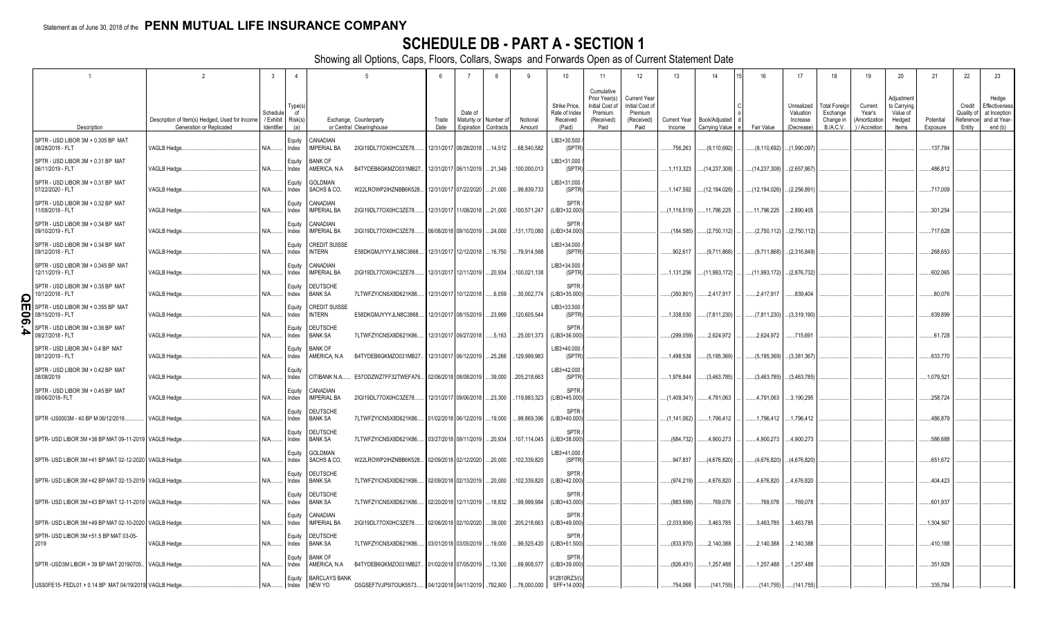Statement as of June 30, 2018 of the **PENN MUTUAL LIFE INSURANCE COMPANY**

# SCHEDULE DB - PART A - SECTION 1

Showing all Options, Caps, Floors, Collars, Swaps and Forwards Open as of Current Statement Date

| 1 | 2 | 3 | 4 | 5 | | 6 | 7 | 8 | 9 | 10 | 11 | 12 | 13 | 14 | 15 | 16 | 17 | 18 | 19 | 20 | 21 | 22 | 23 |
|---|---|---|---|---|---|---|---|---|---|---|---|---|---|---|---|---|---|---|---|---|---|---|---|
| Description | Description of Item(s) Hedged, Used for Income Generation or Replicated | Schedule / Exhibit Identifier | Type(s) of Risk(s) (a) | Exchange, Counterparty or Central Clearinghouse | | Trade Date | Date of Maturity or Expiration | Number of Contracts | Notional Amount | Strike Price, Rate of Index Received (Paid) | Cumulative Prior Year(s) Initial Cost of Premium (Received) Paid | Current Year Initial Cost of Premium (Received) Paid | Current Year Income | Book/Adjusted Carrying Value | Code | Fair Value | Unrealized Valuation Increase (Decrease) | Total Foreign Exchange Change in B./A.C.V. | Current Year's (Amortization) / Accretion | Adjustment to Carrying Value of Hedged Items | Potential Exposure | Credit Quality of Reference Entity | Hedge Effectiveness at Inception and at Year-end (b) |
| SPTR - USD LIBOR 3M + 0.305 BP MAT 08/28/2018 - FLT | VAGLB Hedge | N/A | Equity Index | CANADIAN IMPERIAL BA | 2IGI19DL77OX0HC3ZE78 | 12/31/2017 | 08/28/2018 | 14,512 | 68,540,582 | LIB3+30.500 / (SPTR) | | | 756,263 | (9,110,692) | | (9,110,692) | (1,990,097) | | | | 137,784 | | |
| SPTR - USD LIBOR 3M + 0.31 BP MAT 06/11/2019 - FLT | VAGLB Hedge | N/A | Equity Index | BANK OF AMERICA, N.A | B4TYDEB6GKMZO031MB27 | 12/31/2017 | 06/11/2019 | 21,349 | 100,000,013 | LIB3+31.000 / (SPTR) | | | 1,113,323 | (14,237,308) | | (14,237,308) | (2,657,867) | | | | 486,812 | | |
| SPTR - USD LIBOR 3M + 0.31 BP MAT 07/22/2020 - FLT | VAGLB Hedge | N/A | Equity Index | GOLDMAN SACHS & CO, | W22LROWP2IHZNBB6K528 | 12/31/2017 | 07/22/2020 | 21,000 | 99,839,733 | LIB3+31.000 / (SPTR) | | | 1,147,592 | (12,194,026) | | (12,194,026) | (2,256,891) | | | | 717,009 | | |
| SPTR - USD LIBOR 3M + 0.32 BP MAT 11/08/2018 - FLT | VAGLB Hedge | N/A | Equity Index | CANADIAN IMPERIAL BA | 2IGI19DL77OX0HC3ZE78 | 12/31/2017 | 11/08/2018 | 21,000 | 100,571,247 | SPTR / (LIB3+32.000) | | | (1,116,519) | 11,796,225 | | 11,796,225 | 2,890,405 | | | | 301,254 | | |
| SPTR - USD LIBOR 3M + 0.34 BP MAT 09/10/2019 - FLT | VAGLB Hedge | N/A | Equity Index | CANADIAN IMPERIAL BA | 2IGI19DL77OX0HC3ZE78 | 06/08/2018 | 09/10/2019 | 24,000 | 131,170,080 | SPTR / (LIB3+34.000) | | | (184,585) | (2,750,112) | | (2,750,112) | (2,750,112) | | | | 717,628 | | |
| SPTR - USD LIBOR 3M + 0.34 BP MAT 09/12/2018 - FLT | VAGLB Hedge | N/A | Equity Index | CREDIT SUISSE INTERN | E58DKGMJYYYJLN8C3868 | 12/31/2017 | 12/12/2018 | 16,750 | 79,914,568 | LIB3+34.000 / (SPTR) | | | 902,617 | (9,711,868) | | (9,711,868) | (2,316,849) | | | | 268,653 | | |
| SPTR - USD LIBOR 3M + 0.345 BP MAT 12/11/2019 - FLT | VAGLB Hedge | N/A | Equity Index | CANADIAN IMPERIAL BA | 2IGI19DL77OX0HC3ZE78 | 12/31/2017 | 12/11/2019 | 20,934 | 100,021,138 | LIB3+34.500 / (SPTR) | | | 1,131,256 | (11,993,172) | | (11,993,172) | (2,876,732) | | | | 602,065 | | |
| SPTR - USD LIBOR 3M + 0.35 BP MAT 10/12/2018 - FLT | VAGLB Hedge | N/A | Equity Index | DEUTSCHE BANK SA | 7LTWFZYICNSX8D621K86 | 12/31/2017 | 10/12/2018 | 6,059 | 30,002,774 | SPTR / (LIB3+35.000) | | | (350,801) | 2,417,917 | | 2,417,917 | 839,404 | | | | 80,076 | | |
| SPTR - USD LIBOR 3M + 0.355 BP MAT 08/15/2019 - FLT | VAGLB Hedge | N/A | Equity Index | CREDIT SUISSE INTERN | E58DKGMJYYYJLN8C3868 | 12/31/2017 | 08/15/2019 | 23,999 | 120,605,544 | LIB3+33.500 / (SPTR) | | | 1,338,030 | (7,811,230) | | (7,811,230) | (3,319,190) | | | | 639,899 | | |
| SPTR - USD LIBOR 3M + 0.36 BP MAT 09/27/2018 - FLT | VAGLB Hedge | N/A | Equity Index | DEUTSCHE BANK SA | 7LTWFZYICNSX8D621K86 | 12/31/2017 | 09/27/2018 | 5,163 | 25,001,373 | SPTR / (LIB3+36.000) | | | (299,059) | 2,624,972 | | 2,624,972 | 715,691 | | | | 61,728 | | |
| SPTR - USD LIBOR 3M + 0.4 BP MAT 09/12/2019 - FLT | VAGLB Hedge | N/A | Equity Index | BANK OF AMERICA, N.A | B4TYDEB6GKMZO031MB27 | 12/31/2017 | 06/12/2019 | 25,266 | 129,999,983 | LIB3+40.000 / (SPTR) | | | 1,498,538 | (5,195,369) | | (5,195,369) | (3,381,367) | | | | 633,770 | | |
| SPTR - USD LIBOR 3M + 0.42 BP MAT 08/08/2019 | VAGLB Hedge | N/A | Equity Index | CITIBANK N.A. | E57ODZWZ7FF32TWEFA76 | 02/06/2018 | 08/08/2019 | 39,000 | 205,218,663 | LIB3+42.000 / (SPTR) | | | 1,976,844 | (3,463,785) | | (3,463,785) | (3,463,785) | | | | 1,079,521 | | |
| SPTR - USD LIBOR 3M + 0.45 BP MAT 09/06/2018- FLT | VAGLB Hedge | N/A | Equity Index | CANADIAN IMPERIAL BA | 2IGI19DL77OX0HC3ZE78 | 12/31/2017 | 09/06/2018 | 23,300 | 119,883,323 | SPTR / (LIB3+45.000) | | | (1,409,341) | 4,791,063 | | 4,791,063 | 3,190,295 | | | | 258,724 | | |
| SPTR -US0003M - 40 BP M 06/12/2019 | VAGLB Hedge | N/A | Equity Index | DEUTSCHE BANK SA | 7LTWFZYICNSX8D621K86 | 01/02/2018 | 06/12/2019 | 19,000 | 99,869,396 | SPTR / (LIB3+40.000) | | | (1,141,062) | 1,796,412 | | 1,796,412 | 1,796,412 | | | | 486,879 | | |
| SPTR- USD LIBOR 3M +38 BP MAT 09-11-2019 | VAGLB Hedge | N/A | Equity Index | DEUTSCHE BANK SA | 7LTWFZYICNSX8D621K86 | 03/27/2018 | 09/11/2019 | 20,934 | 107,114,045 | SPTR / (LIB3+38.000) | | | (684,732) | 4,900,273 | | 4,900,273 | 4,900,273 | | | | 586,688 | | |
| SPTR- USD LIBOR 3M +41 BP MAT 02-12-2020 | VAGLB Hedge | N/A | Equity Index | GOLDMAN SACHS & CO, | W22LROWP2IHZNBB6K528 | 02/09/2018 | 02/12/2020 | 20,000 | 102,339,820 | LIB3+41.000 / (SPTR) | | | 947,837 | (4,676,820) | | (4,676,820) | (4,676,820) | | | | 651,672 | | |
| SPTR- USD LIBOR 3M +42 BP MAT 02-13-2019 | VAGLB Hedge | N/A | Equity Index | DEUTSCHE BANK SA | 7LTWFZYICNSX8D621K86 | 02/09/2018 | 02/13/2019 | 20,000 | 102,339,820 | SPTR / (LIB3+42.000) | | | (974,219) | 4,676,820 | | 4,676,820 | 4,676,820 | | | | 404,423 | | |
| SPTR- USD LIBOR 3M +43 BP MAT 12-11-2019 | VAGLB Hedge | N/A | Equity Index | DEUTSCHE BANK SA | 7LTWFZYICNSX8D621K86 | 02/20/2018 | 12/11/2019 | 18,832 | 99,999,984 | SPTR / (LIB3+43.000) | | | (883,599) | 769,078 | | 769,078 | 769,078 | | | | 601,937 | | |
| SPTR- USD LIBOR 3M +49 BP MAT 02-10-2020 | VAGLB Hedge | N/A | Equity Index | CANADIAN IMPERIAL BA | 2IGI19DL77OX0HC3ZE78 | 02/06/2018 | 02/10/2020 | 39,000 | 205,218,663 | SPTR / (LIB3+49.000) | | | (2,033,906) | 3,463,785 | | 3,463,785 | 3,463,785 | | | | 1,304,567 | | |
| SPTR- USD LIBOR 3M +51.5 BP MAT 03-05-2019 | VAGLB Hedge | N/A | Equity Index | DEUTSCHE BANK SA | 7LTWFZYICNSX8D621K86 | 03/01/2018 | 03/05/2019 | 19,000 | 99,525,420 | SPTR / (LIB3+51.500) | | | (833,970) | 2,140,388 | | 2,140,388 | 2,140,388 | | | | 410,188 | | |
| SPTR -USD3M LIBOR + 39 BP MAT 20190705 | VAGLB Hedge | N/A | Equity Index | BANK OF AMERICA, N.A | B4TYDEB6GKMZO031MB27 | 01/02/2018 | 07/05/2019 | 13,300 | 69,908,577 | SPTR / (LIB3+39.000) | | | (826,431) | 1,257,488 | | 1,257,488 | 1,257,488 | | | | 351,929 | | |
| USS0FE15- FEDL01 + 0.14 BP MAT 04/19/2019 | VAGLB Hedge | N/A | Equity Index | BARCLAYS BANK NEW YO | G5GSEF7VJP5I7OUK5573 | 04/12/2018 | 04/11/2019 | 792,900 | 76,000,000 | 912810RZ3/(USFF+14.000) | | | 754,068 | (141,755) | | (141,755) | (141,755) | | | | 335,784 | | |

QE06.4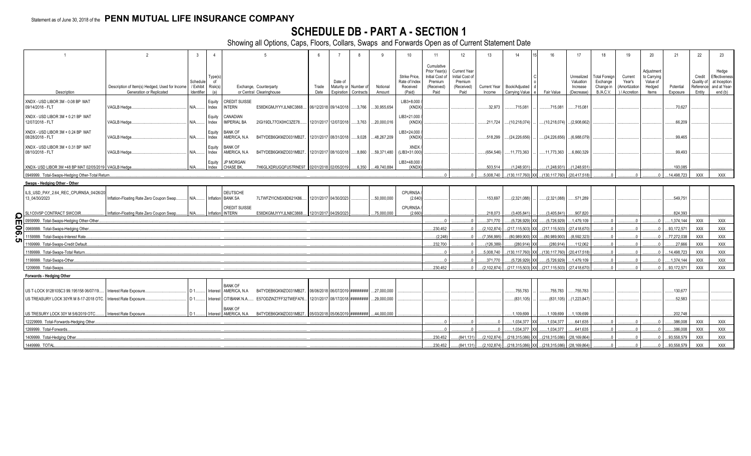Statement as of June 30, 2018 of the **PENN MUTUAL LIFE INSURANCE COMPANY**

# SCHEDULE DB - PART A - SECTION 1

Showing all Options, Caps, Floors, Collars, Swaps and Forwards Open as of Current Statement Date

| 1 | 2 | 3 | 4 | 5 | | 6 | 7 | 8 | 9 | 10 | 11 | 12 | 13 | 14 | 15 | 16 | 17 | 18 | 19 | 20 | 21 | 22 | 23 |
|---|---|---|---|---|---|---|---|---|---|---|---|---|---|---|---|---|---|---|---|---|---|---|---|
| Description | Description of Item(s) Hedged, Used for Income Generation or Replicated | Schedule / Exhibit Identifier | Type(s) of Risk(s) (a) | Exchange, Counterparty or Central Clearinghouse | | Trade Date | Date of Maturity or Expiration | Number of Contracts | Notional Amount | Strike Price, Rate of Index Received (Paid) | Cumulative Prior Year(s) Initial Cost of Premium (Received) Paid | Current Year Initial Cost of Premium (Received) Paid | Current Year Income | Book/Adjusted Carrying Value | Code | Fair Value | Unrealized Valuation Increase (Decrease) | Total Foreign Exchange Change in B./A.C.V. | Current Year's (Amortization) / Accretion | Adjustment to Carrying Value of Hedged Items | Potential Exposure | Credit Quality of Reference Entity | Hedge Effectiveness at Inception and at Year-end (b) |
| XNDX - USD LIBOR 3M - 0.08 BP MAT 09/14/2018 - FLT | VAGLB Hedge | N/A | Equity Index | CREDIT SUISSE INTERN | E58DKGMJYYYJLN8C3868 | 06/12/2018 | 09/14/2018 | 3,766 | 30,955,654 | LIB3+8.000 / (XNDX) | | | 32,973 | 715,081 | | 715,081 | 715,081 | | | | 70,627 | | |
| XNDX - USD LIBOR 3M + 0.21 BP MAT 12/07/2018 - FLT | VAGLB Hedge | N/A | Equity Index | CANADIAN IMPERIAL BA | 2IGI19DL77OX0HC3ZE78 | 12/31/2017 | 12/07/2018 | 3,763 | 20,000,016 | LIB3+21.000 / (XNDX) | | | 211,724 | (10,218,074) | | (10,218,074) | (2,908,662) | | | | 66,209 | | |
| XNDX - USD LIBOR 3M + 0.24 BP MAT 08/28/2018 - FLT | VAGLB Hedge | N/A | Equity Index | BANK OF AMERICA, N.A | B4TYDEB6GKMZO031MB27 | 12/31/2017 | 08/31/2018 | 9,028 | 48,267,209 | LIB3+24.000 / (XNDX) | | | 518,299 | (24,226,656) | | (24,226,656) | (6,988,079) | | | | 99,465 | | |
| XNDX - USD LIBOR 3M + 0.31 BP MAT 08/10/2018 - FLT | VAGLB Hedge | N/A | Equity Index | BANK OF AMERICA, N.A | B4TYDEB6GKMZO031MB27 | 12/31/2017 | 08/10/2018 | 8,860 | 59,371,480 | XNDX / (LIB3+31.000) | | | (654,546) | 11,773,363 | | 11,773,363 | 6,860,329 | | | | 99,493 | | |
| XNDX- USD LIBOR 3M +48 BP MAT 02/05/2019 | VAGLB Hedge | N/A | Equity Index | JP MORGAN CHASE BK, | 7H6GLXDRUGQFU57RNE97 | 02/01/2018 | 02/05/2019 | 6,350 | 49,740,884 | LIB3+48.000 / (XNDX) | | | 503,514 | (1,248,931) | | (1,248,931) | (1,248,931) | | | | 193,085 | | |
| 0949999. Total-Swaps-Hedging Other-Total Return | | | | | | | | | | | 0 | 0 | 5,008,740 | (130,117,760) | XX | (130,117,760) | (20,417,518) | 0 | 0 | 0 | 14,498,723 | XXX | XXX |
| **Swaps - Hedging Other - Other** | | | | | | | | | | | | | | | | | | | | | | | |
| ILS_USD_PAY_2.64_REC_CPURNSA_04/26/20 13_04/30/2023 | Inflation-Floating Rate Zero Coupon Swap | N/A | Inflation | DEUTSCHE BANK SA | 7LTWFZYICNSX8D621K86 | 12/31/2017 | 04/30/2023 | | 50,000,000 | CPURNSA / (2.640) | | | 153,697 | (2,321,088) | | (2,321,088) | 571,289 | | | | 549,751 | | |
| SL1O3V5P CONTRACT SWCOIR | Inflation-Floating Rate Zero Coupon Swap | N/A | Inflation | CREDIT SUISSE INTERN | E58DKGMJYYYJLN8C3868 | 12/31/2017 | 04/29/2023 | | 75,000,000 | CPURNSA / (2.660) | | | 218,073 | (3,405,841) | | (3,405,841) | 907,820 | | | | 824,393 | | |
| 0959999. Total-Swaps-Hedging Other-Other | | | | | | | | | | | 0 | 0 | 371,770 | (5,726,929) | XX | (5,726,929) | 1,479,109 | 0 | 0 | 0 | 1,374,144 | XXX | XXX |
| 0969999. Total-Swaps-Hedging Other | | | | | | | | | | | 230,452 | 0 | (2,102,874) | (217,115,503) | XX | (217,115,503) | (27,418,670) | 0 | 0 | 0 | 93,172,571 | XXX | XXX |
| 1159999. Total-Swaps-Interest Rate | | | | | | | | | | | (2,248) | 0 | (7,356,995) | (80,989,900) | XX | (80,989,900) | (8,592,323) | 0 | 0 | 0 | 77,272,038 | XXX | XXX |
| 1169999. Total-Swaps-Credit Default | | | | | | | | | | | 232,700 | 0 | (126,389) | (280,914) | XX | (280,914) | 112,062 | 0 | 0 | 0 | 27,666 | XXX | XXX |
| 1189999. Total-Swaps-Total Return | | | | | | | | | | | 0 | 0 | 5,008,740 | (130,117,760) | XX | (130,117,760) | (20,417,518) | 0 | 0 | 0 | 14,498,723 | XXX | XXX |
| 1199999. Total-Swaps-Other | | | | | | | | | | | 0 | 0 | 371,770 | (5,726,929) | XX | (5,726,929) | 1,479,109 | 0 | 0 | 0 | 1,374,144 | XXX | XXX |
| 1209999. Total-Swaps | | | | | | | | | | | 230,452 | 0 | (2,102,874) | (217,115,503) | XX | (217,115,503) | (27,418,670) | 0 | 0 | 0 | 93,172,571 | XXX | XXX |
| **Forwards - Hedging Other** | | | | | | | | | | | | | | | | | | | | | | | |
| US T-LOCK 912810SC3 99.195158 06/07/19 | Interest Rate Exposure | D 1 | Interest | BANK OF AMERICA, N.A | B4TYDEB6GKMZO031MB27 | 06/06/2018 | 06/07/2019 | ######## | 27,000,000 | | | | | 755,783 | | 755,783 | 755,783 | | | | 130,677 | | |
| US TREASURY LOCK 30YR M 8-17-2018 OTC | Interest Rate Exposure | D 1 | Interest | CITIBANK N.A. | E57ODZWZ7FF32TWEFA76 | 12/31/2017 | 08/17/2018 | ######## | 29,000,000 | | | | | (831,105) | | (831,105) | (1,223,847) | | | | 52,583 | | |
| US TRESURY LOCK 30Y M 5/6/2019 OTC | Interest Rate Exposure | D 1 | Interest | BANK OF AMERICA, N.A | B4TYDEB6GKMZO031MB27 | 05/03/2018 | 05/06/2019 | ######## | 44,000,000 | | | | | 1,109,699 | | 1,109,699 | 1,109,699 | | | | 202,748 | | |
| 1229999. Total-Forwards-Hedging Other | | | | | | | | | | | 0 | 0 | 0 | 1,034,377 | XX | 1,034,377 | 641,635 | 0 | 0 | 0 | 386,008 | XXX | XXX |
| 1269999. Total-Forwards | | | | | | | | | | | 0 | 0 | 0 | 1,034,377 | XX | 1,034,377 | 641,635 | 0 | 0 | 0 | 386,008 | XXX | XXX |
| 1409999. Total-Hedging Other | | | | | | | | | | | 230,452 | (841,131) | (2,102,874) | (218,315,086) | XX | (218,315,086) | (28,169,864) | 0 | 0 | 0 | 93,558,579 | XXX | XXX |
| 1449999. TOTAL | | | | | | | | | | | 230,452 | (841,131) | (2,102,874) | (218,315,086) | XX | (218,315,086) | (28,169,864) | 0 | 0 | 0 | 93,558,579 | XXX | XXX |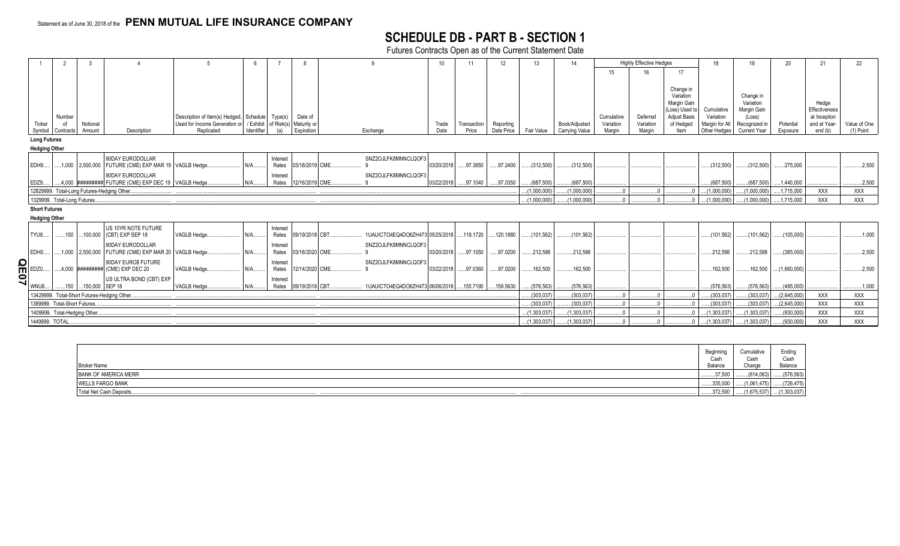Statement as of June 30, 2018 of the **PENN MUTUAL LIFE INSURANCE COMPANY**

# SCHEDULE DB - PART B - SECTION 1

Futures Contracts Open as of the Current Statement Date

| 1 | 2 | 3 | 4 | 5 | 6 | 7 | 8 | 9 | 10 | 11 | 12 | 13 | 14 | Highly Effective Hedges | | | 18 | 19 | 20 | 21 | 22 |
|---|---|---|---|---|---|---|---|---|---|---|---|---|---|---|---|---|---|---|---|---|---|
| | | | | | | | | | | | | | | 15 | 16 | 17 | | | | | |
| Ticker Symbol | Number of Contracts | Notional Amount | Description | Description of Item(s) Hedged, Used for Income Generation or Replicated | Schedule / Exhibit Identifier | Type(s) of Risk(s) (a) | Date of Maturity or Expiration | Exchange | Trade Date | Transaction Price | Reporting Date Price | Fair Value | Book/Adjusted Carrying Value | Cumulative Variation Margin | Deferred Variation Margin | Change in Variation Margin Gain (Loss) Used to Adjust Basis of Hedged Item | Cumulative Variation Margin for All Other Hedges | Change in Variation Margin Gain (Loss) Recognized in Current Year | Potential Exposure | Hedge Effectiveness at Inception and at Year-end (b) | Value of One (1) Point |
| **Long Futures** | | | | | | | | | | | | | | | | | | | | | |
| **Hedging Other** | | | | | | | | | | | | | | | | | | | | | |
| EDH9 | 1,000 | 2,500,000 | 90DAY EURODOLLAR FUTURE (CME) EXP MAR 19 | VAGLB Hedge | N/A | Interest Rates | 03/18/2019 | CME SNZ2OJLFK8MNNCLQOF39 | 03/20/2018 | 97.3650 | 97.2400 | (312,500) | (312,500) | | | | (312,500) | (312,500) | 275,000 | | 2,500 |
| EDZ9 | 4,000 | ######### | 90DAY EURODOLLAR FUTURE (CME) EXP DEC 19 | VAGLB Hedge | N/A | Interest Rates | 12/16/2019 | CME SNZ2OJLFK8MNNCLQOF39 | 03/22/2018 | 97.1040 | 97.0350 | (687,500) | (687,500) | | | | (687,500) | (687,500) | 1,440,000 | | 2,500 |
| 12829999. Total-Long Futures-Hedging Other | | | | | | | | | | | | (1,000,000) | (1,000,000) | 0 | 0 | 0 | (1,000,000) | (1,000,000) | 1,715,000 | XXX | XXX |
| 1329999. Total-Long Futures | | | | | | | | | | | | (1,000,000) | (1,000,000) | 0 | 0 | 0 | (1,000,000) | (1,000,000) | 1,715,000 | XXX | XXX |
| **Short Futures** | | | | | | | | | | | | | | | | | | | | | |
| **Hedging Other** | | | | | | | | | | | | | | | | | | | | | |
| TYU8 | 100 | 100,000 | US 10YR NOTE FUTURE (CBT) EXP SEP 18 | VAGLB Hedge | N/A | Interest Rates | 09/19/2018 | CBT 1UAUICTO4EQ4DO6ZH473 | 05/25/2018 | 119.1720 | 120.1880 | (101,562) | (101,562) | | | | (101,562) | (101,562) | (105,000) | | 1,000 |
| EDH0 | 1,000 | 2,500,000 | 90DAY EURODOLLAR FUTURE (CME) EXP MAR 20 | VAGLB Hedge | N/A | Interest Rates | 03/16/2020 | CME SNZ2OJLFK8MNNCLQOF39 | 03/20/2018 | 97.1050 | 97.0200 | 212,588 | 212,588 | | | | 212,588 | 212,588 | (385,000) | | 2,500 |
| EDZ0 | 4,000 | ######### | 90DAY EURO$ FUTURE (CME) EXP DEC 20 | VAGLB Hedge | N/A | Interest Rates | 12/14/2020 | CME SNZ2OJLFK8MNNCLQOF39 | 03/22/2018 | 97.0360 | 97.0200 | 162,500 | 162,500 | | | | 162,500 | 162,500 | (1,660,000) | | 2,500 |
| WNU8 | 150 | 150,000 | US ULTRA BOND (CBT) EXP SEP 18 | VAGLB Hedge | N/A | Interest Rates | 09/19/2018 | CBT 1UAUICTO4EQ4DO6ZH473 | 06/06/2018 | 155.7190 | 159.5630 | (576,563) | (576,563) | | | | (576,563) | (576,563) | (495,000) | | 1,000 |
| 13429999. Total-Short Futures-Hedging Other | | | | | | | | | | | | (303,037) | (303,037) | 0 | 0 | 0 | (303,037) | (303,037) | (2,645,000) | XXX | XXX |
| 1389999. Total-Short Futures | | | | | | | | | | | | (303,037) | (303,037) | 0 | 0 | 0 | (303,037) | (303,037) | (2,645,000) | XXX | XXX |
| 1409999. Total-Hedging Other | | | | | | | | | | | | (1,303,037) | (1,303,037) | 0 | 0 | 0 | (1,303,037) | (1,303,037) | (930,000) | XXX | XXX |
| 1449999. TOTAL | | | | | | | | | | | | (1,303,037) | (1,303,037) | 0 | 0 | 0 | (1,303,037) | (1,303,037) | (930,000) | XXX | XXX |

| Broker Name | Beginning Cash Balance | Cumulative Cash Change | Ending Cash Balance |
|---|---|---|---|
| BANK OF AMERICA MERR | 37,500 | (614,063) | (576,563) |
| WELLS FARGO BANK | 335,000 | (1,061,475) | (726,475) |
| Total Net Cash Deposits | 372,500 | (1,675,537) | (1,303,037) |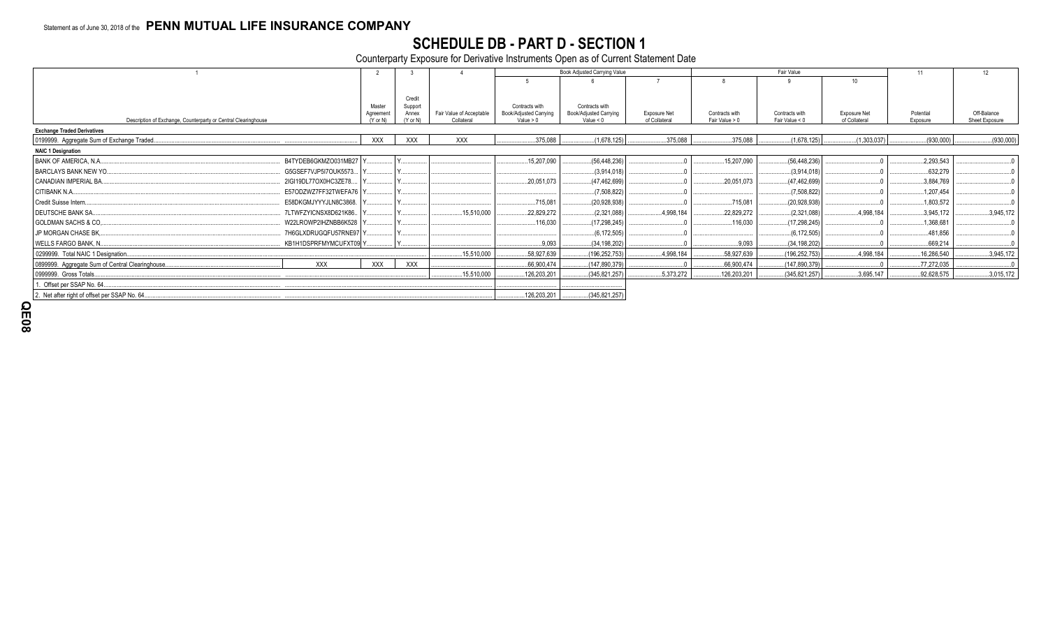Statement as of June 30, 2018 of the **PENN MUTUAL LIFE INSURANCE COMPANY**

# SCHEDULE DB - PART D - SECTION 1

Counterparty Exposure for Derivative Instruments Open as of Current Statement Date

| 1 | | 2 | 3 | 4 | Book Adjusted Carrying Value | | | Fair Value | | | 11 | 12 |
|---|---|---|---|---|---|---|---|---|---|---|---|---|
| | | | | | 5 | 6 | 7 | 8 | 9 | 10 | | |
| Description of Exchange, Counterparty or Central Clearinghouse | | Master Agreement (Y or N) | Credit Support Annex (Y or N) | Fair Value of Acceptable Collateral | Contracts with Book/Adjusted Carrying Value > 0 | Contracts with Book/Adjusted Carrying Value < 0 | Exposure Net of Collateral | Contracts with Fair Value > 0 | Contracts with Fair Value < 0 | Exposure Net of Collateral | Potential Exposure | Off-Balance Sheet Exposure |
| **Exchange Traded Derivatives** | | | | | | | | | | | | |
| 0199999. Aggregate Sum of Exchange Traded | | XXX | XXX | XXX | 375,088 | (1,678,125) | 375,088 | 375,088 | (1,678,125) | (1,303,037) | (930,000) | (930,000) |
| **NAIC 1 Designation** | | | | | | | | | | | | |
| BANK OF AMERICA, N.A. | B4TYDEB6GKMZO031MB27 | Y | Y | | 15,207,090 | (56,448,236) | 0 | 15,207,090 | (56,448,236) | 0 | 2,293,543 | 0 |
| BARCLAYS BANK NEW YO | G5GSEF7VJP5I7OUK5573 | Y | Y | | | (3,914,018) | 0 | | (3,914,018) | 0 | 632,279 | 0 |
| CANADIAN IMPERIAL BA | 2IGI19DL77OX0HC3ZE78 | Y | Y | | 20,051,073 | (47,462,699) | 0 | 20,051,073 | (47,462,699) | 0 | 3,884,769 | 0 |
| CITIBANK N.A. | E57ODZWZ7FF32TWEFA76 | Y | Y | | | (7,508,822) | 0 | | (7,508,822) | 0 | 1,207,454 | 0 |
| Credit Suisse Intern | E58DKGMJYYYJLN8C3868 | Y | Y | | 715,081 | (20,928,938) | 0 | 715,081 | (20,928,938) | 0 | 1,803,572 | 0 |
| DEUTSCHE BANK SA | 7LTWFZYICNSX8D621K86 | Y | Y | 15,510,000 | 22,829,272 | (2,321,088) | 4,998,184 | 22,829,272 | (2,321,088) | 4,998,184 | 3,945,172 | 3,945,172 |
| GOLDMAN SACHS & CO | W22LROWP2IHZNBB6K528 | Y | Y | | 116,030 | (17,298,245) | 0 | 116,030 | (17,298,245) | 0 | 1,368,681 | 0 |
| JP MORGAN CHASE BK | 7H6GLXDRUGQFU57RNE97 | Y | Y | | | (6,172,505) | 0 | | (6,172,505) | 0 | 481,856 | 0 |
| WELLS FARGO BANK, N. | KB1H1DSPRFMYMCUFXT09 | Y | Y | | 9,093 | (34,198,202) | 0 | 9,093 | (34,198,202) | 0 | 669,214 | 0 |
| 0299999. Total NAIC 1 Designation | | | | 15,510,000 | 58,927,639 | (196,252,753) | 4,998,184 | 58,927,639 | (196,252,753) | 4,998,184 | 16,286,540 | 3,945,172 |
| 0899999. Aggregate Sum of Central Clearinghouse | XXX | XXX | XXX | | 66,900,474 | (147,890,379) | 0 | 66,900,474 | (147,890,379) | 0 | 77,272,035 | 0 |
| 0999999. Gross Totals | | | | 15,510,000 | 126,203,201 | (345,821,257) | 5,373,272 | 126,203,201 | (345,821,257) | 3,695,147 | 92,628,575 | 3,015,172 |
| 1. Offset per SSAP No. 64 | | | | | | | | | | | | |
| 2. Net after right of offset per SSAP No. 64 | | | | | 126,203,201 | (345,821,257) | | | | | | |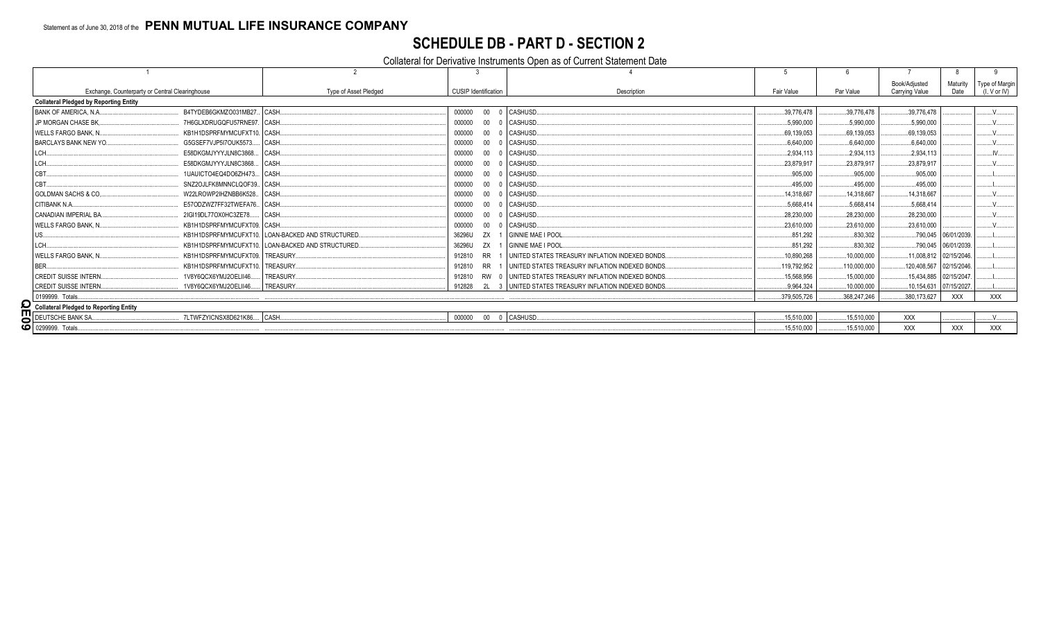Statement as of June 30, 2018 of the **PENN MUTUAL LIFE INSURANCE COMPANY**

# SCHEDULE DB - PART D - SECTION 2

## Collateral for Derivative Instruments Open as of Current Statement Date

| 1 | | 2 | 3 | 4 | 5 | 6 | 7 | 8 | 9 |
|---|---|---|---|---|---|---|---|---|---|
| Exchange, Counterparty or Central Clearinghouse | | Type of Asset Pledged | CUSIP Identification | Description | Fair Value | Par Value | Book/Adjusted Carrying Value | Maturity Date | Type of Margin (I, V or IV) |
| **Collateral Pledged by Reporting Entity** | | | | | | | | | |
| BANK OF AMERICA, N.A. | B4TYDEB6GKMZO031MB27 | CASH | 000000 00 0 | CASHUSD | 39,776,478 | 39,776,478 | 39,776,478 | | V |
| JP MORGAN CHASE BK | 7H6GLXDRUGQFU57RNE97 | CASH | 000000 00 0 | CASHUSD | 5,990,000 | 5,990,000 | 5,990,000 | | V |
| WELLS FARGO BANK, N. | KB1H1DSPRFMYMCUFXT10 | CASH | 000000 00 0 | CASHUSD | 69,139,053 | 69,139,053 | 69,139,053 | | V |
| BARCLAYS BANK NEW YO | G5GSEF7VJP5I7OUK5573 | CASH | 000000 00 0 | CASHUSD | 6,640,000 | 6,640,000 | 6,640,000 | | V |
| LCH | E58DKGMJYYYJLN8C3868 | CASH | 000000 00 0 | CASHUSD | 2,934,113 | 2,934,113 | 2,934,113 | | IV |
| LCH | E58DKGMJYYYJLN8C3868 | CASH | 000000 00 0 | CASHUSD | 23,879,917 | 23,879,917 | 23,879,917 | | V |
| CBT | 1UAUICTO4EQ4DO6ZH473 | CASH | 000000 00 0 | CASHUSD | 905,000 | 905,000 | 905,000 | | I |
| CBT | SNZ2OJLFK8MNNCLQOF39 | CASH | 000000 00 0 | CASHUSD | 495,000 | 495,000 | 495,000 | | I |
| GOLDMAN SACHS & CO | W22LROWP2IHZNBB6K528 | CASH | 000000 00 0 | CASHUSD | 14,318,667 | 14,318,667 | 14,318,667 | | V |
| CITIBANK N.A. | E57ODZWZ7FF32TWEFA76 | CASH | 000000 00 0 | CASHUSD | 5,668,414 | 5,668,414 | 5,668,414 | | V |
| CANADIAN IMPERIAL BA | 2IGI19DL77OX0HC3ZE78 | CASH | 000000 00 0 | CASHUSD | 28,230,000 | 28,230,000 | 28,230,000 | | V |
| WELLS FARGO BANK, N. | KB1H1DSPRFMYMCUFXT09 | CASH | 000000 00 0 | CASHUSD | 23,610,000 | 23,610,000 | 23,610,000 | | V |
| US | KB1H1DSPRFMYMCUFXT10 | LOAN-BACKED AND STRUCTURED | 36296U ZX 1 | GINNIE MAE I POOL | 851,292 | 830,302 | 790,045 | 06/01/2039 | I |
| LCH | KB1H1DSPRFMYMCUFXT10 | LOAN-BACKED AND STRUCTURED | 36296U ZX 1 | GINNIE MAE I POOL | 851,292 | 830,302 | 790,045 | 06/01/2039 | I |
| WELLS FARGO BANK, N. | KB1H1DSPRFMYMCUFXT09 | TREASURY | 912810 RR 1 | UNITED STATES TREASURY INFLATION INDEXED BONDS | 10,890,268 | 10,000,000 | 11,008,812 | 02/15/2046 | I |
| BER | KB1H1DSPRFMYMCUFXT10 | TREASURY | 912810 RR 1 | UNITED STATES TREASURY INFLATION INDEXED BONDS | 119,792,952 | 110,000,000 | 120,408,567 | 02/15/2046 | I |
| CREDIT SUISSE INTERN | 1V8Y6QCX6YMJ2OELII46 | TREASURY | 912810 RW 0 | UNITED STATES TREASURY INFLATION INDEXED BONDS | 15,568,956 | 15,000,000 | 15,434,885 | 02/15/2047 | I |
| CREDIT SUISSE INTERN | 1V8Y6QCX6YMJ2OELII46 | TREASURY | 912828 2L 3 | UNITED STATES TREASURY INFLATION INDEXED BONDS | 9,964,324 | 10,000,000 | 10,154,631 | 07/15/2027 | I |
| 0199999. Totals | | | | | 379,505,726 | 368,247,246 | 380,173,627 | XXX | XXX |
| **Collateral Pledged to Reporting Entity** | | | | | | | | | |
| DEUTSCHE BANK SA | 7LTWFZYICNSX8D621K86 | CASH | 000000 00 0 | CASHUSD | 15,510,000 | 15,510,000 | XXX | | V |
| 0299999. Totals | | | | | 15,510,000 | 15,510,000 | XXX | XXX | XXX |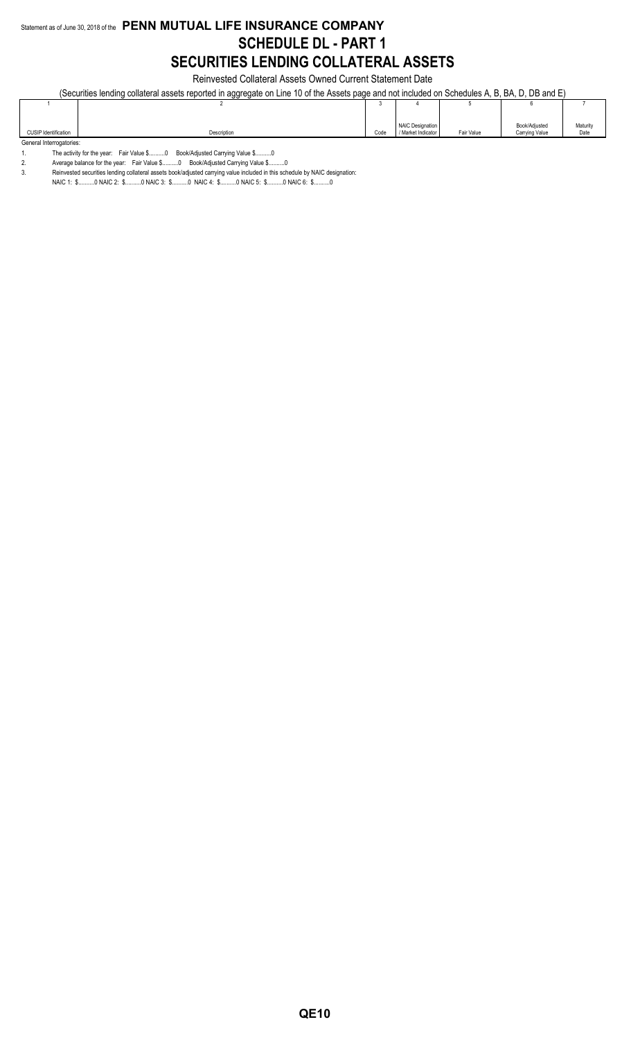Statement as of June 30, 2018 of the **PENN MUTUAL LIFE INSURANCE COMPANY**

# SCHEDULE DL - PART 1

# SECURITIES LENDING COLLATERAL ASSETS

Reinvested Collateral Assets Owned Current Statement Date

(Securities lending collateral assets reported in aggregate on Line 10 of the Assets page and not included on Schedules A, B, BA, D, DB and E)

| 1 | 2 | 3 | 4 | 5 | 6 | 7 |
|---|---|---|---|---|---|---|
| CUSIP Identification | Description | Code | NAIC Designation / Market Indicator | Fair Value | Book/Adjusted Carrying Value | Maturity Date |

General Interrogatories:

1. The activity for the year: Fair Value $..........0 Book/Adjusted Carrying Value $..........0
2. Average balance for the year: Fair Value $..........0 Book/Adjusted Carrying Value $..........0
3. Reinvested securities lending collateral assets book/adjusted carrying value included in this schedule by NAIC designation:
   NAIC 1: $..........0 NAIC 2: $..........0 NAIC 3: $..........0 NAIC 4: $..........0 NAIC 5: $..........0 NAIC 6: $..........0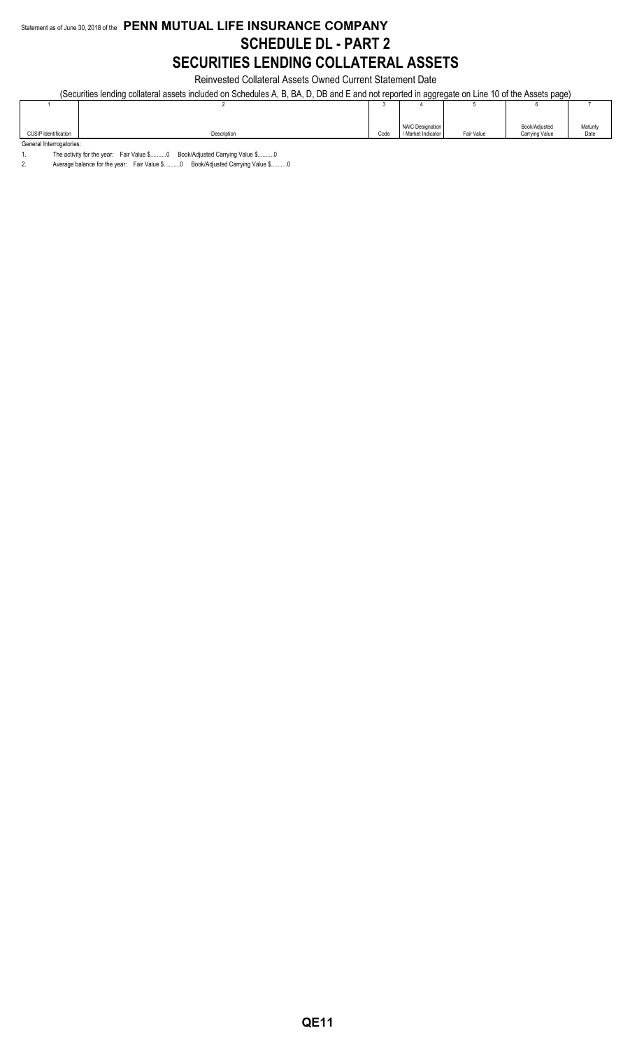Statement as of June 30, 2018 of the **PENN MUTUAL LIFE INSURANCE COMPANY**

# SCHEDULE DL - PART 2

# SECURITIES LENDING COLLATERAL ASSETS

Reinvested Collateral Assets Owned Current Statement Date

(Securities lending collateral assets included on Schedules A, B, BA, D, DB and E and not reported in aggregate on Line 10 of the Assets page)

| 1 | 2 | 3 | 4 | 5 | 6 | 7 |
|---|---|---|---|---|---|---|
| CUSIP Identification | Description | Code | NAIC Designation / Market Indicator | Fair Value | Book/Adjusted Carrying Value | Maturity Date |

General Interrogatories:

1. The activity for the year: Fair Value $..........0 Book/Adjusted Carrying Value $..........0
2. Average balance for the year: Fair Value $..........0 Book/Adjusted Carrying Value $..........0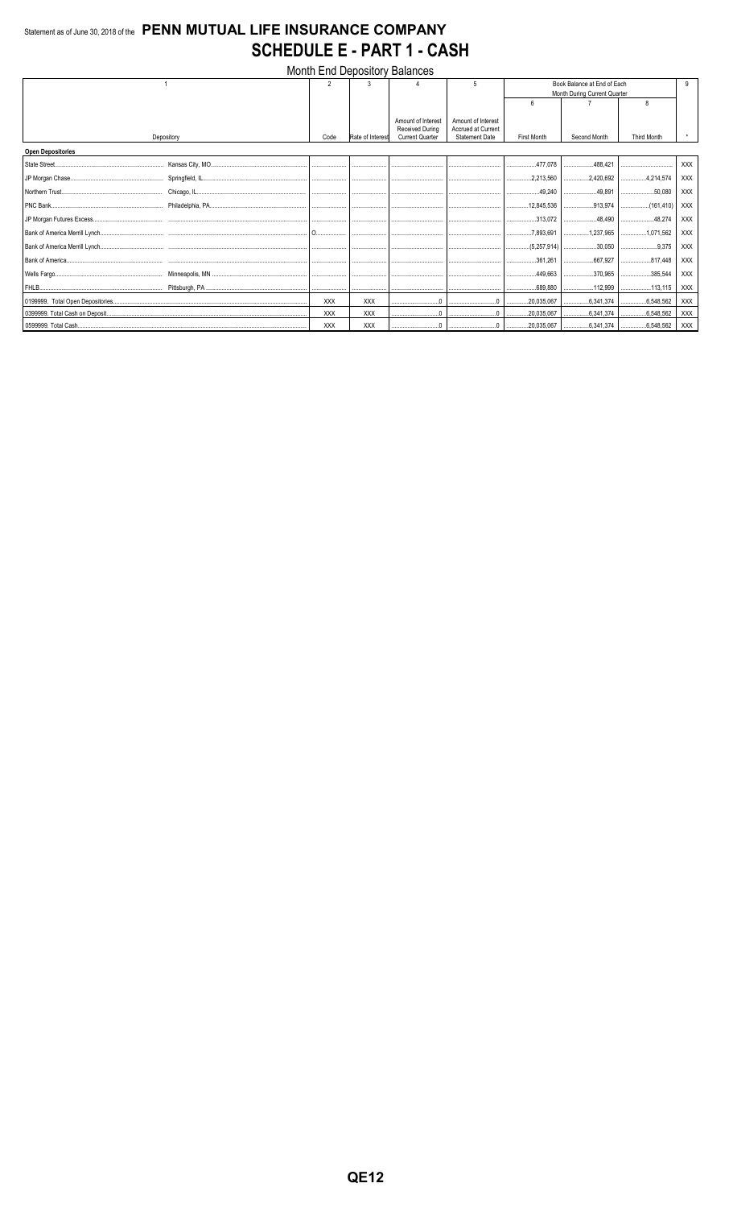Statement as of June 30, 2018 of the **PENN MUTUAL LIFE INSURANCE COMPANY**

# SCHEDULE E - PART 1 - CASH

Month End Depository Balances

| 1 | | 2 | 3 | 4 | 5 | Book Balance at End of Each Month During Current Quarter | | | 9 |
|---|---|---|---|---|---|---|---|---|---|
| | | | | | | 6 | 7 | 8 | |
| Depository | | Code | Rate of Interest | Amount of Interest Received During Current Quarter | Amount of Interest Accrued at Current Statement Date | First Month | Second Month | Third Month | * |
| **Open Depositories** | | | | | | | | | |
| State Street | Kansas City, MO | | | | | 477,078 | 488,421 | | XXX |
| JP Morgan Chase | Springfield, IL | | | | | 2,213,560 | 2,420,692 | 4,214,574 | XXX |
| Northern Trust | Chicago, IL | | | | | 49,240 | 49,891 | 50,080 | XXX |
| PNC Bank | Philadelphia, PA | | | | | 12,845,536 | 913,974 | (161,410) | XXX |
| JP Morgan Futures Excess | | | | | | 313,072 | 48,490 | 48,274 | XXX |
| Bank of America Merrill Lynch | | O | | | | 7,893,691 | 1,237,965 | 1,071,562 | XXX |
| Bank of America Merrill Lynch | | | | | | (5,257,914) | 30,050 | 9,375 | XXX |
| Bank of America | | | | | | 361,261 | 667,927 | 817,448 | XXX |
| Wells Fargo | Minneapolis, MN | | | | | 449,663 | 370,965 | 385,544 | XXX |
| FHLB | Pittsburgh, PA | | | | | 689,880 | 112,999 | 113,115 | XXX |
| 0199999. Total Open Depositories | | XXX | XXX | 0 | 0 | 20,035,067 | 6,341,374 | 6,548,562 | XXX |
| 0399999. Total Cash on Deposit | | XXX | XXX | 0 | 0 | 20,035,067 | 6,341,374 | 6,548,562 | XXX |
| 0599999. Total Cash | | XXX | XXX | 0 | 0 | 20,035,067 | 6,341,374 | 6,548,562 | XXX |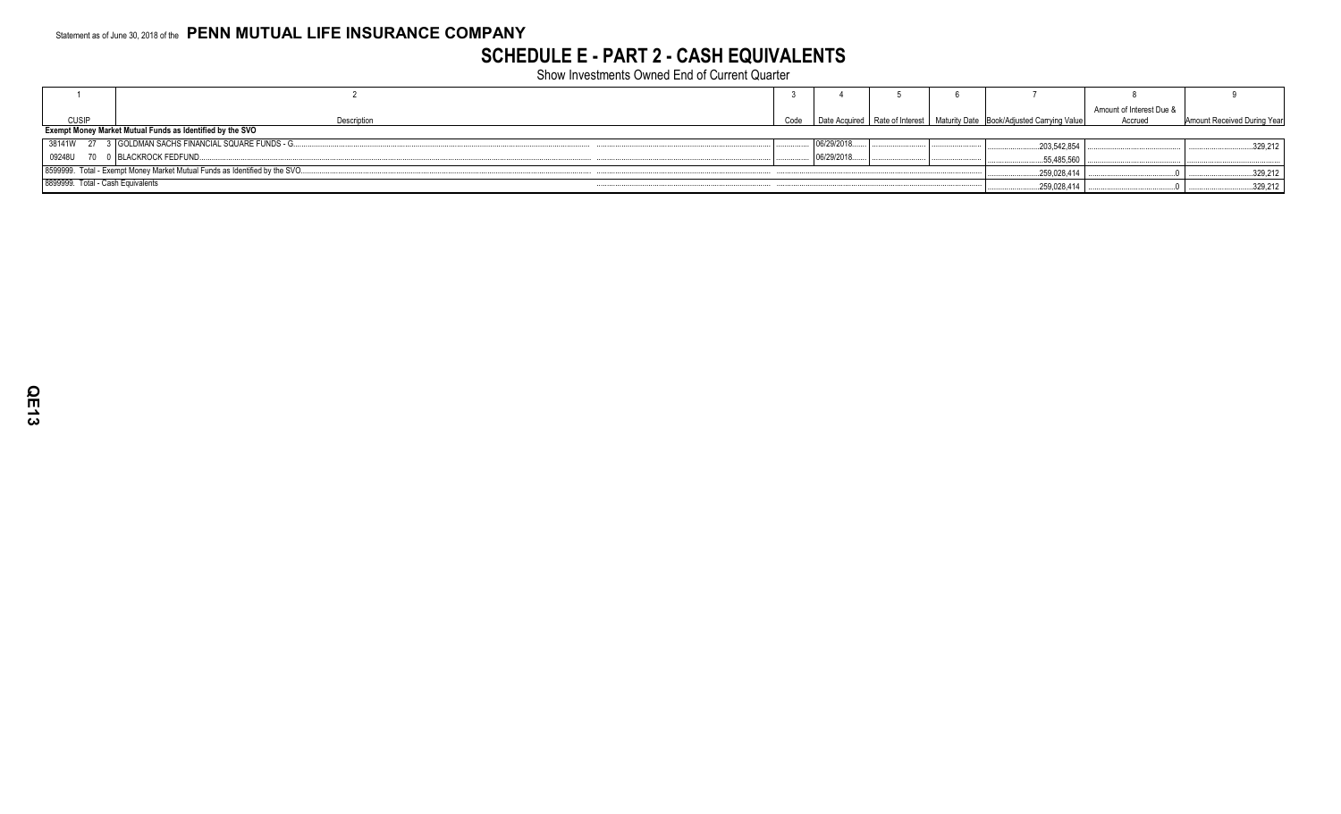Statement as of June 30, 2018 of the **PENN MUTUAL LIFE INSURANCE COMPANY**

# SCHEDULE E - PART 2 - CASH EQUIVALENTS

Show Investments Owned End of Current Quarter

| 1 | 2 | 3 | 4 | 5 | 6 | 7 | 8 | 9 |
|---|---|---|---|---|---|---|---|---|
| CUSIP | Description | Code | Date Acquired | Rate of Interest | Maturity Date | Book/Adjusted Carrying Value | Amount of Interest Due & Accrued | Amount Received During Year |
| **Exempt Money Market Mutual Funds as Identified by the SVO** | | | | | | | | |
| 38141W 27 3 | GOLDMAN SACHS FINANCIAL SQUARE FUNDS - G | | 06/29/2018 | | | 203,542,854 | | 329,212 |
| 09248U 70 0 | BLACKROCK FEDFUND | | 06/29/2018 | | | 55,485,560 | | |
| 8599999. Total - Exempt Money Market Mutual Funds as Identified by the SVO | | | | | | 259,028,414 | 0 | 329,212 |
| 8899999. Total - Cash Equivalents | | | | | | 259,028,414 | 0 | 329,212 |